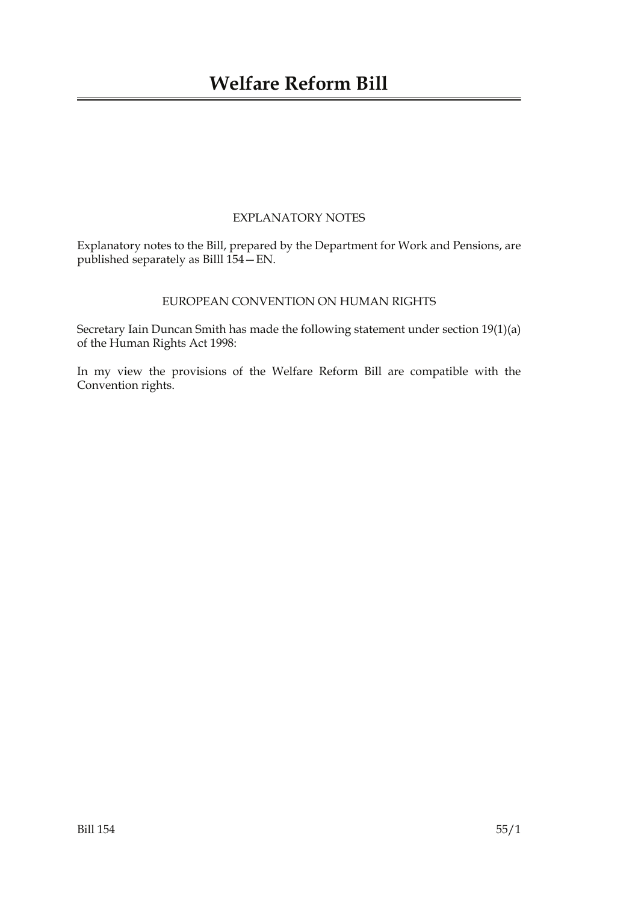# Welfare Reform Bill

EXPLANATORY NOTES

Explanatory notes to the Bill, prepared by the Department for Work and Pensions, are published separately as Billl 154—EN.

EUROPEAN CONVENTION ON HUMAN RIGHTS

Secretary Iain Duncan Smith has made the following statement under section 19(1)(a) of the Human Rights Act 1998:

In my view the provisions of the Welfare Reform Bill are compatible with the Convention rights.

Bill 154 55/1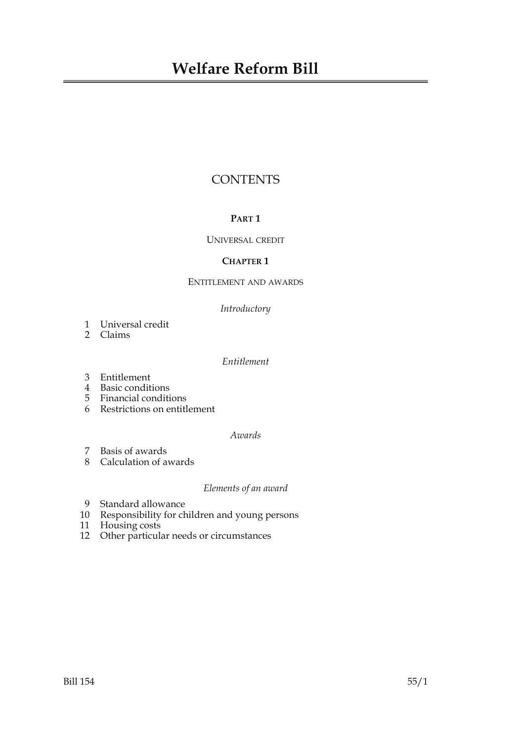# Welfare Reform Bill

## CONTENTS

### PART 1

UNIVERSAL CREDIT

### CHAPTER 1

ENTITLEMENT AND AWARDS

*Introductory*

1 Universal credit
2 Claims

*Entitlement*

3 Entitlement
4 Basic conditions
5 Financial conditions
6 Restrictions on entitlement

*Awards*

7 Basis of awards
8 Calculation of awards

*Elements of an award*

9 Standard allowance
10 Responsibility for children and young persons
11 Housing costs
12 Other particular needs or circumstances

Bill 154 55/1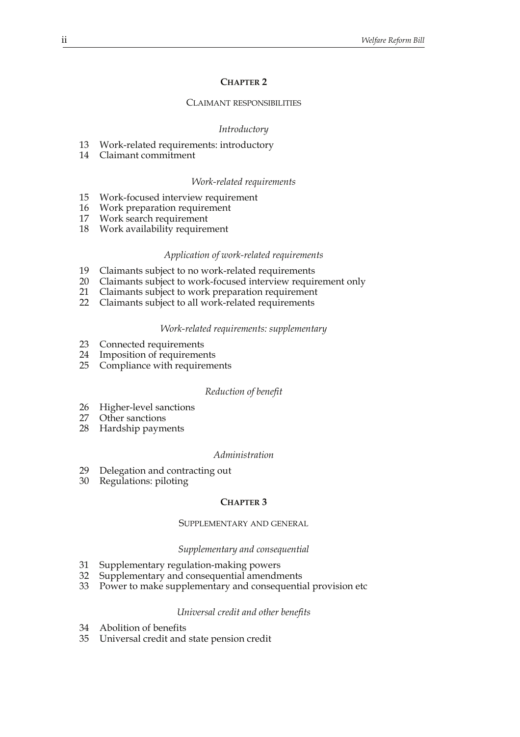## CHAPTER 2

### CLAIMANT RESPONSIBILITIES

*Introductory*

13 Work-related requirements: introductory
14 Claimant commitment

*Work-related requirements*

15 Work-focused interview requirement
16 Work preparation requirement
17 Work search requirement
18 Work availability requirement

*Application of work-related requirements*

19 Claimants subject to no work-related requirements
20 Claimants subject to work-focused interview requirement only
21 Claimants subject to work preparation requirement
22 Claimants subject to all work-related requirements

*Work-related requirements: supplementary*

23 Connected requirements
24 Imposition of requirements
25 Compliance with requirements

*Reduction of benefit*

26 Higher-level sanctions
27 Other sanctions
28 Hardship payments

*Administration*

29 Delegation and contracting out
30 Regulations: piloting

## CHAPTER 3

### SUPPLEMENTARY AND GENERAL

*Supplementary and consequential*

31 Supplementary regulation-making powers
32 Supplementary and consequential amendments
33 Power to make supplementary and consequential provision etc

*Universal credit and other benefits*

34 Abolition of benefits
35 Universal credit and state pension credit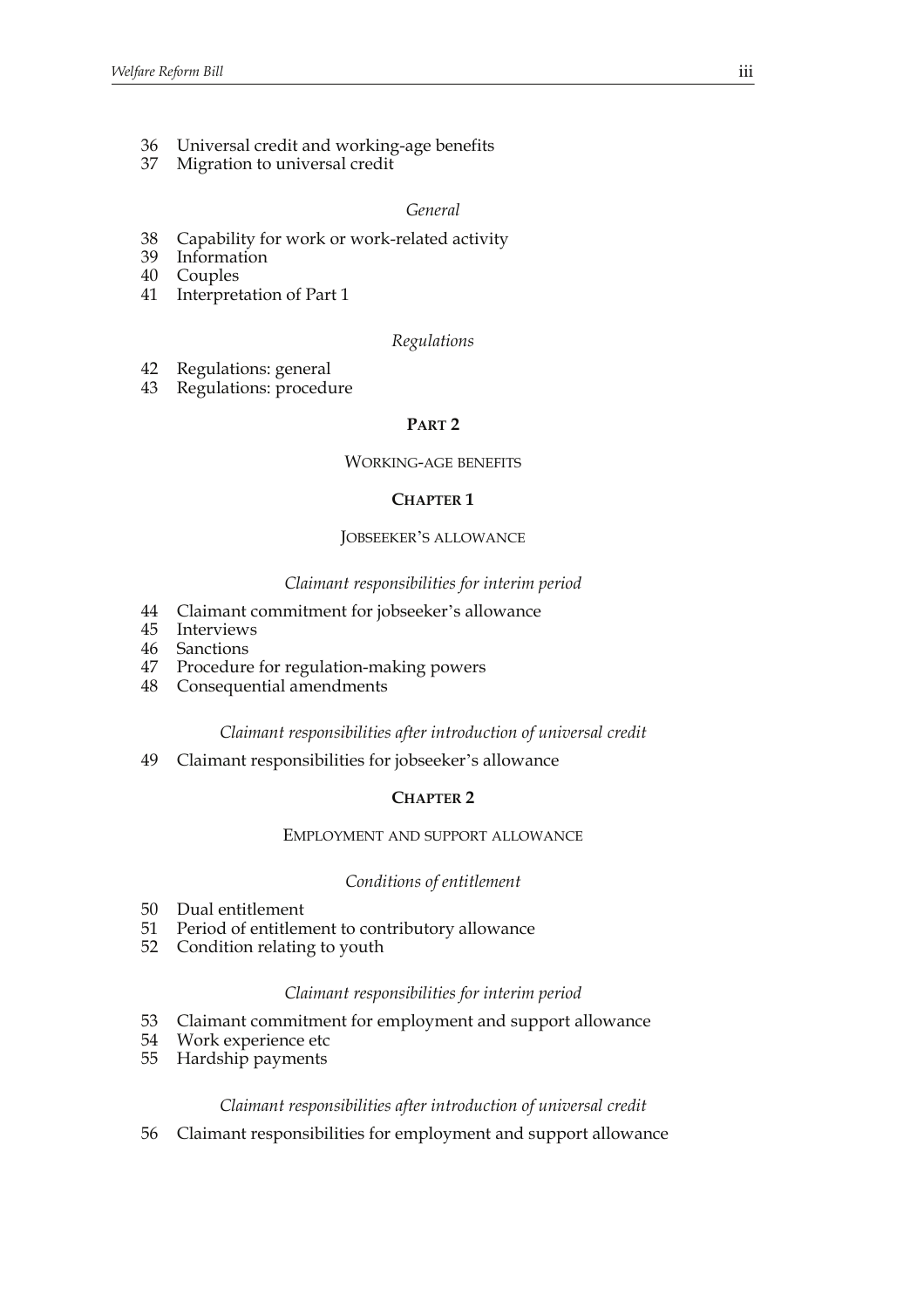36 Universal credit and working-age benefits
37 Migration to universal credit

*General*

38 Capability for work or work-related activity
39 Information
40 Couples
41 Interpretation of Part 1

*Regulations*

42 Regulations: general
43 Regulations: procedure

## PART 2

### WORKING-AGE BENEFITS

### CHAPTER 1

### JOBSEEKER'S ALLOWANCE

*Claimant responsibilities for interim period*

44 Claimant commitment for jobseeker's allowance
45 Interviews
46 Sanctions
47 Procedure for regulation-making powers
48 Consequential amendments

*Claimant responsibilities after introduction of universal credit*

49 Claimant responsibilities for jobseeker's allowance

### CHAPTER 2

### EMPLOYMENT AND SUPPORT ALLOWANCE

*Conditions of entitlement*

50 Dual entitlement
51 Period of entitlement to contributory allowance
52 Condition relating to youth

*Claimant responsibilities for interim period*

53 Claimant commitment for employment and support allowance
54 Work experience etc
55 Hardship payments

*Claimant responsibilities after introduction of universal credit*

56 Claimant responsibilities for employment and support allowance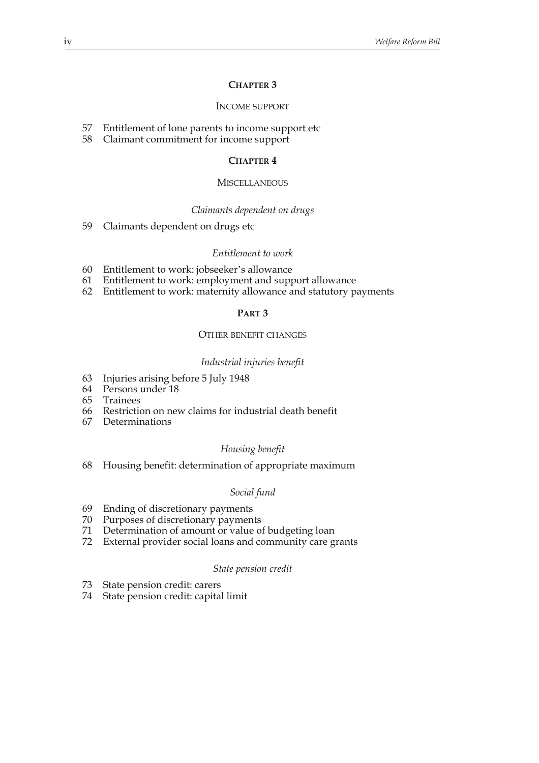## CHAPTER 3

### INCOME SUPPORT

57 Entitlement of lone parents to income support etc
58 Claimant commitment for income support

## CHAPTER 4

### MISCELLANEOUS

*Claimants dependent on drugs*

59 Claimants dependent on drugs etc

*Entitlement to work*

60 Entitlement to work: jobseeker's allowance
61 Entitlement to work: employment and support allowance
62 Entitlement to work: maternity allowance and statutory payments

## PART 3

### OTHER BENEFIT CHANGES

*Industrial injuries benefit*

63 Injuries arising before 5 July 1948
64 Persons under 18
65 Trainees
66 Restriction on new claims for industrial death benefit
67 Determinations

*Housing benefit*

68 Housing benefit: determination of appropriate maximum

*Social fund*

69 Ending of discretionary payments
70 Purposes of discretionary payments
71 Determination of amount or value of budgeting loan
72 External provider social loans and community care grants

*State pension credit*

73 State pension credit: carers
74 State pension credit: capital limit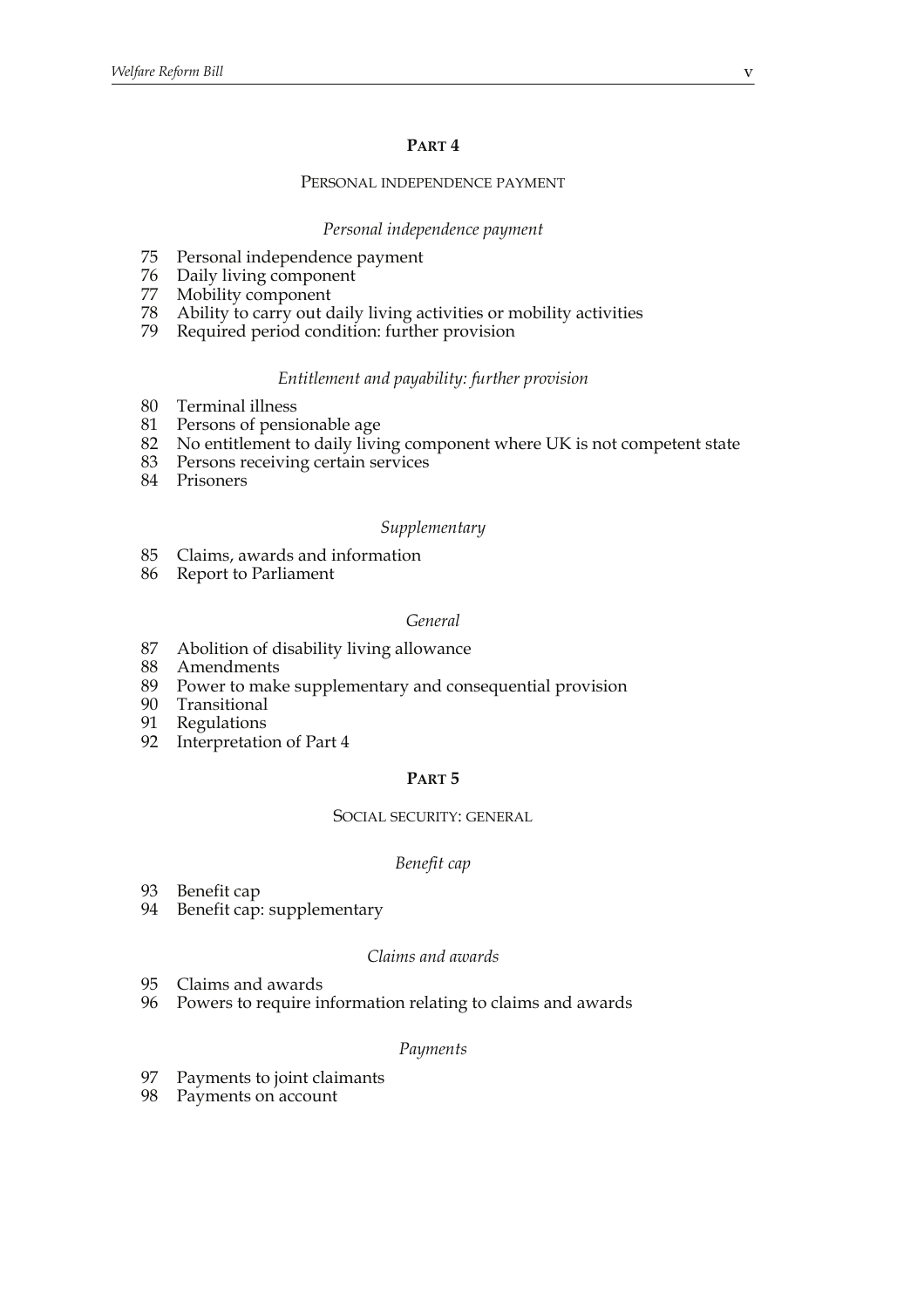## PART 4

### PERSONAL INDEPENDENCE PAYMENT

*Personal independence payment*

75 Personal independence payment
76 Daily living component
77 Mobility component
78 Ability to carry out daily living activities or mobility activities
79 Required period condition: further provision

*Entitlement and payability: further provision*

80 Terminal illness
81 Persons of pensionable age
82 No entitlement to daily living component where UK is not competent state
83 Persons receiving certain services
84 Prisoners

*Supplementary*

85 Claims, awards and information
86 Report to Parliament

*General*

87 Abolition of disability living allowance
88 Amendments
89 Power to make supplementary and consequential provision
90 Transitional
91 Regulations
92 Interpretation of Part 4

## PART 5

### SOCIAL SECURITY: GENERAL

*Benefit cap*

93 Benefit cap
94 Benefit cap: supplementary

*Claims and awards*

95 Claims and awards
96 Powers to require information relating to claims and awards

*Payments*

97 Payments to joint claimants
98 Payments on account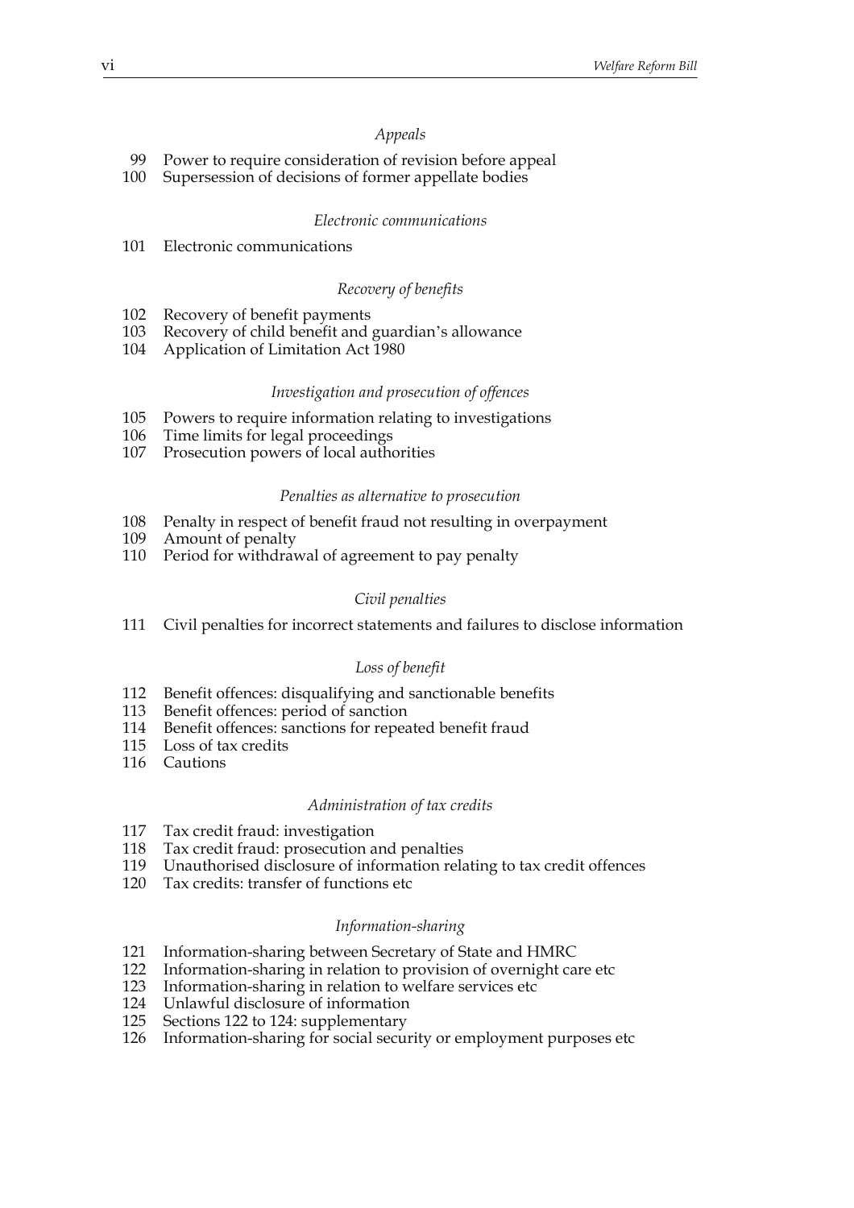*Appeals*

99 Power to require consideration of revision before appeal
100 Supersession of decisions of former appellate bodies

*Electronic communications*

101 Electronic communications

*Recovery of benefits*

102 Recovery of benefit payments
103 Recovery of child benefit and guardian's allowance
104 Application of Limitation Act 1980

*Investigation and prosecution of offences*

105 Powers to require information relating to investigations
106 Time limits for legal proceedings
107 Prosecution powers of local authorities

*Penalties as alternative to prosecution*

108 Penalty in respect of benefit fraud not resulting in overpayment
109 Amount of penalty
110 Period for withdrawal of agreement to pay penalty

*Civil penalties*

111 Civil penalties for incorrect statements and failures to disclose information

*Loss of benefit*

112 Benefit offences: disqualifying and sanctionable benefits
113 Benefit offences: period of sanction
114 Benefit offences: sanctions for repeated benefit fraud
115 Loss of tax credits
116 Cautions

*Administration of tax credits*

117 Tax credit fraud: investigation
118 Tax credit fraud: prosecution and penalties
119 Unauthorised disclosure of information relating to tax credit offences
120 Tax credits: transfer of functions etc

*Information-sharing*

121 Information-sharing between Secretary of State and HMRC
122 Information-sharing in relation to provision of overnight care etc
123 Information-sharing in relation to welfare services etc
124 Unlawful disclosure of information
125 Sections 122 to 124: supplementary
126 Information-sharing for social security or employment purposes etc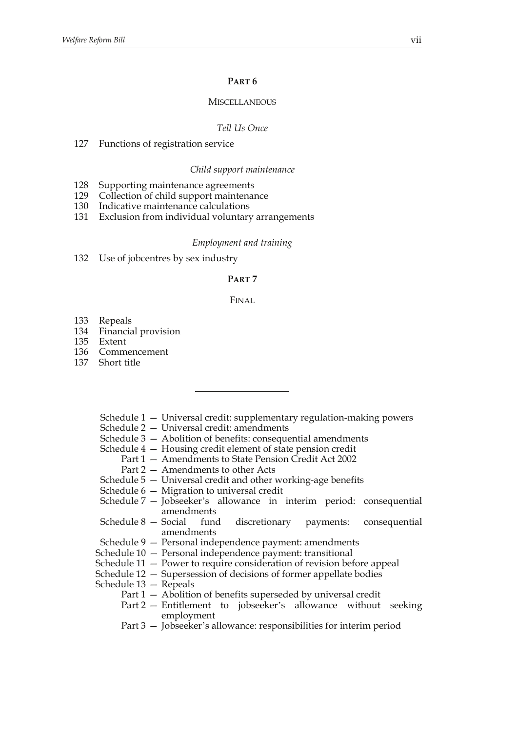## PART 6

### MISCELLANEOUS

*Tell Us Once*

127 Functions of registration service

*Child support maintenance*

128 Supporting maintenance agreements
129 Collection of child support maintenance
130 Indicative maintenance calculations
131 Exclusion from individual voluntary arrangements

*Employment and training*

132 Use of jobcentres by sex industry

## PART 7

### FINAL

133 Repeals
134 Financial provision
135 Extent
136 Commencement
137 Short title

---

Schedule 1 — Universal credit: supplementary regulation-making powers
Schedule 2 — Universal credit: amendments
Schedule 3 — Abolition of benefits: consequential amendments
Schedule 4 — Housing credit element of state pension credit
  Part 1 — Amendments to State Pension Credit Act 2002
  Part 2 — Amendments to other Acts
Schedule 5 — Universal credit and other working-age benefits
Schedule 6 — Migration to universal credit
Schedule 7 — Jobseeker's allowance in interim period: consequential amendments
Schedule 8 — Social fund discretionary payments: consequential amendments
Schedule 9 — Personal independence payment: amendments
Schedule 10 — Personal independence payment: transitional
Schedule 11 — Power to require consideration of revision before appeal
Schedule 12 — Supersession of decisions of former appellate bodies
Schedule 13 — Repeals
  Part 1 — Abolition of benefits superseded by universal credit
  Part 2 — Entitlement to jobseeker's allowance without seeking employment
  Part 3 — Jobseeker's allowance: responsibilities for interim period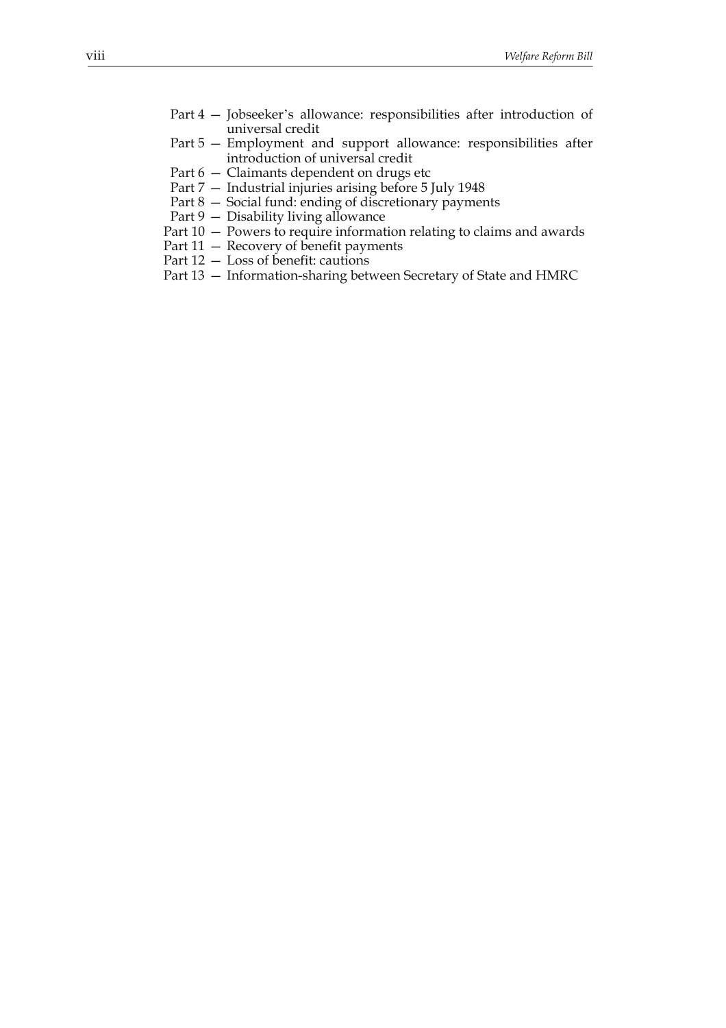Part 4 — Jobseeker's allowance: responsibilities after introduction of universal credit

Part 5 — Employment and support allowance: responsibilities after introduction of universal credit

Part 6 — Claimants dependent on drugs etc

Part 7 — Industrial injuries arising before 5 July 1948

Part 8 — Social fund: ending of discretionary payments

Part 9 — Disability living allowance

Part 10 — Powers to require information relating to claims and awards

Part 11 — Recovery of benefit payments

Part 12 — Loss of benefit: cautions

Part 13 — Information-sharing between Secretary of State and HMRC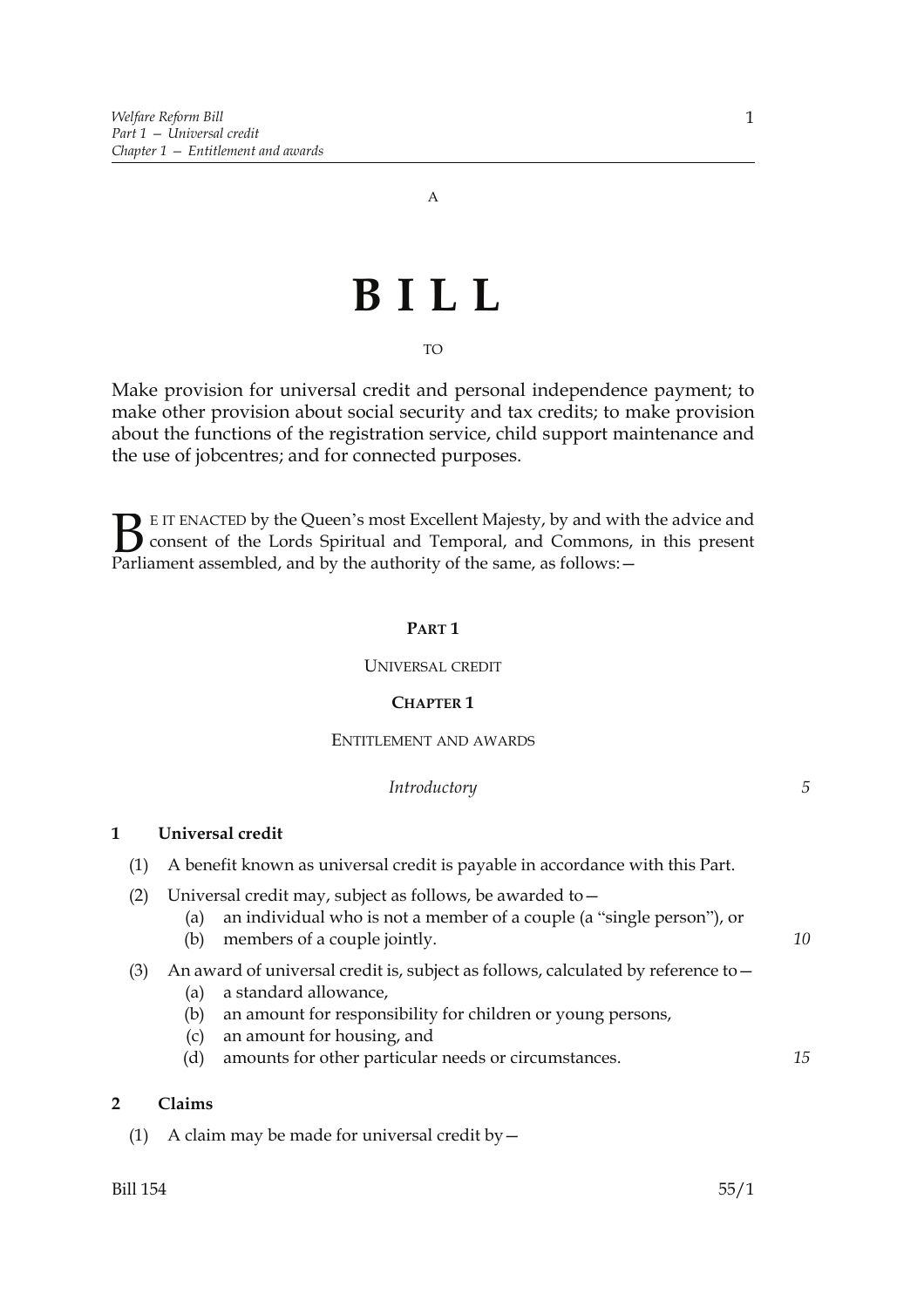A

# BILL

TO

Make provision for universal credit and personal independence payment; to make other provision about social security and tax credits; to make provision about the functions of the registration service, child support maintenance and the use of jobcentres; and for connected purposes.

BE IT ENACTED by the Queen's most Excellent Majesty, by and with the advice and consent of the Lords Spiritual and Temporal, and Commons, in this present Parliament assembled, and by the authority of the same, as follows:—

## PART 1

UNIVERSAL CREDIT

## CHAPTER 1

ENTITLEMENT AND AWARDS

*Introductory*

### 1 Universal credit

(1) A benefit known as universal credit is payable in accordance with this Part.

(2) Universal credit may, subject as follows, be awarded to—

(a) an individual who is not a member of a couple (a "single person"), or

(b) members of a couple jointly.

(3) An award of universal credit is, subject as follows, calculated by reference to—

(a) a standard allowance,

(b) an amount for responsibility for children or young persons,

(c) an amount for housing, and

(d) amounts for other particular needs or circumstances.

### 2 Claims

(1) A claim may be made for universal credit by—

Bill 154 55/1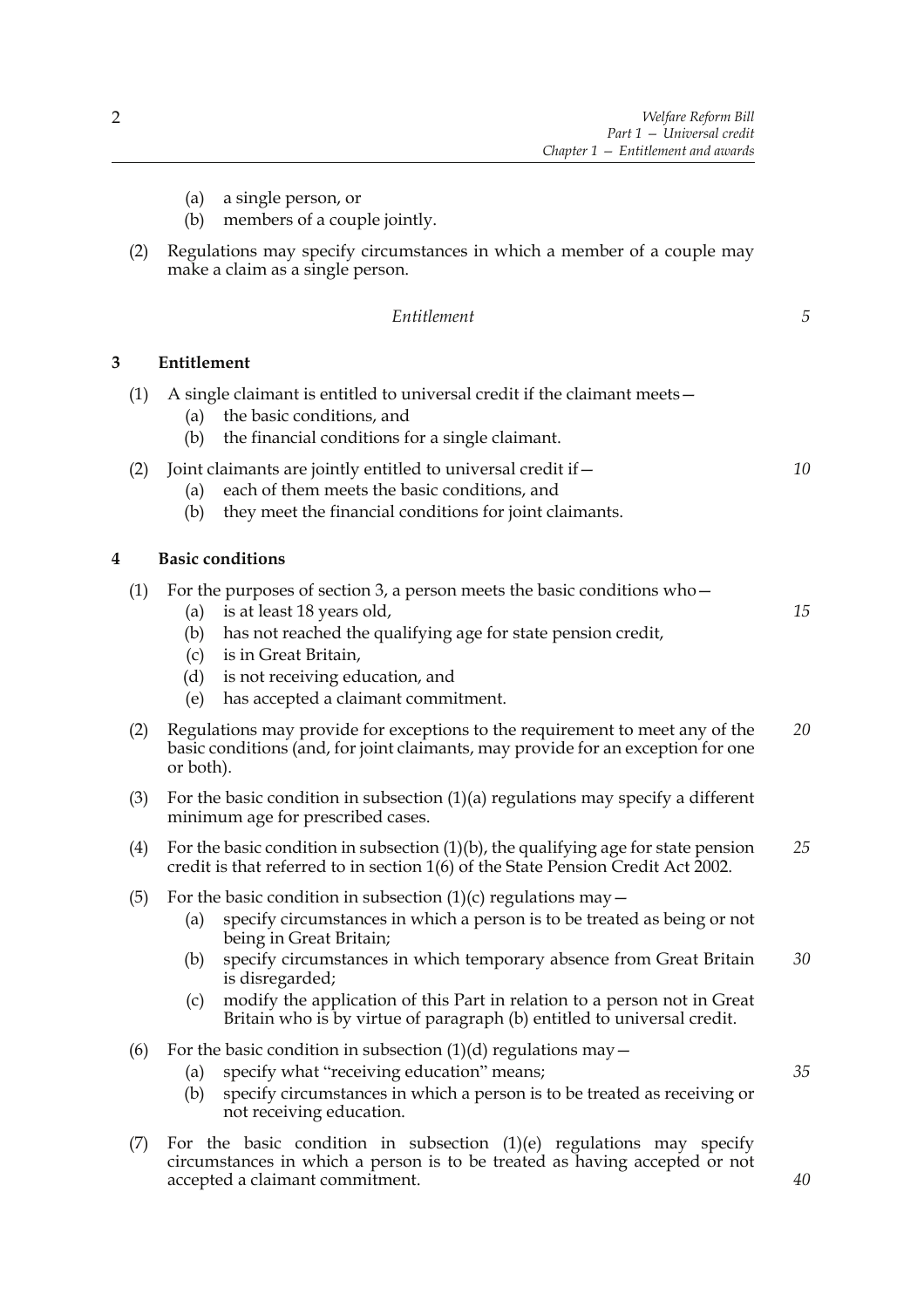(a) a single person, or

(b) members of a couple jointly.

(2) Regulations may specify circumstances in which a member of a couple may make a claim as a single person.

*Entitlement*

## 3 Entitlement

(1) A single claimant is entitled to universal credit if the claimant meets—

(a) the basic conditions, and

(b) the financial conditions for a single claimant.

(2) Joint claimants are jointly entitled to universal credit if—

(a) each of them meets the basic conditions, and

(b) they meet the financial conditions for joint claimants.

## 4 Basic conditions

(1) For the purposes of section 3, a person meets the basic conditions who—

(a) is at least 18 years old,

(b) has not reached the qualifying age for state pension credit,

(c) is in Great Britain,

(d) is not receiving education, and

(e) has accepted a claimant commitment.

(2) Regulations may provide for exceptions to the requirement to meet any of the basic conditions (and, for joint claimants, may provide for an exception for one or both).

(3) For the basic condition in subsection (1)(a) regulations may specify a different minimum age for prescribed cases.

(4) For the basic condition in subsection (1)(b), the qualifying age for state pension credit is that referred to in section 1(6) of the State Pension Credit Act 2002.

(5) For the basic condition in subsection (1)(c) regulations may—

(a) specify circumstances in which a person is to be treated as being or not being in Great Britain;

(b) specify circumstances in which temporary absence from Great Britain is disregarded;

(c) modify the application of this Part in relation to a person not in Great Britain who is by virtue of paragraph (b) entitled to universal credit.

(6) For the basic condition in subsection (1)(d) regulations may—

(a) specify what "receiving education" means;

(b) specify circumstances in which a person is to be treated as receiving or not receiving education.

(7) For the basic condition in subsection (1)(e) regulations may specify circumstances in which a person is to be treated as having accepted or not accepted a claimant commitment.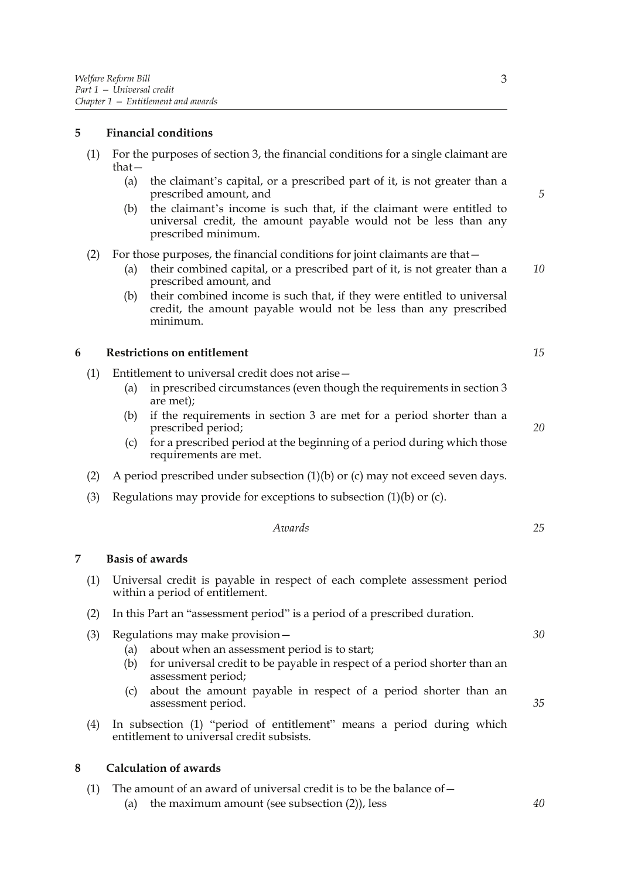## 5 Financial conditions

(1) For the purposes of section 3, the financial conditions for a single claimant are that—

   (a) the claimant's capital, or a prescribed part of it, is not greater than a prescribed amount, and

   (b) the claimant's income is such that, if the claimant were entitled to universal credit, the amount payable would not be less than any prescribed minimum.

(2) For those purposes, the financial conditions for joint claimants are that—

   (a) their combined capital, or a prescribed part of it, is not greater than a prescribed amount, and

   (b) their combined income is such that, if they were entitled to universal credit, the amount payable would not be less than any prescribed minimum.

## 6 Restrictions on entitlement

(1) Entitlement to universal credit does not arise—

   (a) in prescribed circumstances (even though the requirements in section 3 are met);

   (b) if the requirements in section 3 are met for a period shorter than a prescribed period;

   (c) for a prescribed period at the beginning of a period during which those requirements are met.

(2) A period prescribed under subsection (1)(b) or (c) may not exceed seven days.

(3) Regulations may provide for exceptions to subsection (1)(b) or (c).

*Awards*

## 7 Basis of awards

(1) Universal credit is payable in respect of each complete assessment period within a period of entitlement.

(2) In this Part an "assessment period" is a period of a prescribed duration.

(3) Regulations may make provision—

   (a) about when an assessment period is to start;

   (b) for universal credit to be payable in respect of a period shorter than an assessment period;

   (c) about the amount payable in respect of a period shorter than an assessment period.

(4) In subsection (1) "period of entitlement" means a period during which entitlement to universal credit subsists.

## 8 Calculation of awards

(1) The amount of an award of universal credit is to be the balance of—

   (a) the maximum amount (see subsection (2)), less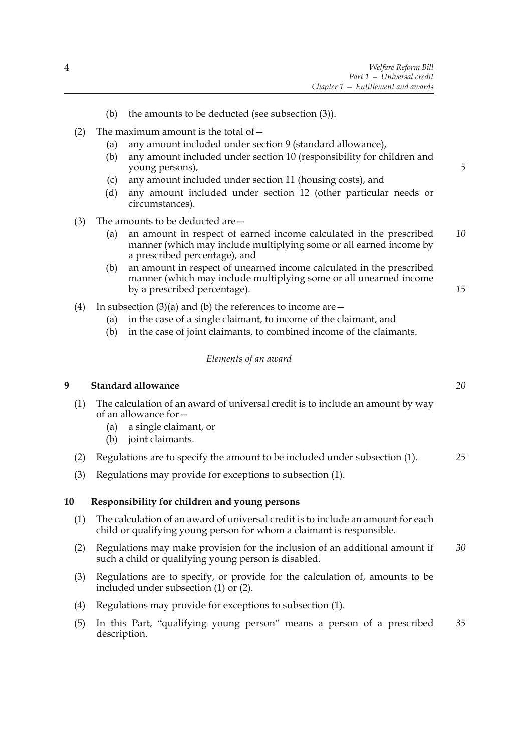(b) the amounts to be deducted (see subsection (3)).

(2) The maximum amount is the total of—

(a) any amount included under section 9 (standard allowance),

(b) any amount included under section 10 (responsibility for children and young persons),

(c) any amount included under section 11 (housing costs), and

(d) any amount included under section 12 (other particular needs or circumstances).

(3) The amounts to be deducted are—

(a) an amount in respect of earned income calculated in the prescribed manner (which may include multiplying some or all earned income by a prescribed percentage), and

(b) an amount in respect of unearned income calculated in the prescribed manner (which may include multiplying some or all unearned income by a prescribed percentage).

(4) In subsection (3)(a) and (b) the references to income are—

(a) in the case of a single claimant, to income of the claimant, and

(b) in the case of joint claimants, to combined income of the claimants.

*Elements of an award*

## 9 Standard allowance

(1) The calculation of an award of universal credit is to include an amount by way of an allowance for—

(a) a single claimant, or

(b) joint claimants.

(2) Regulations are to specify the amount to be included under subsection (1).

(3) Regulations may provide for exceptions to subsection (1).

## 10 Responsibility for children and young persons

(1) The calculation of an award of universal credit is to include an amount for each child or qualifying young person for whom a claimant is responsible.

(2) Regulations may make provision for the inclusion of an additional amount if such a child or qualifying young person is disabled.

(3) Regulations are to specify, or provide for the calculation of, amounts to be included under subsection (1) or (2).

(4) Regulations may provide for exceptions to subsection (1).

(5) In this Part, "qualifying young person" means a person of a prescribed description.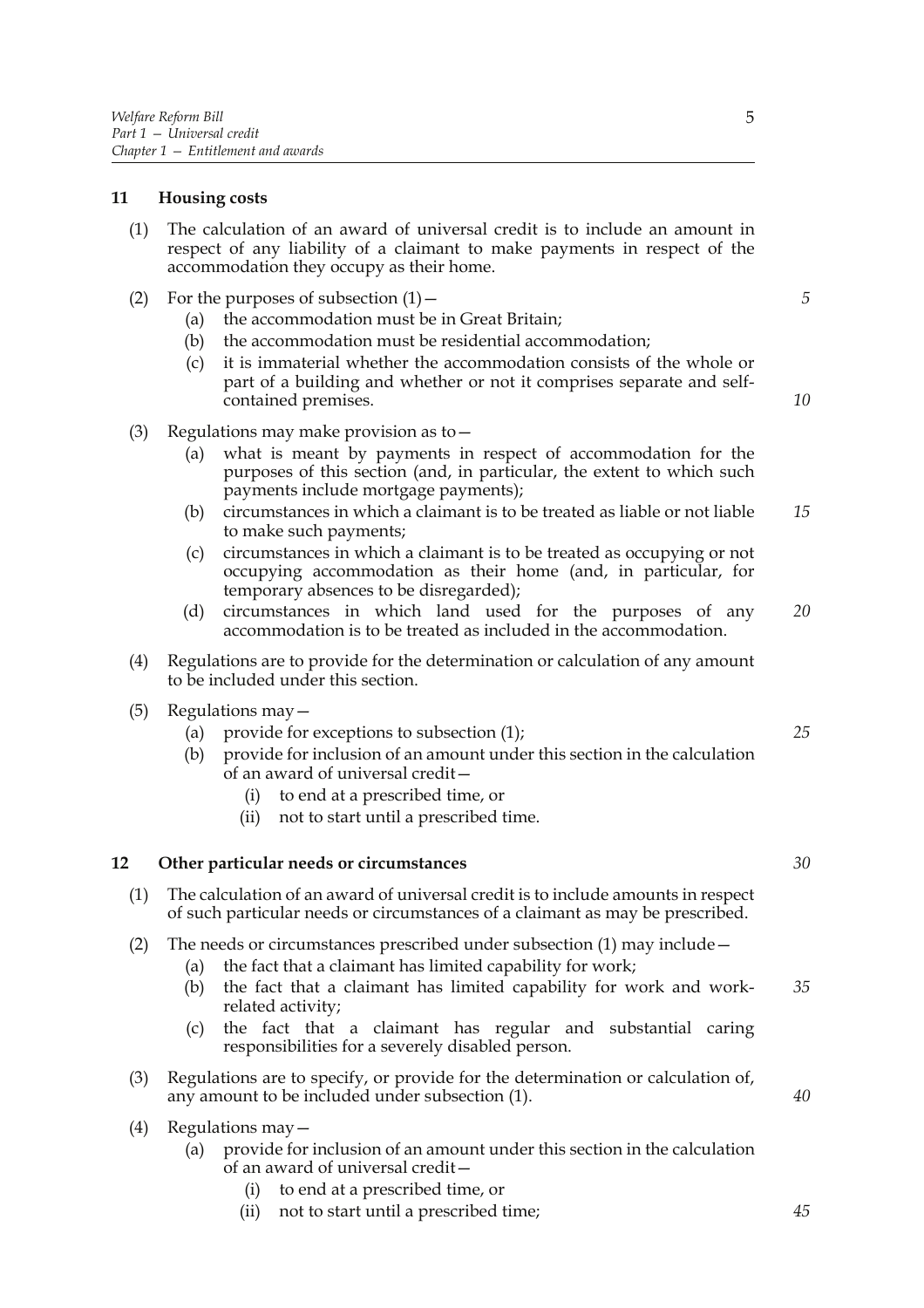## 11 Housing costs

(1) The calculation of an award of universal credit is to include an amount in respect of any liability of a claimant to make payments in respect of the accommodation they occupy as their home.

(2) For the purposes of subsection (1)—

- (a) the accommodation must be in Great Britain;
- (b) the accommodation must be residential accommodation;
- (c) it is immaterial whether the accommodation consists of the whole or part of a building and whether or not it comprises separate and self-contained premises.

(3) Regulations may make provision as to—

- (a) what is meant by payments in respect of accommodation for the purposes of this section (and, in particular, the extent to which such payments include mortgage payments);
- (b) circumstances in which a claimant is to be treated as liable or not liable to make such payments;
- (c) circumstances in which a claimant is to be treated as occupying or not occupying accommodation as their home (and, in particular, for temporary absences to be disregarded);
- (d) circumstances in which land used for the purposes of any accommodation is to be treated as included in the accommodation.

(4) Regulations are to provide for the determination or calculation of any amount to be included under this section.

(5) Regulations may—

- (a) provide for exceptions to subsection (1);
- (b) provide for inclusion of an amount under this section in the calculation of an award of universal credit—
  - (i) to end at a prescribed time, or
  - (ii) not to start until a prescribed time.

## 12 Other particular needs or circumstances

(1) The calculation of an award of universal credit is to include amounts in respect of such particular needs or circumstances of a claimant as may be prescribed.

(2) The needs or circumstances prescribed under subsection (1) may include—

- (a) the fact that a claimant has limited capability for work;
- (b) the fact that a claimant has limited capability for work and work-related activity;
- (c) the fact that a claimant has regular and substantial caring responsibilities for a severely disabled person.

(3) Regulations are to specify, or provide for the determination or calculation of, any amount to be included under subsection (1).

(4) Regulations may—

- (a) provide for inclusion of an amount under this section in the calculation of an award of universal credit—
  - (i) to end at a prescribed time, or
  - (ii) not to start until a prescribed time;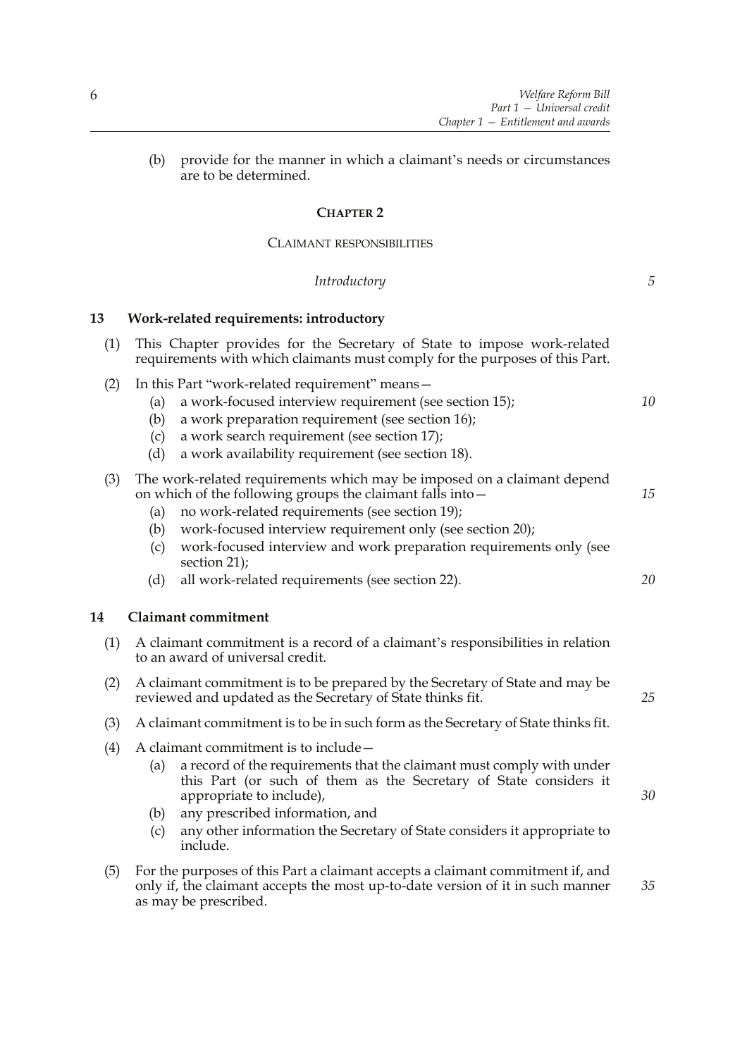(b) provide for the manner in which a claimant's needs or circumstances are to be determined.

## CHAPTER 2

### CLAIMANT RESPONSIBILITIES

*Introductory*

### 13 Work-related requirements: introductory

(1) This Chapter provides for the Secretary of State to impose work-related requirements with which claimants must comply for the purposes of this Part.

(2) In this Part "work-related requirement" means—

- (a) a work-focused interview requirement (see section 15);
- (b) a work preparation requirement (see section 16);
- (c) a work search requirement (see section 17);
- (d) a work availability requirement (see section 18).

(3) The work-related requirements which may be imposed on a claimant depend on which of the following groups the claimant falls into—

- (a) no work-related requirements (see section 19);
- (b) work-focused interview requirement only (see section 20);
- (c) work-focused interview and work preparation requirements only (see section 21);
- (d) all work-related requirements (see section 22).

### 14 Claimant commitment

(1) A claimant commitment is a record of a claimant's responsibilities in relation to an award of universal credit.

(2) A claimant commitment is to be prepared by the Secretary of State and may be reviewed and updated as the Secretary of State thinks fit.

(3) A claimant commitment is to be in such form as the Secretary of State thinks fit.

(4) A claimant commitment is to include—

- (a) a record of the requirements that the claimant must comply with under this Part (or such of them as the Secretary of State considers it appropriate to include),
- (b) any prescribed information, and
- (c) any other information the Secretary of State considers it appropriate to include.

(5) For the purposes of this Part a claimant accepts a claimant commitment if, and only if, the claimant accepts the most up-to-date version of it in such manner as may be prescribed.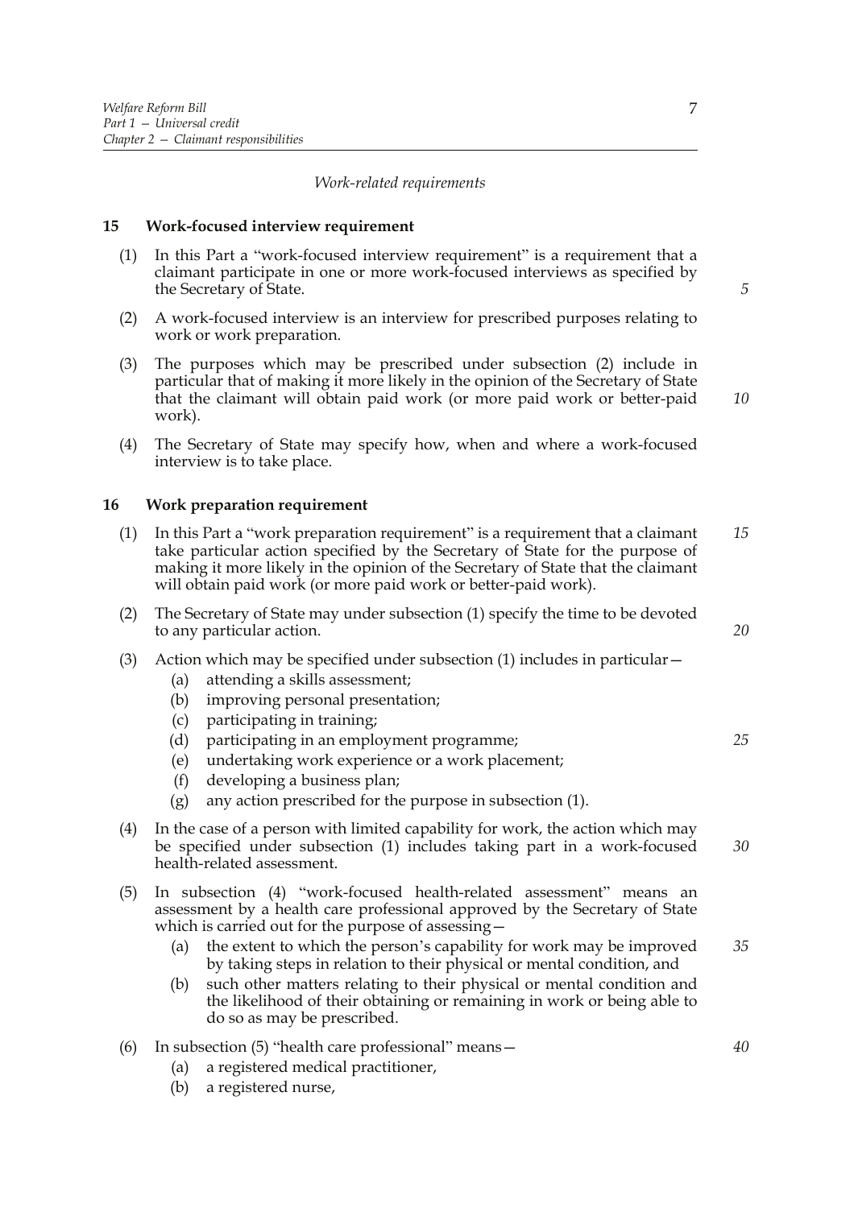*Work-related requirements*

### 15 Work-focused interview requirement

(1) In this Part a "work-focused interview requirement" is a requirement that a claimant participate in one or more work-focused interviews as specified by the Secretary of State.

(2) A work-focused interview is an interview for prescribed purposes relating to work or work preparation.

(3) The purposes which may be prescribed under subsection (2) include in particular that of making it more likely in the opinion of the Secretary of State that the claimant will obtain paid work (or more paid work or better-paid work).

(4) The Secretary of State may specify how, when and where a work-focused interview is to take place.

### 16 Work preparation requirement

(1) In this Part a "work preparation requirement" is a requirement that a claimant take particular action specified by the Secretary of State for the purpose of making it more likely in the opinion of the Secretary of State that the claimant will obtain paid work (or more paid work or better-paid work).

(2) The Secretary of State may under subsection (1) specify the time to be devoted to any particular action.

(3) Action which may be specified under subsection (1) includes in particular—

- (a) attending a skills assessment;
- (b) improving personal presentation;
- (c) participating in training;
- (d) participating in an employment programme;
- (e) undertaking work experience or a work placement;
- (f) developing a business plan;
- (g) any action prescribed for the purpose in subsection (1).

(4) In the case of a person with limited capability for work, the action which may be specified under subsection (1) includes taking part in a work-focused health-related assessment.

(5) In subsection (4) "work-focused health-related assessment" means an assessment by a health care professional approved by the Secretary of State which is carried out for the purpose of assessing—

- (a) the extent to which the person's capability for work may be improved by taking steps in relation to their physical or mental condition, and
- (b) such other matters relating to their physical or mental condition and the likelihood of their obtaining or remaining in work or being able to do so as may be prescribed.

(6) In subsection (5) "health care professional" means—

- (a) a registered medical practitioner,
- (b) a registered nurse,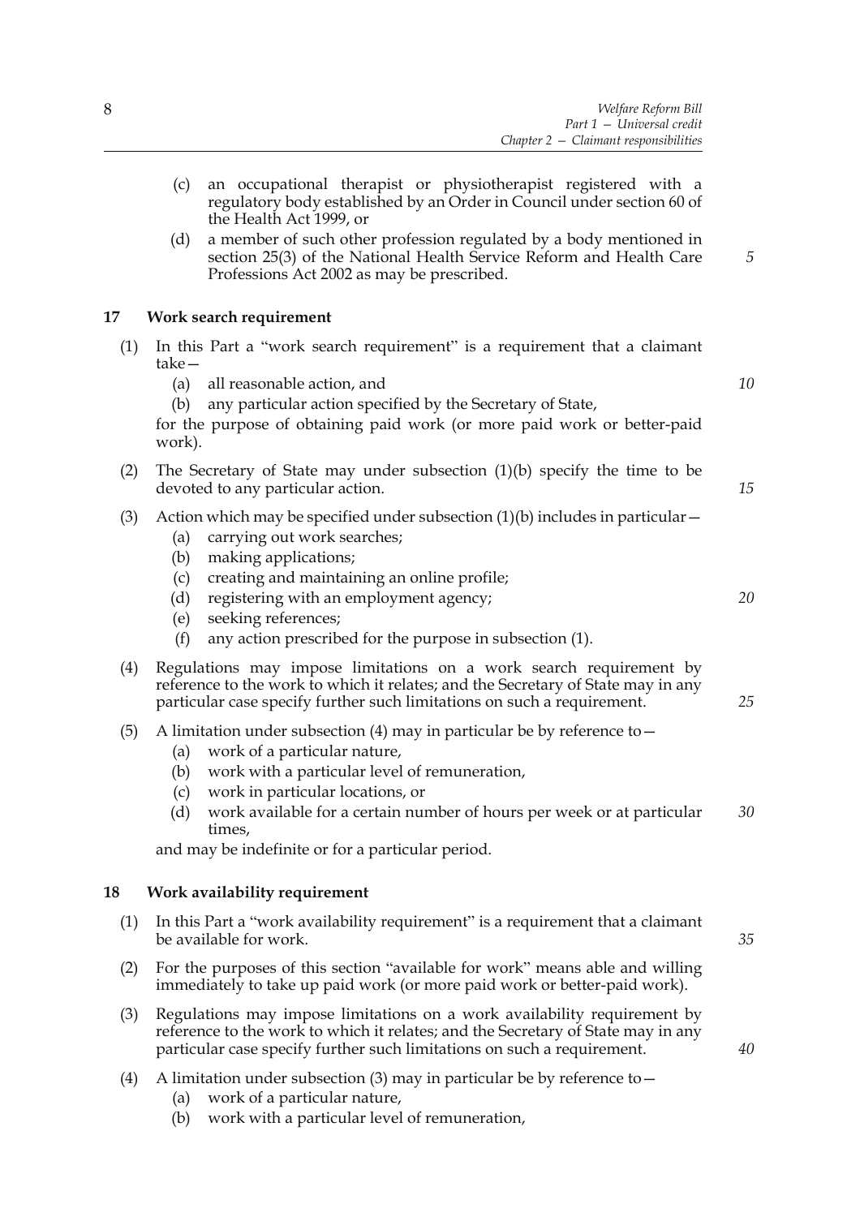(c) an occupational therapist or physiotherapist registered with a regulatory body established by an Order in Council under section 60 of the Health Act 1999, or

(d) a member of such other profession regulated by a body mentioned in section 25(3) of the National Health Service Reform and Health Care Professions Act 2002 as may be prescribed.

## 17 Work search requirement

(1) In this Part a "work search requirement" is a requirement that a claimant take—

(a) all reasonable action, and

(b) any particular action specified by the Secretary of State,

for the purpose of obtaining paid work (or more paid work or better-paid work).

(2) The Secretary of State may under subsection (1)(b) specify the time to be devoted to any particular action.

(3) Action which may be specified under subsection (1)(b) includes in particular—

(a) carrying out work searches;

(b) making applications;

(c) creating and maintaining an online profile;

(d) registering with an employment agency;

(e) seeking references;

(f) any action prescribed for the purpose in subsection (1).

(4) Regulations may impose limitations on a work search requirement by reference to the work to which it relates; and the Secretary of State may in any particular case specify further such limitations on such a requirement.

(5) A limitation under subsection (4) may in particular be by reference to—

(a) work of a particular nature,

(b) work with a particular level of remuneration,

(c) work in particular locations, or

(d) work available for a certain number of hours per week or at particular times,

and may be indefinite or for a particular period.

## 18 Work availability requirement

(1) In this Part a "work availability requirement" is a requirement that a claimant be available for work.

(2) For the purposes of this section "available for work" means able and willing immediately to take up paid work (or more paid work or better-paid work).

(3) Regulations may impose limitations on a work availability requirement by reference to the work to which it relates; and the Secretary of State may in any particular case specify further such limitations on such a requirement.

(4) A limitation under subsection (3) may in particular be by reference to—

(a) work of a particular nature,

(b) work with a particular level of remuneration,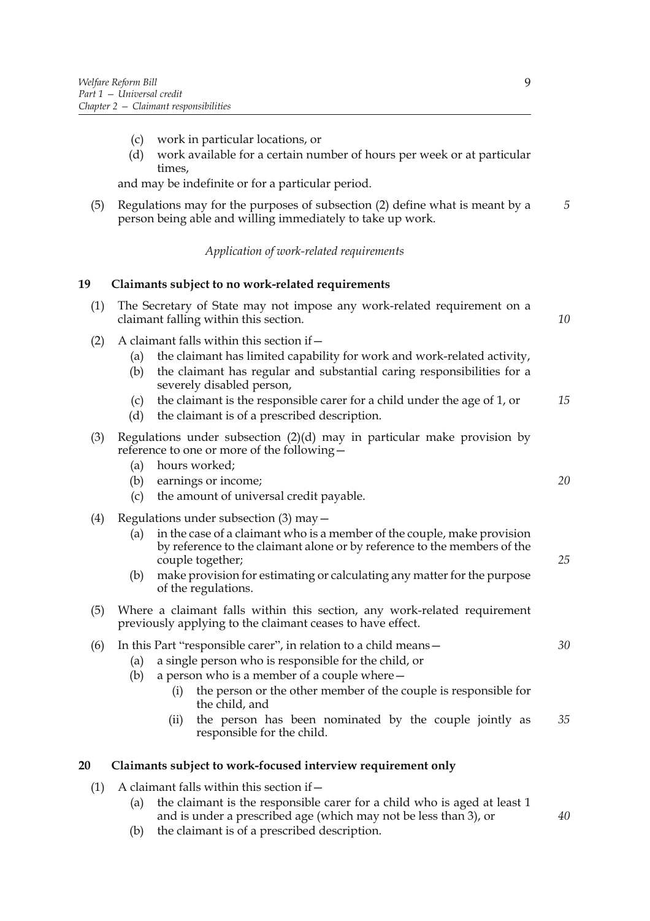(c) work in particular locations, or

(d) work available for a certain number of hours per week or at particular times,

and may be indefinite or for a particular period.

(5) Regulations may for the purposes of subsection (2) define what is meant by a person being able and willing immediately to take up work.

*Application of work-related requirements*

## 19 Claimants subject to no work-related requirements

(1) The Secretary of State may not impose any work-related requirement on a claimant falling within this section.

(2) A claimant falls within this section if—

(a) the claimant has limited capability for work and work-related activity,

(b) the claimant has regular and substantial caring responsibilities for a severely disabled person,

(c) the claimant is the responsible carer for a child under the age of 1, or

(d) the claimant is of a prescribed description.

(3) Regulations under subsection (2)(d) may in particular make provision by reference to one or more of the following—

(a) hours worked;

(b) earnings or income;

(c) the amount of universal credit payable.

(4) Regulations under subsection (3) may—

(a) in the case of a claimant who is a member of the couple, make provision by reference to the claimant alone or by reference to the members of the couple together;

(b) make provision for estimating or calculating any matter for the purpose of the regulations.

(5) Where a claimant falls within this section, any work-related requirement previously applying to the claimant ceases to have effect.

(6) In this Part "responsible carer", in relation to a child means—

(a) a single person who is responsible for the child, or

(b) a person who is a member of a couple where—

(i) the person or the other member of the couple is responsible for the child, and

(ii) the person has been nominated by the couple jointly as responsible for the child.

## 20 Claimants subject to work-focused interview requirement only

(1) A claimant falls within this section if—

(a) the claimant is the responsible carer for a child who is aged at least 1 and is under a prescribed age (which may not be less than 3), or

(b) the claimant is of a prescribed description.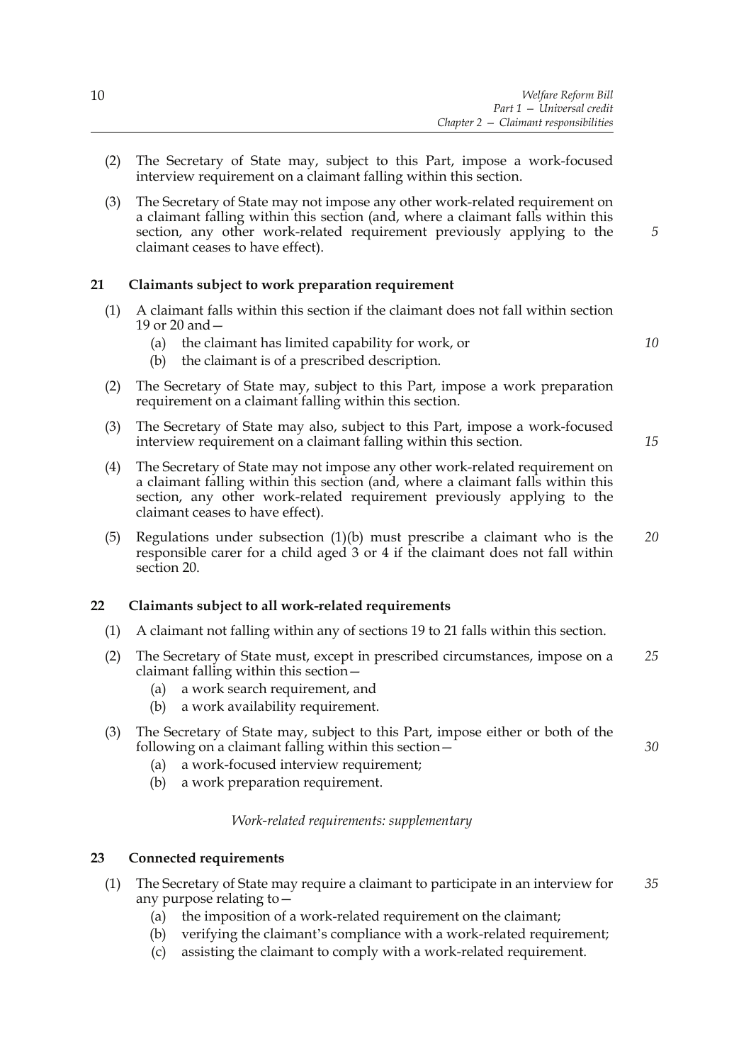(2) The Secretary of State may, subject to this Part, impose a work-focused interview requirement on a claimant falling within this section.

(3) The Secretary of State may not impose any other work-related requirement on a claimant falling within this section (and, where a claimant falls within this section, any other work-related requirement previously applying to the claimant ceases to have effect).

### 21 Claimants subject to work preparation requirement

(1) A claimant falls within this section if the claimant does not fall within section 19 or 20 and—

- (a) the claimant has limited capability for work, or
- (b) the claimant is of a prescribed description.

(2) The Secretary of State may, subject to this Part, impose a work preparation requirement on a claimant falling within this section.

(3) The Secretary of State may also, subject to this Part, impose a work-focused interview requirement on a claimant falling within this section.

(4) The Secretary of State may not impose any other work-related requirement on a claimant falling within this section (and, where a claimant falls within this section, any other work-related requirement previously applying to the claimant ceases to have effect).

(5) Regulations under subsection (1)(b) must prescribe a claimant who is the responsible carer for a child aged 3 or 4 if the claimant does not fall within section 20.

### 22 Claimants subject to all work-related requirements

(1) A claimant not falling within any of sections 19 to 21 falls within this section.

(2) The Secretary of State must, except in prescribed circumstances, impose on a claimant falling within this section—

- (a) a work search requirement, and
- (b) a work availability requirement.

(3) The Secretary of State may, subject to this Part, impose either or both of the following on a claimant falling within this section—

- (a) a work-focused interview requirement;
- (b) a work preparation requirement.

*Work-related requirements: supplementary*

### 23 Connected requirements

(1) The Secretary of State may require a claimant to participate in an interview for any purpose relating to—

- (a) the imposition of a work-related requirement on the claimant;
- (b) verifying the claimant's compliance with a work-related requirement;
- (c) assisting the claimant to comply with a work-related requirement.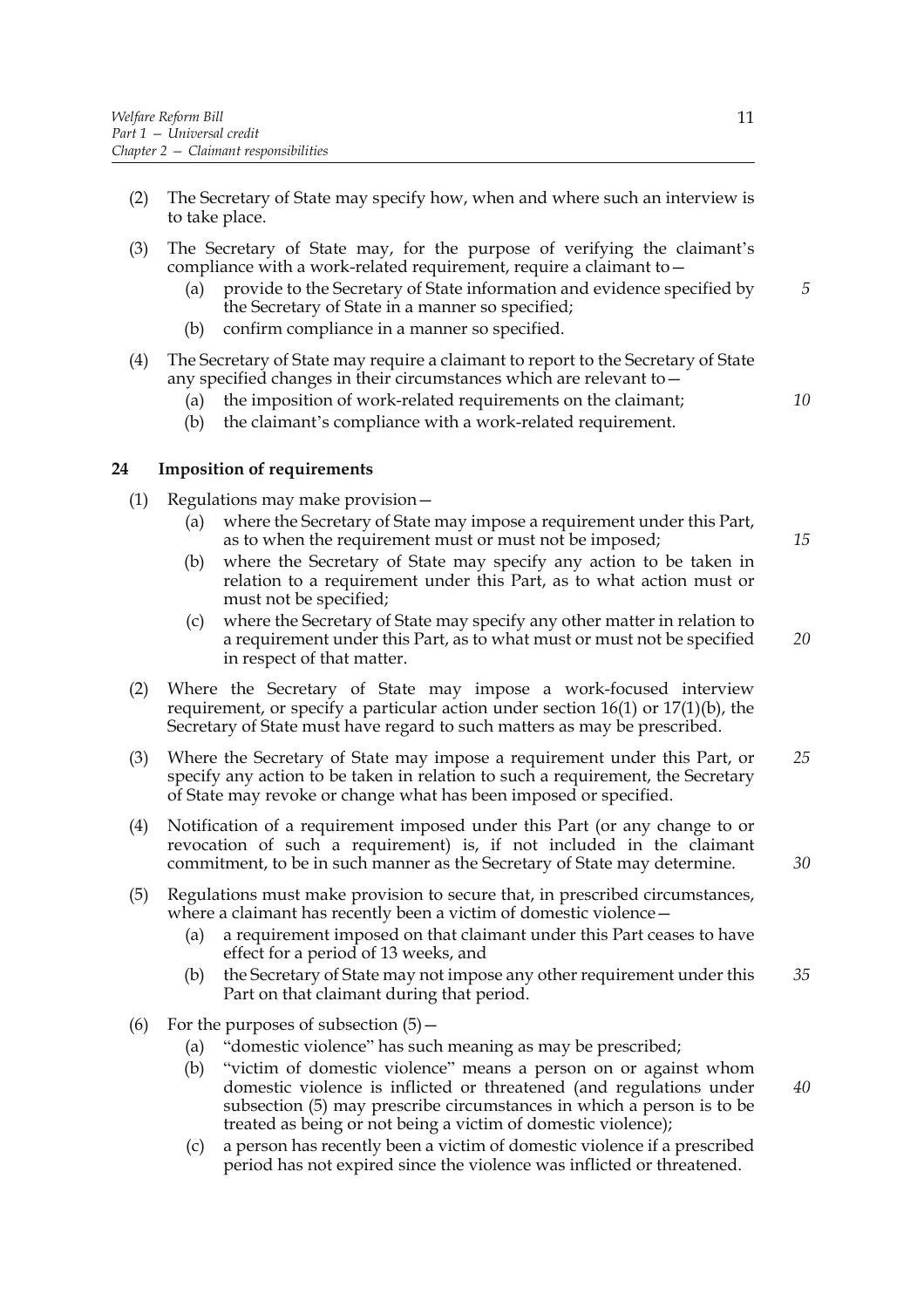(2) The Secretary of State may specify how, when and where such an interview is to take place.

(3) The Secretary of State may, for the purpose of verifying the claimant's compliance with a work-related requirement, require a claimant to—

   (a) provide to the Secretary of State information and evidence specified by the Secretary of State in a manner so specified;

   (b) confirm compliance in a manner so specified.

(4) The Secretary of State may require a claimant to report to the Secretary of State any specified changes in their circumstances which are relevant to—

   (a) the imposition of work-related requirements on the claimant;

   (b) the claimant's compliance with a work-related requirement.

## 24 Imposition of requirements

(1) Regulations may make provision—

   (a) where the Secretary of State may impose a requirement under this Part, as to when the requirement must or must not be imposed;

   (b) where the Secretary of State may specify any action to be taken in relation to a requirement under this Part, as to what action must or must not be specified;

   (c) where the Secretary of State may specify any other matter in relation to a requirement under this Part, as to what must or must not be specified in respect of that matter.

(2) Where the Secretary of State may impose a work-focused interview requirement, or specify a particular action under section 16(1) or 17(1)(b), the Secretary of State must have regard to such matters as may be prescribed.

(3) Where the Secretary of State may impose a requirement under this Part, or specify any action to be taken in relation to such a requirement, the Secretary of State may revoke or change what has been imposed or specified.

(4) Notification of a requirement imposed under this Part (or any change to or revocation of such a requirement) is, if not included in the claimant commitment, to be in such manner as the Secretary of State may determine.

(5) Regulations must make provision to secure that, in prescribed circumstances, where a claimant has recently been a victim of domestic violence—

   (a) a requirement imposed on that claimant under this Part ceases to have effect for a period of 13 weeks, and

   (b) the Secretary of State may not impose any other requirement under this Part on that claimant during that period.

(6) For the purposes of subsection (5)—

   (a) "domestic violence" has such meaning as may be prescribed;

   (b) "victim of domestic violence" means a person on or against whom domestic violence is inflicted or threatened (and regulations under subsection (5) may prescribe circumstances in which a person is to be treated as being or not being a victim of domestic violence);

   (c) a person has recently been a victim of domestic violence if a prescribed period has not expired since the violence was inflicted or threatened.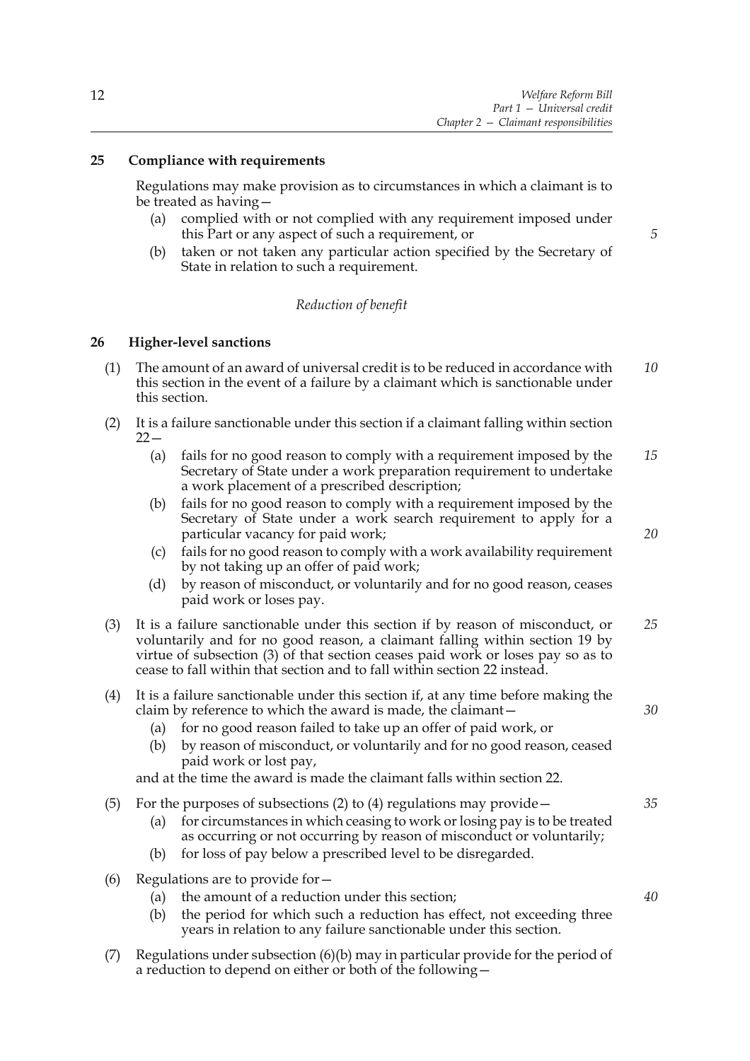## 25 Compliance with requirements

Regulations may make provision as to circumstances in which a claimant is to be treated as having—

- (a) complied with or not complied with any requirement imposed under this Part or any aspect of such a requirement, or
- (b) taken or not taken any particular action specified by the Secretary of State in relation to such a requirement.

*Reduction of benefit*

## 26 Higher-level sanctions

(1) The amount of an award of universal credit is to be reduced in accordance with this section in the event of a failure by a claimant which is sanctionable under this section.

(2) It is a failure sanctionable under this section if a claimant falling within section 22—

- (a) fails for no good reason to comply with a requirement imposed by the Secretary of State under a work preparation requirement to undertake a work placement of a prescribed description;
- (b) fails for no good reason to comply with a requirement imposed by the Secretary of State under a work search requirement to apply for a particular vacancy for paid work;
- (c) fails for no good reason to comply with a work availability requirement by not taking up an offer of paid work;
- (d) by reason of misconduct, or voluntarily and for no good reason, ceases paid work or loses pay.

(3) It is a failure sanctionable under this section if by reason of misconduct, or voluntarily and for no good reason, a claimant falling within section 19 by virtue of subsection (3) of that section ceases paid work or loses pay so as to cease to fall within that section and to fall within section 22 instead.

(4) It is a failure sanctionable under this section if, at any time before making the claim by reference to which the award is made, the claimant—

- (a) for no good reason failed to take up an offer of paid work, or
- (b) by reason of misconduct, or voluntarily and for no good reason, ceased paid work or lost pay,

and at the time the award is made the claimant falls within section 22.

(5) For the purposes of subsections (2) to (4) regulations may provide—

- (a) for circumstances in which ceasing to work or losing pay is to be treated as occurring or not occurring by reason of misconduct or voluntarily;
- (b) for loss of pay below a prescribed level to be disregarded.

(6) Regulations are to provide for—

- (a) the amount of a reduction under this section;
- (b) the period for which such a reduction has effect, not exceeding three years in relation to any failure sanctionable under this section.

(7) Regulations under subsection (6)(b) may in particular provide for the period of a reduction to depend on either or both of the following—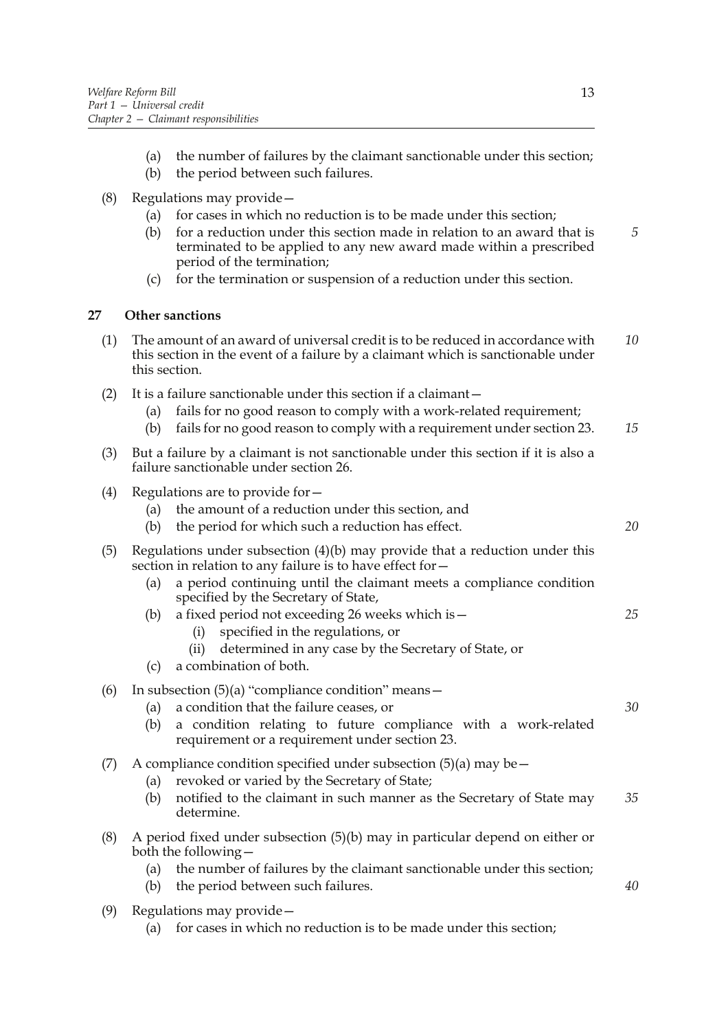(a) the number of failures by the claimant sanctionable under this section;

(b) the period between such failures.

(8) Regulations may provide—

(a) for cases in which no reduction is to be made under this section;

(b) for a reduction under this section made in relation to an award that is terminated to be applied to any new award made within a prescribed period of the termination;

(c) for the termination or suspension of a reduction under this section.

**27 Other sanctions**

(1) The amount of an award of universal credit is to be reduced in accordance with this section in the event of a failure by a claimant which is sanctionable under this section.

(2) It is a failure sanctionable under this section if a claimant—

(a) fails for no good reason to comply with a work-related requirement;

(b) fails for no good reason to comply with a requirement under section 23.

(3) But a failure by a claimant is not sanctionable under this section if it is also a failure sanctionable under section 26.

(4) Regulations are to provide for—

(a) the amount of a reduction under this section, and

(b) the period for which such a reduction has effect.

(5) Regulations under subsection (4)(b) may provide that a reduction under this section in relation to any failure is to have effect for—

(a) a period continuing until the claimant meets a compliance condition specified by the Secretary of State,

(b) a fixed period not exceeding 26 weeks which is—

(i) specified in the regulations, or

(ii) determined in any case by the Secretary of State, or

(c) a combination of both.

(6) In subsection (5)(a) "compliance condition" means—

(a) a condition that the failure ceases, or

(b) a condition relating to future compliance with a work-related requirement or a requirement under section 23.

(7) A compliance condition specified under subsection (5)(a) may be—

(a) revoked or varied by the Secretary of State;

(b) notified to the claimant in such manner as the Secretary of State may determine.

(8) A period fixed under subsection (5)(b) may in particular depend on either or both the following—

(a) the number of failures by the claimant sanctionable under this section;

(b) the period between such failures.

(9) Regulations may provide—

(a) for cases in which no reduction is to be made under this section;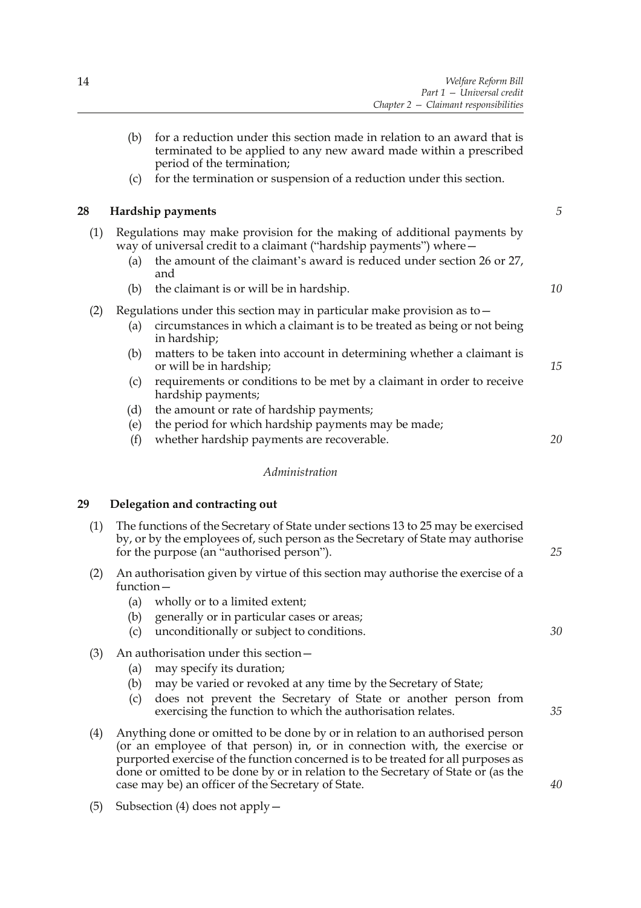(b) for a reduction under this section made in relation to an award that is terminated to be applied to any new award made within a prescribed period of the termination;

(c) for the termination or suspension of a reduction under this section.

## 28 Hardship payments

(1) Regulations may make provision for the making of additional payments by way of universal credit to a claimant ("hardship payments") where—

(a) the amount of the claimant's award is reduced under section 26 or 27, and

(b) the claimant is or will be in hardship.

(2) Regulations under this section may in particular make provision as to—

(a) circumstances in which a claimant is to be treated as being or not being in hardship;

(b) matters to be taken into account in determining whether a claimant is or will be in hardship;

(c) requirements or conditions to be met by a claimant in order to receive hardship payments;

(d) the amount or rate of hardship payments;

(e) the period for which hardship payments may be made;

(f) whether hardship payments are recoverable.

*Administration*

## 29 Delegation and contracting out

(1) The functions of the Secretary of State under sections 13 to 25 may be exercised by, or by the employees of, such person as the Secretary of State may authorise for the purpose (an "authorised person").

(2) An authorisation given by virtue of this section may authorise the exercise of a function—

(a) wholly or to a limited extent;

(b) generally or in particular cases or areas;

(c) unconditionally or subject to conditions.

(3) An authorisation under this section—

(a) may specify its duration;

(b) may be varied or revoked at any time by the Secretary of State;

(c) does not prevent the Secretary of State or another person from exercising the function to which the authorisation relates.

(4) Anything done or omitted to be done by or in relation to an authorised person (or an employee of that person) in, or in connection with, the exercise or purported exercise of the function concerned is to be treated for all purposes as done or omitted to be done by or in relation to the Secretary of State or (as the case may be) an officer of the Secretary of State.

(5) Subsection (4) does not apply—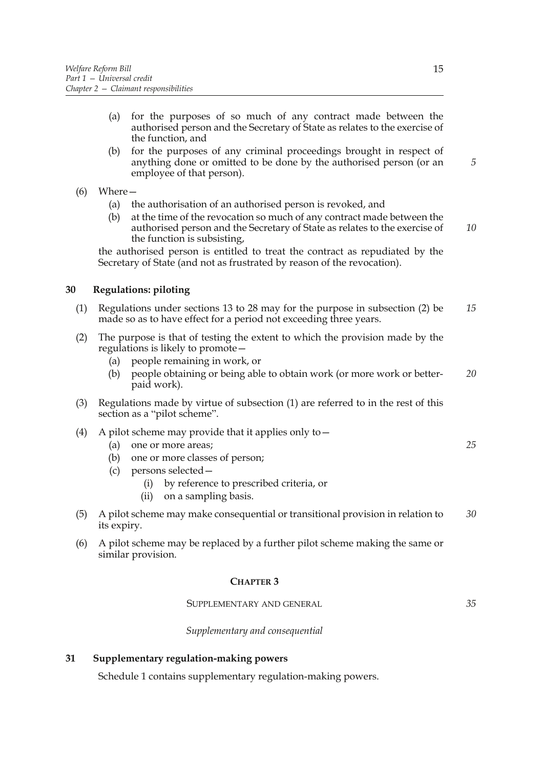(a) for the purposes of so much of any contract made between the authorised person and the Secretary of State as relates to the exercise of the function, and

(b) for the purposes of any criminal proceedings brought in respect of anything done or omitted to be done by the authorised person (or an employee of that person).

(6) Where—

(a) the authorisation of an authorised person is revoked, and

(b) at the time of the revocation so much of any contract made between the authorised person and the Secretary of State as relates to the exercise of the function is subsisting,

the authorised person is entitled to treat the contract as repudiated by the Secretary of State (and not as frustrated by reason of the revocation).

**30 Regulations: piloting**

(1) Regulations under sections 13 to 28 may for the purpose in subsection (2) be made so as to have effect for a period not exceeding three years.

(2) The purpose is that of testing the extent to which the provision made by the regulations is likely to promote—

(a) people remaining in work, or

(b) people obtaining or being able to obtain work (or more work or better-paid work).

(3) Regulations made by virtue of subsection (1) are referred to in the rest of this section as a "pilot scheme".

(4) A pilot scheme may provide that it applies only to—

(a) one or more areas;

(b) one or more classes of person;

(c) persons selected—

(i) by reference to prescribed criteria, or

(ii) on a sampling basis.

(5) A pilot scheme may make consequential or transitional provision in relation to its expiry.

(6) A pilot scheme may be replaced by a further pilot scheme making the same or similar provision.

## CHAPTER 3

SUPPLEMENTARY AND GENERAL

*Supplementary and consequential*

**31 Supplementary regulation-making powers**

Schedule 1 contains supplementary regulation-making powers.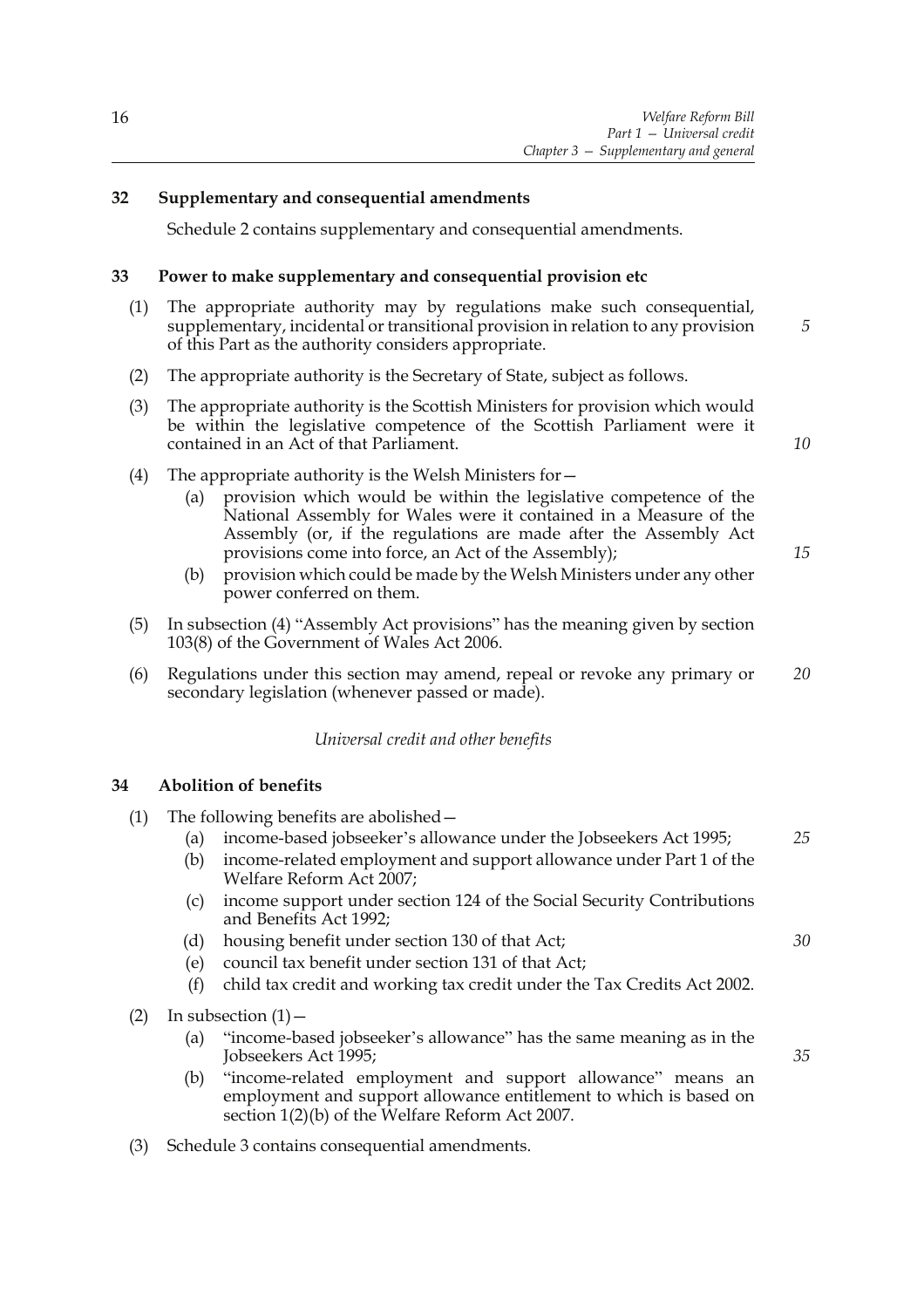**32 Supplementary and consequential amendments**

Schedule 2 contains supplementary and consequential amendments.

**33 Power to make supplementary and consequential provision etc**

(1) The appropriate authority may by regulations make such consequential, supplementary, incidental or transitional provision in relation to any provision of this Part as the authority considers appropriate.

(2) The appropriate authority is the Secretary of State, subject as follows.

(3) The appropriate authority is the Scottish Ministers for provision which would be within the legislative competence of the Scottish Parliament were it contained in an Act of that Parliament.

(4) The appropriate authority is the Welsh Ministers for—

- (a) provision which would be within the legislative competence of the National Assembly for Wales were it contained in a Measure of the Assembly (or, if the regulations are made after the Assembly Act provisions come into force, an Act of the Assembly);
- (b) provision which could be made by the Welsh Ministers under any other power conferred on them.

(5) In subsection (4) "Assembly Act provisions" has the meaning given by section 103(8) of the Government of Wales Act 2006.

(6) Regulations under this section may amend, repeal or revoke any primary or secondary legislation (whenever passed or made).

*Universal credit and other benefits*

**34 Abolition of benefits**

(1) The following benefits are abolished—

- (a) income-based jobseeker's allowance under the Jobseekers Act 1995;
- (b) income-related employment and support allowance under Part 1 of the Welfare Reform Act 2007;
- (c) income support under section 124 of the Social Security Contributions and Benefits Act 1992;
- (d) housing benefit under section 130 of that Act;
- (e) council tax benefit under section 131 of that Act;
- (f) child tax credit and working tax credit under the Tax Credits Act 2002.

(2) In subsection (1)—

- (a) "income-based jobseeker's allowance" has the same meaning as in the Jobseekers Act 1995;
- (b) "income-related employment and support allowance" means an employment and support allowance entitlement to which is based on section 1(2)(b) of the Welfare Reform Act 2007.

(3) Schedule 3 contains consequential amendments.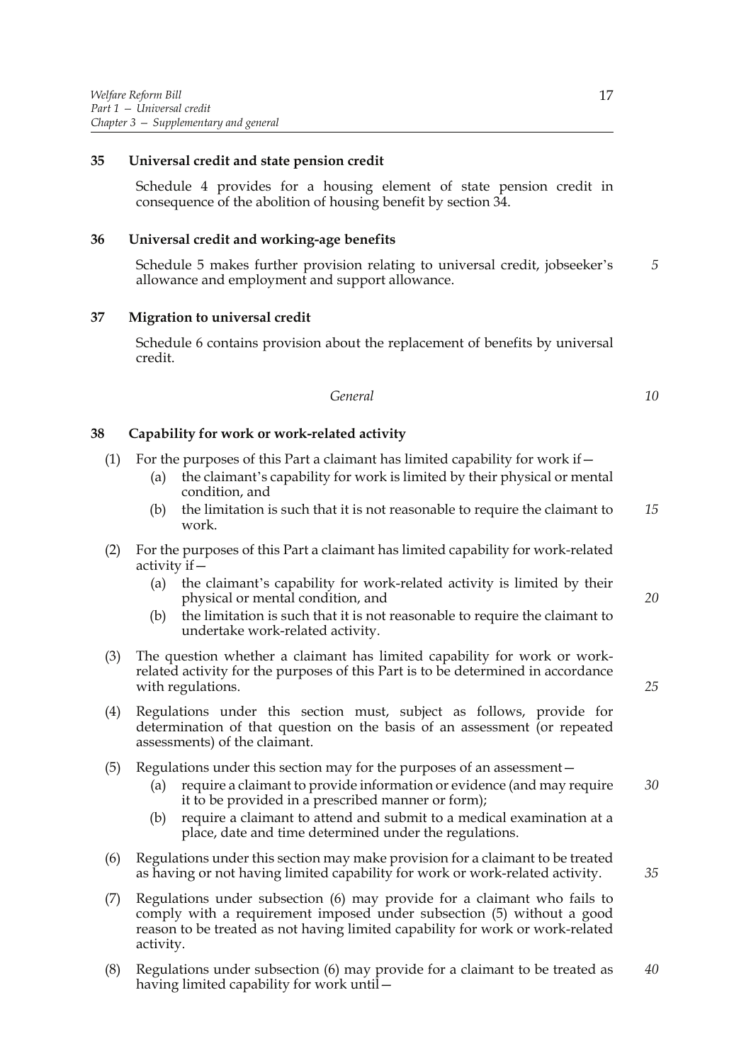### 35 Universal credit and state pension credit

Schedule 4 provides for a housing element of state pension credit in consequence of the abolition of housing benefit by section 34.

### 36 Universal credit and working-age benefits

Schedule 5 makes further provision relating to universal credit, jobseeker's allowance and employment and support allowance.

### 37 Migration to universal credit

Schedule 6 contains provision about the replacement of benefits by universal credit.

*General*

### 38 Capability for work or work-related activity

(1) For the purposes of this Part a claimant has limited capability for work if—

- (a) the claimant's capability for work is limited by their physical or mental condition, and
- (b) the limitation is such that it is not reasonable to require the claimant to work.

(2) For the purposes of this Part a claimant has limited capability for work-related activity if—

- (a) the claimant's capability for work-related activity is limited by their physical or mental condition, and
- (b) the limitation is such that it is not reasonable to require the claimant to undertake work-related activity.

(3) The question whether a claimant has limited capability for work or work-related activity for the purposes of this Part is to be determined in accordance with regulations.

(4) Regulations under this section must, subject as follows, provide for determination of that question on the basis of an assessment (or repeated assessments) of the claimant.

(5) Regulations under this section may for the purposes of an assessment—

- (a) require a claimant to provide information or evidence (and may require it to be provided in a prescribed manner or form);
- (b) require a claimant to attend and submit to a medical examination at a place, date and time determined under the regulations.

(6) Regulations under this section may make provision for a claimant to be treated as having or not having limited capability for work or work-related activity.

(7) Regulations under subsection (6) may provide for a claimant who fails to comply with a requirement imposed under subsection (5) without a good reason to be treated as not having limited capability for work or work-related activity.

(8) Regulations under subsection (6) may provide for a claimant to be treated as having limited capability for work until—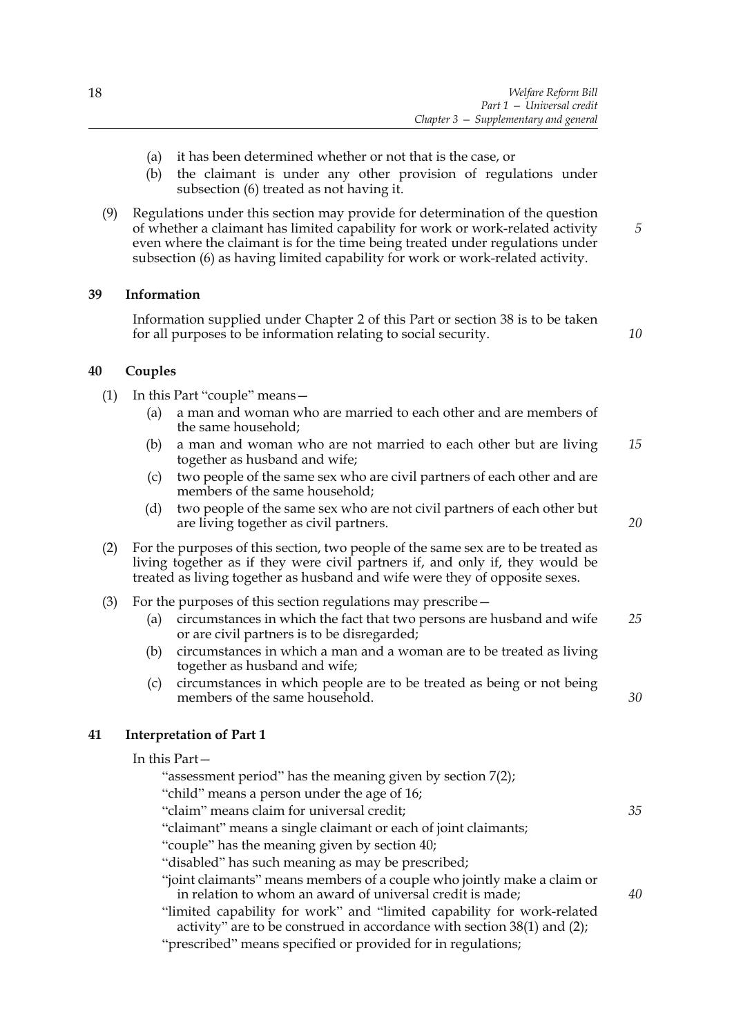(a) it has been determined whether or not that is the case, or

(b) the claimant is under any other provision of regulations under subsection (6) treated as not having it.

(9) Regulations under this section may provide for determination of the question of whether a claimant has limited capability for work or work-related activity even where the claimant is for the time being treated under regulations under subsection (6) as having limited capability for work or work-related activity.

## 39 Information

Information supplied under Chapter 2 of this Part or section 38 is to be taken for all purposes to be information relating to social security.

## 40 Couples

(1) In this Part "couple" means—

(a) a man and woman who are married to each other and are members of the same household;

(b) a man and woman who are not married to each other but are living together as husband and wife;

(c) two people of the same sex who are civil partners of each other and are members of the same household;

(d) two people of the same sex who are not civil partners of each other but are living together as civil partners.

(2) For the purposes of this section, two people of the same sex are to be treated as living together as if they were civil partners if, and only if, they would be treated as living together as husband and wife were they of opposite sexes.

(3) For the purposes of this section regulations may prescribe—

(a) circumstances in which the fact that two persons are husband and wife or are civil partners is to be disregarded;

(b) circumstances in which a man and a woman are to be treated as living together as husband and wife;

(c) circumstances in which people are to be treated as being or not being members of the same household.

## 41 Interpretation of Part 1

In this Part—

"assessment period" has the meaning given by section 7(2);

"child" means a person under the age of 16;

"claim" means claim for universal credit;

"claimant" means a single claimant or each of joint claimants;

"couple" has the meaning given by section 40;

"disabled" has such meaning as may be prescribed;

"joint claimants" means members of a couple who jointly make a claim or in relation to whom an award of universal credit is made;

"limited capability for work" and "limited capability for work-related activity" are to be construed in accordance with section 38(1) and (2);

"prescribed" means specified or provided for in regulations;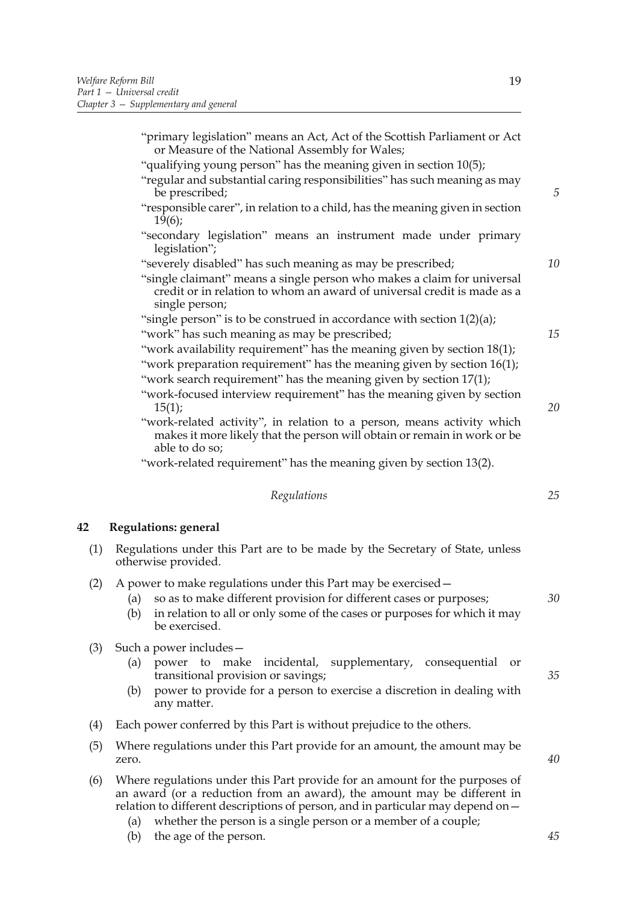"primary legislation" means an Act, Act of the Scottish Parliament or Act or Measure of the National Assembly for Wales;

"qualifying young person" has the meaning given in section 10(5);

"regular and substantial caring responsibilities" has such meaning as may be prescribed;

"responsible carer", in relation to a child, has the meaning given in section 19(6);

"secondary legislation" means an instrument made under primary legislation";

"severely disabled" has such meaning as may be prescribed;

"single claimant" means a single person who makes a claim for universal credit or in relation to whom an award of universal credit is made as a single person;

"single person" is to be construed in accordance with section 1(2)(a);

"work" has such meaning as may be prescribed;

"work availability requirement" has the meaning given by section 18(1);

"work preparation requirement" has the meaning given by section 16(1);

"work search requirement" has the meaning given by section 17(1);

"work-focused interview requirement" has the meaning given by section 15(1);

"work-related activity", in relation to a person, means activity which makes it more likely that the person will obtain or remain in work or be able to do so;

"work-related requirement" has the meaning given by section 13(2).

*Regulations*

## 42 Regulations: general

(1) Regulations under this Part are to be made by the Secretary of State, unless otherwise provided.

(2) A power to make regulations under this Part may be exercised—

(a) so as to make different provision for different cases or purposes;

(b) in relation to all or only some of the cases or purposes for which it may be exercised.

(3) Such a power includes—

(a) power to make incidental, supplementary, consequential or transitional provision or savings;

(b) power to provide for a person to exercise a discretion in dealing with any matter.

(4) Each power conferred by this Part is without prejudice to the others.

(5) Where regulations under this Part provide for an amount, the amount may be zero.

(6) Where regulations under this Part provide for an amount for the purposes of an award (or a reduction from an award), the amount may be different in relation to different descriptions of person, and in particular may depend on—

(a) whether the person is a single person or a member of a couple;

(b) the age of the person.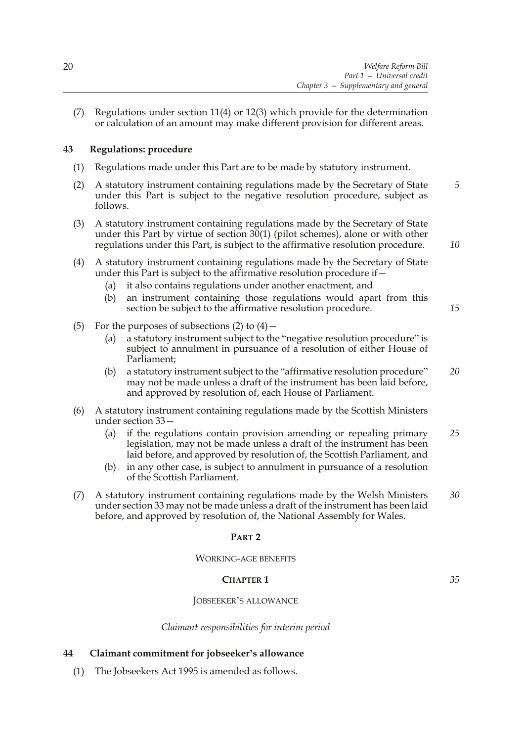(7) Regulations under section 11(4) or 12(3) which provide for the determination or calculation of an amount may make different provision for different areas.

## 43 Regulations: procedure

(1) Regulations made under this Part are to be made by statutory instrument.

(2) A statutory instrument containing regulations made by the Secretary of State under this Part is subject to the negative resolution procedure, subject as follows.

(3) A statutory instrument containing regulations made by the Secretary of State under this Part by virtue of section 30(1) (pilot schemes), alone or with other regulations under this Part, is subject to the affirmative resolution procedure.

(4) A statutory instrument containing regulations made by the Secretary of State under this Part is subject to the affirmative resolution procedure if—

- (a) it also contains regulations under another enactment, and
- (b) an instrument containing those regulations would apart from this section be subject to the affirmative resolution procedure.

(5) For the purposes of subsections (2) to (4)—

- (a) a statutory instrument subject to the "negative resolution procedure" is subject to annulment in pursuance of a resolution of either House of Parliament;
- (b) a statutory instrument subject to the "affirmative resolution procedure" may not be made unless a draft of the instrument has been laid before, and approved by resolution of, each House of Parliament.

(6) A statutory instrument containing regulations made by the Scottish Ministers under section 33—

- (a) if the regulations contain provision amending or repealing primary legislation, may not be made unless a draft of the instrument has been laid before, and approved by resolution of, the Scottish Parliament, and
- (b) in any other case, is subject to annulment in pursuance of a resolution of the Scottish Parliament.

(7) A statutory instrument containing regulations made by the Welsh Ministers under section 33 may not be made unless a draft of the instrument has been laid before, and approved by resolution of, the National Assembly for Wales.

# PART 2

## WORKING-AGE BENEFITS

### CHAPTER 1

### JOBSEEKER'S ALLOWANCE

*Claimant responsibilities for interim period*

## 44 Claimant commitment for jobseeker's allowance

(1) The Jobseekers Act 1995 is amended as follows.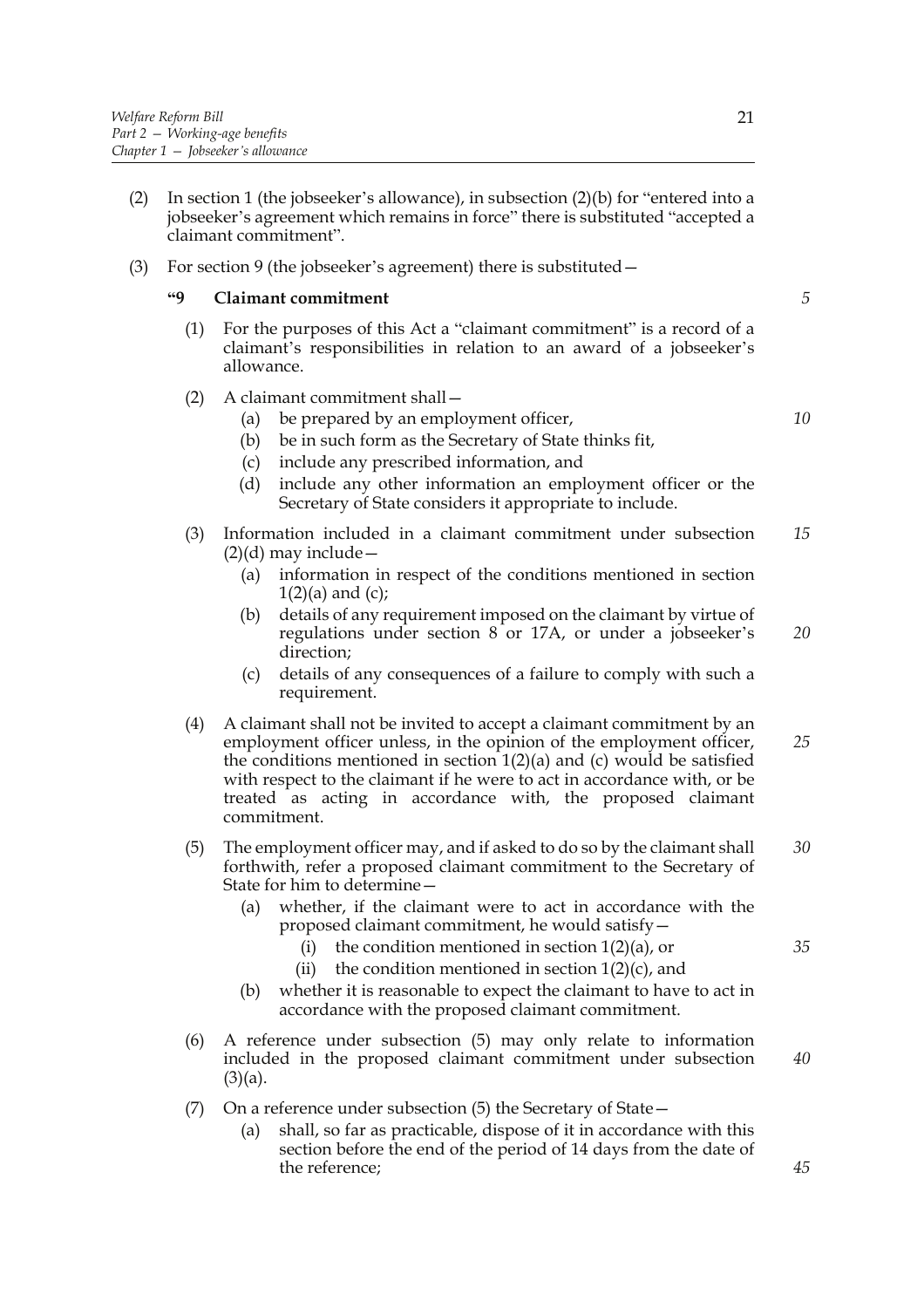(2) In section 1 (the jobseeker's allowance), in subsection (2)(b) for "entered into a jobseeker's agreement which remains in force" there is substituted "accepted a claimant commitment".

(3) For section 9 (the jobseeker's agreement) there is substituted—

### "9 Claimant commitment

(1) For the purposes of this Act a "claimant commitment" is a record of a claimant's responsibilities in relation to an award of a jobseeker's allowance.

(2) A claimant commitment shall—

- (a) be prepared by an employment officer,
- (b) be in such form as the Secretary of State thinks fit,
- (c) include any prescribed information, and
- (d) include any other information an employment officer or the Secretary of State considers it appropriate to include.

(3) Information included in a claimant commitment under subsection (2)(d) may include—

- (a) information in respect of the conditions mentioned in section 1(2)(a) and (c);
- (b) details of any requirement imposed on the claimant by virtue of regulations under section 8 or 17A, or under a jobseeker's direction;
- (c) details of any consequences of a failure to comply with such a requirement.

(4) A claimant shall not be invited to accept a claimant commitment by an employment officer unless, in the opinion of the employment officer, the conditions mentioned in section 1(2)(a) and (c) would be satisfied with respect to the claimant if he were to act in accordance with, or be treated as acting in accordance with, the proposed claimant commitment.

(5) The employment officer may, and if asked to do so by the claimant shall forthwith, refer a proposed claimant commitment to the Secretary of State for him to determine—

- (a) whether, if the claimant were to act in accordance with the proposed claimant commitment, he would satisfy—
  - (i) the condition mentioned in section 1(2)(a), or
  - (ii) the condition mentioned in section 1(2)(c), and
- (b) whether it is reasonable to expect the claimant to have to act in accordance with the proposed claimant commitment.

(6) A reference under subsection (5) may only relate to information included in the proposed claimant commitment under subsection (3)(a).

(7) On a reference under subsection (5) the Secretary of State—

- (a) shall, so far as practicable, dispose of it in accordance with this section before the end of the period of 14 days from the date of the reference;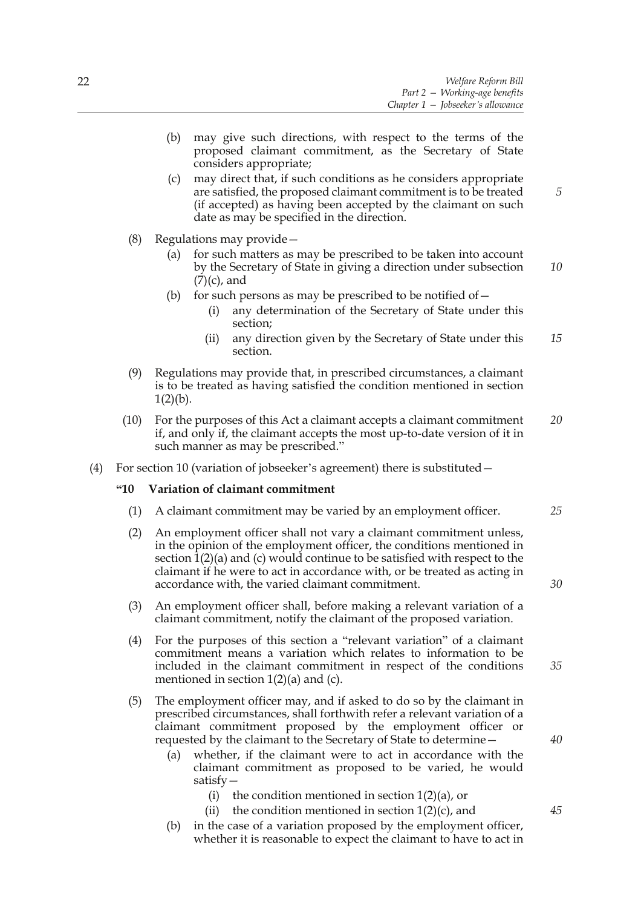(b) may give such directions, with respect to the terms of the proposed claimant commitment, as the Secretary of State considers appropriate;

(c) may direct that, if such conditions as he considers appropriate are satisfied, the proposed claimant commitment is to be treated (if accepted) as having been accepted by the claimant on such date as may be specified in the direction.

(8) Regulations may provide—

(a) for such matters as may be prescribed to be taken into account by the Secretary of State in giving a direction under subsection (7)(c), and

(b) for such persons as may be prescribed to be notified of—

(i) any determination of the Secretary of State under this section;

(ii) any direction given by the Secretary of State under this section.

(9) Regulations may provide that, in prescribed circumstances, a claimant is to be treated as having satisfied the condition mentioned in section 1(2)(b).

(10) For the purposes of this Act a claimant accepts a claimant commitment if, and only if, the claimant accepts the most up-to-date version of it in such manner as may be prescribed."

(4) For section 10 (variation of jobseeker's agreement) there is substituted—

**"10 Variation of claimant commitment**

(1) A claimant commitment may be varied by an employment officer.

(2) An employment officer shall not vary a claimant commitment unless, in the opinion of the employment officer, the conditions mentioned in section 1(2)(a) and (c) would continue to be satisfied with respect to the claimant if he were to act in accordance with, or be treated as acting in accordance with, the varied claimant commitment.

(3) An employment officer shall, before making a relevant variation of a claimant commitment, notify the claimant of the proposed variation.

(4) For the purposes of this section a "relevant variation" of a claimant commitment means a variation which relates to information to be included in the claimant commitment in respect of the conditions mentioned in section 1(2)(a) and (c).

(5) The employment officer may, and if asked to do so by the claimant in prescribed circumstances, shall forthwith refer a relevant variation of a claimant commitment proposed by the employment officer or requested by the claimant to the Secretary of State to determine—

(a) whether, if the claimant were to act in accordance with the claimant commitment as proposed to be varied, he would satisfy—

(i) the condition mentioned in section 1(2)(a), or

(ii) the condition mentioned in section 1(2)(c), and

(b) in the case of a variation proposed by the employment officer, whether it is reasonable to expect the claimant to have to act in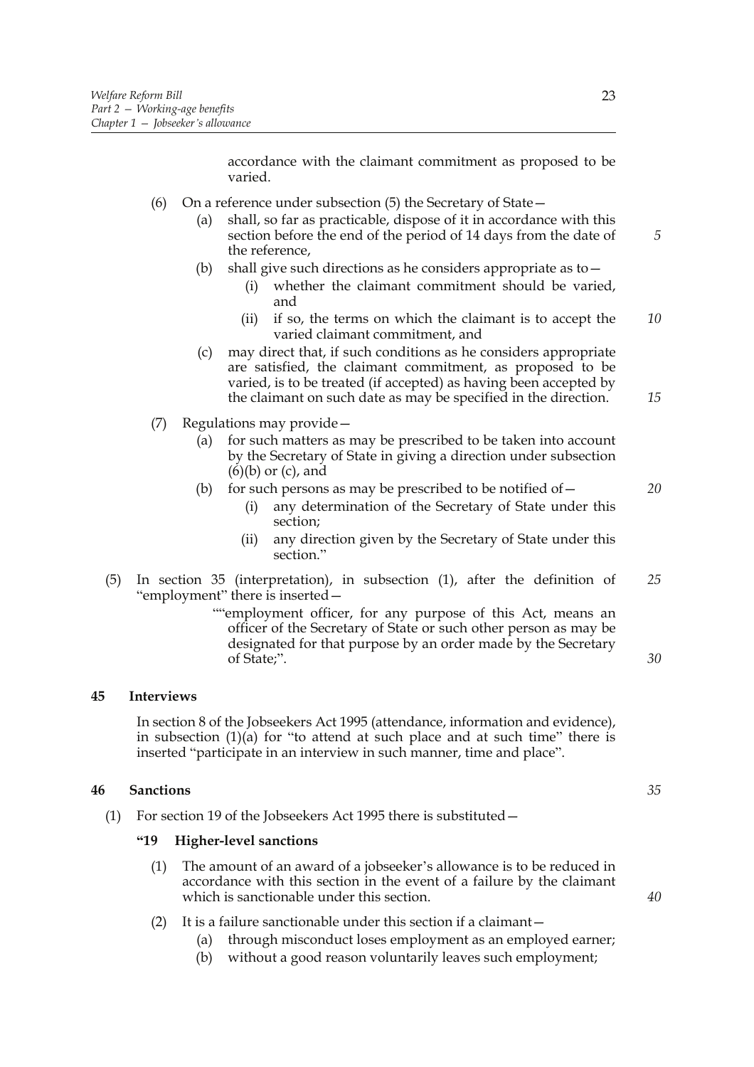accordance with the claimant commitment as proposed to be varied.

(6) On a reference under subsection (5) the Secretary of State—

(a) shall, so far as practicable, dispose of it in accordance with this section before the end of the period of 14 days from the date of the reference,

(b) shall give such directions as he considers appropriate as to—

(i) whether the claimant commitment should be varied, and

(ii) if so, the terms on which the claimant is to accept the varied claimant commitment, and

(c) may direct that, if such conditions as he considers appropriate are satisfied, the claimant commitment, as proposed to be varied, is to be treated (if accepted) as having been accepted by the claimant on such date as may be specified in the direction.

(7) Regulations may provide—

(a) for such matters as may be prescribed to be taken into account by the Secretary of State in giving a direction under subsection (6)(b) or (c), and

(b) for such persons as may be prescribed to be notified of—

(i) any determination of the Secretary of State under this section;

(ii) any direction given by the Secretary of State under this section."

(5) In section 35 (interpretation), in subsection (1), after the definition of "employment" there is inserted—

""employment officer, for any purpose of this Act, means an officer of the Secretary of State or such other person as may be designated for that purpose by an order made by the Secretary of State;".

**45 Interviews**

In section 8 of the Jobseekers Act 1995 (attendance, information and evidence), in subsection (1)(a) for "to attend at such place and at such time" there is inserted "participate in an interview in such manner, time and place".

**46 Sanctions**

(1) For section 19 of the Jobseekers Act 1995 there is substituted—

**"19 Higher-level sanctions**

(1) The amount of an award of a jobseeker's allowance is to be reduced in accordance with this section in the event of a failure by the claimant which is sanctionable under this section.

(2) It is a failure sanctionable under this section if a claimant—

(a) through misconduct loses employment as an employed earner;

(b) without a good reason voluntarily leaves such employment;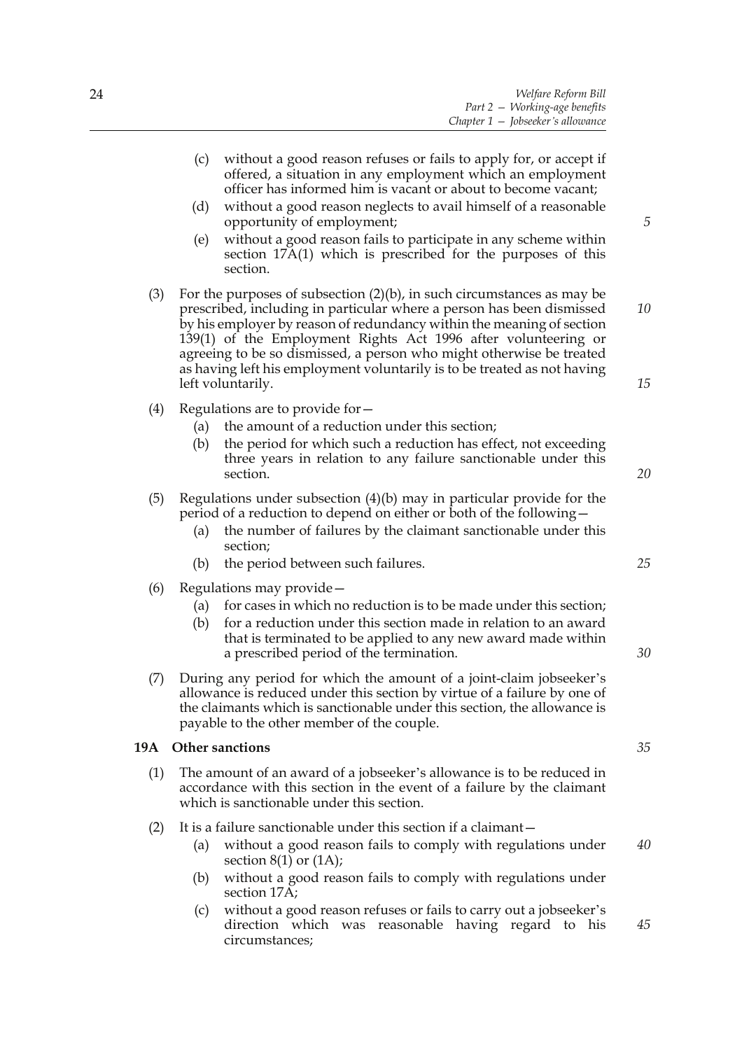(c) without a good reason refuses or fails to apply for, or accept if offered, a situation in any employment which an employment officer has informed him is vacant or about to become vacant;

(d) without a good reason neglects to avail himself of a reasonable opportunity of employment;

(e) without a good reason fails to participate in any scheme within section 17A(1) which is prescribed for the purposes of this section.

(3) For the purposes of subsection (2)(b), in such circumstances as may be prescribed, including in particular where a person has been dismissed by his employer by reason of redundancy within the meaning of section 139(1) of the Employment Rights Act 1996 after volunteering or agreeing to be so dismissed, a person who might otherwise be treated as having left his employment voluntarily is to be treated as not having left voluntarily.

(4) Regulations are to provide for—

(a) the amount of a reduction under this section;

(b) the period for which such a reduction has effect, not exceeding three years in relation to any failure sanctionable under this section.

(5) Regulations under subsection (4)(b) may in particular provide for the period of a reduction to depend on either or both of the following—

(a) the number of failures by the claimant sanctionable under this section;

(b) the period between such failures.

(6) Regulations may provide—

(a) for cases in which no reduction is to be made under this section;

(b) for a reduction under this section made in relation to an award that is terminated to be applied to any new award made within a prescribed period of the termination.

(7) During any period for which the amount of a joint-claim jobseeker's allowance is reduced under this section by virtue of a failure by one of the claimants which is sanctionable under this section, the allowance is payable to the other member of the couple.

**19A Other sanctions**

(1) The amount of an award of a jobseeker's allowance is to be reduced in accordance with this section in the event of a failure by the claimant which is sanctionable under this section.

(2) It is a failure sanctionable under this section if a claimant—

(a) without a good reason fails to comply with regulations under section 8(1) or (1A);

(b) without a good reason fails to comply with regulations under section 17A;

(c) without a good reason refuses or fails to carry out a jobseeker's direction which was reasonable having regard to his circumstances;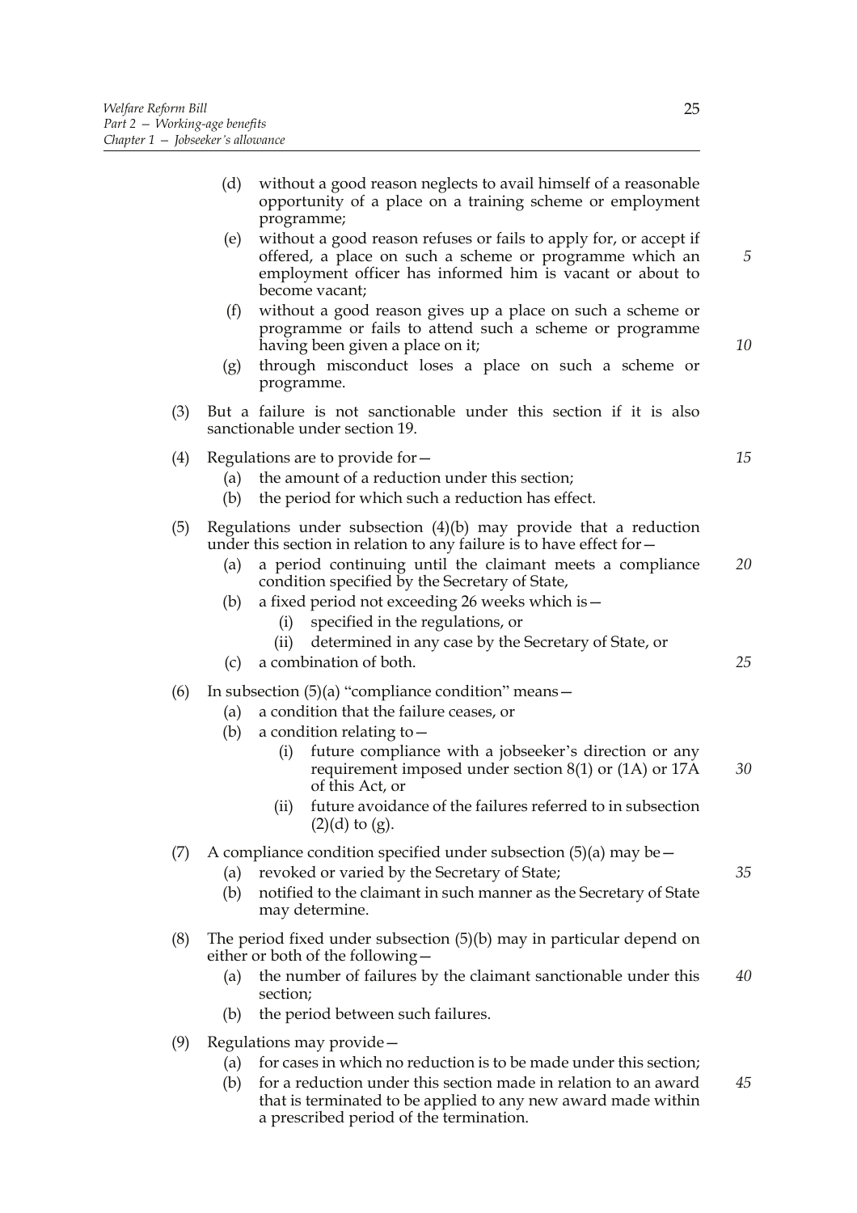(d) without a good reason neglects to avail himself of a reasonable opportunity of a place on a training scheme or employment programme;

(e) without a good reason refuses or fails to apply for, or accept if offered, a place on such a scheme or programme which an employment officer has informed him is vacant or about to become vacant;

(f) without a good reason gives up a place on such a scheme or programme or fails to attend such a scheme or programme having been given a place on it;

(g) through misconduct loses a place on such a scheme or programme.

(3) But a failure is not sanctionable under this section if it is also sanctionable under section 19.

(4) Regulations are to provide for—

(a) the amount of a reduction under this section;

(b) the period for which such a reduction has effect.

(5) Regulations under subsection (4)(b) may provide that a reduction under this section in relation to any failure is to have effect for—

(a) a period continuing until the claimant meets a compliance condition specified by the Secretary of State,

(b) a fixed period not exceeding 26 weeks which is—

(i) specified in the regulations, or

(ii) determined in any case by the Secretary of State, or

(c) a combination of both.

(6) In subsection (5)(a) "compliance condition" means—

(a) a condition that the failure ceases, or

(b) a condition relating to—

(i) future compliance with a jobseeker's direction or any requirement imposed under section 8(1) or (1A) or 17A of this Act, or

(ii) future avoidance of the failures referred to in subsection (2)(d) to (g).

(7) A compliance condition specified under subsection (5)(a) may be—

(a) revoked or varied by the Secretary of State;

(b) notified to the claimant in such manner as the Secretary of State may determine.

(8) The period fixed under subsection (5)(b) may in particular depend on either or both of the following—

(a) the number of failures by the claimant sanctionable under this section;

(b) the period between such failures.

(9) Regulations may provide—

(a) for cases in which no reduction is to be made under this section;

(b) for a reduction under this section made in relation to an award that is terminated to be applied to any new award made within a prescribed period of the termination.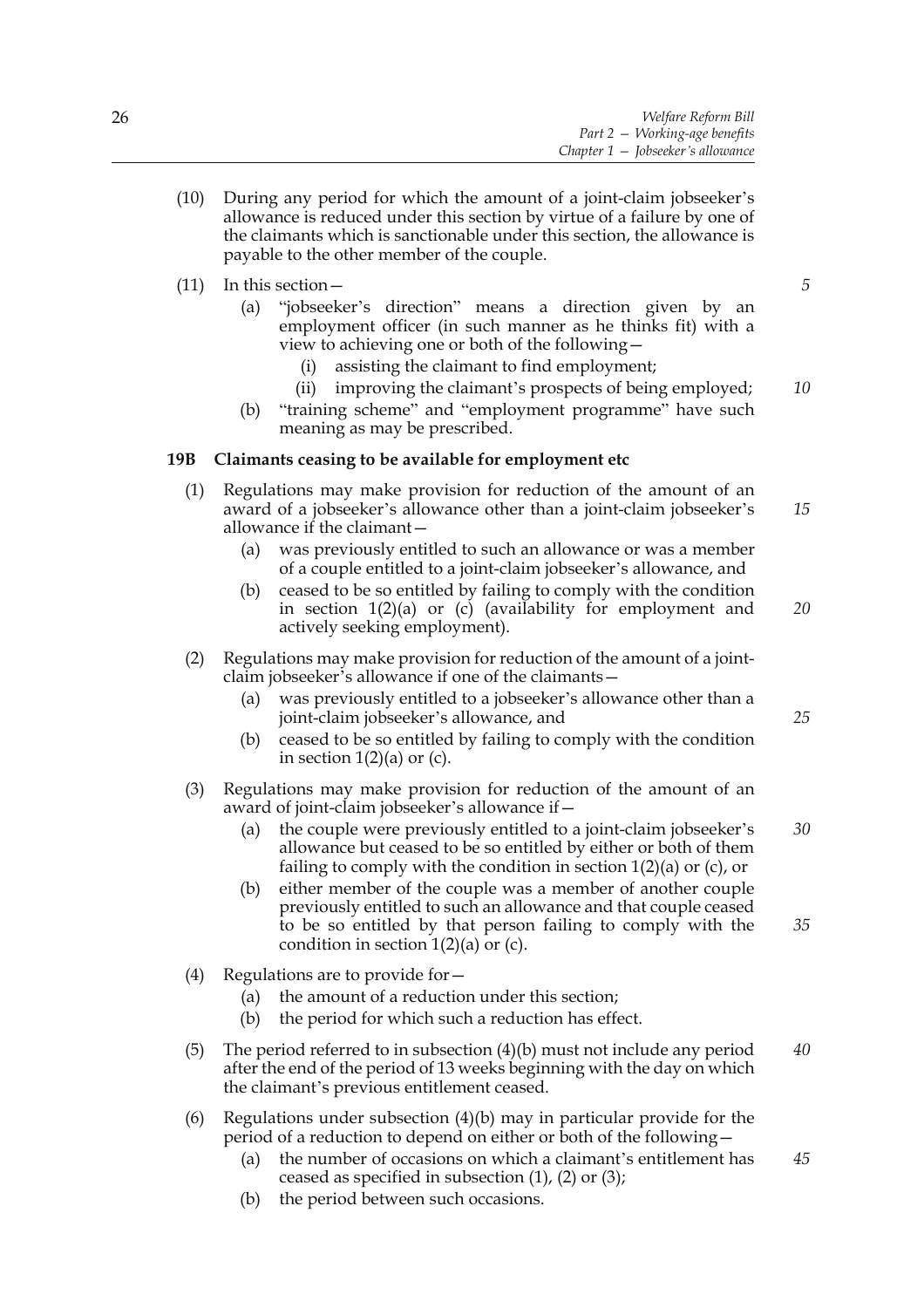(10) During any period for which the amount of a joint-claim jobseeker's allowance is reduced under this section by virtue of a failure by one of the claimants which is sanctionable under this section, the allowance is payable to the other member of the couple.

(11) In this section—

   (a) "jobseeker's direction" means a direction given by an employment officer (in such manner as he thinks fit) with a view to achieving one or both of the following—

      (i) assisting the claimant to find employment;

      (ii) improving the claimant's prospects of being employed;

   (b) "training scheme" and "employment programme" have such meaning as may be prescribed.

**19B Claimants ceasing to be available for employment etc**

(1) Regulations may make provision for reduction of the amount of an award of a jobseeker's allowance other than a joint-claim jobseeker's allowance if the claimant—

   (a) was previously entitled to such an allowance or was a member of a couple entitled to a joint-claim jobseeker's allowance, and

   (b) ceased to be so entitled by failing to comply with the condition in section 1(2)(a) or (c) (availability for employment and actively seeking employment).

(2) Regulations may make provision for reduction of the amount of a joint-claim jobseeker's allowance if one of the claimants—

   (a) was previously entitled to a jobseeker's allowance other than a joint-claim jobseeker's allowance, and

   (b) ceased to be so entitled by failing to comply with the condition in section 1(2)(a) or (c).

(3) Regulations may make provision for reduction of the amount of an award of joint-claim jobseeker's allowance if—

   (a) the couple were previously entitled to a joint-claim jobseeker's allowance but ceased to be so entitled by either or both of them failing to comply with the condition in section 1(2)(a) or (c), or

   (b) either member of the couple was a member of another couple previously entitled to such an allowance and that couple ceased to be so entitled by that person failing to comply with the condition in section 1(2)(a) or (c).

(4) Regulations are to provide for—

   (a) the amount of a reduction under this section;

   (b) the period for which such a reduction has effect.

(5) The period referred to in subsection (4)(b) must not include any period after the end of the period of 13 weeks beginning with the day on which the claimant's previous entitlement ceased.

(6) Regulations under subsection (4)(b) may in particular provide for the period of a reduction to depend on either or both of the following—

   (a) the number of occasions on which a claimant's entitlement has ceased as specified in subsection (1), (2) or (3);

   (b) the period between such occasions.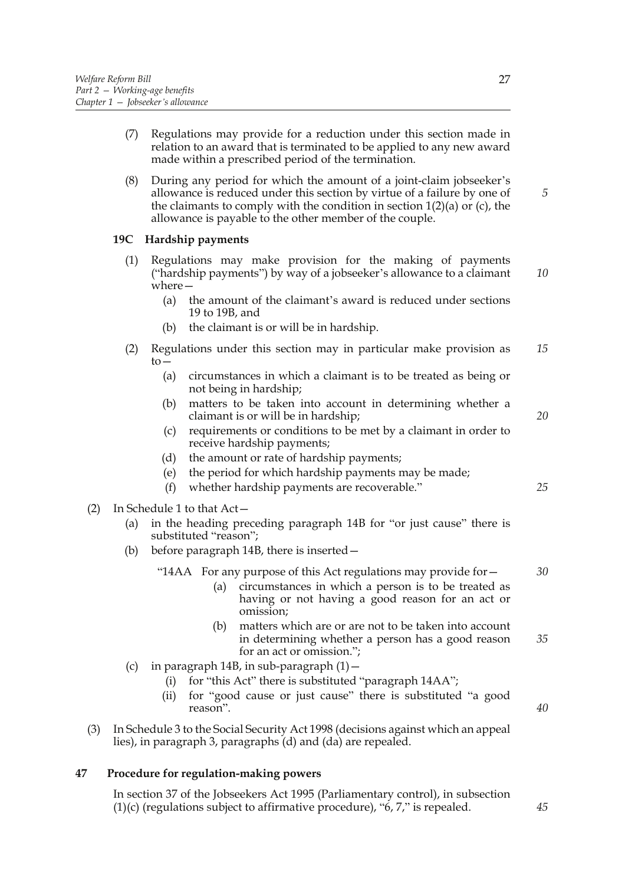(7) Regulations may provide for a reduction under this section made in relation to an award that is terminated to be applied to any new award made within a prescribed period of the termination.

(8) During any period for which the amount of a joint-claim jobseeker's allowance is reduced under this section by virtue of a failure by one of the claimants to comply with the condition in section 1(2)(a) or (c), the allowance is payable to the other member of the couple.

### 19C Hardship payments

(1) Regulations may make provision for the making of payments ("hardship payments") by way of a jobseeker's allowance to a claimant where—

- (a) the amount of the claimant's award is reduced under sections 19 to 19B, and
- (b) the claimant is or will be in hardship.

(2) Regulations under this section may in particular make provision as to—

- (a) circumstances in which a claimant is to be treated as being or not being in hardship;
- (b) matters to be taken into account in determining whether a claimant is or will be in hardship;
- (c) requirements or conditions to be met by a claimant in order to receive hardship payments;
- (d) the amount or rate of hardship payments;
- (e) the period for which hardship payments may be made;
- (f) whether hardship payments are recoverable."

(2) In Schedule 1 to that Act—

- (a) in the heading preceding paragraph 14B for "or just cause" there is substituted "reason";
- (b) before paragraph 14B, there is inserted—

  "14AA For any purpose of this Act regulations may provide for—
  - (a) circumstances in which a person is to be treated as having or not having a good reason for an act or omission;
  - (b) matters which are or are not to be taken into account in determining whether a person has a good reason for an act or omission.";
- (c) in paragraph 14B, in sub-paragraph (1)—
  - (i) for "this Act" there is substituted "paragraph 14AA";
  - (ii) for "good cause or just cause" there is substituted "a good reason".

(3) In Schedule 3 to the Social Security Act 1998 (decisions against which an appeal lies), in paragraph 3, paragraphs (d) and (da) are repealed.

## 47 Procedure for regulation-making powers

In section 37 of the Jobseekers Act 1995 (Parliamentary control), in subsection (1)(c) (regulations subject to affirmative procedure), "6, 7," is repealed.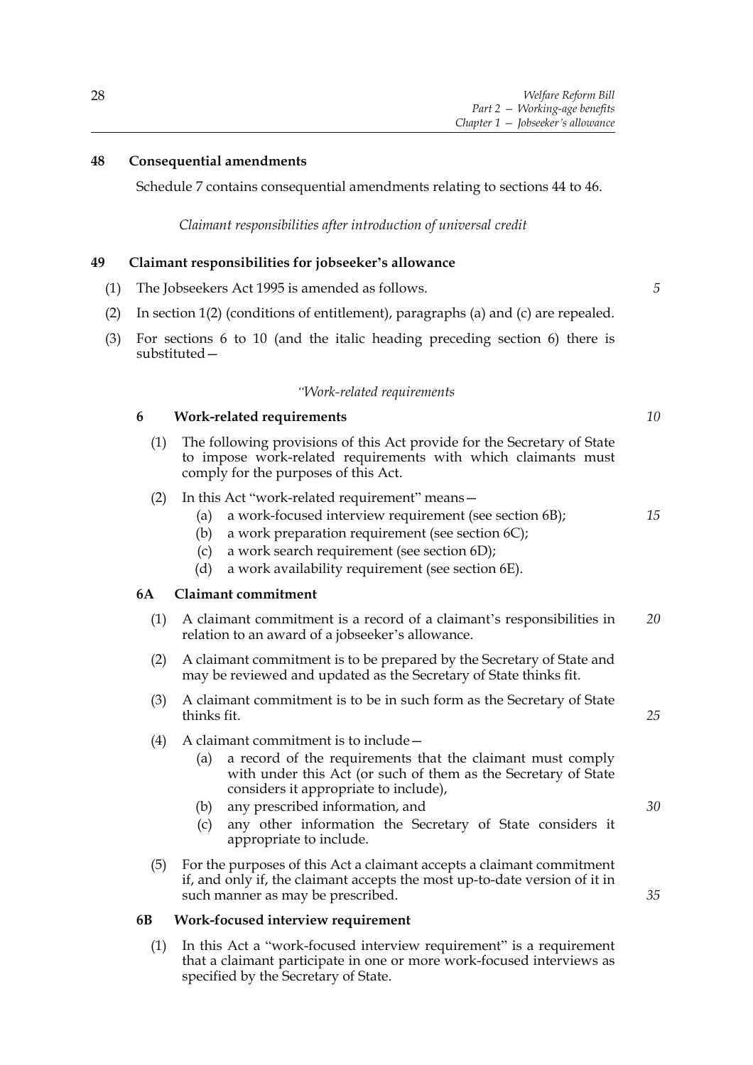**48 Consequential amendments**

Schedule 7 contains consequential amendments relating to sections 44 to 46.

*Claimant responsibilities after introduction of universal credit*

**49 Claimant responsibilities for jobseeker's allowance**

(1) The Jobseekers Act 1995 is amended as follows.

(2) In section 1(2) (conditions of entitlement), paragraphs (a) and (c) are repealed.

(3) For sections 6 to 10 (and the italic heading preceding section 6) there is substituted—

*"Work-related requirements*

**6 Work-related requirements**

(1) The following provisions of this Act provide for the Secretary of State to impose work-related requirements with which claimants must comply for the purposes of this Act.

(2) In this Act "work-related requirement" means—

(a) a work-focused interview requirement (see section 6B);

(b) a work preparation requirement (see section 6C);

(c) a work search requirement (see section 6D);

(d) a work availability requirement (see section 6E).

**6A Claimant commitment**

(1) A claimant commitment is a record of a claimant's responsibilities in relation to an award of a jobseeker's allowance.

(2) A claimant commitment is to be prepared by the Secretary of State and may be reviewed and updated as the Secretary of State thinks fit.

(3) A claimant commitment is to be in such form as the Secretary of State thinks fit.

(4) A claimant commitment is to include—

(a) a record of the requirements that the claimant must comply with under this Act (or such of them as the Secretary of State considers it appropriate to include),

(b) any prescribed information, and

(c) any other information the Secretary of State considers it appropriate to include.

(5) For the purposes of this Act a claimant accepts a claimant commitment if, and only if, the claimant accepts the most up-to-date version of it in such manner as may be prescribed.

**6B Work-focused interview requirement**

(1) In this Act a "work-focused interview requirement" is a requirement that a claimant participate in one or more work-focused interviews as specified by the Secretary of State.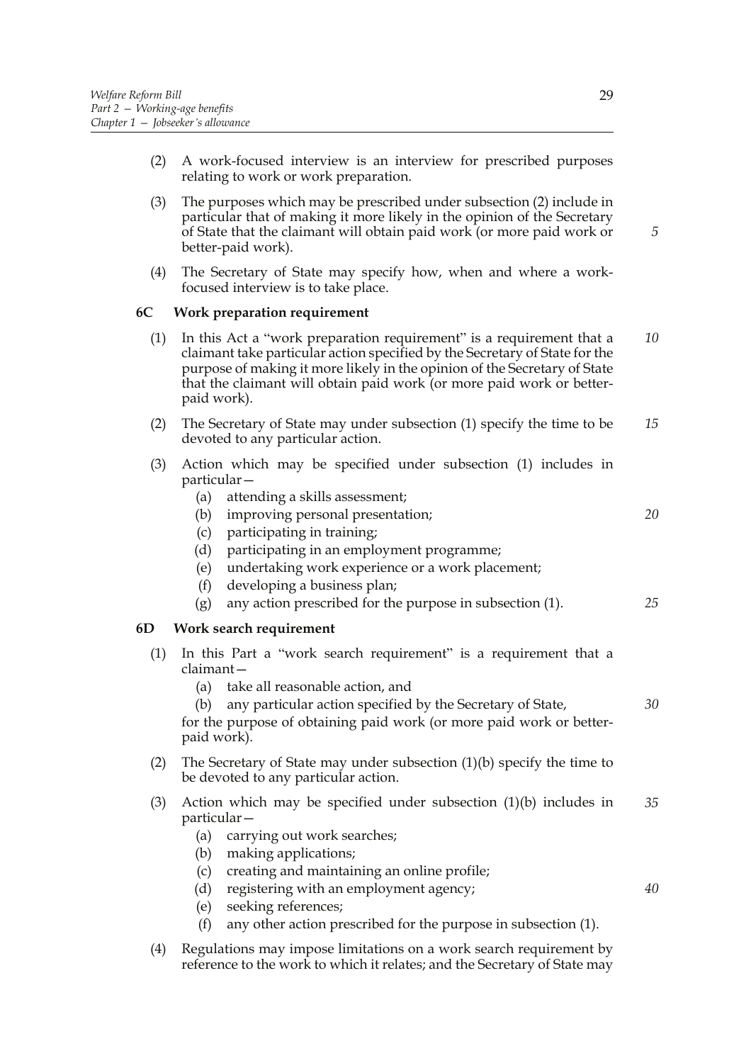(2) A work-focused interview is an interview for prescribed purposes relating to work or work preparation.

(3) The purposes which may be prescribed under subsection (2) include in particular that of making it more likely in the opinion of the Secretary of State that the claimant will obtain paid work (or more paid work or better-paid work).

(4) The Secretary of State may specify how, when and where a work-focused interview is to take place.

### 6C Work preparation requirement

(1) In this Act a "work preparation requirement" is a requirement that a claimant take particular action specified by the Secretary of State for the purpose of making it more likely in the opinion of the Secretary of State that the claimant will obtain paid work (or more paid work or better-paid work).

(2) The Secretary of State may under subsection (1) specify the time to be devoted to any particular action.

(3) Action which may be specified under subsection (1) includes in particular—

- (a) attending a skills assessment;
- (b) improving personal presentation;
- (c) participating in training;
- (d) participating in an employment programme;
- (e) undertaking work experience or a work placement;
- (f) developing a business plan;
- (g) any action prescribed for the purpose in subsection (1).

### 6D Work search requirement

(1) In this Part a "work search requirement" is a requirement that a claimant—

- (a) take all reasonable action, and
- (b) any particular action specified by the Secretary of State,

for the purpose of obtaining paid work (or more paid work or better-paid work).

(2) The Secretary of State may under subsection (1)(b) specify the time to be devoted to any particular action.

(3) Action which may be specified under subsection (1)(b) includes in particular—

- (a) carrying out work searches;
- (b) making applications;
- (c) creating and maintaining an online profile;
- (d) registering with an employment agency;
- (e) seeking references;
- (f) any other action prescribed for the purpose in subsection (1).

(4) Regulations may impose limitations on a work search requirement by reference to the work to which it relates; and the Secretary of State may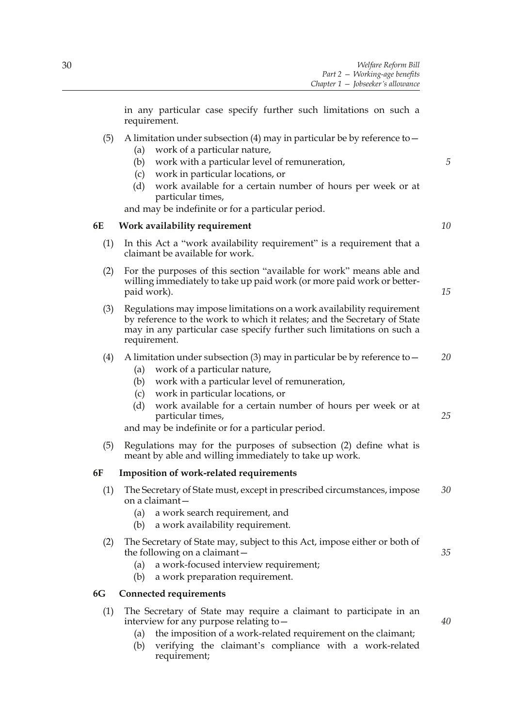in any particular case specify further such limitations on such a requirement.

(5) A limitation under subsection (4) may in particular be by reference to—

- (a) work of a particular nature,
- (b) work with a particular level of remuneration,
- (c) work in particular locations, or
- (d) work available for a certain number of hours per week or at particular times,

and may be indefinite or for a particular period.

### 6E Work availability requirement

(1) In this Act a "work availability requirement" is a requirement that a claimant be available for work.

(2) For the purposes of this section "available for work" means able and willing immediately to take up paid work (or more paid work or better-paid work).

(3) Regulations may impose limitations on a work availability requirement by reference to the work to which it relates; and the Secretary of State may in any particular case specify further such limitations on such a requirement.

(4) A limitation under subsection (3) may in particular be by reference to—

- (a) work of a particular nature,
- (b) work with a particular level of remuneration,
- (c) work in particular locations, or
- (d) work available for a certain number of hours per week or at particular times,

and may be indefinite or for a particular period.

(5) Regulations may for the purposes of subsection (2) define what is meant by able and willing immediately to take up work.

### 6F Imposition of work-related requirements

(1) The Secretary of State must, except in prescribed circumstances, impose on a claimant—

- (a) a work search requirement, and
- (b) a work availability requirement.

(2) The Secretary of State may, subject to this Act, impose either or both of the following on a claimant—

- (a) a work-focused interview requirement;
- (b) a work preparation requirement.

### 6G Connected requirements

(1) The Secretary of State may require a claimant to participate in an interview for any purpose relating to—

- (a) the imposition of a work-related requirement on the claimant;
- (b) verifying the claimant's compliance with a work-related requirement;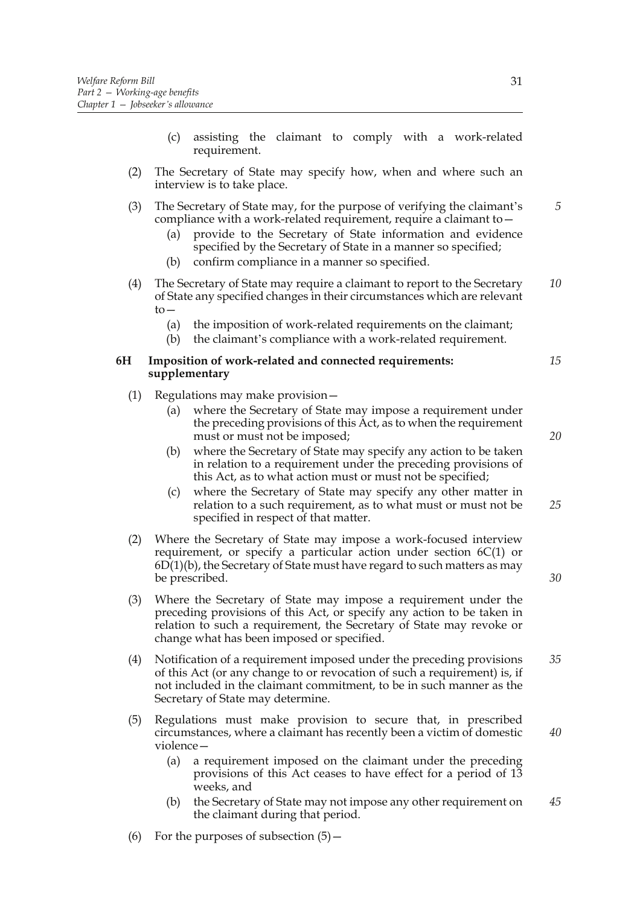(c) assisting the claimant to comply with a work-related requirement.

(2) The Secretary of State may specify how, when and where such an interview is to take place.

(3) The Secretary of State may, for the purpose of verifying the claimant's compliance with a work-related requirement, require a claimant to—

(a) provide to the Secretary of State information and evidence specified by the Secretary of State in a manner so specified;

(b) confirm compliance in a manner so specified.

(4) The Secretary of State may require a claimant to report to the Secretary of State any specified changes in their circumstances which are relevant to—

(a) the imposition of work-related requirements on the claimant;

(b) the claimant's compliance with a work-related requirement.

### 6H Imposition of work-related and connected requirements: supplementary

(1) Regulations may make provision—

(a) where the Secretary of State may impose a requirement under the preceding provisions of this Act, as to when the requirement must or must not be imposed;

(b) where the Secretary of State may specify any action to be taken in relation to a requirement under the preceding provisions of this Act, as to what action must or must not be specified;

(c) where the Secretary of State may specify any other matter in relation to a such requirement, as to what must or must not be specified in respect of that matter.

(2) Where the Secretary of State may impose a work-focused interview requirement, or specify a particular action under section 6C(1) or 6D(1)(b), the Secretary of State must have regard to such matters as may be prescribed.

(3) Where the Secretary of State may impose a requirement under the preceding provisions of this Act, or specify any action to be taken in relation to such a requirement, the Secretary of State may revoke or change what has been imposed or specified.

(4) Notification of a requirement imposed under the preceding provisions of this Act (or any change to or revocation of such a requirement) is, if not included in the claimant commitment, to be in such manner as the Secretary of State may determine.

(5) Regulations must make provision to secure that, in prescribed circumstances, where a claimant has recently been a victim of domestic violence—

(a) a requirement imposed on the claimant under the preceding provisions of this Act ceases to have effect for a period of 13 weeks, and

(b) the Secretary of State may not impose any other requirement on the claimant during that period.

(6) For the purposes of subsection (5)—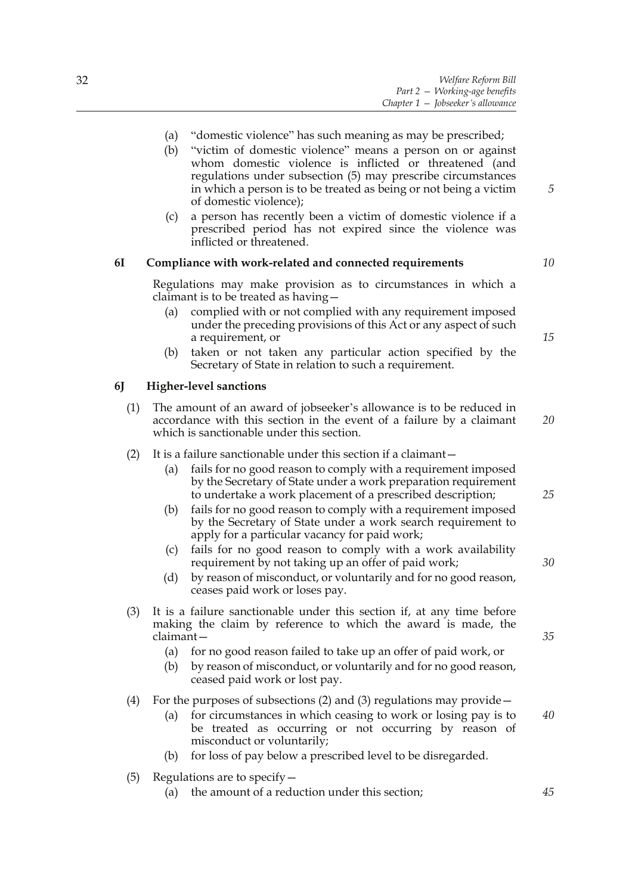(a) "domestic violence" has such meaning as may be prescribed;

(b) "victim of domestic violence" means a person on or against whom domestic violence is inflicted or threatened (and regulations under subsection (5) may prescribe circumstances in which a person is to be treated as being or not being a victim of domestic violence);

(c) a person has recently been a victim of domestic violence if a prescribed period has not expired since the violence was inflicted or threatened.

### 6I Compliance with work-related and connected requirements

Regulations may make provision as to circumstances in which a claimant is to be treated as having—

(a) complied with or not complied with any requirement imposed under the preceding provisions of this Act or any aspect of such a requirement, or

(b) taken or not taken any particular action specified by the Secretary of State in relation to such a requirement.

### 6J Higher-level sanctions

(1) The amount of an award of jobseeker's allowance is to be reduced in accordance with this section in the event of a failure by a claimant which is sanctionable under this section.

(2) It is a failure sanctionable under this section if a claimant—

(a) fails for no good reason to comply with a requirement imposed by the Secretary of State under a work preparation requirement to undertake a work placement of a prescribed description;

(b) fails for no good reason to comply with a requirement imposed by the Secretary of State under a work search requirement to apply for a particular vacancy for paid work;

(c) fails for no good reason to comply with a work availability requirement by not taking up an offer of paid work;

(d) by reason of misconduct, or voluntarily and for no good reason, ceases paid work or loses pay.

(3) It is a failure sanctionable under this section if, at any time before making the claim by reference to which the award is made, the claimant—

(a) for no good reason failed to take up an offer of paid work, or

(b) by reason of misconduct, or voluntarily and for no good reason, ceased paid work or lost pay.

(4) For the purposes of subsections (2) and (3) regulations may provide—

(a) for circumstances in which ceasing to work or losing pay is to be treated as occurring or not occurring by reason of misconduct or voluntarily;

(b) for loss of pay below a prescribed level to be disregarded.

(5) Regulations are to specify—

(a) the amount of a reduction under this section;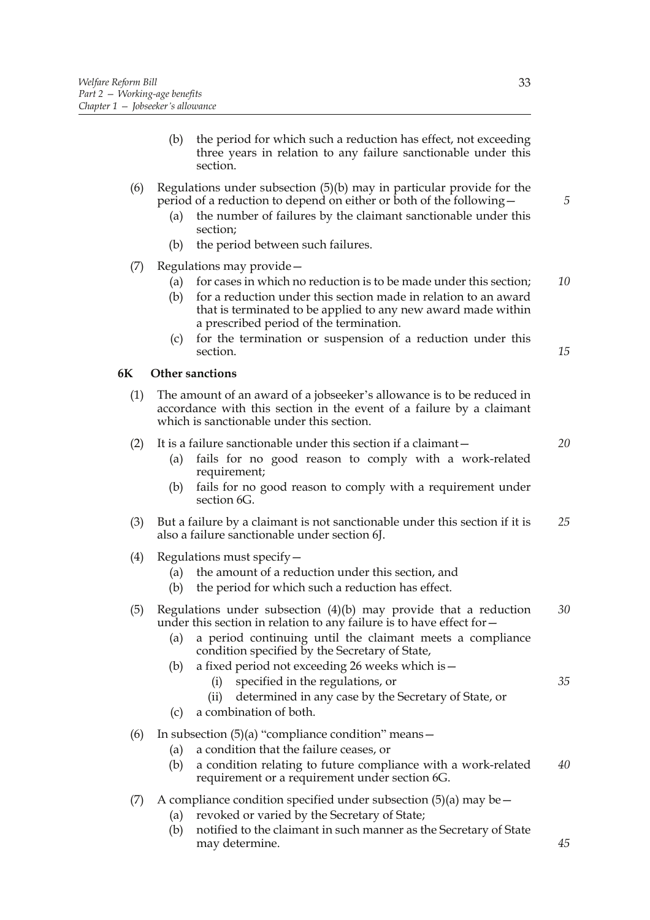(b) the period for which such a reduction has effect, not exceeding three years in relation to any failure sanctionable under this section.

(6) Regulations under subsection (5)(b) may in particular provide for the period of a reduction to depend on either or both of the following—

(a) the number of failures by the claimant sanctionable under this section;

(b) the period between such failures.

(7) Regulations may provide—

(a) for cases in which no reduction is to be made under this section;

(b) for a reduction under this section made in relation to an award that is terminated to be applied to any new award made within a prescribed period of the termination.

(c) for the termination or suspension of a reduction under this section.

### 6K Other sanctions

(1) The amount of an award of a jobseeker's allowance is to be reduced in accordance with this section in the event of a failure by a claimant which is sanctionable under this section.

(2) It is a failure sanctionable under this section if a claimant—

(a) fails for no good reason to comply with a work-related requirement;

(b) fails for no good reason to comply with a requirement under section 6G.

(3) But a failure by a claimant is not sanctionable under this section if it is also a failure sanctionable under section 6J.

(4) Regulations must specify—

(a) the amount of a reduction under this section, and

(b) the period for which such a reduction has effect.

(5) Regulations under subsection (4)(b) may provide that a reduction under this section in relation to any failure is to have effect for—

(a) a period continuing until the claimant meets a compliance condition specified by the Secretary of State,

(b) a fixed period not exceeding 26 weeks which is—

(i) specified in the regulations, or

(ii) determined in any case by the Secretary of State, or

(c) a combination of both.

(6) In subsection (5)(a) "compliance condition" means—

(a) a condition that the failure ceases, or

(b) a condition relating to future compliance with a work-related requirement or a requirement under section 6G.

(7) A compliance condition specified under subsection (5)(a) may be—

(a) revoked or varied by the Secretary of State;

(b) notified to the claimant in such manner as the Secretary of State may determine.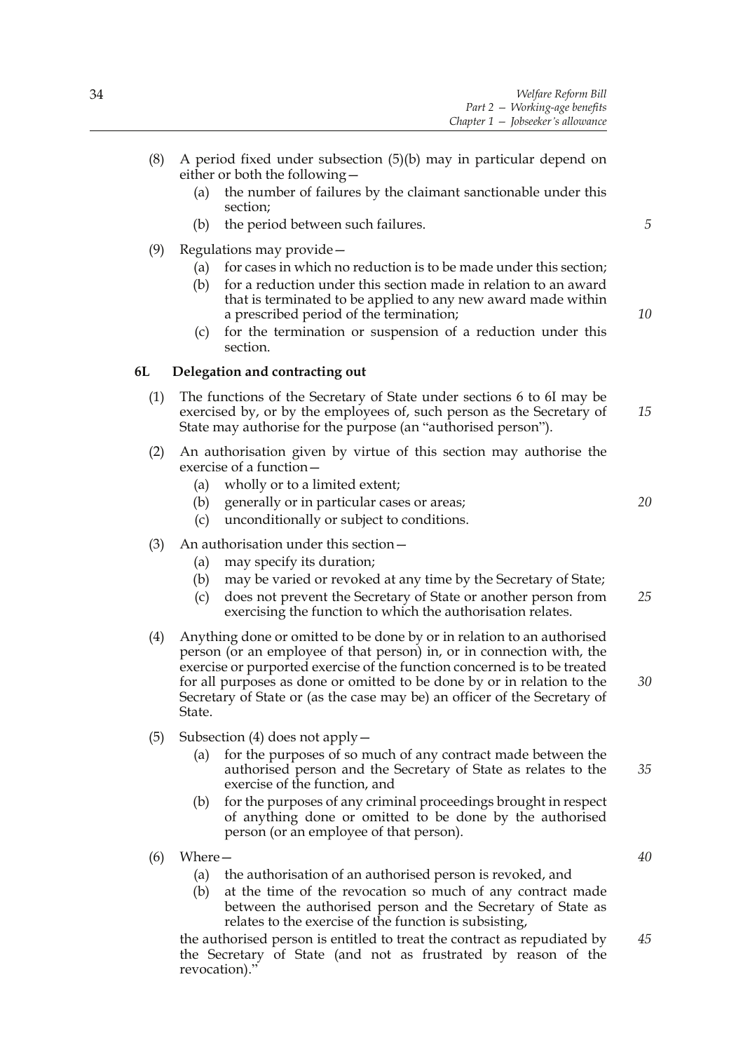(8) A period fixed under subsection (5)(b) may in particular depend on either or both the following—

   (a) the number of failures by the claimant sanctionable under this section;

   (b) the period between such failures.

(9) Regulations may provide—

   (a) for cases in which no reduction is to be made under this section;

   (b) for a reduction under this section made in relation to an award that is terminated to be applied to any new award made within a prescribed period of the termination;

   (c) for the termination or suspension of a reduction under this section.

### 6L Delegation and contracting out

(1) The functions of the Secretary of State under sections 6 to 6I may be exercised by, or by the employees of, such person as the Secretary of State may authorise for the purpose (an "authorised person").

(2) An authorisation given by virtue of this section may authorise the exercise of a function—

   (a) wholly or to a limited extent;

   (b) generally or in particular cases or areas;

   (c) unconditionally or subject to conditions.

(3) An authorisation under this section—

   (a) may specify its duration;

   (b) may be varied or revoked at any time by the Secretary of State;

   (c) does not prevent the Secretary of State or another person from exercising the function to which the authorisation relates.

(4) Anything done or omitted to be done by or in relation to an authorised person (or an employee of that person) in, or in connection with, the exercise or purported exercise of the function concerned is to be treated for all purposes as done or omitted to be done by or in relation to the Secretary of State or (as the case may be) an officer of the Secretary of State.

(5) Subsection (4) does not apply—

   (a) for the purposes of so much of any contract made between the authorised person and the Secretary of State as relates to the exercise of the function, and

   (b) for the purposes of any criminal proceedings brought in respect of anything done or omitted to be done by the authorised person (or an employee of that person).

(6) Where—

   (a) the authorisation of an authorised person is revoked, and

   (b) at the time of the revocation so much of any contract made between the authorised person and the Secretary of State as relates to the exercise of the function is subsisting,

the authorised person is entitled to treat the contract as repudiated by the Secretary of State (and not as frustrated by reason of the revocation)."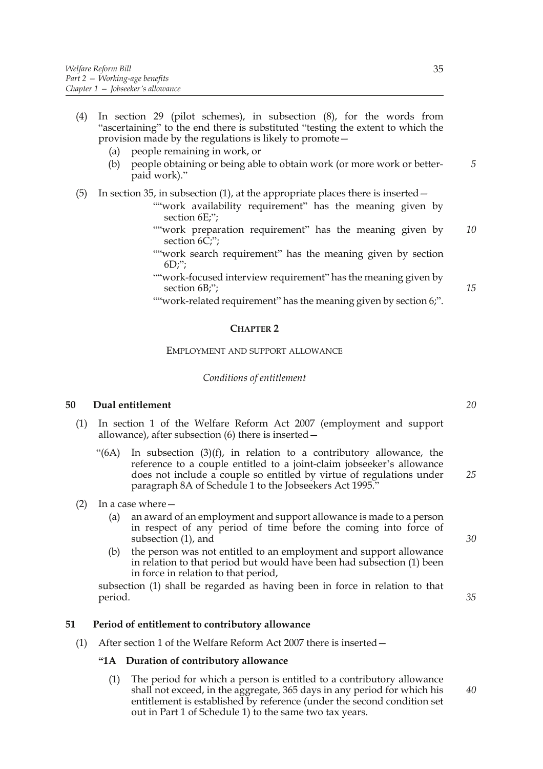(4) In section 29 (pilot schemes), in subsection (8), for the words from "ascertaining" to the end there is substituted "testing the extent to which the provision made by the regulations is likely to promote—

(a) people remaining in work, or

(b) people obtaining or being able to obtain work (or more work or better-paid work)."

(5) In section 35, in subsection (1), at the appropriate places there is inserted—

""work availability requirement" has the meaning given by section 6E;";

""work preparation requirement" has the meaning given by section 6C;";

""work search requirement" has the meaning given by section 6D;";

""work-focused interview requirement" has the meaning given by section 6B;";

""work-related requirement" has the meaning given by section 6;".

## CHAPTER 2

EMPLOYMENT AND SUPPORT ALLOWANCE

*Conditions of entitlement*

### 50 Dual entitlement

(1) In section 1 of the Welfare Reform Act 2007 (employment and support allowance), after subsection (6) there is inserted—

"(6A) In subsection (3)(f), in relation to a contributory allowance, the reference to a couple entitled to a joint-claim jobseeker's allowance does not include a couple so entitled by virtue of regulations under paragraph 8A of Schedule 1 to the Jobseekers Act 1995."

(2) In a case where—

(a) an award of an employment and support allowance is made to a person in respect of any period of time before the coming into force of subsection (1), and

(b) the person was not entitled to an employment and support allowance in relation to that period but would have been had subsection (1) been in force in relation to that period,

subsection (1) shall be regarded as having been in force in relation to that period.

### 51 Period of entitlement to contributory allowance

(1) After section 1 of the Welfare Reform Act 2007 there is inserted—

**"1A Duration of contributory allowance**

(1) The period for which a person is entitled to a contributory allowance shall not exceed, in the aggregate, 365 days in any period for which his entitlement is established by reference (under the second condition set out in Part 1 of Schedule 1) to the same two tax years.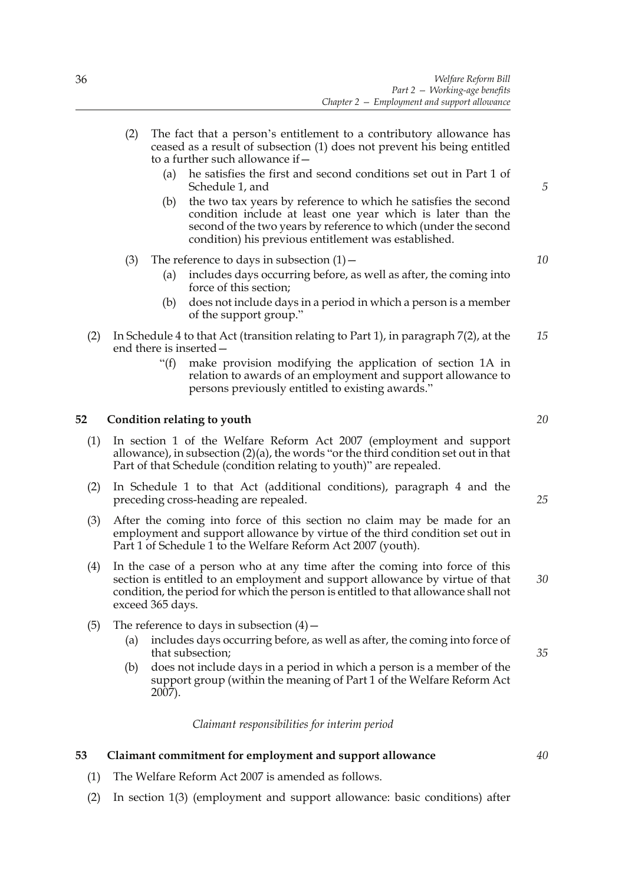(2) The fact that a person's entitlement to a contributory allowance has ceased as a result of subsection (1) does not prevent his being entitled to a further such allowance if—

(a) he satisfies the first and second conditions set out in Part 1 of Schedule 1, and

(b) the two tax years by reference to which he satisfies the second condition include at least one year which is later than the second of the two years by reference to which (under the second condition) his previous entitlement was established.

(3) The reference to days in subsection (1)—

(a) includes days occurring before, as well as after, the coming into force of this section;

(b) does not include days in a period in which a person is a member of the support group."

(2) In Schedule 4 to that Act (transition relating to Part 1), in paragraph 7(2), at the end there is inserted—

"(f) make provision modifying the application of section 1A in relation to awards of an employment and support allowance to persons previously entitled to existing awards."

## 52 Condition relating to youth

(1) In section 1 of the Welfare Reform Act 2007 (employment and support allowance), in subsection (2)(a), the words "or the third condition set out in that Part of that Schedule (condition relating to youth)" are repealed.

(2) In Schedule 1 to that Act (additional conditions), paragraph 4 and the preceding cross-heading are repealed.

(3) After the coming into force of this section no claim may be made for an employment and support allowance by virtue of the third condition set out in Part 1 of Schedule 1 to the Welfare Reform Act 2007 (youth).

(4) In the case of a person who at any time after the coming into force of this section is entitled to an employment and support allowance by virtue of that condition, the period for which the person is entitled to that allowance shall not exceed 365 days.

(5) The reference to days in subsection (4)—

(a) includes days occurring before, as well as after, the coming into force of that subsection;

(b) does not include days in a period in which a person is a member of the support group (within the meaning of Part 1 of the Welfare Reform Act 2007).

*Claimant responsibilities for interim period*

## 53 Claimant commitment for employment and support allowance

(1) The Welfare Reform Act 2007 is amended as follows.

(2) In section 1(3) (employment and support allowance: basic conditions) after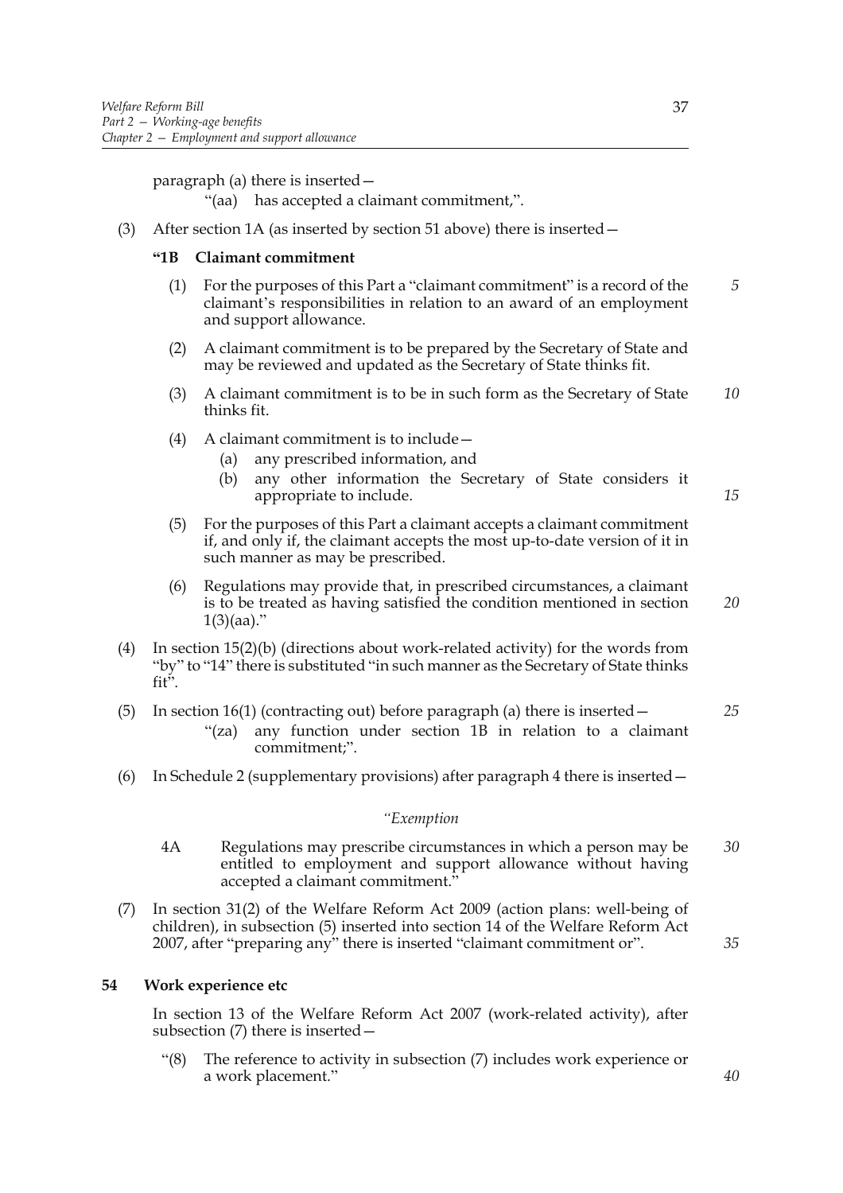paragraph (a) there is inserted—

"(aa) has accepted a claimant commitment,".

(3) After section 1A (as inserted by section 51 above) there is inserted—

**"1B Claimant commitment**

(1) For the purposes of this Part a "claimant commitment" is a record of the claimant's responsibilities in relation to an award of an employment and support allowance.

(2) A claimant commitment is to be prepared by the Secretary of State and may be reviewed and updated as the Secretary of State thinks fit.

(3) A claimant commitment is to be in such form as the Secretary of State thinks fit.

(4) A claimant commitment is to include—

(a) any prescribed information, and

(b) any other information the Secretary of State considers it appropriate to include.

(5) For the purposes of this Part a claimant accepts a claimant commitment if, and only if, the claimant accepts the most up-to-date version of it in such manner as may be prescribed.

(6) Regulations may provide that, in prescribed circumstances, a claimant is to be treated as having satisfied the condition mentioned in section 1(3)(aa)."

(4) In section 15(2)(b) (directions about work-related activity) for the words from "by" to "14" there is substituted "in such manner as the Secretary of State thinks fit".

(5) In section 16(1) (contracting out) before paragraph (a) there is inserted—

"(za) any function under section 1B in relation to a claimant commitment;".

(6) In Schedule 2 (supplementary provisions) after paragraph 4 there is inserted—

*"Exemption*

4A Regulations may prescribe circumstances in which a person may be entitled to employment and support allowance without having accepted a claimant commitment."

(7) In section 31(2) of the Welfare Reform Act 2009 (action plans: well-being of children), in subsection (5) inserted into section 14 of the Welfare Reform Act 2007, after "preparing any" there is inserted "claimant commitment or".

**54 Work experience etc**

In section 13 of the Welfare Reform Act 2007 (work-related activity), after subsection (7) there is inserted—

"(8) The reference to activity in subsection (7) includes work experience or a work placement."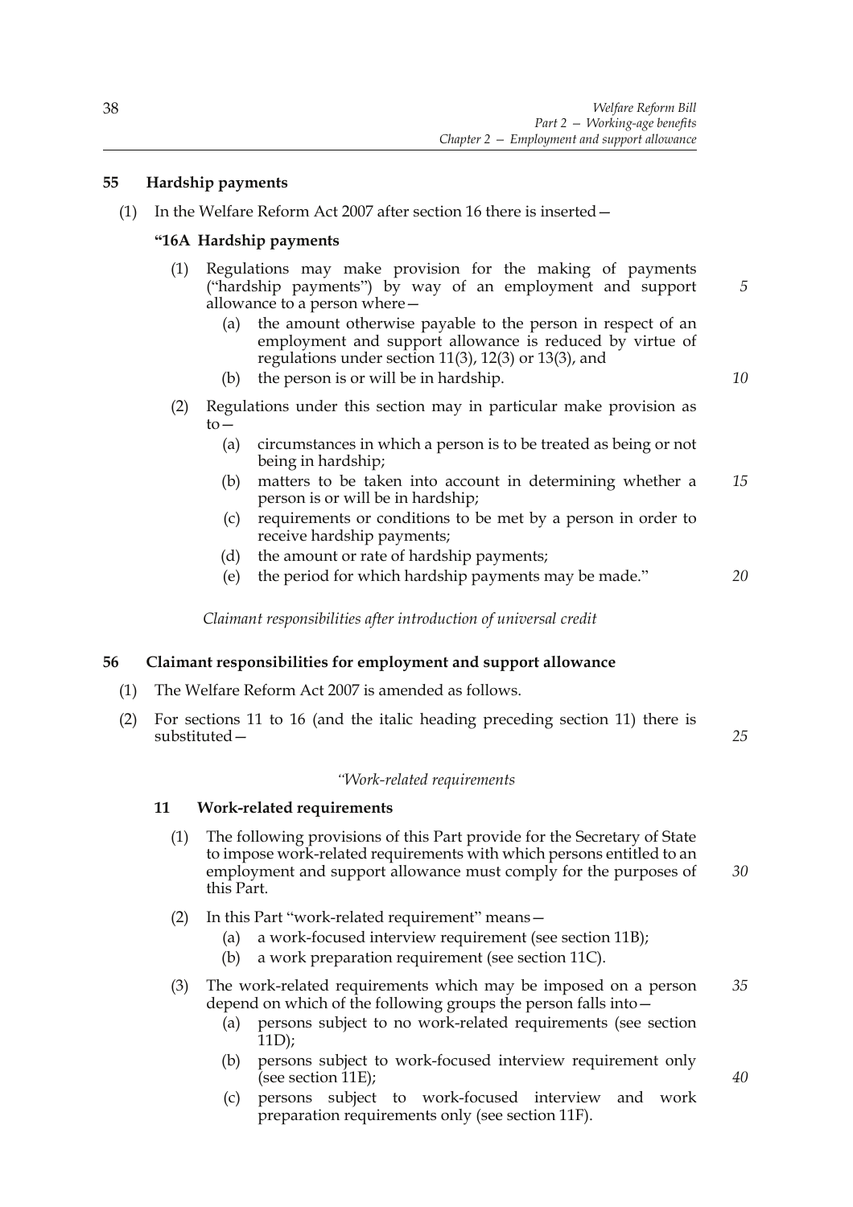## 55 Hardship payments

(1) In the Welfare Reform Act 2007 after section 16 there is inserted—

### "16A Hardship payments

(1) Regulations may make provision for the making of payments ("hardship payments") by way of an employment and support allowance to a person where—

(a) the amount otherwise payable to the person in respect of an employment and support allowance is reduced by virtue of regulations under section 11(3), 12(3) or 13(3), and

(b) the person is or will be in hardship.

(2) Regulations under this section may in particular make provision as to—

(a) circumstances in which a person is to be treated as being or not being in hardship;

(b) matters to be taken into account in determining whether a person is or will be in hardship;

(c) requirements or conditions to be met by a person in order to receive hardship payments;

(d) the amount or rate of hardship payments;

(e) the period for which hardship payments may be made."

*Claimant responsibilities after introduction of universal credit*

## 56 Claimant responsibilities for employment and support allowance

(1) The Welfare Reform Act 2007 is amended as follows.

(2) For sections 11 to 16 (and the italic heading preceding section 11) there is substituted—

*"Work-related requirements*

### 11 Work-related requirements

(1) The following provisions of this Part provide for the Secretary of State to impose work-related requirements with which persons entitled to an employment and support allowance must comply for the purposes of this Part.

(2) In this Part "work-related requirement" means—

(a) a work-focused interview requirement (see section 11B);

(b) a work preparation requirement (see section 11C).

(3) The work-related requirements which may be imposed on a person depend on which of the following groups the person falls into—

(a) persons subject to no work-related requirements (see section 11D);

(b) persons subject to work-focused interview requirement only (see section 11E);

(c) persons subject to work-focused interview and work preparation requirements only (see section 11F).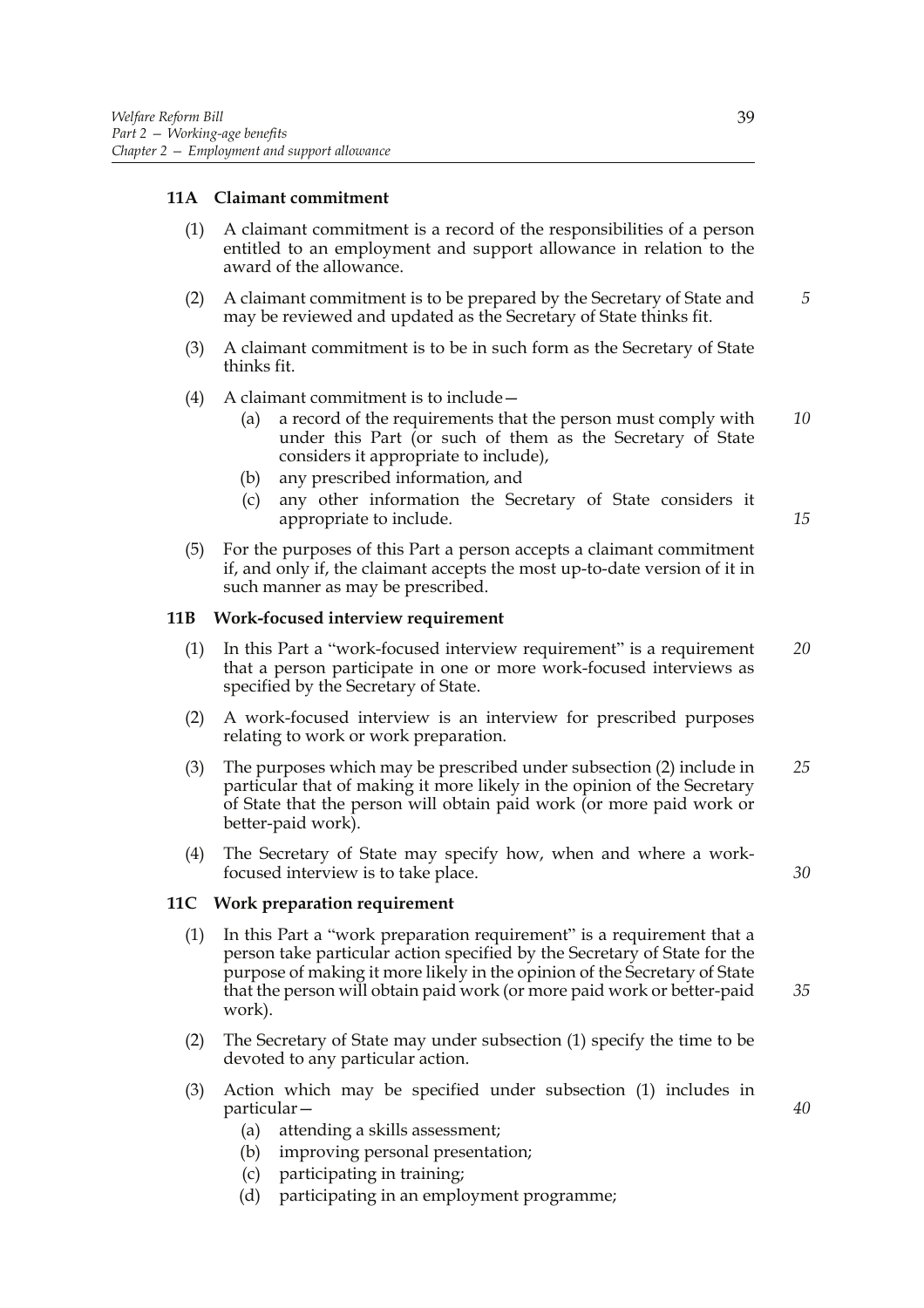**11A Claimant commitment**

(1) A claimant commitment is a record of the responsibilities of a person entitled to an employment and support allowance in relation to the award of the allowance.

(2) A claimant commitment is to be prepared by the Secretary of State and may be reviewed and updated as the Secretary of State thinks fit.

(3) A claimant commitment is to be in such form as the Secretary of State thinks fit.

(4) A claimant commitment is to include—

  (a) a record of the requirements that the person must comply with under this Part (or such of them as the Secretary of State considers it appropriate to include),

  (b) any prescribed information, and

  (c) any other information the Secretary of State considers it appropriate to include.

(5) For the purposes of this Part a person accepts a claimant commitment if, and only if, the claimant accepts the most up-to-date version of it in such manner as may be prescribed.

**11B Work-focused interview requirement**

(1) In this Part a "work-focused interview requirement" is a requirement that a person participate in one or more work-focused interviews as specified by the Secretary of State.

(2) A work-focused interview is an interview for prescribed purposes relating to work or work preparation.

(3) The purposes which may be prescribed under subsection (2) include in particular that of making it more likely in the opinion of the Secretary of State that the person will obtain paid work (or more paid work or better-paid work).

(4) The Secretary of State may specify how, when and where a work-focused interview is to take place.

**11C Work preparation requirement**

(1) In this Part a "work preparation requirement" is a requirement that a person take particular action specified by the Secretary of State for the purpose of making it more likely in the opinion of the Secretary of State that the person will obtain paid work (or more paid work or better-paid work).

(2) The Secretary of State may under subsection (1) specify the time to be devoted to any particular action.

(3) Action which may be specified under subsection (1) includes in particular—

  (a) attending a skills assessment;

  (b) improving personal presentation;

  (c) participating in training;

  (d) participating in an employment programme;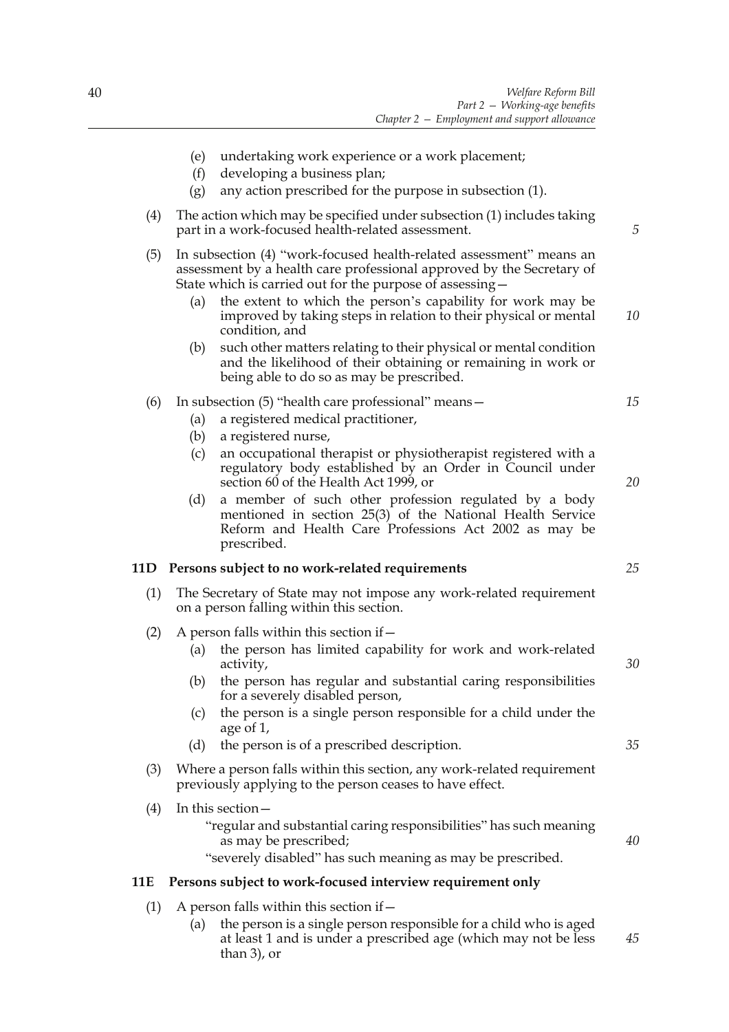(e) undertaking work experience or a work placement;
(f) developing a business plan;
(g) any action prescribed for the purpose in subsection (1).

(4) The action which may be specified under subsection (1) includes taking part in a work-focused health-related assessment.

(5) In subsection (4) "work-focused health-related assessment" means an assessment by a health care professional approved by the Secretary of State which is carried out for the purpose of assessing—
(a) the extent to which the person's capability for work may be improved by taking steps in relation to their physical or mental condition, and
(b) such other matters relating to their physical or mental condition and the likelihood of their obtaining or remaining in work or being able to do so as may be prescribed.

(6) In subsection (5) "health care professional" means—
(a) a registered medical practitioner,
(b) a registered nurse,
(c) an occupational therapist or physiotherapist registered with a regulatory body established by an Order in Council under section 60 of the Health Act 1999, or
(d) a member of such other profession regulated by a body mentioned in section 25(3) of the National Health Service Reform and Health Care Professions Act 2002 as may be prescribed.

**11D Persons subject to no work-related requirements**

(1) The Secretary of State may not impose any work-related requirement on a person falling within this section.

(2) A person falls within this section if—
(a) the person has limited capability for work and work-related activity,
(b) the person has regular and substantial caring responsibilities for a severely disabled person,
(c) the person is a single person responsible for a child under the age of 1,
(d) the person is of a prescribed description.

(3) Where a person falls within this section, any work-related requirement previously applying to the person ceases to have effect.

(4) In this section—
"regular and substantial caring responsibilities" has such meaning as may be prescribed;
"severely disabled" has such meaning as may be prescribed.

**11E Persons subject to work-focused interview requirement only**

(1) A person falls within this section if—
(a) the person is a single person responsible for a child who is aged at least 1 and is under a prescribed age (which may not be less than 3), or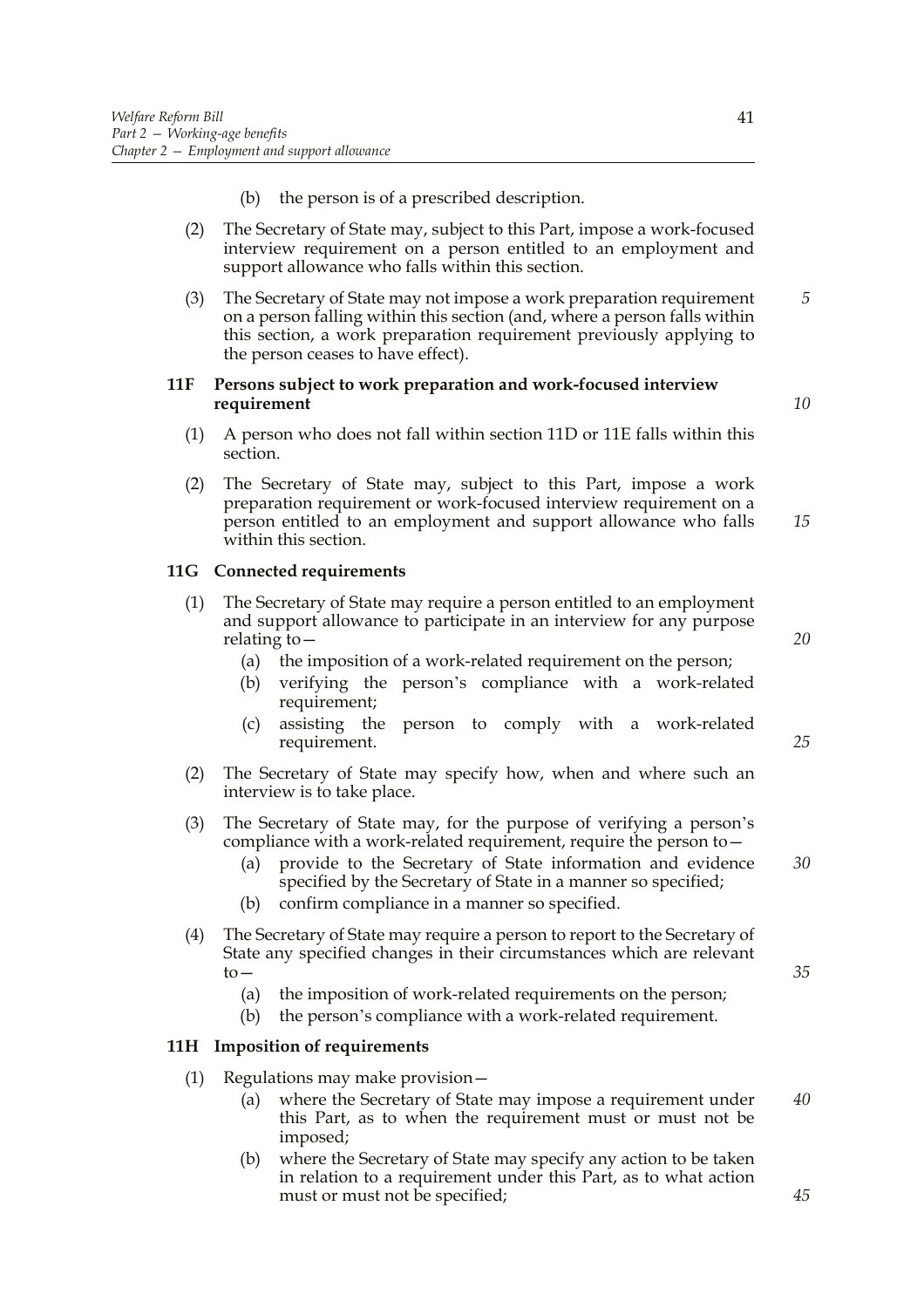(b) the person is of a prescribed description.

(2) The Secretary of State may, subject to this Part, impose a work-focused interview requirement on a person entitled to an employment and support allowance who falls within this section.

(3) The Secretary of State may not impose a work preparation requirement on a person falling within this section (and, where a person falls within this section, a work preparation requirement previously applying to the person ceases to have effect).

### 11F Persons subject to work preparation and work-focused interview requirement

(1) A person who does not fall within section 11D or 11E falls within this section.

(2) The Secretary of State may, subject to this Part, impose a work preparation requirement or work-focused interview requirement on a person entitled to an employment and support allowance who falls within this section.

### 11G Connected requirements

(1) The Secretary of State may require a person entitled to an employment and support allowance to participate in an interview for any purpose relating to—

- (a) the imposition of a work-related requirement on the person;
- (b) verifying the person's compliance with a work-related requirement;
- (c) assisting the person to comply with a work-related requirement.

(2) The Secretary of State may specify how, when and where such an interview is to take place.

(3) The Secretary of State may, for the purpose of verifying a person's compliance with a work-related requirement, require the person to—

- (a) provide to the Secretary of State information and evidence specified by the Secretary of State in a manner so specified;
- (b) confirm compliance in a manner so specified.

(4) The Secretary of State may require a person to report to the Secretary of State any specified changes in their circumstances which are relevant to—

- (a) the imposition of work-related requirements on the person;
- (b) the person's compliance with a work-related requirement.

### 11H Imposition of requirements

(1) Regulations may make provision—

- (a) where the Secretary of State may impose a requirement under this Part, as to when the requirement must or must not be imposed;
- (b) where the Secretary of State may specify any action to be taken in relation to a requirement under this Part, as to what action must or must not be specified;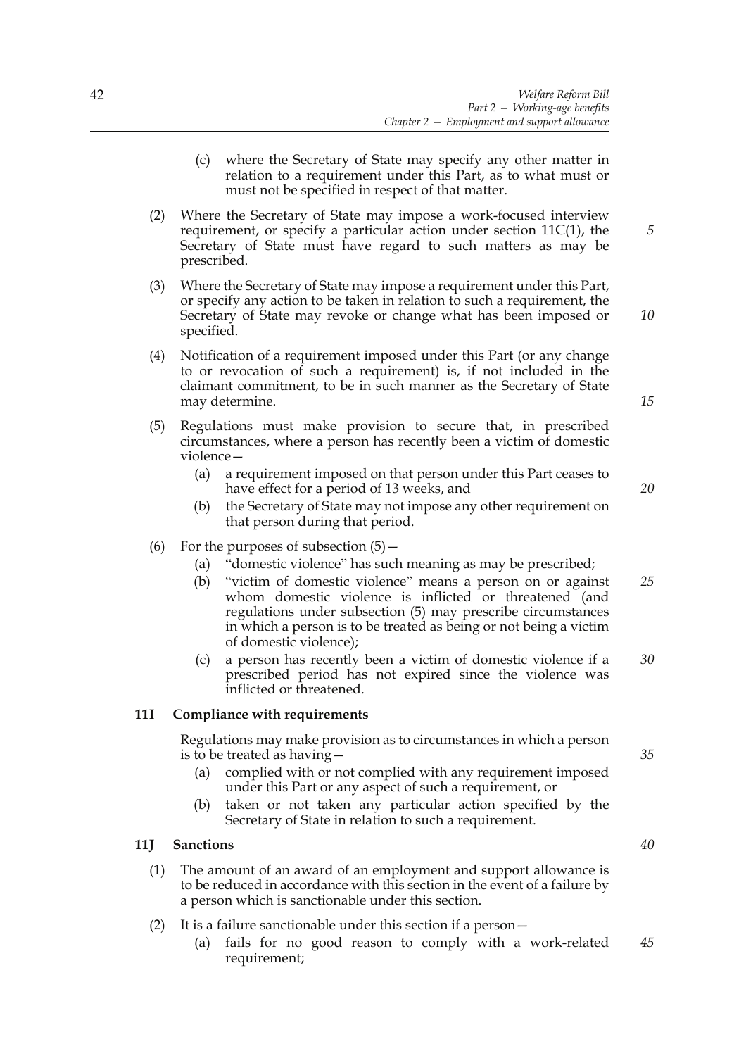(c) where the Secretary of State may specify any other matter in relation to a requirement under this Part, as to what must or must not be specified in respect of that matter.

(2) Where the Secretary of State may impose a work-focused interview requirement, or specify a particular action under section 11C(1), the Secretary of State must have regard to such matters as may be prescribed.

(3) Where the Secretary of State may impose a requirement under this Part, or specify any action to be taken in relation to such a requirement, the Secretary of State may revoke or change what has been imposed or specified.

(4) Notification of a requirement imposed under this Part (or any change to or revocation of such a requirement) is, if not included in the claimant commitment, to be in such manner as the Secretary of State may determine.

(5) Regulations must make provision to secure that, in prescribed circumstances, where a person has recently been a victim of domestic violence—

- (a) a requirement imposed on that person under this Part ceases to have effect for a period of 13 weeks, and
- (b) the Secretary of State may not impose any other requirement on that person during that period.

(6) For the purposes of subsection (5)—

- (a) "domestic violence" has such meaning as may be prescribed;
- (b) "victim of domestic violence" means a person on or against whom domestic violence is inflicted or threatened (and regulations under subsection (5) may prescribe circumstances in which a person is to be treated as being or not being a victim of domestic violence);
- (c) a person has recently been a victim of domestic violence if a prescribed period has not expired since the violence was inflicted or threatened.

### 11I Compliance with requirements

Regulations may make provision as to circumstances in which a person is to be treated as having—

- (a) complied with or not complied with any requirement imposed under this Part or any aspect of such a requirement, or
- (b) taken or not taken any particular action specified by the Secretary of State in relation to such a requirement.

### 11J Sanctions

(1) The amount of an award of an employment and support allowance is to be reduced in accordance with this section in the event of a failure by a person which is sanctionable under this section.

(2) It is a failure sanctionable under this section if a person—

- (a) fails for no good reason to comply with a work-related requirement;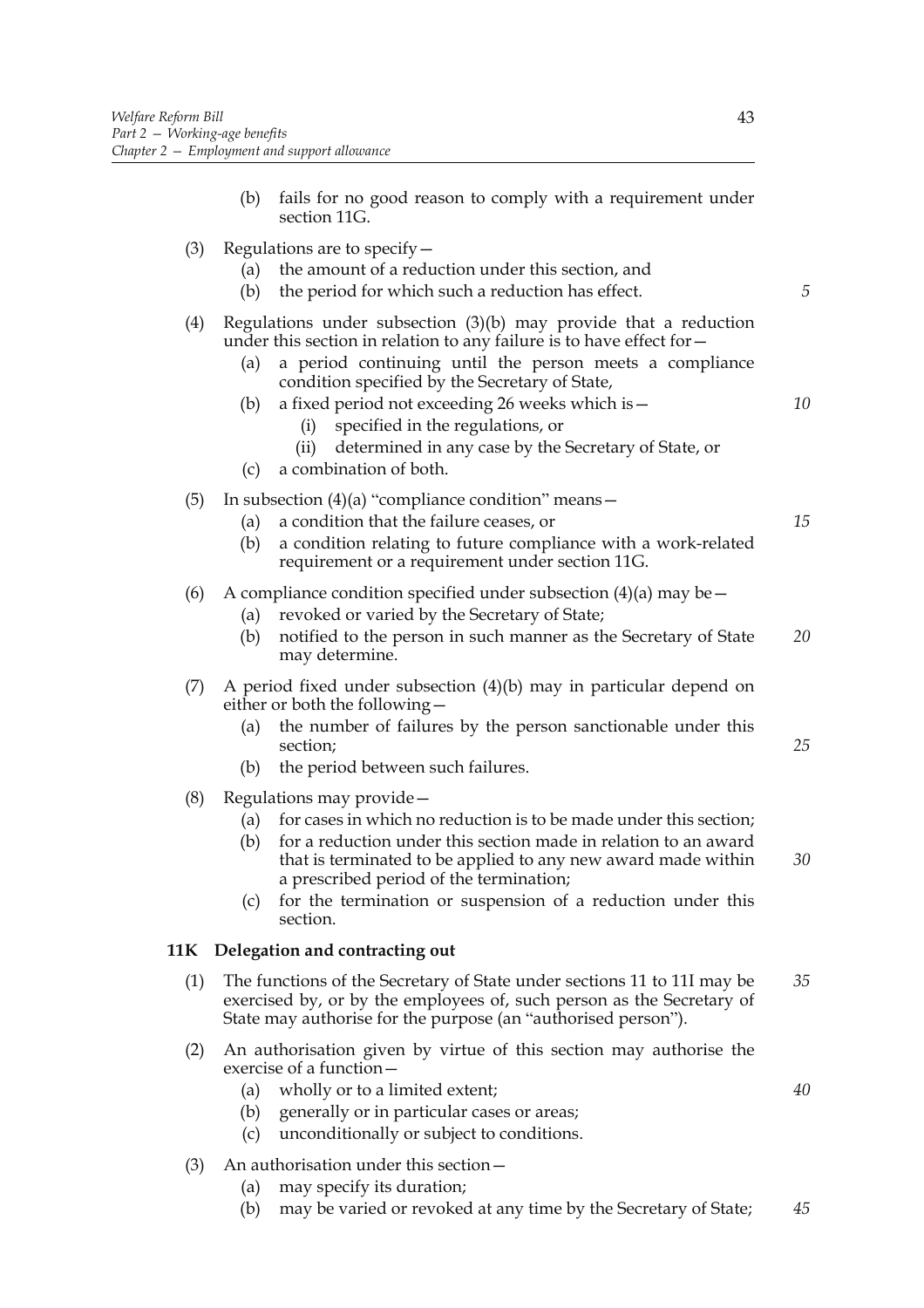(b) fails for no good reason to comply with a requirement under section 11G.

(3) Regulations are to specify—

(a) the amount of a reduction under this section, and

(b) the period for which such a reduction has effect.

(4) Regulations under subsection (3)(b) may provide that a reduction under this section in relation to any failure is to have effect for—

(a) a period continuing until the person meets a compliance condition specified by the Secretary of State,

(b) a fixed period not exceeding 26 weeks which is—

(i) specified in the regulations, or

(ii) determined in any case by the Secretary of State, or

(c) a combination of both.

(5) In subsection (4)(a) "compliance condition" means—

(a) a condition that the failure ceases, or

(b) a condition relating to future compliance with a work-related requirement or a requirement under section 11G.

(6) A compliance condition specified under subsection (4)(a) may be—

(a) revoked or varied by the Secretary of State;

(b) notified to the person in such manner as the Secretary of State may determine.

(7) A period fixed under subsection (4)(b) may in particular depend on either or both the following—

(a) the number of failures by the person sanctionable under this section;

(b) the period between such failures.

(8) Regulations may provide—

(a) for cases in which no reduction is to be made under this section;

(b) for a reduction under this section made in relation to an award that is terminated to be applied to any new award made within a prescribed period of the termination;

(c) for the termination or suspension of a reduction under this section.

**11K Delegation and contracting out**

(1) The functions of the Secretary of State under sections 11 to 11I may be exercised by, or by the employees of, such person as the Secretary of State may authorise for the purpose (an "authorised person").

(2) An authorisation given by virtue of this section may authorise the exercise of a function—

(a) wholly or to a limited extent;

(b) generally or in particular cases or areas;

(c) unconditionally or subject to conditions.

(3) An authorisation under this section—

(a) may specify its duration;

(b) may be varied or revoked at any time by the Secretary of State;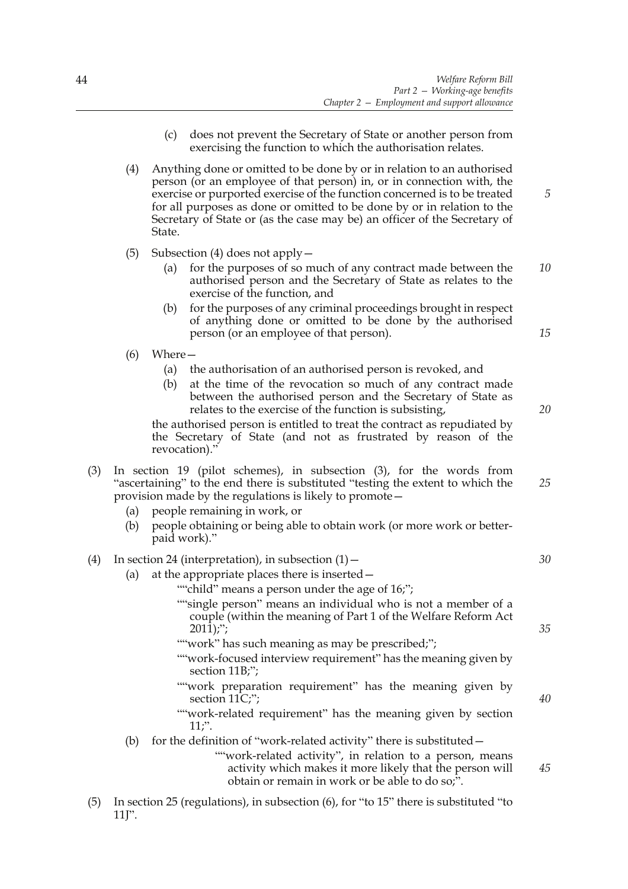(c) does not prevent the Secretary of State or another person from exercising the function to which the authorisation relates.

(4) Anything done or omitted to be done by or in relation to an authorised person (or an employee of that person) in, or in connection with, the exercise or purported exercise of the function concerned is to be treated for all purposes as done or omitted to be done by or in relation to the Secretary of State or (as the case may be) an officer of the Secretary of State.

(5) Subsection (4) does not apply—

(a) for the purposes of so much of any contract made between the authorised person and the Secretary of State as relates to the exercise of the function, and

(b) for the purposes of any criminal proceedings brought in respect of anything done or omitted to be done by the authorised person (or an employee of that person).

(6) Where—

(a) the authorisation of an authorised person is revoked, and

(b) at the time of the revocation so much of any contract made between the authorised person and the Secretary of State as relates to the exercise of the function is subsisting,

the authorised person is entitled to treat the contract as repudiated by the Secretary of State (and not as frustrated by reason of the revocation)."

(3) In section 19 (pilot schemes), in subsection (3), for the words from "ascertaining" to the end there is substituted "testing the extent to which the provision made by the regulations is likely to promote—

(a) people remaining in work, or

(b) people obtaining or being able to obtain work (or more work or better-paid work)."

(4) In section 24 (interpretation), in subsection (1)—

(a) at the appropriate places there is inserted—

""child" means a person under the age of 16;";

""single person" means an individual who is not a member of a couple (within the meaning of Part 1 of the Welfare Reform Act 2011);";

""work" has such meaning as may be prescribed;";

""work-focused interview requirement" has the meaning given by section 11B;";

""work preparation requirement" has the meaning given by section 11C;";

""work-related requirement" has the meaning given by section 11;".

(b) for the definition of "work-related activity" there is substituted—

""work-related activity", in relation to a person, means activity which makes it more likely that the person will obtain or remain in work or be able to do so;".

(5) In section 25 (regulations), in subsection (6), for "to 15" there is substituted "to 11J".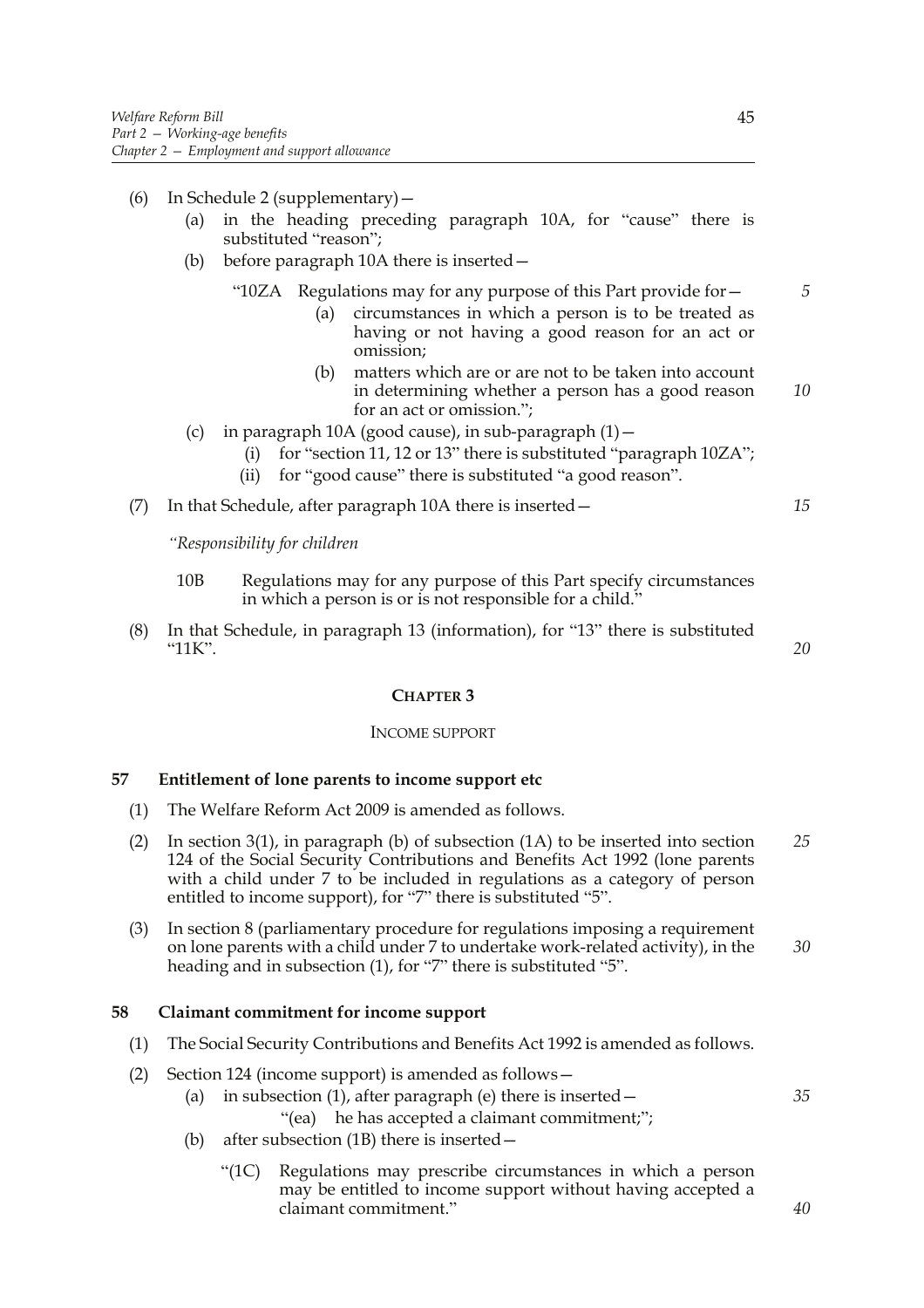(6) In Schedule 2 (supplementary)—

(a) in the heading preceding paragraph 10A, for "cause" there is substituted "reason";

(b) before paragraph 10A there is inserted—

"10ZA Regulations may for any purpose of this Part provide for—

(a) circumstances in which a person is to be treated as having or not having a good reason for an act or omission;

(b) matters which are or are not to be taken into account in determining whether a person has a good reason for an act or omission.";

(c) in paragraph 10A (good cause), in sub-paragraph (1)—

(i) for "section 11, 12 or 13" there is substituted "paragraph 10ZA";

(ii) for "good cause" there is substituted "a good reason".

(7) In that Schedule, after paragraph 10A there is inserted—

*"Responsibility for children*

10B Regulations may for any purpose of this Part specify circumstances in which a person is or is not responsible for a child."

(8) In that Schedule, in paragraph 13 (information), for "13" there is substituted "11K".

## CHAPTER 3

### INCOME SUPPORT

### 57 Entitlement of lone parents to income support etc

(1) The Welfare Reform Act 2009 is amended as follows.

(2) In section 3(1), in paragraph (b) of subsection (1A) to be inserted into section 124 of the Social Security Contributions and Benefits Act 1992 (lone parents with a child under 7 to be included in regulations as a category of person entitled to income support), for "7" there is substituted "5".

(3) In section 8 (parliamentary procedure for regulations imposing a requirement on lone parents with a child under 7 to undertake work-related activity), in the heading and in subsection (1), for "7" there is substituted "5".

### 58 Claimant commitment for income support

(1) The Social Security Contributions and Benefits Act 1992 is amended as follows.

(2) Section 124 (income support) is amended as follows—

(a) in subsection (1), after paragraph (e) there is inserted—

"(ea) he has accepted a claimant commitment;";

(b) after subsection (1B) there is inserted—

"(1C) Regulations may prescribe circumstances in which a person may be entitled to income support without having accepted a claimant commitment."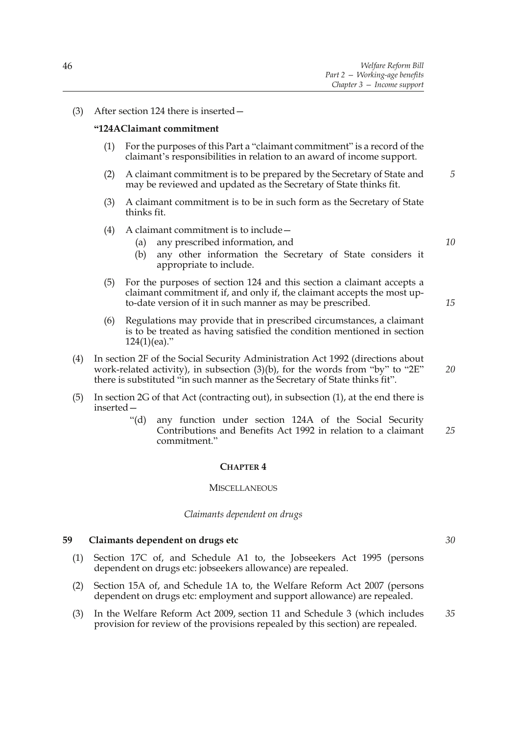(3) After section 124 there is inserted—

**"124A Claimant commitment**

(1) For the purposes of this Part a "claimant commitment" is a record of the claimant's responsibilities in relation to an award of income support.

(2) A claimant commitment is to be prepared by the Secretary of State and may be reviewed and updated as the Secretary of State thinks fit.

(3) A claimant commitment is to be in such form as the Secretary of State thinks fit.

(4) A claimant commitment is to include—

(a) any prescribed information, and

(b) any other information the Secretary of State considers it appropriate to include.

(5) For the purposes of section 124 and this section a claimant accepts a claimant commitment if, and only if, the claimant accepts the most up-to-date version of it in such manner as may be prescribed.

(6) Regulations may provide that in prescribed circumstances, a claimant is to be treated as having satisfied the condition mentioned in section 124(1)(ea)."

(4) In section 2F of the Social Security Administration Act 1992 (directions about work-related activity), in subsection (3)(b), for the words from "by" to "2E" there is substituted "in such manner as the Secretary of State thinks fit".

(5) In section 2G of that Act (contracting out), in subsection (1), at the end there is inserted—

"(d) any function under section 124A of the Social Security Contributions and Benefits Act 1992 in relation to a claimant commitment."

## CHAPTER 4

### MISCELLANEOUS

*Claimants dependent on drugs*

**59 Claimants dependent on drugs etc**

(1) Section 17C of, and Schedule A1 to, the Jobseekers Act 1995 (persons dependent on drugs etc: jobseekers allowance) are repealed.

(2) Section 15A of, and Schedule 1A to, the Welfare Reform Act 2007 (persons dependent on drugs etc: employment and support allowance) are repealed.

(3) In the Welfare Reform Act 2009, section 11 and Schedule 3 (which includes provision for review of the provisions repealed by this section) are repealed.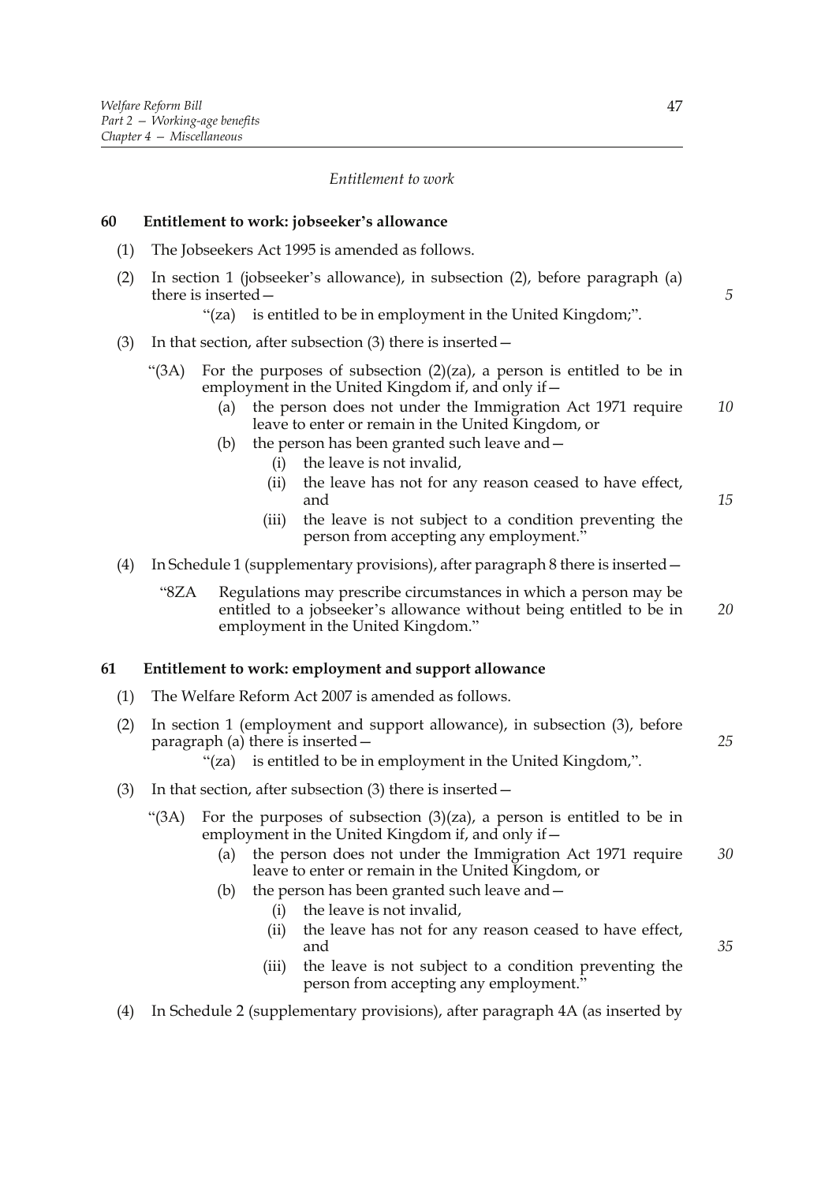*Entitlement to work*

### 60 Entitlement to work: jobseeker's allowance

(1) The Jobseekers Act 1995 is amended as follows.

(2) In section 1 (jobseeker's allowance), in subsection (2), before paragraph (a) there is inserted—

"(za) is entitled to be in employment in the United Kingdom;".

(3) In that section, after subsection (3) there is inserted—

"(3A) For the purposes of subsection (2)(za), a person is entitled to be in employment in the United Kingdom if, and only if—

(a) the person does not under the Immigration Act 1971 require leave to enter or remain in the United Kingdom, or

(b) the person has been granted such leave and—

(i) the leave is not invalid,

(ii) the leave has not for any reason ceased to have effect, and

(iii) the leave is not subject to a condition preventing the person from accepting any employment."

(4) In Schedule 1 (supplementary provisions), after paragraph 8 there is inserted—

"8ZA Regulations may prescribe circumstances in which a person may be entitled to a jobseeker's allowance without being entitled to be in employment in the United Kingdom."

### 61 Entitlement to work: employment and support allowance

(1) The Welfare Reform Act 2007 is amended as follows.

(2) In section 1 (employment and support allowance), in subsection (3), before paragraph (a) there is inserted—

"(za) is entitled to be in employment in the United Kingdom,".

(3) In that section, after subsection (3) there is inserted—

"(3A) For the purposes of subsection (3)(za), a person is entitled to be in employment in the United Kingdom if, and only if—

(a) the person does not under the Immigration Act 1971 require leave to enter or remain in the United Kingdom, or

(b) the person has been granted such leave and—

(i) the leave is not invalid,

(ii) the leave has not for any reason ceased to have effect, and

(iii) the leave is not subject to a condition preventing the person from accepting any employment."

(4) In Schedule 2 (supplementary provisions), after paragraph 4A (as inserted by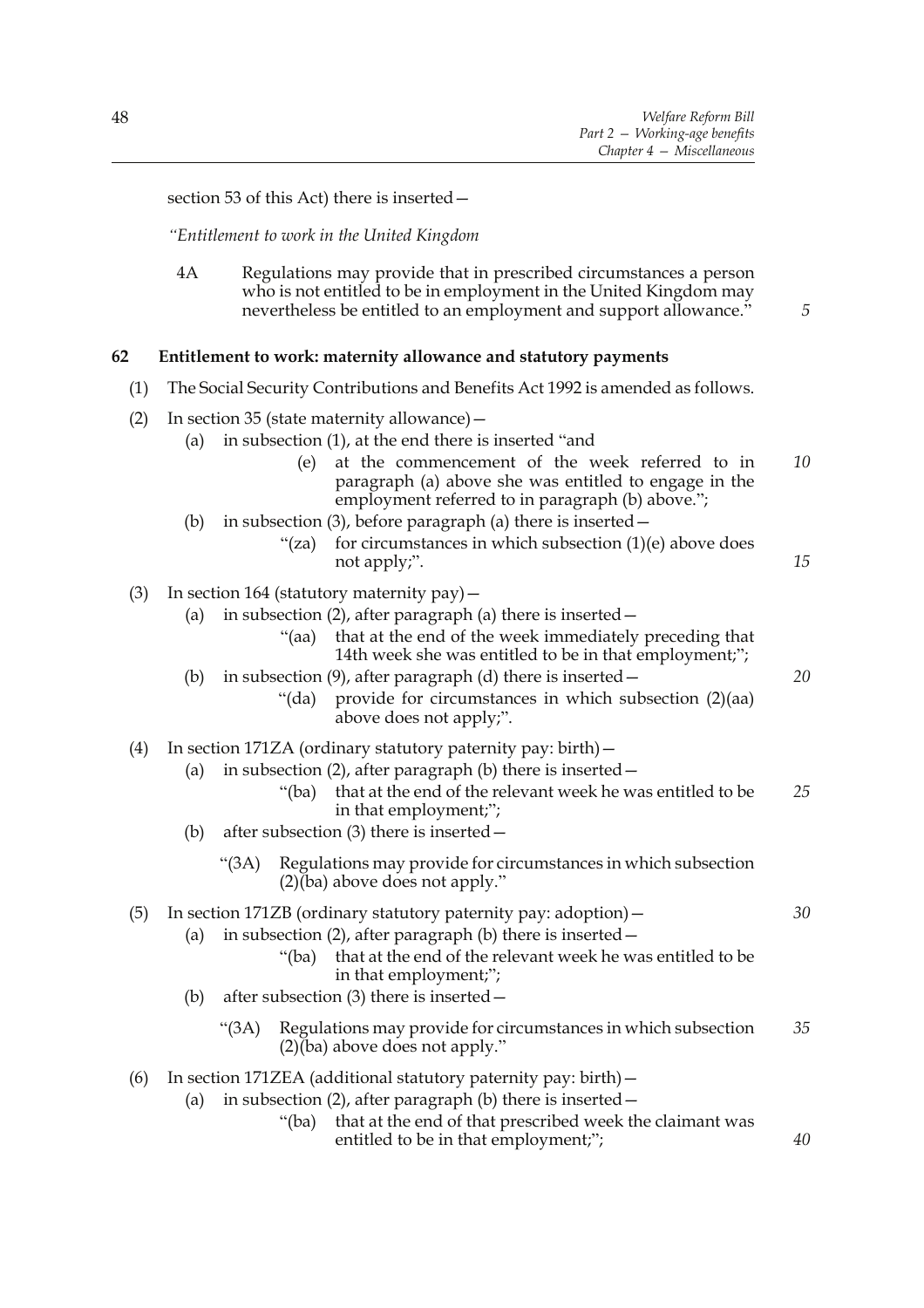section 53 of this Act) there is inserted—

*"Entitlement to work in the United Kingdom*

4A Regulations may provide that in prescribed circumstances a person who is not entitled to be in employment in the United Kingdom may nevertheless be entitled to an employment and support allowance."

**62 Entitlement to work: maternity allowance and statutory payments**

(1) The Social Security Contributions and Benefits Act 1992 is amended as follows.

(2) In section 35 (state maternity allowance)—

(a) in subsection (1), at the end there is inserted "and

(e) at the commencement of the week referred to in paragraph (a) above she was entitled to engage in the employment referred to in paragraph (b) above.";

(b) in subsection (3), before paragraph (a) there is inserted—

"(za) for circumstances in which subsection (1)(e) above does not apply;".

(3) In section 164 (statutory maternity pay)—

(a) in subsection (2), after paragraph (a) there is inserted—

"(aa) that at the end of the week immediately preceding that 14th week she was entitled to be in that employment;";

(b) in subsection (9), after paragraph (d) there is inserted—

"(da) provide for circumstances in which subsection (2)(aa) above does not apply;".

(4) In section 171ZA (ordinary statutory paternity pay: birth)—

(a) in subsection (2), after paragraph (b) there is inserted—

"(ba) that at the end of the relevant week he was entitled to be in that employment;";

(b) after subsection (3) there is inserted—

"(3A) Regulations may provide for circumstances in which subsection (2)(ba) above does not apply."

(5) In section 171ZB (ordinary statutory paternity pay: adoption)—

(a) in subsection (2), after paragraph (b) there is inserted—

"(ba) that at the end of the relevant week he was entitled to be in that employment;";

(b) after subsection (3) there is inserted—

"(3A) Regulations may provide for circumstances in which subsection (2)(ba) above does not apply."

(6) In section 171ZEA (additional statutory paternity pay: birth)—

(a) in subsection (2), after paragraph (b) there is inserted—

"(ba) that at the end of that prescribed week the claimant was entitled to be in that employment;";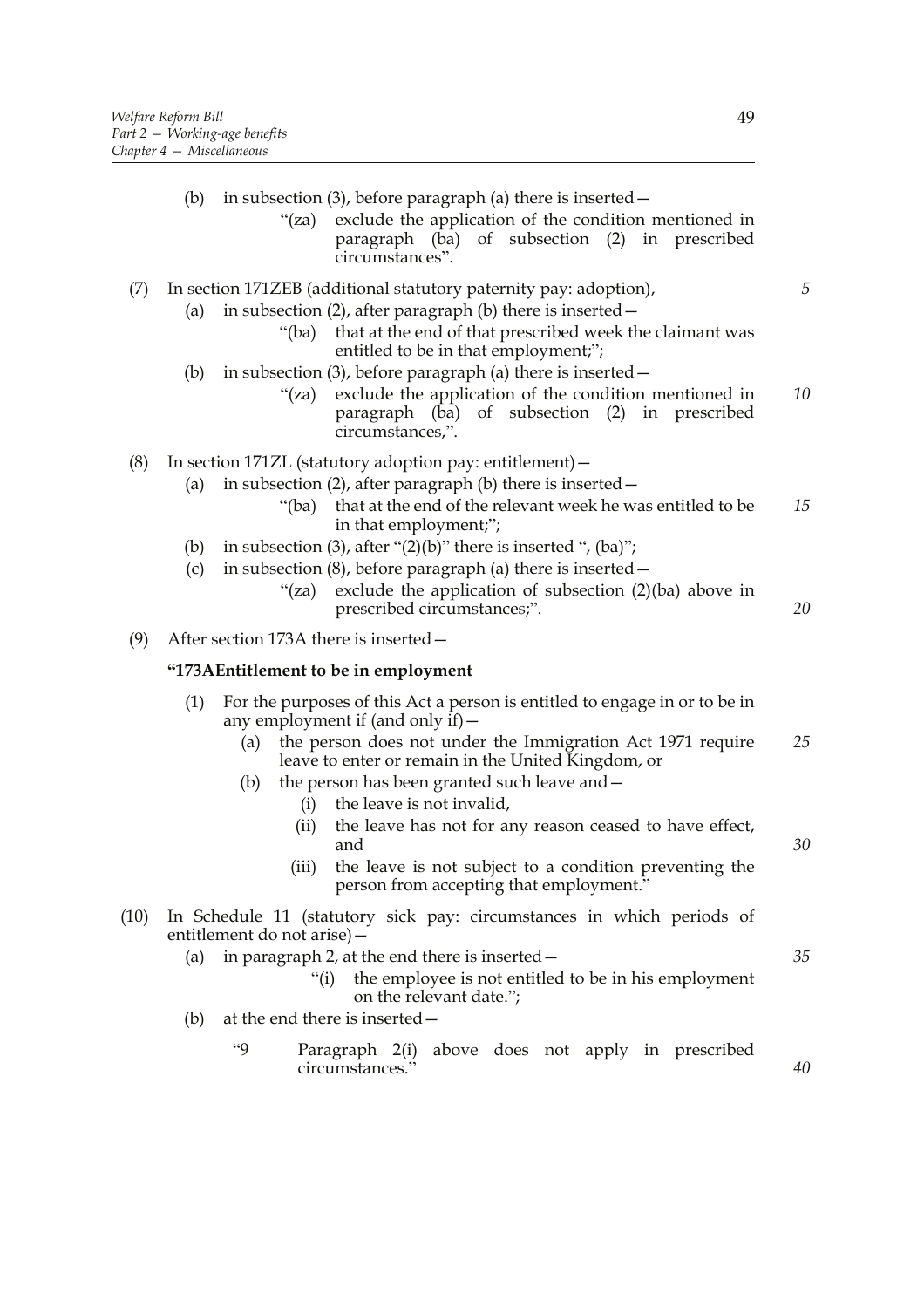(b) in subsection (3), before paragraph (a) there is inserted—

"(za) exclude the application of the condition mentioned in paragraph (ba) of subsection (2) in prescribed circumstances".

(7) In section 171ZEB (additional statutory paternity pay: adoption),

(a) in subsection (2), after paragraph (b) there is inserted—

"(ba) that at the end of that prescribed week the claimant was entitled to be in that employment;";

(b) in subsection (3), before paragraph (a) there is inserted—

"(za) exclude the application of the condition mentioned in paragraph (ba) of subsection (2) in prescribed circumstances,".

(8) In section 171ZL (statutory adoption pay: entitlement)—

(a) in subsection (2), after paragraph (b) there is inserted—

"(ba) that at the end of the relevant week he was entitled to be in that employment;";

(b) in subsection (3), after "(2)(b)" there is inserted ", (ba)";

(c) in subsection (8), before paragraph (a) there is inserted—

"(za) exclude the application of subsection (2)(ba) above in prescribed circumstances;".

(9) After section 173A there is inserted—

**"173A Entitlement to be in employment**

(1) For the purposes of this Act a person is entitled to engage in or to be in any employment if (and only if)—

(a) the person does not under the Immigration Act 1971 require leave to enter or remain in the United Kingdom, or

(b) the person has been granted such leave and—

(i) the leave is not invalid,

(ii) the leave has not for any reason ceased to have effect, and

(iii) the leave is not subject to a condition preventing the person from accepting that employment."

(10) In Schedule 11 (statutory sick pay: circumstances in which periods of entitlement do not arise)—

(a) in paragraph 2, at the end there is inserted—

"(i) the employee is not entitled to be in his employment on the relevant date.";

(b) at the end there is inserted—

"9 Paragraph 2(i) above does not apply in prescribed circumstances."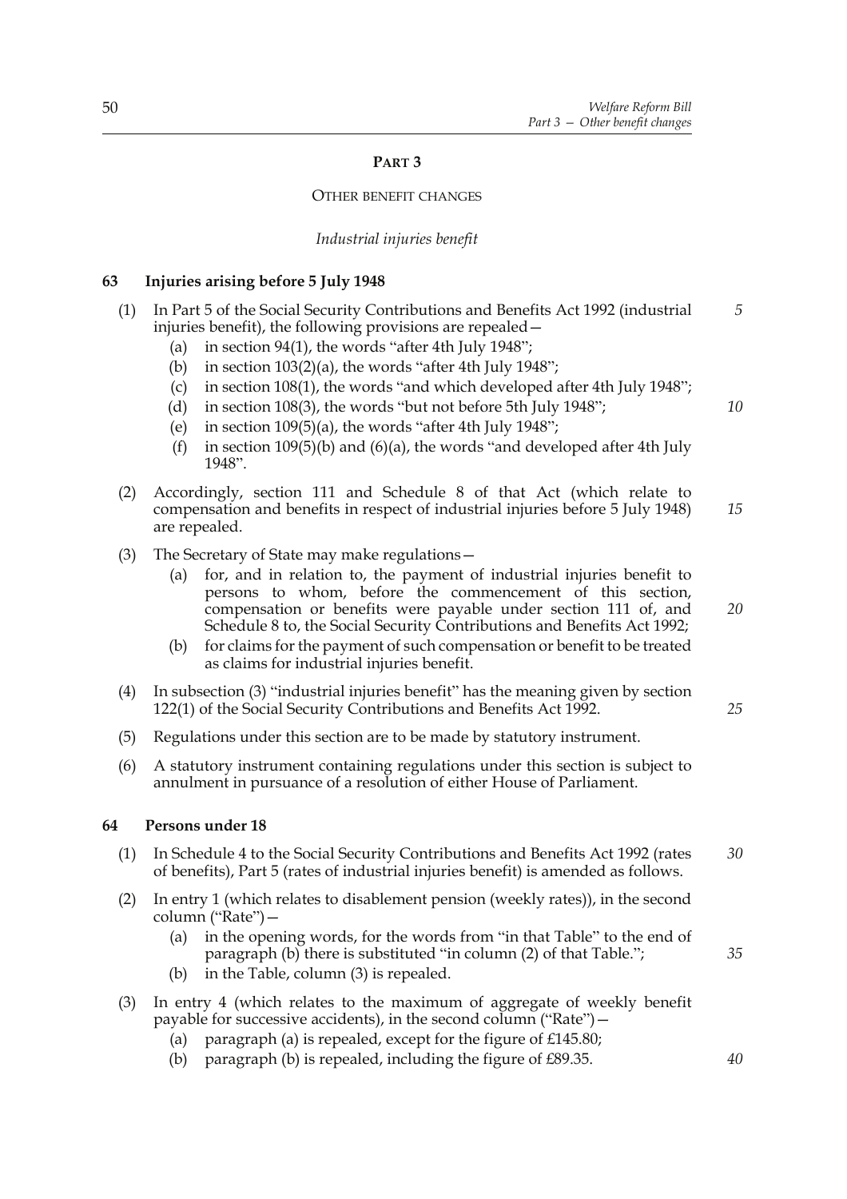# PART 3

## OTHER BENEFIT CHANGES

*Industrial injuries benefit*

### 63 Injuries arising before 5 July 1948

(1) In Part 5 of the Social Security Contributions and Benefits Act 1992 (industrial injuries benefit), the following provisions are repealed—

- (a) in section 94(1), the words "after 4th July 1948";
- (b) in section 103(2)(a), the words "after 4th July 1948";
- (c) in section 108(1), the words "and which developed after 4th July 1948";
- (d) in section 108(3), the words "but not before 5th July 1948";
- (e) in section 109(5)(a), the words "after 4th July 1948";
- (f) in section 109(5)(b) and (6)(a), the words "and developed after 4th July 1948".

(2) Accordingly, section 111 and Schedule 8 of that Act (which relate to compensation and benefits in respect of industrial injuries before 5 July 1948) are repealed.

(3) The Secretary of State may make regulations—

- (a) for, and in relation to, the payment of industrial injuries benefit to persons to whom, before the commencement of this section, compensation or benefits were payable under section 111 of, and Schedule 8 to, the Social Security Contributions and Benefits Act 1992;
- (b) for claims for the payment of such compensation or benefit to be treated as claims for industrial injuries benefit.

(4) In subsection (3) "industrial injuries benefit" has the meaning given by section 122(1) of the Social Security Contributions and Benefits Act 1992.

(5) Regulations under this section are to be made by statutory instrument.

(6) A statutory instrument containing regulations under this section is subject to annulment in pursuance of a resolution of either House of Parliament.

### 64 Persons under 18

(1) In Schedule 4 to the Social Security Contributions and Benefits Act 1992 (rates of benefits), Part 5 (rates of industrial injuries benefit) is amended as follows.

(2) In entry 1 (which relates to disablement pension (weekly rates)), in the second column ("Rate")—

- (a) in the opening words, for the words from "in that Table" to the end of paragraph (b) there is substituted "in column (2) of that Table.";
- (b) in the Table, column (3) is repealed.

(3) In entry 4 (which relates to the maximum of aggregate of weekly benefit payable for successive accidents), in the second column ("Rate")—

- (a) paragraph (a) is repealed, except for the figure of £145.80;
- (b) paragraph (b) is repealed, including the figure of £89.35.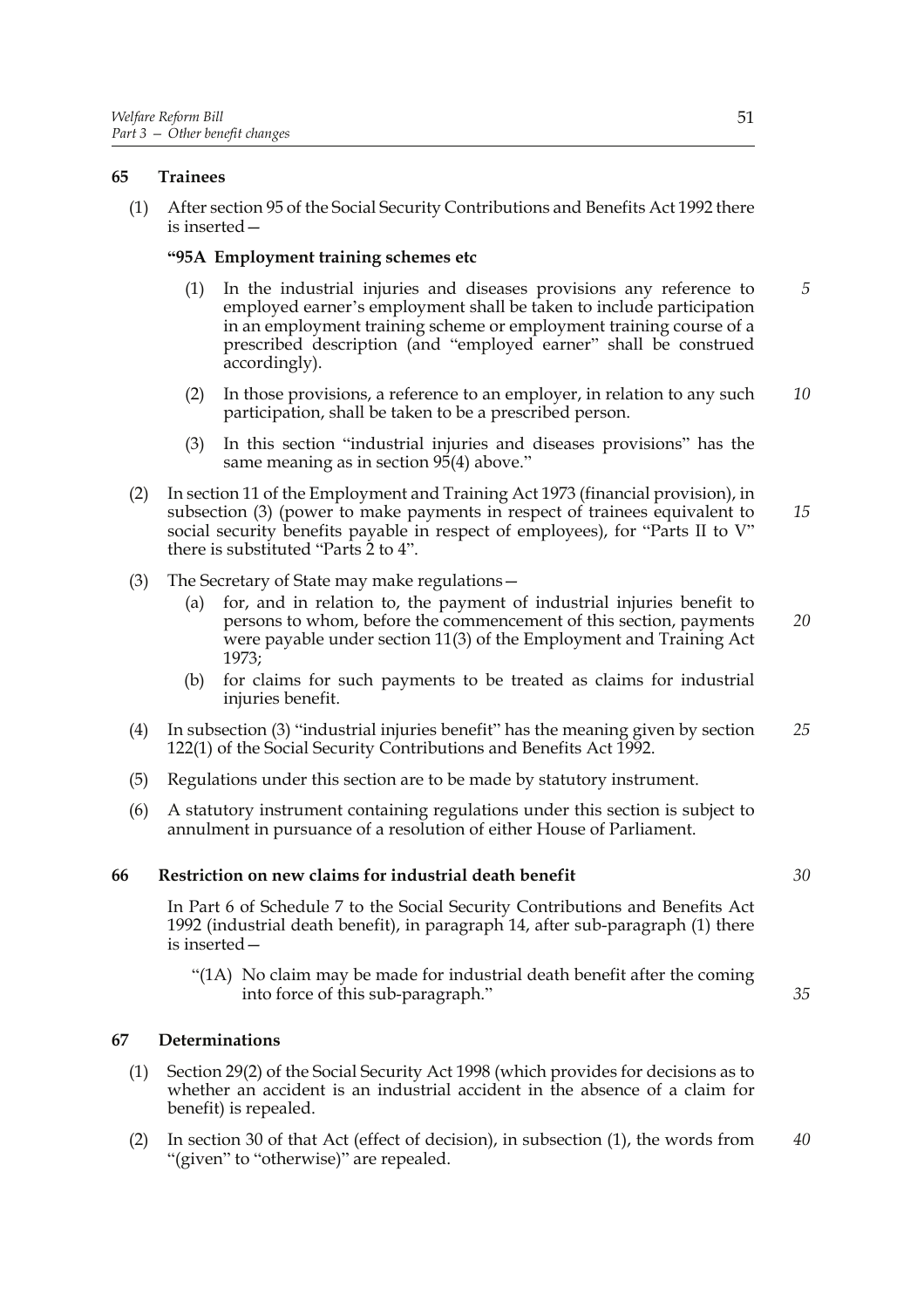### 65 Trainees

(1) After section 95 of the Social Security Contributions and Benefits Act 1992 there is inserted—

**"95A Employment training schemes etc**

(1) In the industrial injuries and diseases provisions any reference to employed earner's employment shall be taken to include participation in an employment training scheme or employment training course of a prescribed description (and "employed earner" shall be construed accordingly).

(2) In those provisions, a reference to an employer, in relation to any such participation, shall be taken to be a prescribed person.

(3) In this section "industrial injuries and diseases provisions" has the same meaning as in section 95(4) above."

(2) In section 11 of the Employment and Training Act 1973 (financial provision), in subsection (3) (power to make payments in respect of trainees equivalent to social security benefits payable in respect of employees), for "Parts II to V" there is substituted "Parts 2 to 4".

(3) The Secretary of State may make regulations—

(a) for, and in relation to, the payment of industrial injuries benefit to persons to whom, before the commencement of this section, payments were payable under section 11(3) of the Employment and Training Act 1973;

(b) for claims for such payments to be treated as claims for industrial injuries benefit.

(4) In subsection (3) "industrial injuries benefit" has the meaning given by section 122(1) of the Social Security Contributions and Benefits Act 1992.

(5) Regulations under this section are to be made by statutory instrument.

(6) A statutory instrument containing regulations under this section is subject to annulment in pursuance of a resolution of either House of Parliament.

### 66 Restriction on new claims for industrial death benefit

In Part 6 of Schedule 7 to the Social Security Contributions and Benefits Act 1992 (industrial death benefit), in paragraph 14, after sub-paragraph (1) there is inserted—

"(1A) No claim may be made for industrial death benefit after the coming into force of this sub-paragraph."

### 67 Determinations

(1) Section 29(2) of the Social Security Act 1998 (which provides for decisions as to whether an accident is an industrial accident in the absence of a claim for benefit) is repealed.

(2) In section 30 of that Act (effect of decision), in subsection (1), the words from "(given" to "otherwise)" are repealed.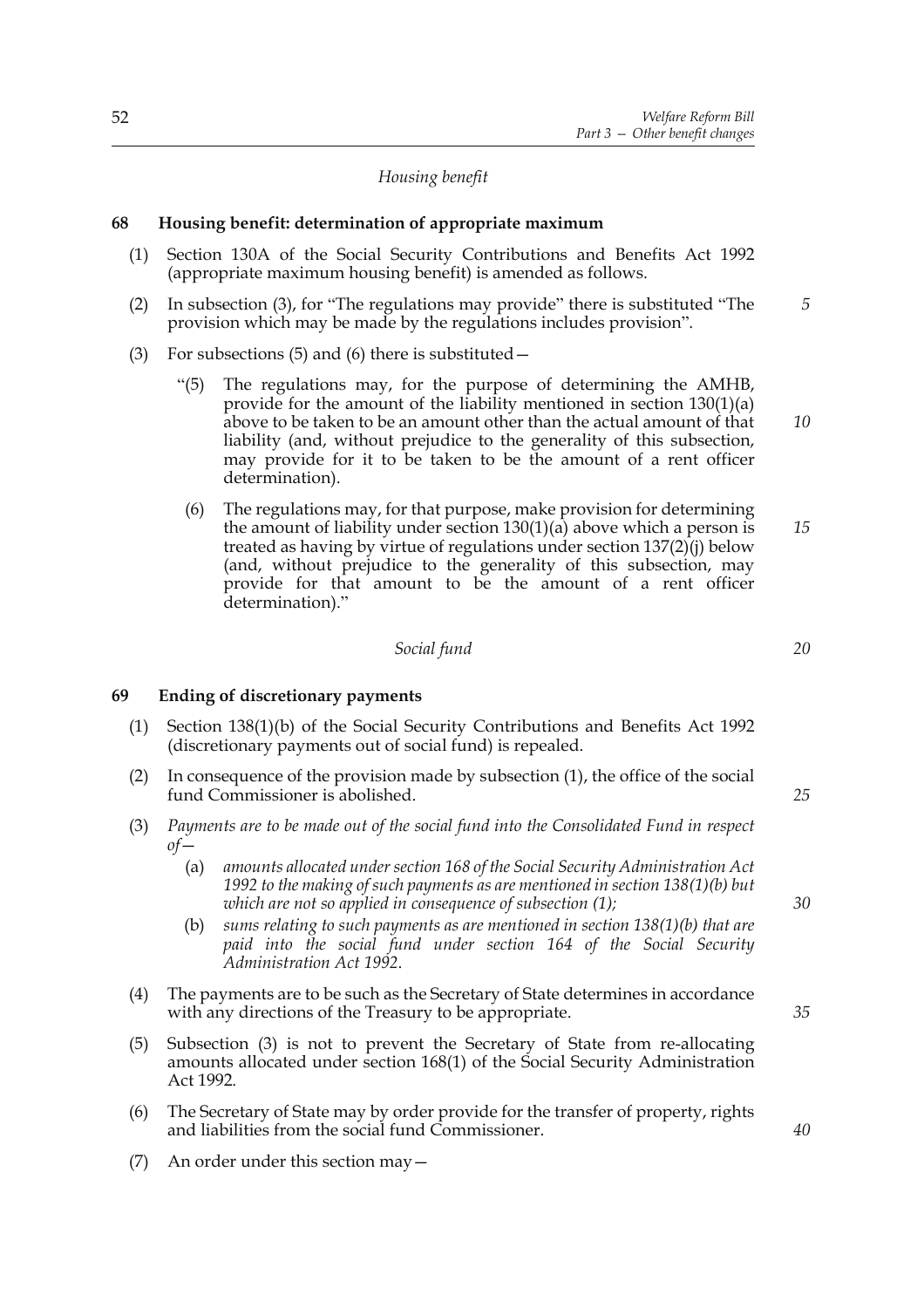*Housing benefit*

**68 Housing benefit: determination of appropriate maximum**

(1) Section 130A of the Social Security Contributions and Benefits Act 1992 (appropriate maximum housing benefit) is amended as follows.

(2) In subsection (3), for "The regulations may provide" there is substituted "The provision which may be made by the regulations includes provision".

(3) For subsections (5) and (6) there is substituted—

> "(5) The regulations may, for the purpose of determining the AMHB, provide for the amount of the liability mentioned in section 130(1)(a) above to be taken to be an amount other than the actual amount of that liability (and, without prejudice to the generality of this subsection, may provide for it to be taken to be the amount of a rent officer determination).
>
> (6) The regulations may, for that purpose, make provision for determining the amount of liability under section 130(1)(a) above which a person is treated as having by virtue of regulations under section 137(2)(j) below (and, without prejudice to the generality of this subsection, may provide for that amount to be the amount of a rent officer determination)."

*Social fund*

**69 Ending of discretionary payments**

(1) Section 138(1)(b) of the Social Security Contributions and Benefits Act 1992 (discretionary payments out of social fund) is repealed.

(2) In consequence of the provision made by subsection (1), the office of the social fund Commissioner is abolished.

(3) *Payments are to be made out of the social fund into the Consolidated Fund in respect of—*

- (a) *amounts allocated under section 168 of the Social Security Administration Act 1992 to the making of such payments as are mentioned in section 138(1)(b) but which are not so applied in consequence of subsection (1);*
- (b) *sums relating to such payments as are mentioned in section 138(1)(b) that are paid into the social fund under section 164 of the Social Security Administration Act 1992.*

(4) The payments are to be such as the Secretary of State determines in accordance with any directions of the Treasury to be appropriate.

(5) Subsection (3) is not to prevent the Secretary of State from re-allocating amounts allocated under section 168(1) of the Social Security Administration Act 1992.

(6) The Secretary of State may by order provide for the transfer of property, rights and liabilities from the social fund Commissioner.

(7) An order under this section may—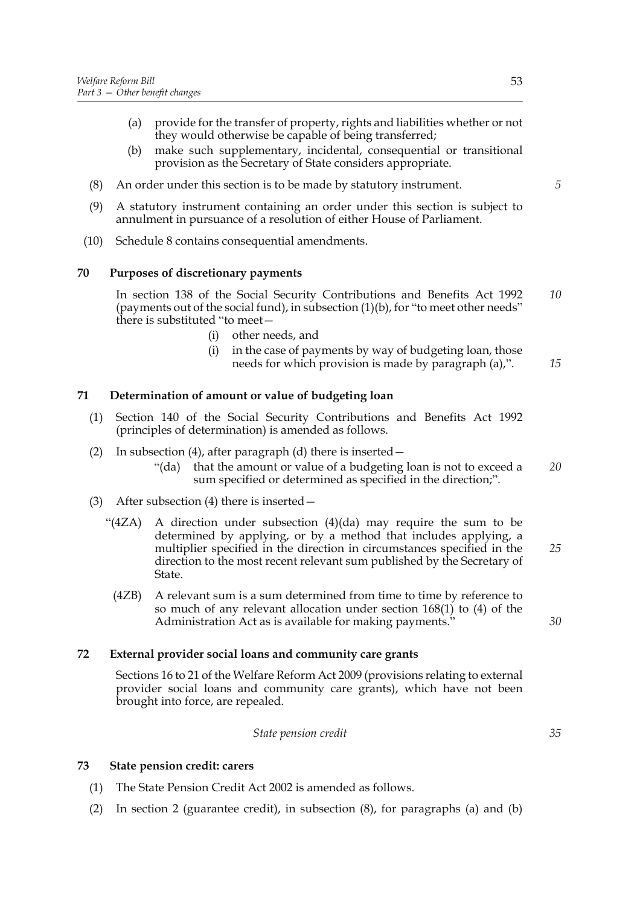(a) provide for the transfer of property, rights and liabilities whether or not they would otherwise be capable of being transferred;

(b) make such supplementary, incidental, consequential or transitional provision as the Secretary of State considers appropriate.

(8) An order under this section is to be made by statutory instrument.

(9) A statutory instrument containing an order under this section is subject to annulment in pursuance of a resolution of either House of Parliament.

(10) Schedule 8 contains consequential amendments.

## 70 Purposes of discretionary payments

In section 138 of the Social Security Contributions and Benefits Act 1992 (payments out of the social fund), in subsection (1)(b), for "to meet other needs" there is substituted "to meet—

(i) other needs, and

(i) in the case of payments by way of budgeting loan, those needs for which provision is made by paragraph (a),".

## 71 Determination of amount or value of budgeting loan

(1) Section 140 of the Social Security Contributions and Benefits Act 1992 (principles of determination) is amended as follows.

(2) In subsection (4), after paragraph (d) there is inserted—

"(da) that the amount or value of a budgeting loan is not to exceed a sum specified or determined as specified in the direction;".

(3) After subsection (4) there is inserted—

"(4ZA) A direction under subsection (4)(da) may require the sum to be determined by applying, or by a method that includes applying, a multiplier specified in the direction in circumstances specified in the direction to the most recent relevant sum published by the Secretary of State.

(4ZB) A relevant sum is a sum determined from time to time by reference to so much of any relevant allocation under section 168(1) to (4) of the Administration Act as is available for making payments."

## 72 External provider social loans and community care grants

Sections 16 to 21 of the Welfare Reform Act 2009 (provisions relating to external provider social loans and community care grants), which have not been brought into force, are repealed.

*State pension credit*

## 73 State pension credit: carers

(1) The State Pension Credit Act 2002 is amended as follows.

(2) In section 2 (guarantee credit), in subsection (8), for paragraphs (a) and (b)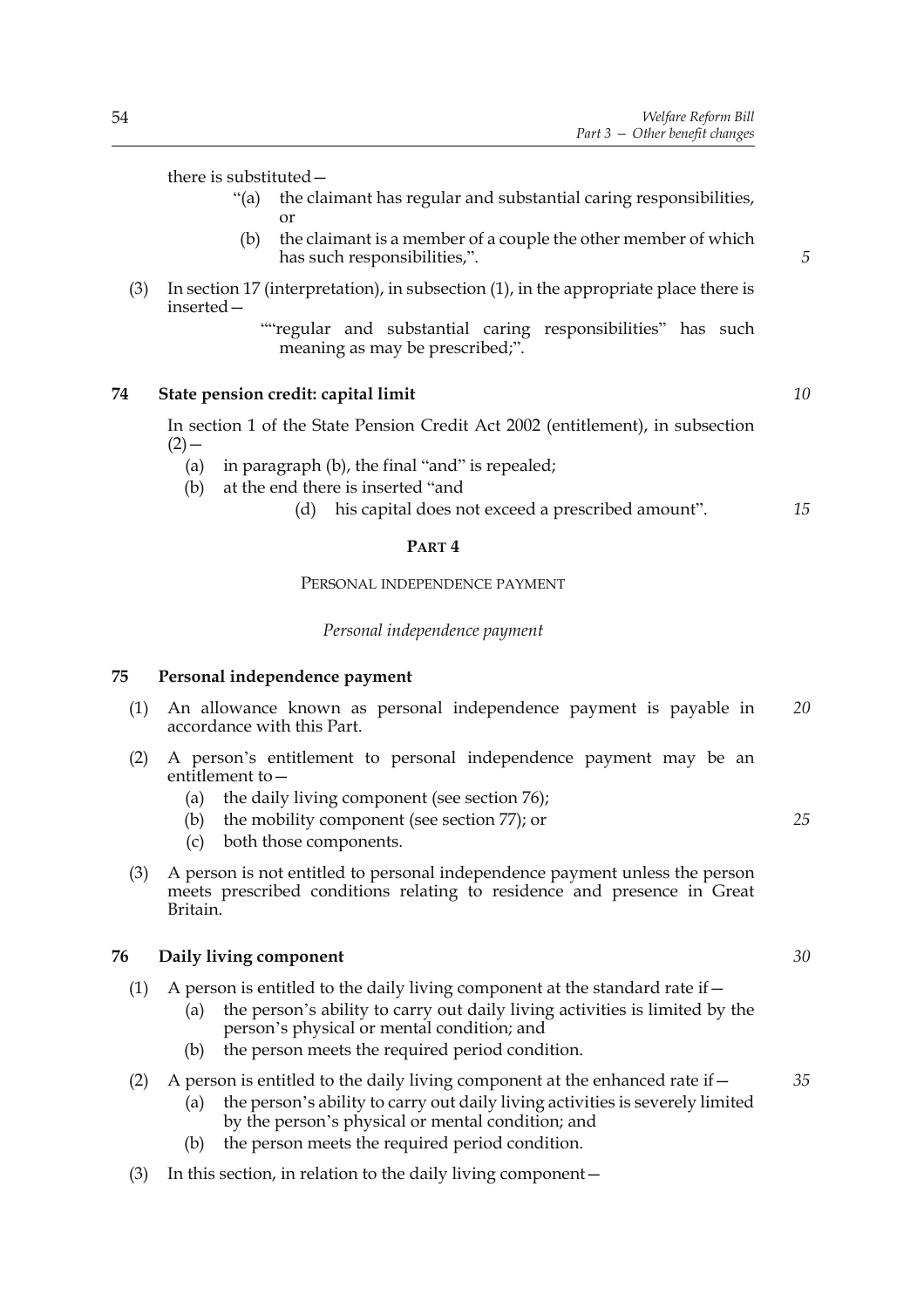there is substituted—

> "(a) the claimant has regular and substantial caring responsibilities, or
>
> (b) the claimant is a member of a couple the other member of which has such responsibilities,".

(3) In section 17 (interpretation), in subsection (1), in the appropriate place there is inserted—

> ""regular and substantial caring responsibilities" has such meaning as may be prescribed;".

**74 State pension credit: capital limit**

In section 1 of the State Pension Credit Act 2002 (entitlement), in subsection (2)—

(a) in paragraph (b), the final "and" is repealed;

(b) at the end there is inserted "and

> (d) his capital does not exceed a prescribed amount".

## PART 4

### PERSONAL INDEPENDENCE PAYMENT

*Personal independence payment*

**75 Personal independence payment**

(1) An allowance known as personal independence payment is payable in accordance with this Part.

(2) A person's entitlement to personal independence payment may be an entitlement to—

(a) the daily living component (see section 76);

(b) the mobility component (see section 77); or

(c) both those components.

(3) A person is not entitled to personal independence payment unless the person meets prescribed conditions relating to residence and presence in Great Britain.

**76 Daily living component**

(1) A person is entitled to the daily living component at the standard rate if—

(a) the person's ability to carry out daily living activities is limited by the person's physical or mental condition; and

(b) the person meets the required period condition.

(2) A person is entitled to the daily living component at the enhanced rate if—

(a) the person's ability to carry out daily living activities is severely limited by the person's physical or mental condition; and

(b) the person meets the required period condition.

(3) In this section, in relation to the daily living component—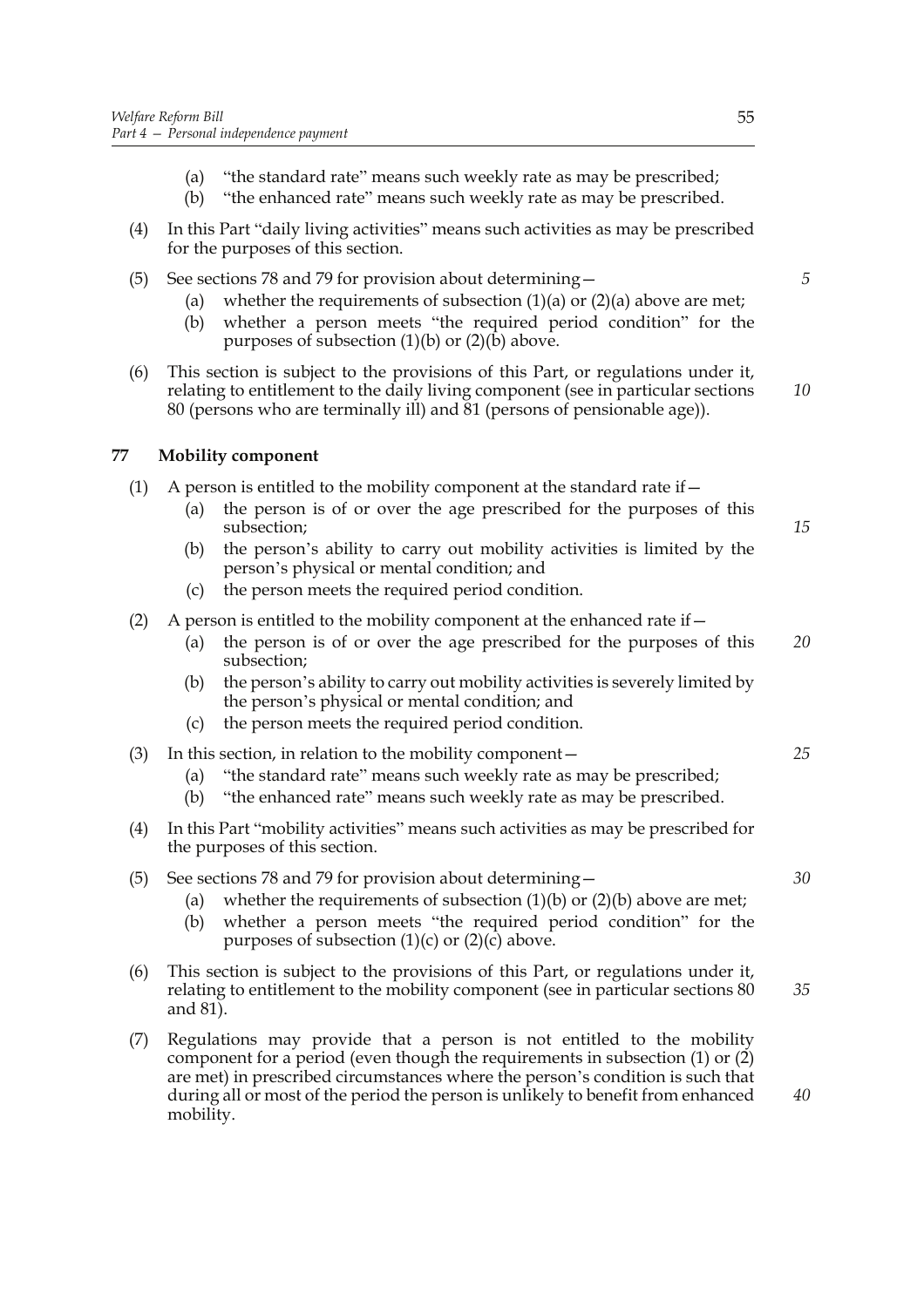(a) "the standard rate" means such weekly rate as may be prescribed;

(b) "the enhanced rate" means such weekly rate as may be prescribed.

(4) In this Part "daily living activities" means such activities as may be prescribed for the purposes of this section.

(5) See sections 78 and 79 for provision about determining—

(a) whether the requirements of subsection (1)(a) or (2)(a) above are met;

(b) whether a person meets "the required period condition" for the purposes of subsection (1)(b) or (2)(b) above.

(6) This section is subject to the provisions of this Part, or regulations under it, relating to entitlement to the daily living component (see in particular sections 80 (persons who are terminally ill) and 81 (persons of pensionable age)).

## 77 Mobility component

(1) A person is entitled to the mobility component at the standard rate if—

(a) the person is of or over the age prescribed for the purposes of this subsection;

(b) the person's ability to carry out mobility activities is limited by the person's physical or mental condition; and

(c) the person meets the required period condition.

(2) A person is entitled to the mobility component at the enhanced rate if—

(a) the person is of or over the age prescribed for the purposes of this subsection;

(b) the person's ability to carry out mobility activities is severely limited by the person's physical or mental condition; and

(c) the person meets the required period condition.

(3) In this section, in relation to the mobility component—

(a) "the standard rate" means such weekly rate as may be prescribed;

(b) "the enhanced rate" means such weekly rate as may be prescribed.

(4) In this Part "mobility activities" means such activities as may be prescribed for the purposes of this section.

(5) See sections 78 and 79 for provision about determining—

(a) whether the requirements of subsection (1)(b) or (2)(b) above are met;

(b) whether a person meets "the required period condition" for the purposes of subsection (1)(c) or (2)(c) above.

(6) This section is subject to the provisions of this Part, or regulations under it, relating to entitlement to the mobility component (see in particular sections 80 and 81).

(7) Regulations may provide that a person is not entitled to the mobility component for a period (even though the requirements in subsection (1) or (2) are met) in prescribed circumstances where the person's condition is such that during all or most of the period the person is unlikely to benefit from enhanced mobility.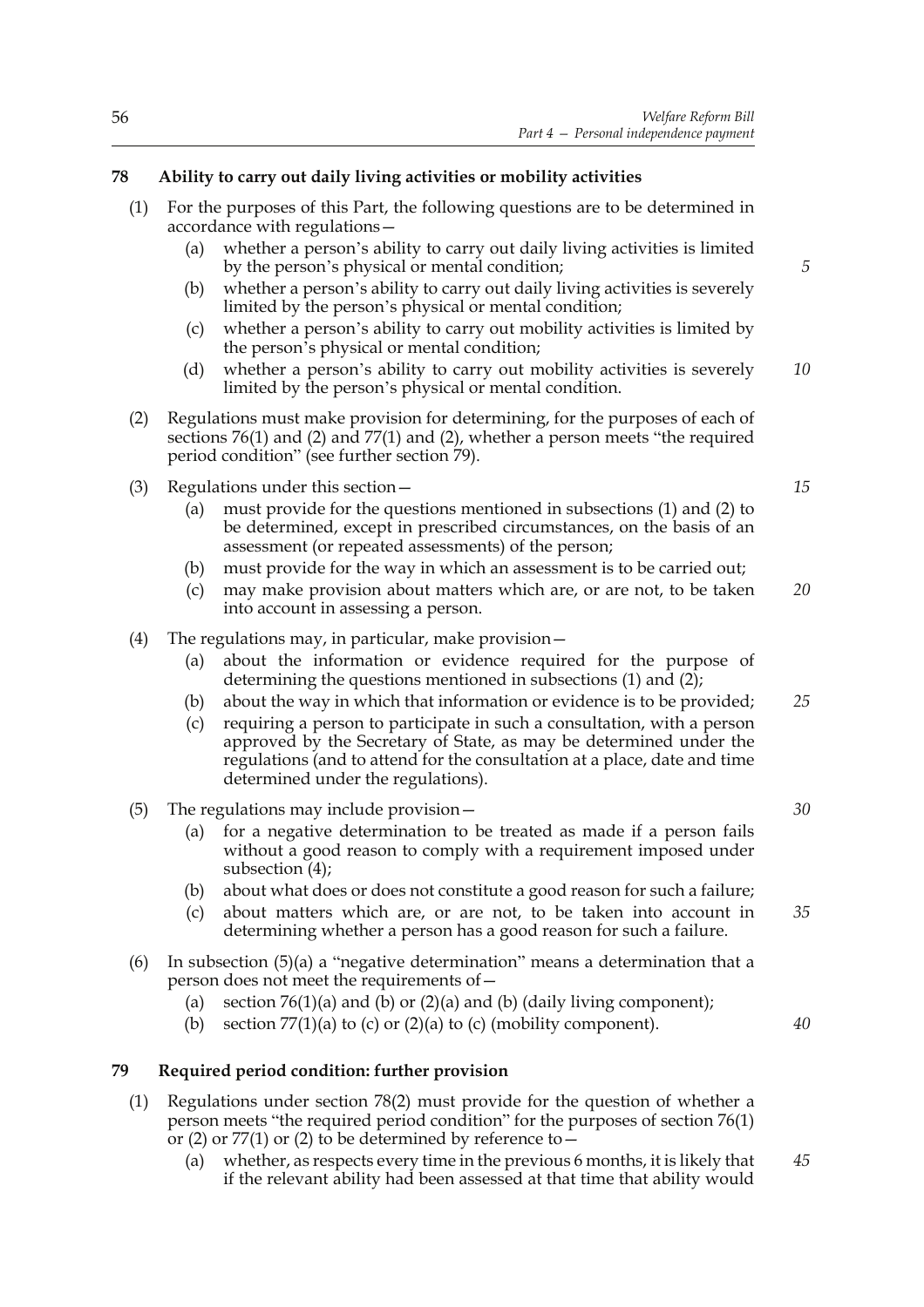## 78 Ability to carry out daily living activities or mobility activities

(1) For the purposes of this Part, the following questions are to be determined in accordance with regulations—

(a) whether a person's ability to carry out daily living activities is limited by the person's physical or mental condition;

(b) whether a person's ability to carry out daily living activities is severely limited by the person's physical or mental condition;

(c) whether a person's ability to carry out mobility activities is limited by the person's physical or mental condition;

(d) whether a person's ability to carry out mobility activities is severely limited by the person's physical or mental condition.

(2) Regulations must make provision for determining, for the purposes of each of sections 76(1) and (2) and 77(1) and (2), whether a person meets "the required period condition" (see further section 79).

(3) Regulations under this section—

(a) must provide for the questions mentioned in subsections (1) and (2) to be determined, except in prescribed circumstances, on the basis of an assessment (or repeated assessments) of the person;

(b) must provide for the way in which an assessment is to be carried out;

(c) may make provision about matters which are, or are not, to be taken into account in assessing a person.

(4) The regulations may, in particular, make provision—

(a) about the information or evidence required for the purpose of determining the questions mentioned in subsections (1) and (2);

(b) about the way in which that information or evidence is to be provided;

(c) requiring a person to participate in such a consultation, with a person approved by the Secretary of State, as may be determined under the regulations (and to attend for the consultation at a place, date and time determined under the regulations).

(5) The regulations may include provision—

(a) for a negative determination to be treated as made if a person fails without a good reason to comply with a requirement imposed under subsection (4);

(b) about what does or does not constitute a good reason for such a failure;

(c) about matters which are, or are not, to be taken into account in determining whether a person has a good reason for such a failure.

(6) In subsection (5)(a) a "negative determination" means a determination that a person does not meet the requirements of—

(a) section 76(1)(a) and (b) or (2)(a) and (b) (daily living component);

(b) section 77(1)(a) to (c) or (2)(a) to (c) (mobility component).

## 79 Required period condition: further provision

(1) Regulations under section 78(2) must provide for the question of whether a person meets "the required period condition" for the purposes of section 76(1) or (2) or 77(1) or (2) to be determined by reference to—

(a) whether, as respects every time in the previous 6 months, it is likely that if the relevant ability had been assessed at that time that ability would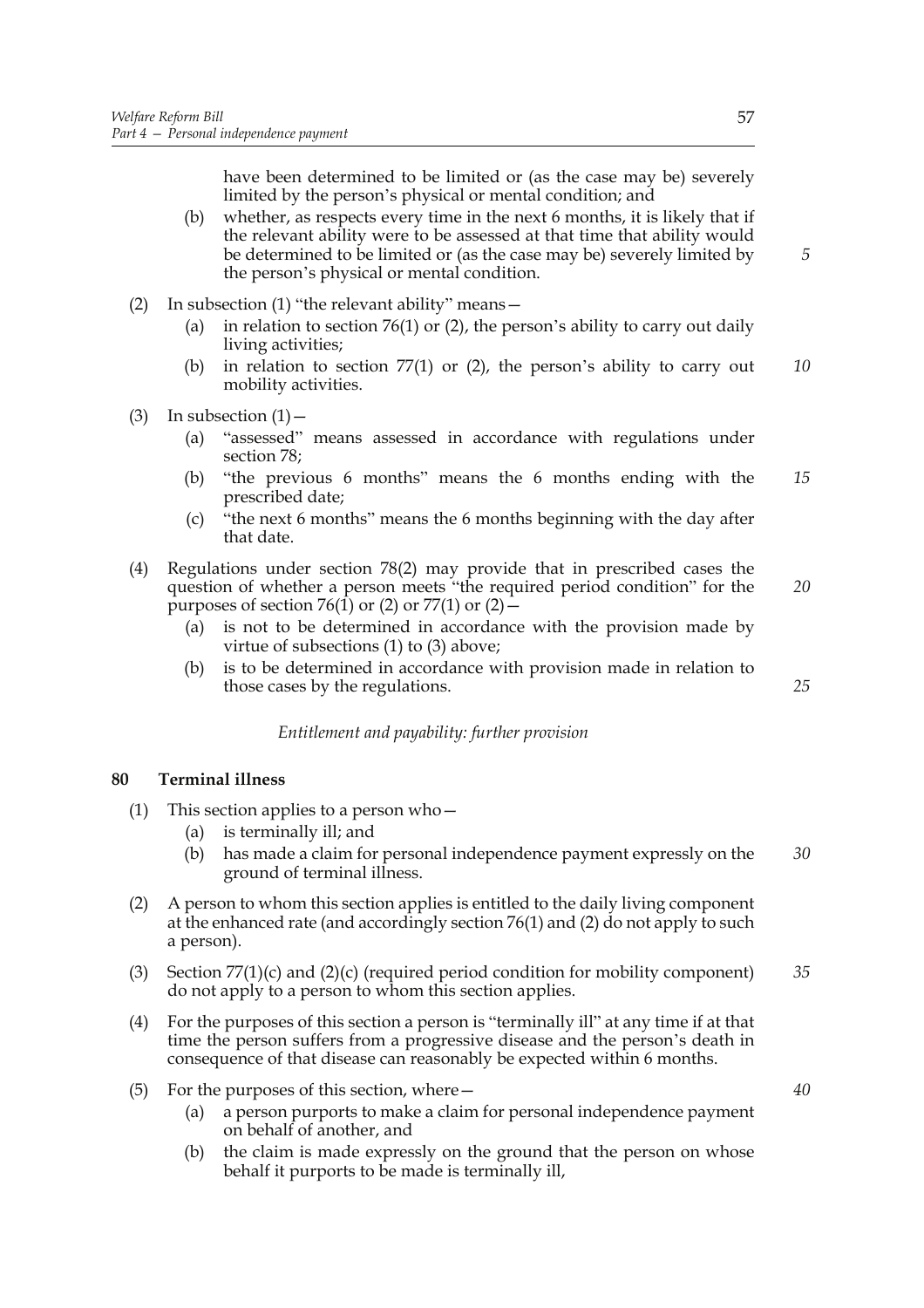have been determined to be limited or (as the case may be) severely limited by the person's physical or mental condition; and

(b) whether, as respects every time in the next 6 months, it is likely that if the relevant ability were to be assessed at that time that ability would be determined to be limited or (as the case may be) severely limited by the person's physical or mental condition.

(2) In subsection (1) "the relevant ability" means—

(a) in relation to section 76(1) or (2), the person's ability to carry out daily living activities;

(b) in relation to section 77(1) or (2), the person's ability to carry out mobility activities.

(3) In subsection (1)—

(a) "assessed" means assessed in accordance with regulations under section 78;

(b) "the previous 6 months" means the 6 months ending with the prescribed date;

(c) "the next 6 months" means the 6 months beginning with the day after that date.

(4) Regulations under section 78(2) may provide that in prescribed cases the question of whether a person meets "the required period condition" for the purposes of section 76(1) or (2) or 77(1) or (2)—

(a) is not to be determined in accordance with the provision made by virtue of subsections (1) to (3) above;

(b) is to be determined in accordance with provision made in relation to those cases by the regulations.

*Entitlement and payability: further provision*

## 80 Terminal illness

(1) This section applies to a person who—

(a) is terminally ill; and

(b) has made a claim for personal independence payment expressly on the ground of terminal illness.

(2) A person to whom this section applies is entitled to the daily living component at the enhanced rate (and accordingly section 76(1) and (2) do not apply to such a person).

(3) Section 77(1)(c) and (2)(c) (required period condition for mobility component) do not apply to a person to whom this section applies.

(4) For the purposes of this section a person is "terminally ill" at any time if at that time the person suffers from a progressive disease and the person's death in consequence of that disease can reasonably be expected within 6 months.

(5) For the purposes of this section, where—

(a) a person purports to make a claim for personal independence payment on behalf of another, and

(b) the claim is made expressly on the ground that the person on whose behalf it purports to be made is terminally ill,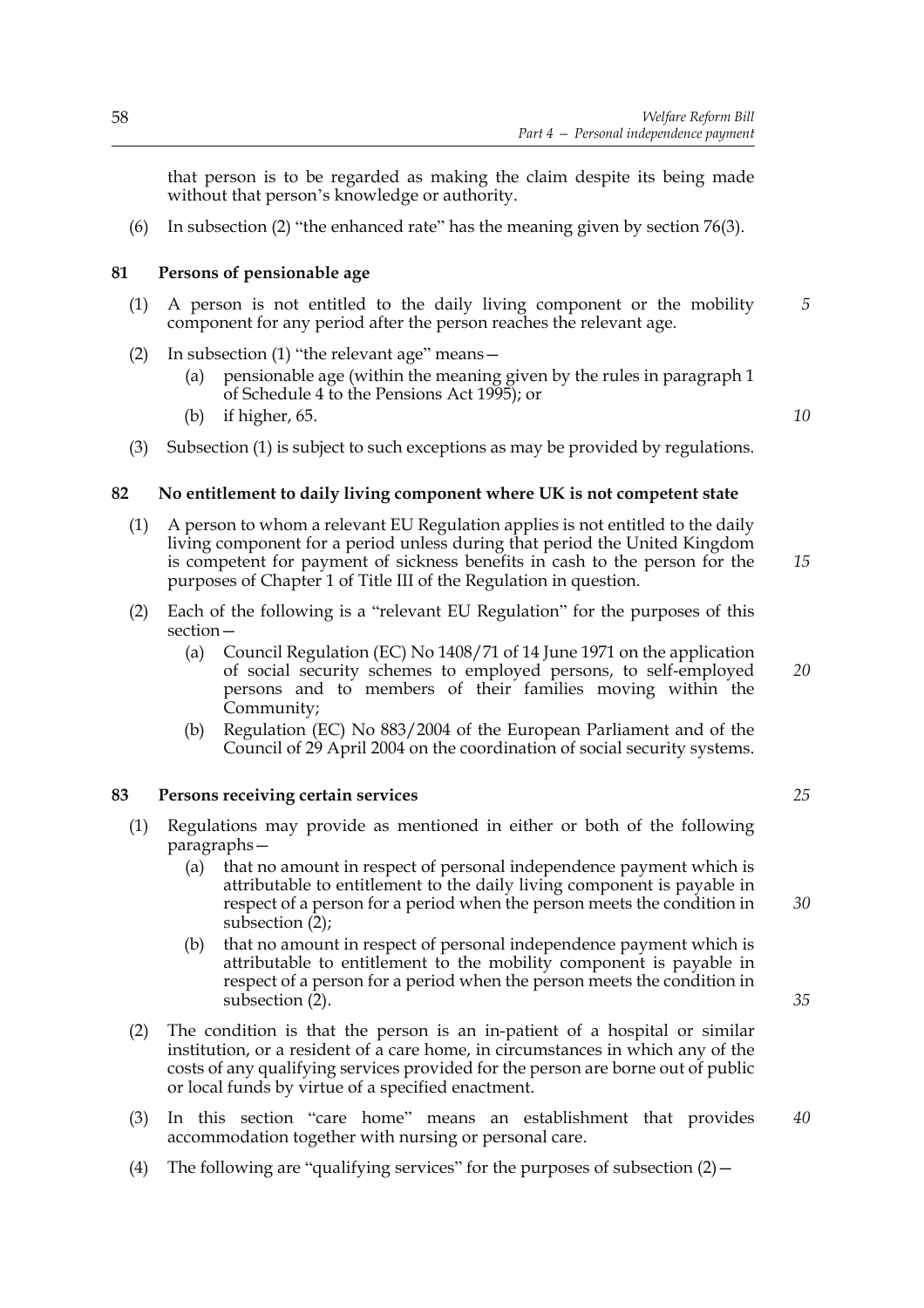that person is to be regarded as making the claim despite its being made without that person's knowledge or authority.

(6) In subsection (2) "the enhanced rate" has the meaning given by section 76(3).

### 81 Persons of pensionable age

(1) A person is not entitled to the daily living component or the mobility component for any period after the person reaches the relevant age.

(2) In subsection (1) "the relevant age" means—

- (a) pensionable age (within the meaning given by the rules in paragraph 1 of Schedule 4 to the Pensions Act 1995); or
- (b) if higher, 65.

(3) Subsection (1) is subject to such exceptions as may be provided by regulations.

### 82 No entitlement to daily living component where UK is not competent state

(1) A person to whom a relevant EU Regulation applies is not entitled to the daily living component for a period unless during that period the United Kingdom is competent for payment of sickness benefits in cash to the person for the purposes of Chapter 1 of Title III of the Regulation in question.

(2) Each of the following is a "relevant EU Regulation" for the purposes of this section—

- (a) Council Regulation (EC) No 1408/71 of 14 June 1971 on the application of social security schemes to employed persons, to self-employed persons and to members of their families moving within the Community;
- (b) Regulation (EC) No 883/2004 of the European Parliament and of the Council of 29 April 2004 on the coordination of social security systems.

### 83 Persons receiving certain services

(1) Regulations may provide as mentioned in either or both of the following paragraphs—

- (a) that no amount in respect of personal independence payment which is attributable to entitlement to the daily living component is payable in respect of a person for a period when the person meets the condition in subsection (2);
- (b) that no amount in respect of personal independence payment which is attributable to entitlement to the mobility component is payable in respect of a person for a period when the person meets the condition in subsection (2).

(2) The condition is that the person is an in-patient of a hospital or similar institution, or a resident of a care home, in circumstances in which any of the costs of any qualifying services provided for the person are borne out of public or local funds by virtue of a specified enactment.

(3) In this section "care home" means an establishment that provides accommodation together with nursing or personal care.

(4) The following are "qualifying services" for the purposes of subsection (2)—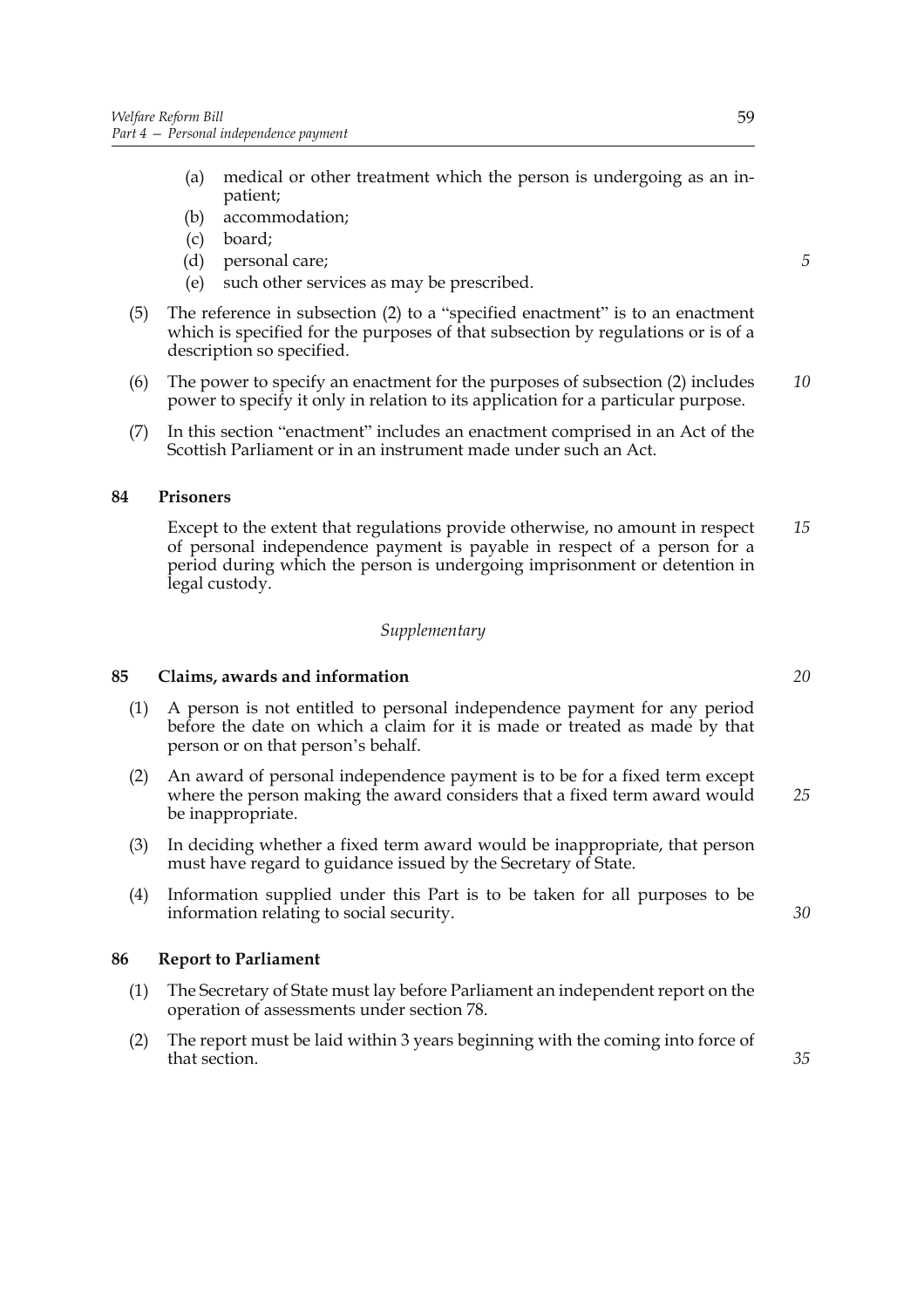(a) medical or other treatment which the person is undergoing as an in-patient;
(b) accommodation;
(c) board;
(d) personal care;
(e) such other services as may be prescribed.

(5) The reference in subsection (2) to a "specified enactment" is to an enactment which is specified for the purposes of that subsection by regulations or is of a description so specified.

(6) The power to specify an enactment for the purposes of subsection (2) includes power to specify it only in relation to its application for a particular purpose.

(7) In this section "enactment" includes an enactment comprised in an Act of the Scottish Parliament or in an instrument made under such an Act.

### 84 Prisoners

Except to the extent that regulations provide otherwise, no amount in respect of personal independence payment is payable in respect of a person for a period during which the person is undergoing imprisonment or detention in legal custody.

*Supplementary*

### 85 Claims, awards and information

(1) A person is not entitled to personal independence payment for any period before the date on which a claim for it is made or treated as made by that person or on that person's behalf.

(2) An award of personal independence payment is to be for a fixed term except where the person making the award considers that a fixed term award would be inappropriate.

(3) In deciding whether a fixed term award would be inappropriate, that person must have regard to guidance issued by the Secretary of State.

(4) Information supplied under this Part is to be taken for all purposes to be information relating to social security.

### 86 Report to Parliament

(1) The Secretary of State must lay before Parliament an independent report on the operation of assessments under section 78.

(2) The report must be laid within 3 years beginning with the coming into force of that section.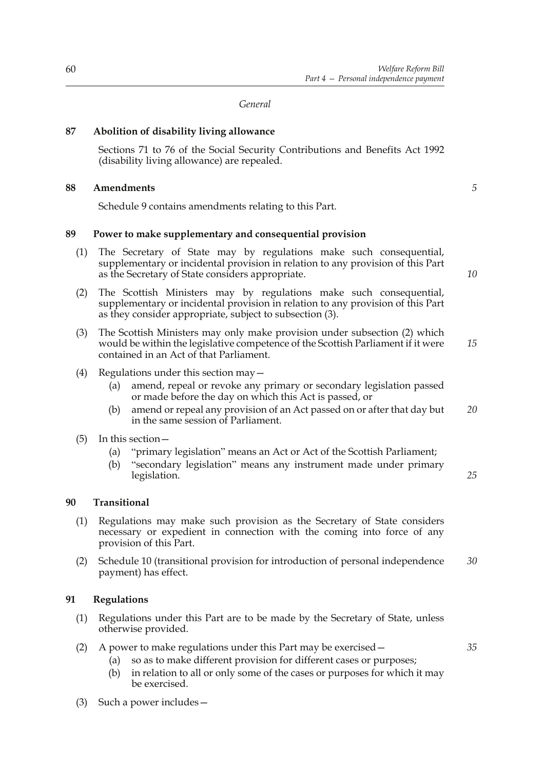*General*

**87 Abolition of disability living allowance**

Sections 71 to 76 of the Social Security Contributions and Benefits Act 1992 (disability living allowance) are repealed.

**88 Amendments**

Schedule 9 contains amendments relating to this Part.

**89 Power to make supplementary and consequential provision**

(1) The Secretary of State may by regulations make such consequential, supplementary or incidental provision in relation to any provision of this Part as the Secretary of State considers appropriate.

(2) The Scottish Ministers may by regulations make such consequential, supplementary or incidental provision in relation to any provision of this Part as they consider appropriate, subject to subsection (3).

(3) The Scottish Ministers may only make provision under subsection (2) which would be within the legislative competence of the Scottish Parliament if it were contained in an Act of that Parliament.

(4) Regulations under this section may—

(a) amend, repeal or revoke any primary or secondary legislation passed or made before the day on which this Act is passed, or

(b) amend or repeal any provision of an Act passed on or after that day but in the same session of Parliament.

(5) In this section—

(a) "primary legislation" means an Act or Act of the Scottish Parliament;

(b) "secondary legislation" means any instrument made under primary legislation.

**90 Transitional**

(1) Regulations may make such provision as the Secretary of State considers necessary or expedient in connection with the coming into force of any provision of this Part.

(2) Schedule 10 (transitional provision for introduction of personal independence payment) has effect.

**91 Regulations**

(1) Regulations under this Part are to be made by the Secretary of State, unless otherwise provided.

(2) A power to make regulations under this Part may be exercised—

(a) so as to make different provision for different cases or purposes;

(b) in relation to all or only some of the cases or purposes for which it may be exercised.

(3) Such a power includes—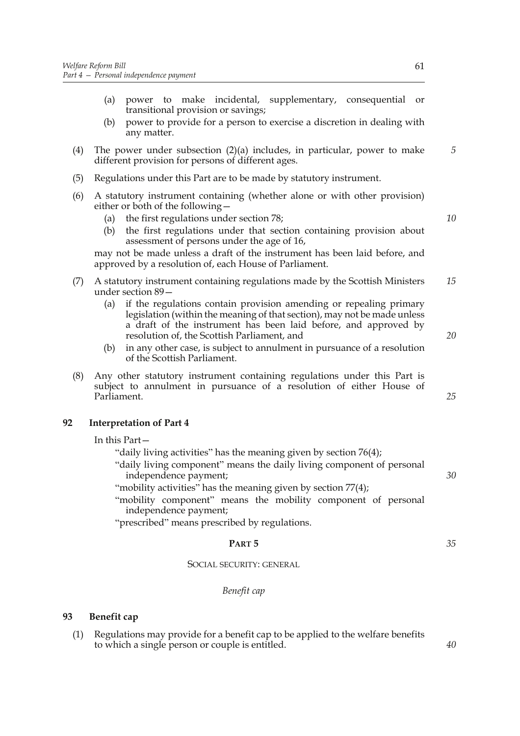(a) power to make incidental, supplementary, consequential or transitional provision or savings;

(b) power to provide for a person to exercise a discretion in dealing with any matter.

(4) The power under subsection (2)(a) includes, in particular, power to make different provision for persons of different ages.

(5) Regulations under this Part are to be made by statutory instrument.

(6) A statutory instrument containing (whether alone or with other provision) either or both of the following—

(a) the first regulations under section 78;

(b) the first regulations under that section containing provision about assessment of persons under the age of 16,

may not be made unless a draft of the instrument has been laid before, and approved by a resolution of, each House of Parliament.

(7) A statutory instrument containing regulations made by the Scottish Ministers under section 89—

(a) if the regulations contain provision amending or repealing primary legislation (within the meaning of that section), may not be made unless a draft of the instrument has been laid before, and approved by resolution of, the Scottish Parliament, and

(b) in any other case, is subject to annulment in pursuance of a resolution of the Scottish Parliament.

(8) Any other statutory instrument containing regulations under this Part is subject to annulment in pursuance of a resolution of either House of Parliament.

### 92 Interpretation of Part 4

In this Part—

"daily living activities" has the meaning given by section 76(4);

"daily living component" means the daily living component of personal independence payment;

"mobility activities" has the meaning given by section 77(4);

"mobility component" means the mobility component of personal independence payment;

"prescribed" means prescribed by regulations.

## PART 5

## SOCIAL SECURITY: GENERAL

*Benefit cap*

### 93 Benefit cap

(1) Regulations may provide for a benefit cap to be applied to the welfare benefits to which a single person or couple is entitled.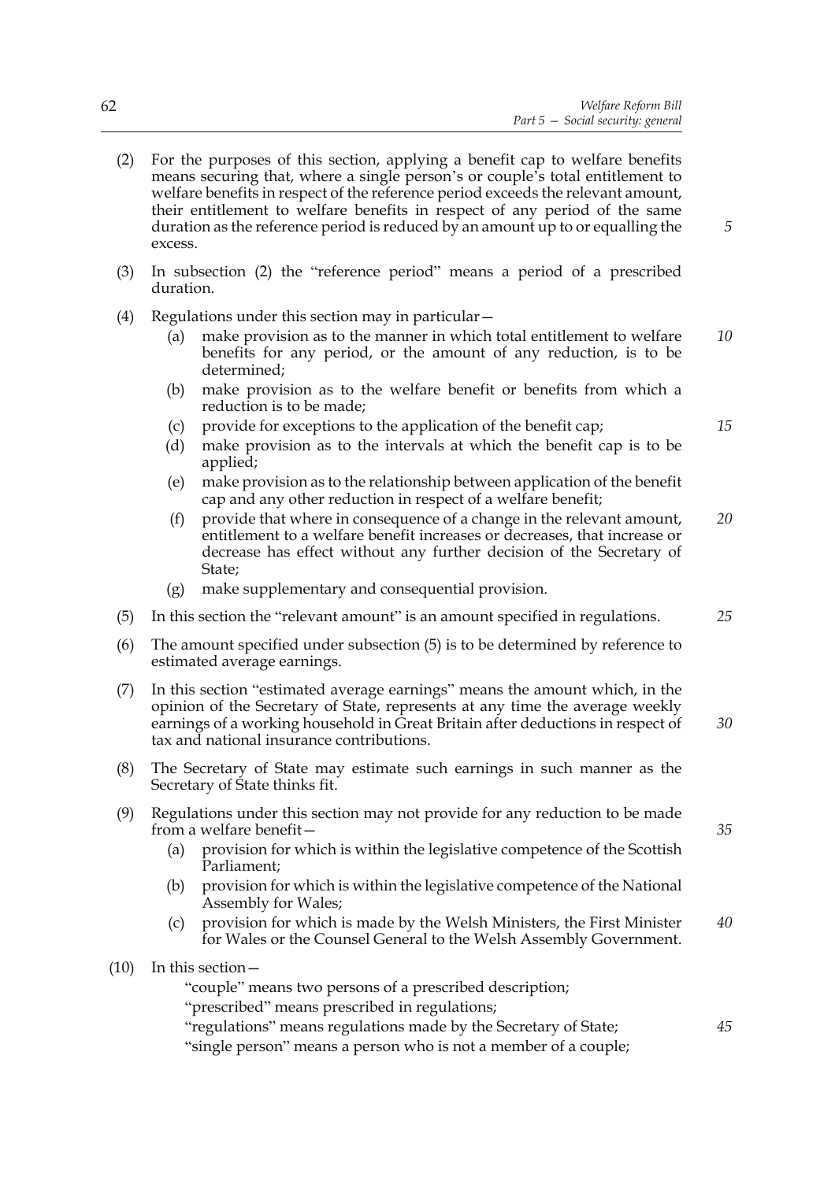(2) For the purposes of this section, applying a benefit cap to welfare benefits means securing that, where a single person's or couple's total entitlement to welfare benefits in respect of the reference period exceeds the relevant amount, their entitlement to welfare benefits in respect of any period of the same duration as the reference period is reduced by an amount up to or equalling the excess.

(3) In subsection (2) the "reference period" means a period of a prescribed duration.

(4) Regulations under this section may in particular—

  (a) make provision as to the manner in which total entitlement to welfare benefits for any period, or the amount of any reduction, is to be determined;

  (b) make provision as to the welfare benefit or benefits from which a reduction is to be made;

  (c) provide for exceptions to the application of the benefit cap;

  (d) make provision as to the intervals at which the benefit cap is to be applied;

  (e) make provision as to the relationship between application of the benefit cap and any other reduction in respect of a welfare benefit;

  (f) provide that where in consequence of a change in the relevant amount, entitlement to a welfare benefit increases or decreases, that increase or decrease has effect without any further decision of the Secretary of State;

  (g) make supplementary and consequential provision.

(5) In this section the "relevant amount" is an amount specified in regulations.

(6) The amount specified under subsection (5) is to be determined by reference to estimated average earnings.

(7) In this section "estimated average earnings" means the amount which, in the opinion of the Secretary of State, represents at any time the average weekly earnings of a working household in Great Britain after deductions in respect of tax and national insurance contributions.

(8) The Secretary of State may estimate such earnings in such manner as the Secretary of State thinks fit.

(9) Regulations under this section may not provide for any reduction to be made from a welfare benefit—

  (a) provision for which is within the legislative competence of the Scottish Parliament;

  (b) provision for which is within the legislative competence of the National Assembly for Wales;

  (c) provision for which is made by the Welsh Ministers, the First Minister for Wales or the Counsel General to the Welsh Assembly Government.

(10) In this section—

  "couple" means two persons of a prescribed description;

  "prescribed" means prescribed in regulations;

  "regulations" means regulations made by the Secretary of State;

  "single person" means a person who is not a member of a couple;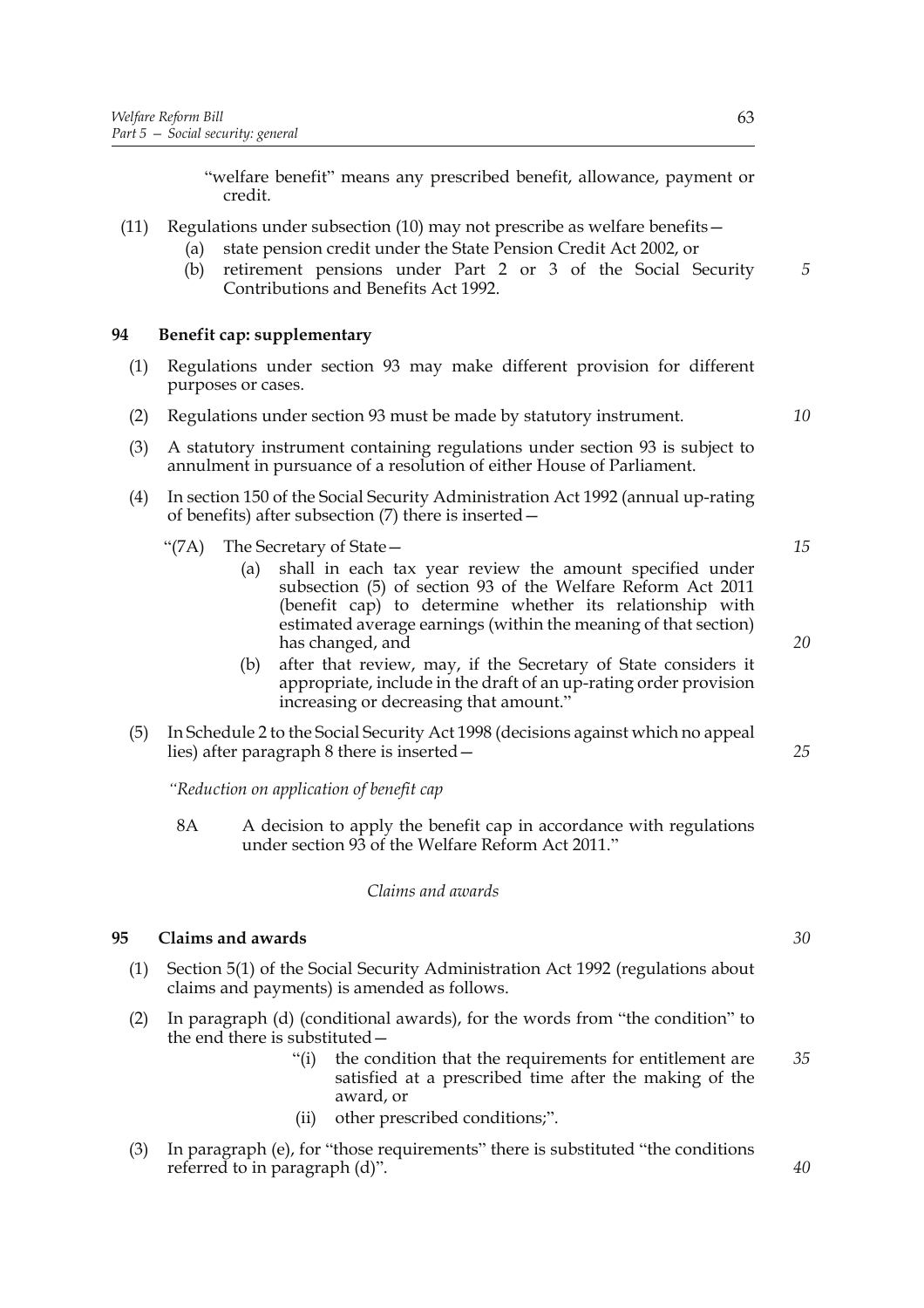"welfare benefit" means any prescribed benefit, allowance, payment or credit.

(11) Regulations under subsection (10) may not prescribe as welfare benefits—

(a) state pension credit under the State Pension Credit Act 2002, or

(b) retirement pensions under Part 2 or 3 of the Social Security Contributions and Benefits Act 1992.

### 94 Benefit cap: supplementary

(1) Regulations under section 93 may make different provision for different purposes or cases.

(2) Regulations under section 93 must be made by statutory instrument.

(3) A statutory instrument containing regulations under section 93 is subject to annulment in pursuance of a resolution of either House of Parliament.

(4) In section 150 of the Social Security Administration Act 1992 (annual up-rating of benefits) after subsection (7) there is inserted—

"(7A) The Secretary of State—

(a) shall in each tax year review the amount specified under subsection (5) of section 93 of the Welfare Reform Act 2011 (benefit cap) to determine whether its relationship with estimated average earnings (within the meaning of that section) has changed, and

(b) after that review, may, if the Secretary of State considers it appropriate, include in the draft of an up-rating order provision increasing or decreasing that amount."

(5) In Schedule 2 to the Social Security Act 1998 (decisions against which no appeal lies) after paragraph 8 there is inserted—

*"Reduction on application of benefit cap*

8A A decision to apply the benefit cap in accordance with regulations under section 93 of the Welfare Reform Act 2011."

*Claims and awards*

### 95 Claims and awards

(1) Section 5(1) of the Social Security Administration Act 1992 (regulations about claims and payments) is amended as follows.

(2) In paragraph (d) (conditional awards), for the words from "the condition" to the end there is substituted—

"(i) the condition that the requirements for entitlement are satisfied at a prescribed time after the making of the award, or

(ii) other prescribed conditions;".

(3) In paragraph (e), for "those requirements" there is substituted "the conditions referred to in paragraph (d)".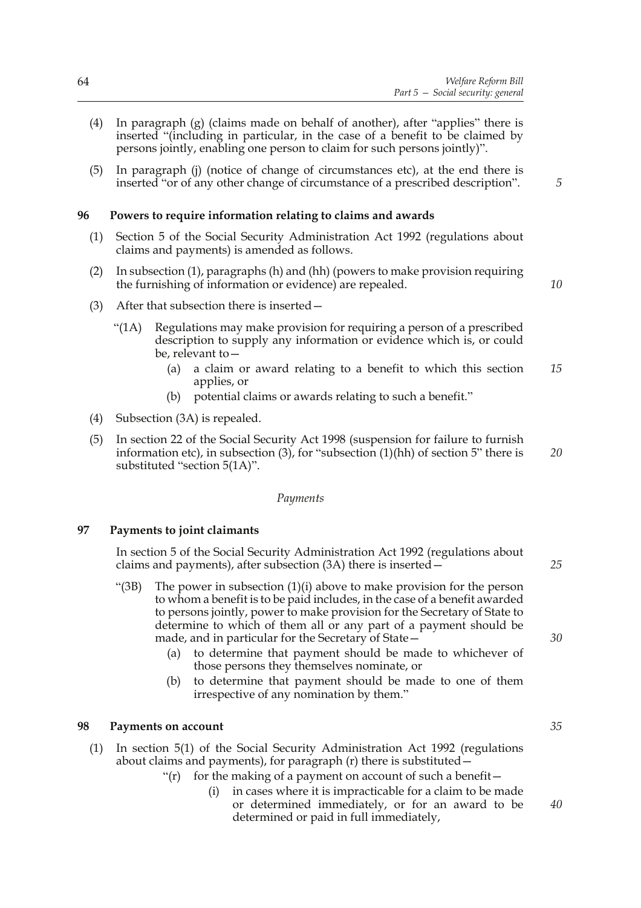(4) In paragraph (g) (claims made on behalf of another), after "applies" there is inserted "(including in particular, in the case of a benefit to be claimed by persons jointly, enabling one person to claim for such persons jointly)".

(5) In paragraph (j) (notice of change of circumstances etc), at the end there is inserted "or of any other change of circumstance of a prescribed description".

### 96 Powers to require information relating to claims and awards

(1) Section 5 of the Social Security Administration Act 1992 (regulations about claims and payments) is amended as follows.

(2) In subsection (1), paragraphs (h) and (hh) (powers to make provision requiring the furnishing of information or evidence) are repealed.

(3) After that subsection there is inserted—

"(1A) Regulations may make provision for requiring a person of a prescribed description to supply any information or evidence which is, or could be, relevant to—

- (a) a claim or award relating to a benefit to which this section applies, or
- (b) potential claims or awards relating to such a benefit."

(4) Subsection (3A) is repealed.

(5) In section 22 of the Social Security Act 1998 (suspension for failure to furnish information etc), in subsection (3), for "subsection (1)(hh) of section 5" there is substituted "section 5(1A)".

*Payments*

### 97 Payments to joint claimants

In section 5 of the Social Security Administration Act 1992 (regulations about claims and payments), after subsection (3A) there is inserted—

"(3B) The power in subsection (1)(i) above to make provision for the person to whom a benefit is to be paid includes, in the case of a benefit awarded to persons jointly, power to make provision for the Secretary of State to determine to which of them all or any part of a payment should be made, and in particular for the Secretary of State—

- (a) to determine that payment should be made to whichever of those persons they themselves nominate, or
- (b) to determine that payment should be made to one of them irrespective of any nomination by them."

### 98 Payments on account

(1) In section 5(1) of the Social Security Administration Act 1992 (regulations about claims and payments), for paragraph (r) there is substituted—

"(r) for the making of a payment on account of such a benefit—

- (i) in cases where it is impracticable for a claim to be made or determined immediately, or for an award to be determined or paid in full immediately,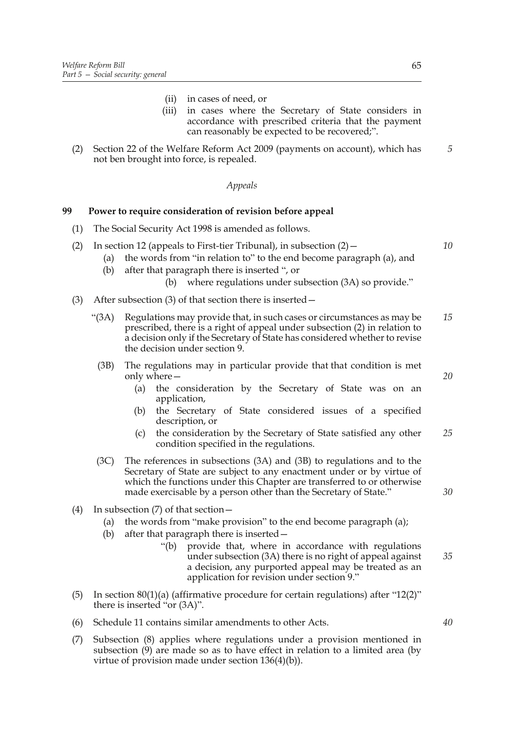(ii) in cases of need, or

(iii) in cases where the Secretary of State considers in accordance with prescribed criteria that the payment can reasonably be expected to be recovered;".

(2) Section 22 of the Welfare Reform Act 2009 (payments on account), which has not ben brought into force, is repealed.

*Appeals*

**99 Power to require consideration of revision before appeal**

(1) The Social Security Act 1998 is amended as follows.

(2) In section 12 (appeals to First-tier Tribunal), in subsection (2)—

(a) the words from "in relation to" to the end become paragraph (a), and

(b) after that paragraph there is inserted ", or

(b) where regulations under subsection (3A) so provide."

(3) After subsection (3) of that section there is inserted—

"(3A) Regulations may provide that, in such cases or circumstances as may be prescribed, there is a right of appeal under subsection (2) in relation to a decision only if the Secretary of State has considered whether to revise the decision under section 9.

(3B) The regulations may in particular provide that that condition is met only where—

(a) the consideration by the Secretary of State was on an application,

(b) the Secretary of State considered issues of a specified description, or

(c) the consideration by the Secretary of State satisfied any other condition specified in the regulations.

(3C) The references in subsections (3A) and (3B) to regulations and to the Secretary of State are subject to any enactment under or by virtue of which the functions under this Chapter are transferred to or otherwise made exercisable by a person other than the Secretary of State."

(4) In subsection (7) of that section—

(a) the words from "make provision" to the end become paragraph (a);

(b) after that paragraph there is inserted—

"(b) provide that, where in accordance with regulations under subsection (3A) there is no right of appeal against a decision, any purported appeal may be treated as an application for revision under section 9."

(5) In section 80(1)(a) (affirmative procedure for certain regulations) after "12(2)" there is inserted "or (3A)".

(6) Schedule 11 contains similar amendments to other Acts.

(7) Subsection (8) applies where regulations under a provision mentioned in subsection (9) are made so as to have effect in relation to a limited area (by virtue of provision made under section 136(4)(b)).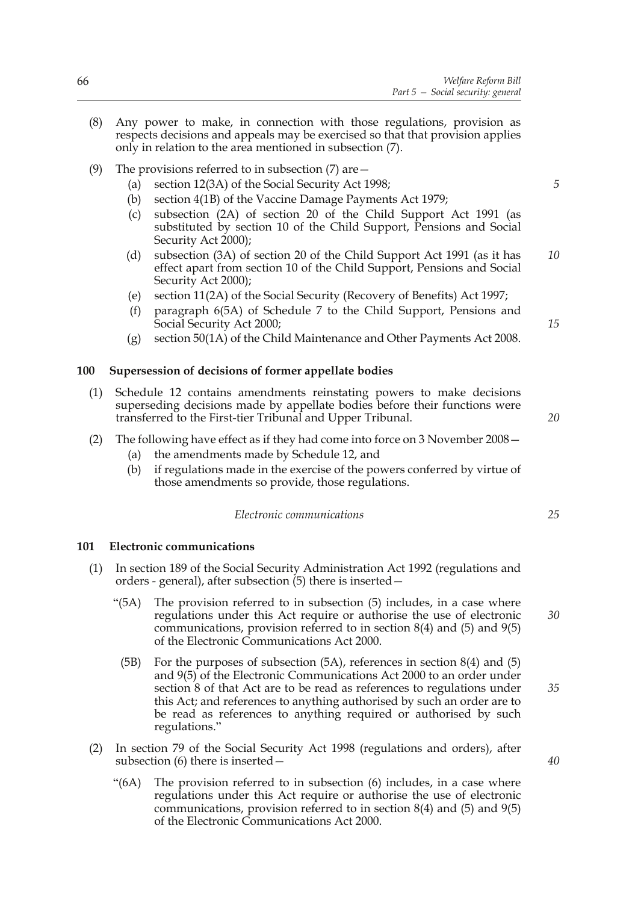(8) Any power to make, in connection with those regulations, provision as respects decisions and appeals may be exercised so that that provision applies only in relation to the area mentioned in subsection (7).

(9) The provisions referred to in subsection (7) are—

  (a) section 12(3A) of the Social Security Act 1998;

  (b) section 4(1B) of the Vaccine Damage Payments Act 1979;

  (c) subsection (2A) of section 20 of the Child Support Act 1991 (as substituted by section 10 of the Child Support, Pensions and Social Security Act 2000);

  (d) subsection (3A) of section 20 of the Child Support Act 1991 (as it has effect apart from section 10 of the Child Support, Pensions and Social Security Act 2000);

  (e) section 11(2A) of the Social Security (Recovery of Benefits) Act 1997;

  (f) paragraph 6(5A) of Schedule 7 to the Child Support, Pensions and Social Security Act 2000;

  (g) section 50(1A) of the Child Maintenance and Other Payments Act 2008.

### 100 Supersession of decisions of former appellate bodies

(1) Schedule 12 contains amendments reinstating powers to make decisions superseding decisions made by appellate bodies before their functions were transferred to the First-tier Tribunal and Upper Tribunal.

(2) The following have effect as if they had come into force on 3 November 2008—

  (a) the amendments made by Schedule 12, and

  (b) if regulations made in the exercise of the powers conferred by virtue of those amendments so provide, those regulations.

*Electronic communications*

### 101 Electronic communications

(1) In section 189 of the Social Security Administration Act 1992 (regulations and orders - general), after subsection (5) there is inserted—

> "(5A) The provision referred to in subsection (5) includes, in a case where regulations under this Act require or authorise the use of electronic communications, provision referred to in section 8(4) and (5) and 9(5) of the Electronic Communications Act 2000.
>
> (5B) For the purposes of subsection (5A), references in section 8(4) and (5) and 9(5) of the Electronic Communications Act 2000 to an order under section 8 of that Act are to be read as references to regulations under this Act; and references to anything authorised by such an order are to be read as references to anything required or authorised by such regulations."

(2) In section 79 of the Social Security Act 1998 (regulations and orders), after subsection (6) there is inserted—

> "(6A) The provision referred to in subsection (6) includes, in a case where regulations under this Act require or authorise the use of electronic communications, provision referred to in section 8(4) and (5) and 9(5) of the Electronic Communications Act 2000.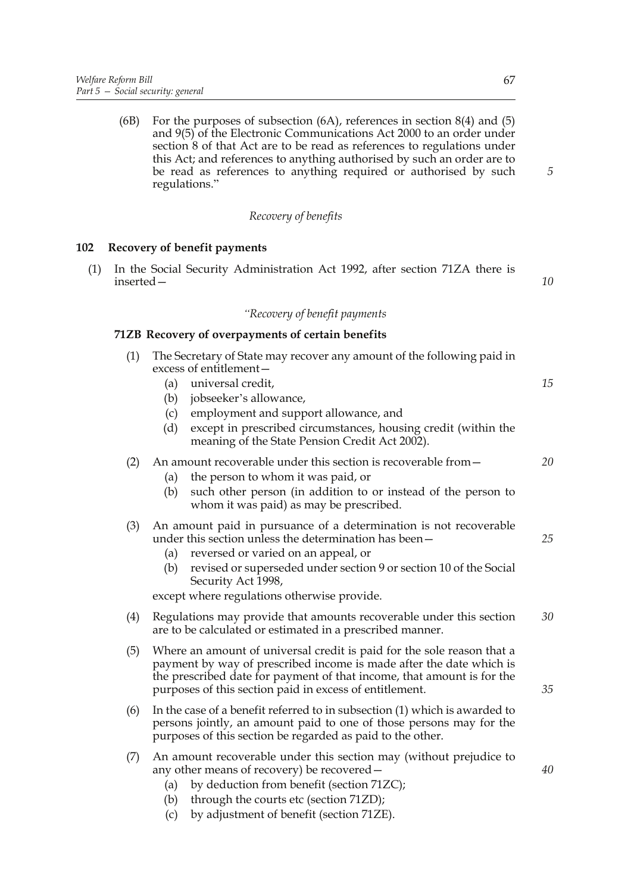(6B) For the purposes of subsection (6A), references in section 8(4) and (5) and 9(5) of the Electronic Communications Act 2000 to an order under section 8 of that Act are to be read as references to regulations under this Act; and references to anything authorised by such an order are to be read as references to anything required or authorised by such regulations."

*Recovery of benefits*

## 102 Recovery of benefit payments

(1) In the Social Security Administration Act 1992, after section 71ZA there is inserted—

*"Recovery of benefit payments*

### 71ZB Recovery of overpayments of certain benefits

(1) The Secretary of State may recover any amount of the following paid in excess of entitlement—

- (a) universal credit,
- (b) jobseeker's allowance,
- (c) employment and support allowance, and
- (d) except in prescribed circumstances, housing credit (within the meaning of the State Pension Credit Act 2002).

(2) An amount recoverable under this section is recoverable from—

- (a) the person to whom it was paid, or
- (b) such other person (in addition to or instead of the person to whom it was paid) as may be prescribed.

(3) An amount paid in pursuance of a determination is not recoverable under this section unless the determination has been—

- (a) reversed or varied on an appeal, or
- (b) revised or superseded under section 9 or section 10 of the Social Security Act 1998,

except where regulations otherwise provide.

(4) Regulations may provide that amounts recoverable under this section are to be calculated or estimated in a prescribed manner.

(5) Where an amount of universal credit is paid for the sole reason that a payment by way of prescribed income is made after the date which is the prescribed date for payment of that income, that amount is for the purposes of this section paid in excess of entitlement.

(6) In the case of a benefit referred to in subsection (1) which is awarded to persons jointly, an amount paid to one of those persons may for the purposes of this section be regarded as paid to the other.

(7) An amount recoverable under this section may (without prejudice to any other means of recovery) be recovered—

- (a) by deduction from benefit (section 71ZC);
- (b) through the courts etc (section 71ZD);
- (c) by adjustment of benefit (section 71ZE).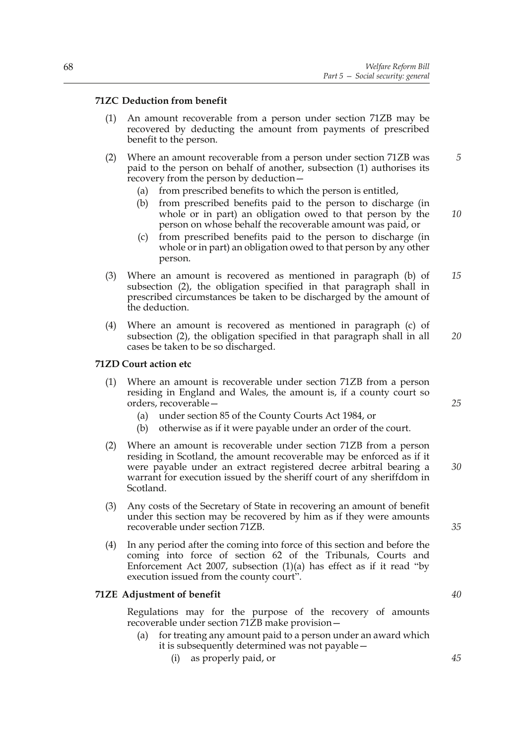#### 71ZC Deduction from benefit

(1) An amount recoverable from a person under section 71ZB may be recovered by deducting the amount from payments of prescribed benefit to the person.

(2) Where an amount recoverable from a person under section 71ZB was paid to the person on behalf of another, subsection (1) authorises its recovery from the person by deduction—

(a) from prescribed benefits to which the person is entitled,

(b) from prescribed benefits paid to the person to discharge (in whole or in part) an obligation owed to that person by the person on whose behalf the recoverable amount was paid, or

(c) from prescribed benefits paid to the person to discharge (in whole or in part) an obligation owed to that person by any other person.

(3) Where an amount is recovered as mentioned in paragraph (b) of subsection (2), the obligation specified in that paragraph shall in prescribed circumstances be taken to be discharged by the amount of the deduction.

(4) Where an amount is recovered as mentioned in paragraph (c) of subsection (2), the obligation specified in that paragraph shall in all cases be taken to be so discharged.

#### 71ZD Court action etc

(1) Where an amount is recoverable under section 71ZB from a person residing in England and Wales, the amount is, if a county court so orders, recoverable—

(a) under section 85 of the County Courts Act 1984, or

(b) otherwise as if it were payable under an order of the court.

(2) Where an amount is recoverable under section 71ZB from a person residing in Scotland, the amount recoverable may be enforced as if it were payable under an extract registered decree arbitral bearing a warrant for execution issued by the sheriff court of any sheriffdom in Scotland.

(3) Any costs of the Secretary of State in recovering an amount of benefit under this section may be recovered by him as if they were amounts recoverable under section 71ZB.

(4) In any period after the coming into force of this section and before the coming into force of section 62 of the Tribunals, Courts and Enforcement Act 2007, subsection (1)(a) has effect as if it read "by execution issued from the county court".

#### 71ZE Adjustment of benefit

Regulations may for the purpose of the recovery of amounts recoverable under section 71ZB make provision—

(a) for treating any amount paid to a person under an award which it is subsequently determined was not payable—

(i) as properly paid, or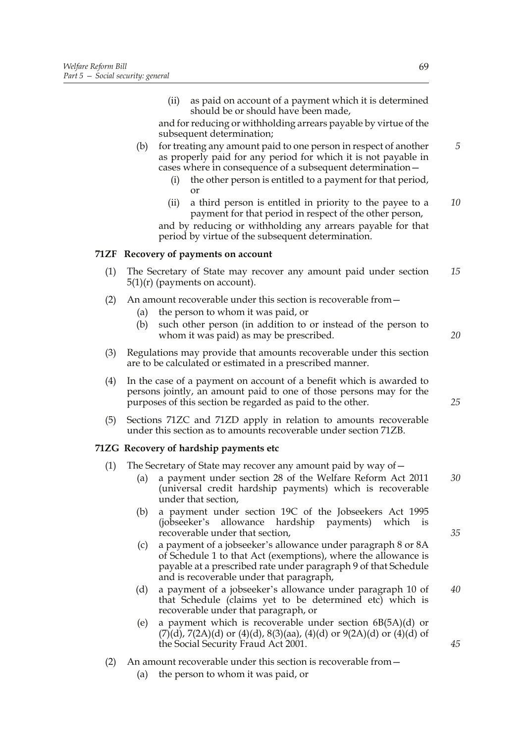(ii) as paid on account of a payment which it is determined should be or should have been made,

and for reducing or withholding arrears payable by virtue of the subsequent determination;

(b) for treating any amount paid to one person in respect of another as properly paid for any period for which it is not payable in cases where in consequence of a subsequent determination—

(i) the other person is entitled to a payment for that period, or

(ii) a third person is entitled in priority to the payee to a payment for that period in respect of the other person,

and by reducing or withholding any arrears payable for that period by virtue of the subsequent determination.

**71ZF Recovery of payments on account**

(1) The Secretary of State may recover any amount paid under section 5(1)(r) (payments on account).

(2) An amount recoverable under this section is recoverable from—

(a) the person to whom it was paid, or

(b) such other person (in addition to or instead of the person to whom it was paid) as may be prescribed.

(3) Regulations may provide that amounts recoverable under this section are to be calculated or estimated in a prescribed manner.

(4) In the case of a payment on account of a benefit which is awarded to persons jointly, an amount paid to one of those persons may for the purposes of this section be regarded as paid to the other.

(5) Sections 71ZC and 71ZD apply in relation to amounts recoverable under this section as to amounts recoverable under section 71ZB.

**71ZG Recovery of hardship payments etc**

(1) The Secretary of State may recover any amount paid by way of—

(a) a payment under section 28 of the Welfare Reform Act 2011 (universal credit hardship payments) which is recoverable under that section,

(b) a payment under section 19C of the Jobseekers Act 1995 (jobseeker's allowance hardship payments) which is recoverable under that section,

(c) a payment of a jobseeker's allowance under paragraph 8 or 8A of Schedule 1 to that Act (exemptions), where the allowance is payable at a prescribed rate under paragraph 9 of that Schedule and is recoverable under that paragraph,

(d) a payment of a jobseeker's allowance under paragraph 10 of that Schedule (claims yet to be determined etc) which is recoverable under that paragraph, or

(e) a payment which is recoverable under section 6B(5A)(d) or (7)(d), 7(2A)(d) or (4)(d), 8(3)(aa), (4)(d) or 9(2A)(d) or (4)(d) of the Social Security Fraud Act 2001.

(2) An amount recoverable under this section is recoverable from—

(a) the person to whom it was paid, or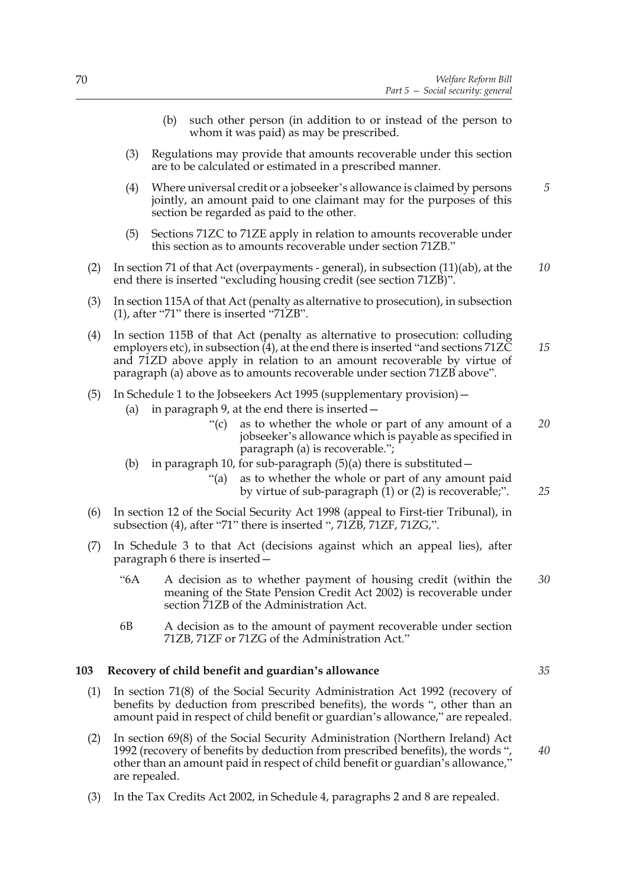(b) such other person (in addition to or instead of the person to whom it was paid) as may be prescribed.

(3) Regulations may provide that amounts recoverable under this section are to be calculated or estimated in a prescribed manner.

(4) Where universal credit or a jobseeker's allowance is claimed by persons jointly, an amount paid to one claimant may for the purposes of this section be regarded as paid to the other.

(5) Sections 71ZC to 71ZE apply in relation to amounts recoverable under this section as to amounts recoverable under section 71ZB."

(2) In section 71 of that Act (overpayments - general), in subsection (11)(ab), at the end there is inserted "excluding housing credit (see section 71ZB)".

(3) In section 115A of that Act (penalty as alternative to prosecution), in subsection (1), after "71" there is inserted "71ZB".

(4) In section 115B of that Act (penalty as alternative to prosecution: colluding employers etc), in subsection (4), at the end there is inserted "and sections 71ZC and 71ZD above apply in relation to an amount recoverable by virtue of paragraph (a) above as to amounts recoverable under section 71ZB above".

(5) In Schedule 1 to the Jobseekers Act 1995 (supplementary provision)—

(a) in paragraph 9, at the end there is inserted—

"(c) as to whether the whole or part of any amount of a jobseeker's allowance which is payable as specified in paragraph (a) is recoverable.";

(b) in paragraph 10, for sub-paragraph (5)(a) there is substituted—

"(a) as to whether the whole or part of any amount paid by virtue of sub-paragraph (1) or (2) is recoverable;".

(6) In section 12 of the Social Security Act 1998 (appeal to First-tier Tribunal), in subsection (4), after "71" there is inserted ", 71ZB, 71ZF, 71ZG,".

(7) In Schedule 3 to that Act (decisions against which an appeal lies), after paragraph 6 there is inserted—

"6A A decision as to whether payment of housing credit (within the meaning of the State Pension Credit Act 2002) is recoverable under section 71ZB of the Administration Act.

6B A decision as to the amount of payment recoverable under section 71ZB, 71ZF or 71ZG of the Administration Act."

### 103 Recovery of child benefit and guardian's allowance

(1) In section 71(8) of the Social Security Administration Act 1992 (recovery of benefits by deduction from prescribed benefits), the words ", other than an amount paid in respect of child benefit or guardian's allowance," are repealed.

(2) In section 69(8) of the Social Security Administration (Northern Ireland) Act 1992 (recovery of benefits by deduction from prescribed benefits), the words ", other than an amount paid in respect of child benefit or guardian's allowance," are repealed.

(3) In the Tax Credits Act 2002, in Schedule 4, paragraphs 2 and 8 are repealed.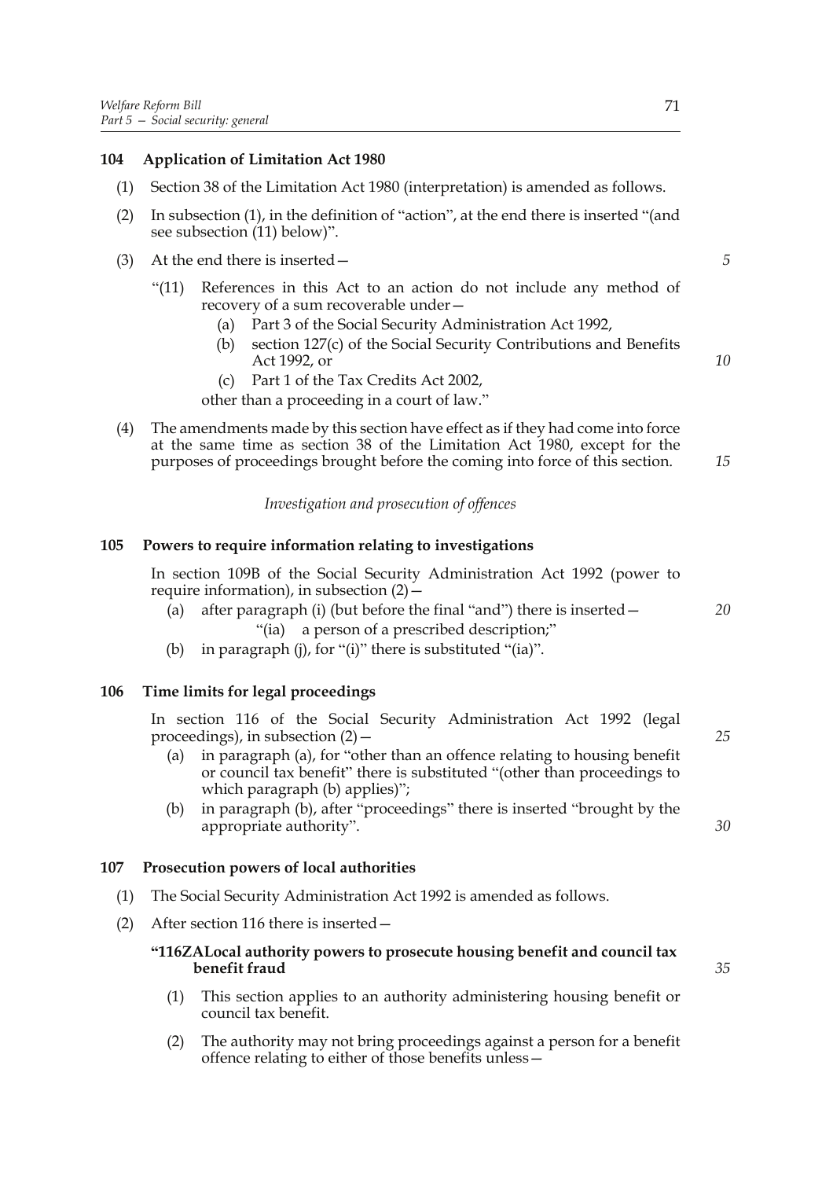**104 Application of Limitation Act 1980**

(1) Section 38 of the Limitation Act 1980 (interpretation) is amended as follows.

(2) In subsection (1), in the definition of "action", at the end there is inserted "(and see subsection (11) below)".

(3) At the end there is inserted—

"(11) References in this Act to an action do not include any method of recovery of a sum recoverable under—

(a) Part 3 of the Social Security Administration Act 1992,

(b) section 127(c) of the Social Security Contributions and Benefits Act 1992, or

(c) Part 1 of the Tax Credits Act 2002,

other than a proceeding in a court of law."

(4) The amendments made by this section have effect as if they had come into force at the same time as section 38 of the Limitation Act 1980, except for the purposes of proceedings brought before the coming into force of this section.

*Investigation and prosecution of offences*

**105 Powers to require information relating to investigations**

In section 109B of the Social Security Administration Act 1992 (power to require information), in subsection (2)—

(a) after paragraph (i) (but before the final "and") there is inserted—

"(ia) a person of a prescribed description;"

(b) in paragraph (j), for "(i)" there is substituted "(ia)".

**106 Time limits for legal proceedings**

In section 116 of the Social Security Administration Act 1992 (legal proceedings), in subsection (2)—

(a) in paragraph (a), for "other than an offence relating to housing benefit or council tax benefit" there is substituted "(other than proceedings to which paragraph (b) applies)";

(b) in paragraph (b), after "proceedings" there is inserted "brought by the appropriate authority".

**107 Prosecution powers of local authorities**

(1) The Social Security Administration Act 1992 is amended as follows.

(2) After section 116 there is inserted—

**"116ZA Local authority powers to prosecute housing benefit and council tax benefit fraud**

(1) This section applies to an authority administering housing benefit or council tax benefit.

(2) The authority may not bring proceedings against a person for a benefit offence relating to either of those benefits unless—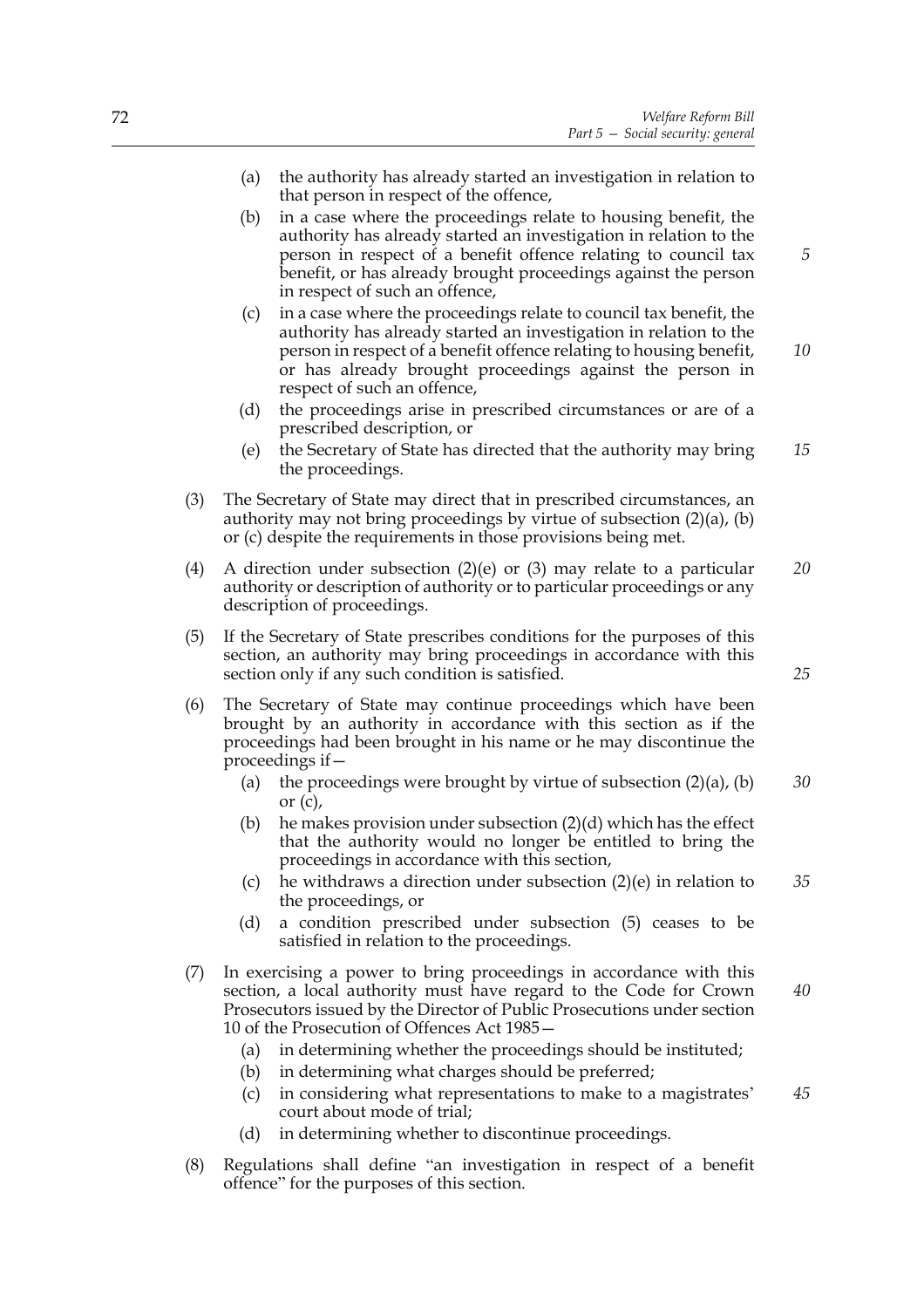(a) the authority has already started an investigation in relation to that person in respect of the offence,

(b) in a case where the proceedings relate to housing benefit, the authority has already started an investigation in relation to the person in respect of a benefit offence relating to council tax benefit, or has already brought proceedings against the person in respect of such an offence,

(c) in a case where the proceedings relate to council tax benefit, the authority has already started an investigation in relation to the person in respect of a benefit offence relating to housing benefit, or has already brought proceedings against the person in respect of such an offence,

(d) the proceedings arise in prescribed circumstances or are of a prescribed description, or

(e) the Secretary of State has directed that the authority may bring the proceedings.

(3) The Secretary of State may direct that in prescribed circumstances, an authority may not bring proceedings by virtue of subsection (2)(a), (b) or (c) despite the requirements in those provisions being met.

(4) A direction under subsection (2)(e) or (3) may relate to a particular authority or description of authority or to particular proceedings or any description of proceedings.

(5) If the Secretary of State prescribes conditions for the purposes of this section, an authority may bring proceedings in accordance with this section only if any such condition is satisfied.

(6) The Secretary of State may continue proceedings which have been brought by an authority in accordance with this section as if the proceedings had been brought in his name or he may discontinue the proceedings if—

(a) the proceedings were brought by virtue of subsection (2)(a), (b) or (c),

(b) he makes provision under subsection (2)(d) which has the effect that the authority would no longer be entitled to bring the proceedings in accordance with this section,

(c) he withdraws a direction under subsection (2)(e) in relation to the proceedings, or

(d) a condition prescribed under subsection (5) ceases to be satisfied in relation to the proceedings.

(7) In exercising a power to bring proceedings in accordance with this section, a local authority must have regard to the Code for Crown Prosecutors issued by the Director of Public Prosecutions under section 10 of the Prosecution of Offences Act 1985—

(a) in determining whether the proceedings should be instituted;

(b) in determining what charges should be preferred;

(c) in considering what representations to make to a magistrates' court about mode of trial;

(d) in determining whether to discontinue proceedings.

(8) Regulations shall define "an investigation in respect of a benefit offence" for the purposes of this section.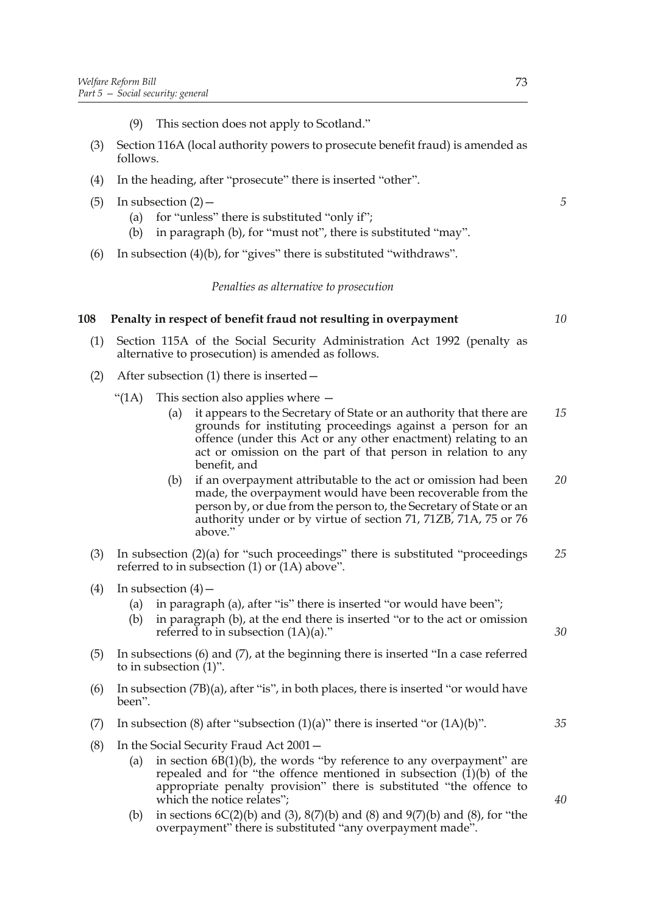(9) This section does not apply to Scotland."

(3) Section 116A (local authority powers to prosecute benefit fraud) is amended as follows.

(4) In the heading, after "prosecute" there is inserted "other".

(5) In subsection (2)—

   (a) for "unless" there is substituted "only if";

   (b) in paragraph (b), for "must not", there is substituted "may".

(6) In subsection (4)(b), for "gives" there is substituted "withdraws".

*Penalties as alternative to prosecution*

### 108 Penalty in respect of benefit fraud not resulting in overpayment

(1) Section 115A of the Social Security Administration Act 1992 (penalty as alternative to prosecution) is amended as follows.

(2) After subsection (1) there is inserted—

"(1A) This section also applies where —

   (a) it appears to the Secretary of State or an authority that there are grounds for instituting proceedings against a person for an offence (under this Act or any other enactment) relating to an act or omission on the part of that person in relation to any benefit, and

   (b) if an overpayment attributable to the act or omission had been made, the overpayment would have been recoverable from the person by, or due from the person to, the Secretary of State or an authority under or by virtue of section 71, 71ZB, 71A, 75 or 76 above."

(3) In subsection (2)(a) for "such proceedings" there is substituted "proceedings referred to in subsection (1) or (1A) above".

(4) In subsection (4)—

   (a) in paragraph (a), after "is" there is inserted "or would have been";

   (b) in paragraph (b), at the end there is inserted "or to the act or omission referred to in subsection (1A)(a)."

(5) In subsections (6) and (7), at the beginning there is inserted "In a case referred to in subsection (1)".

(6) In subsection (7B)(a), after "is", in both places, there is inserted "or would have been".

(7) In subsection (8) after "subsection (1)(a)" there is inserted "or (1A)(b)".

(8) In the Social Security Fraud Act 2001—

   (a) in section 6B(1)(b), the words "by reference to any overpayment" are repealed and for "the offence mentioned in subsection (1)(b) of the appropriate penalty provision" there is substituted "the offence to which the notice relates";

   (b) in sections 6C(2)(b) and (3), 8(7)(b) and (8) and 9(7)(b) and (8), for "the overpayment" there is substituted "any overpayment made".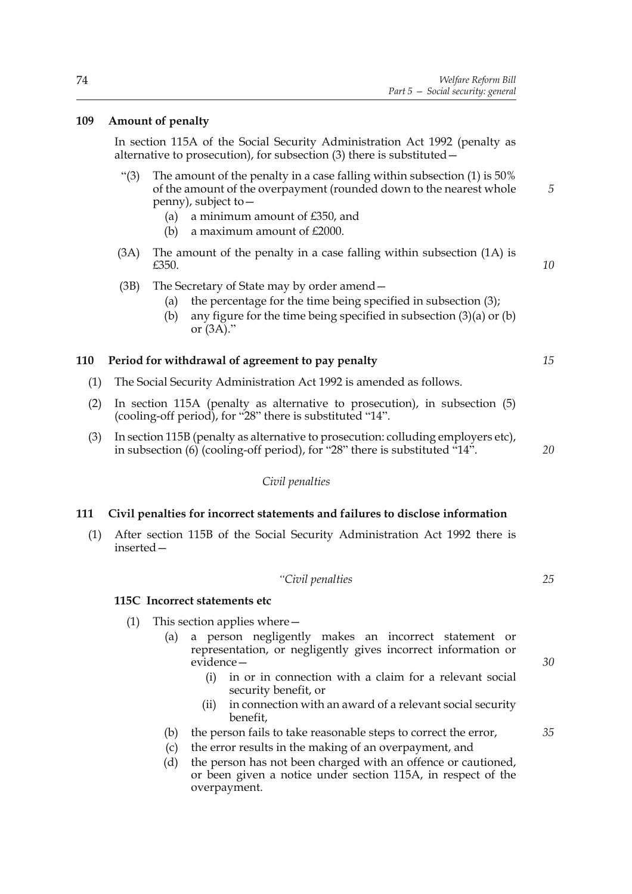### 109 Amount of penalty

In section 115A of the Social Security Administration Act 1992 (penalty as alternative to prosecution), for subsection (3) there is substituted—

"(3) The amount of the penalty in a case falling within subsection (1) is 50% of the amount of the overpayment (rounded down to the nearest whole penny), subject to—

(a) a minimum amount of £350, and

(b) a maximum amount of £2000.

(3A) The amount of the penalty in a case falling within subsection (1A) is £350.

(3B) The Secretary of State may by order amend—

(a) the percentage for the time being specified in subsection (3);

(b) any figure for the time being specified in subsection (3)(a) or (b) or (3A)."

### 110 Period for withdrawal of agreement to pay penalty

(1) The Social Security Administration Act 1992 is amended as follows.

(2) In section 115A (penalty as alternative to prosecution), in subsection (5) (cooling-off period), for "28" there is substituted "14".

(3) In section 115B (penalty as alternative to prosecution: colluding employers etc), in subsection (6) (cooling-off period), for "28" there is substituted "14".

*Civil penalties*

### 111 Civil penalties for incorrect statements and failures to disclose information

(1) After section 115B of the Social Security Administration Act 1992 there is inserted—

*"Civil penalties*

#### 115C Incorrect statements etc

(1) This section applies where—

(a) a person negligently makes an incorrect statement or representation, or negligently gives incorrect information or evidence—

(i) in or in connection with a claim for a relevant social security benefit, or

(ii) in connection with an award of a relevant social security benefit,

(b) the person fails to take reasonable steps to correct the error,

(c) the error results in the making of an overpayment, and

(d) the person has not been charged with an offence or cautioned, or been given a notice under section 115A, in respect of the overpayment.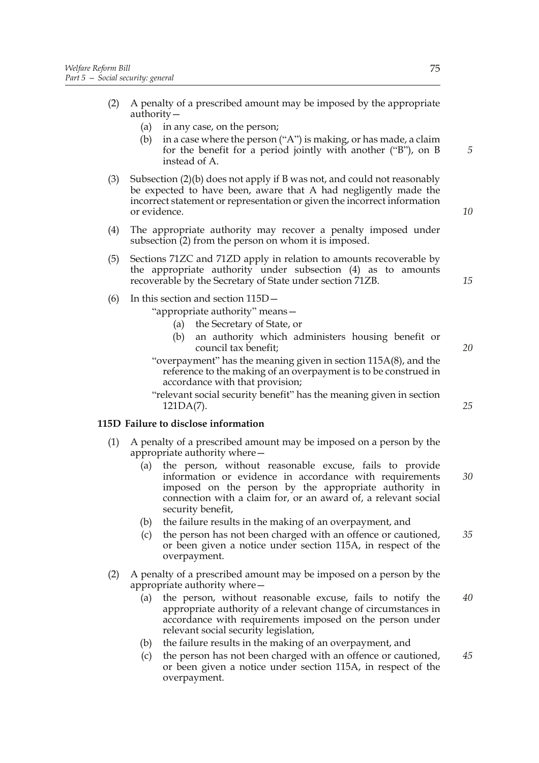(2) A penalty of a prescribed amount may be imposed by the appropriate authority—

   (a) in any case, on the person;

   (b) in a case where the person ("A") is making, or has made, a claim for the benefit for a period jointly with another ("B"), on B instead of A.

(3) Subsection (2)(b) does not apply if B was not, and could not reasonably be expected to have been, aware that A had negligently made the incorrect statement or representation or given the incorrect information or evidence.

(4) The appropriate authority may recover a penalty imposed under subsection (2) from the person on whom it is imposed.

(5) Sections 71ZC and 71ZD apply in relation to amounts recoverable by the appropriate authority under subsection (4) as to amounts recoverable by the Secretary of State under section 71ZB.

(6) In this section and section 115D—

   "appropriate authority" means—

   (a) the Secretary of State, or

   (b) an authority which administers housing benefit or council tax benefit;

   "overpayment" has the meaning given in section 115A(8), and the reference to the making of an overpayment is to be construed in accordance with that provision;

   "relevant social security benefit" has the meaning given in section 121DA(7).

**115D Failure to disclose information**

(1) A penalty of a prescribed amount may be imposed on a person by the appropriate authority where—

   (a) the person, without reasonable excuse, fails to provide information or evidence in accordance with requirements imposed on the person by the appropriate authority in connection with a claim for, or an award of, a relevant social security benefit,

   (b) the failure results in the making of an overpayment, and

   (c) the person has not been charged with an offence or cautioned, or been given a notice under section 115A, in respect of the overpayment.

(2) A penalty of a prescribed amount may be imposed on a person by the appropriate authority where—

   (a) the person, without reasonable excuse, fails to notify the appropriate authority of a relevant change of circumstances in accordance with requirements imposed on the person under relevant social security legislation,

   (b) the failure results in the making of an overpayment, and

   (c) the person has not been charged with an offence or cautioned, or been given a notice under section 115A, in respect of the overpayment.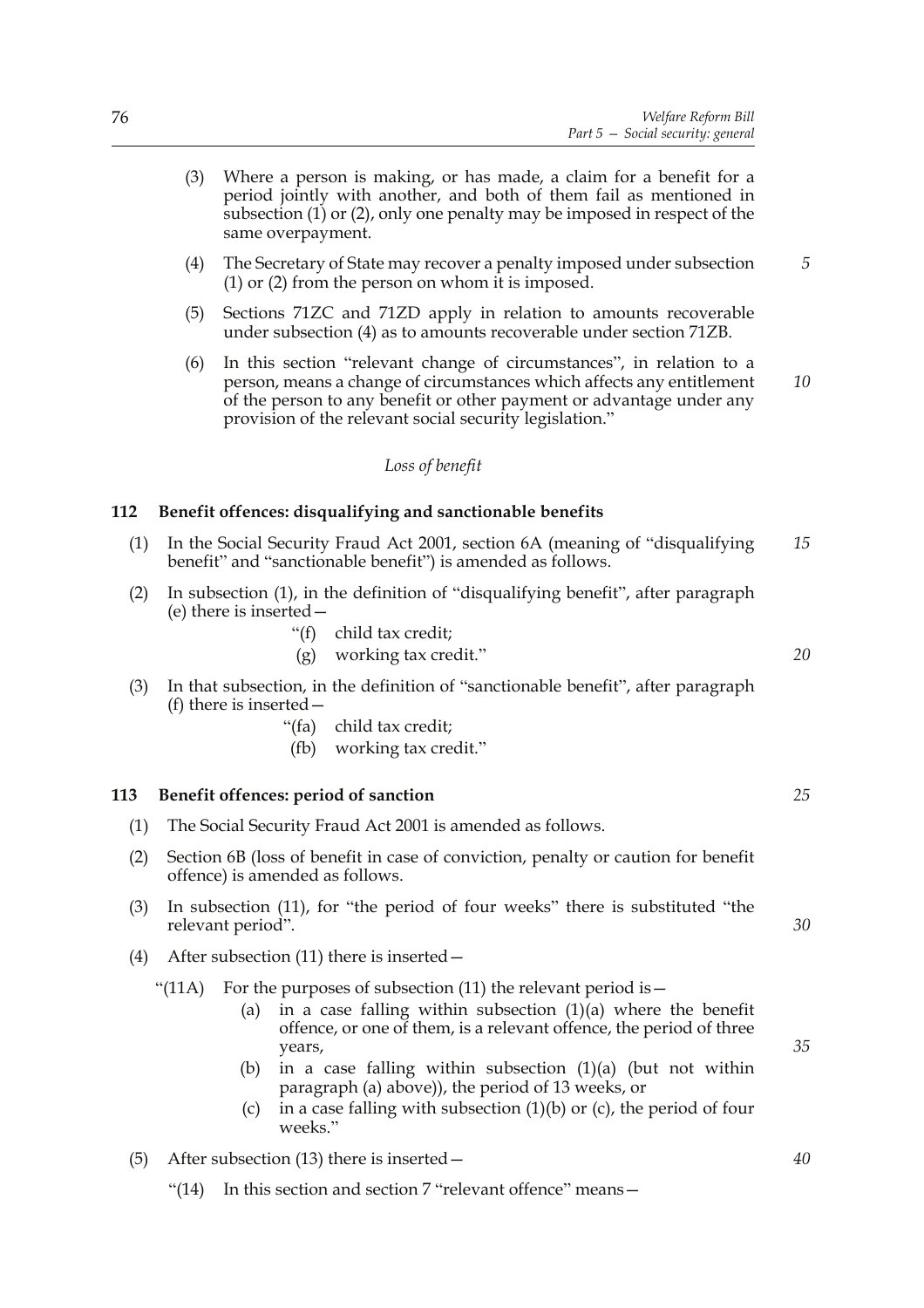(3) Where a person is making, or has made, a claim for a benefit for a period jointly with another, and both of them fail as mentioned in subsection (1) or (2), only one penalty may be imposed in respect of the same overpayment.

(4) The Secretary of State may recover a penalty imposed under subsection (1) or (2) from the person on whom it is imposed.

(5) Sections 71ZC and 71ZD apply in relation to amounts recoverable under subsection (4) as to amounts recoverable under section 71ZB.

(6) In this section "relevant change of circumstances", in relation to a person, means a change of circumstances which affects any entitlement of the person to any benefit or other payment or advantage under any provision of the relevant social security legislation."

*Loss of benefit*

### 112 Benefit offences: disqualifying and sanctionable benefits

(1) In the Social Security Fraud Act 2001, section 6A (meaning of "disqualifying benefit" and "sanctionable benefit") is amended as follows.

(2) In subsection (1), in the definition of "disqualifying benefit", after paragraph (e) there is inserted—

"(f) child tax credit;

(g) working tax credit."

(3) In that subsection, in the definition of "sanctionable benefit", after paragraph (f) there is inserted—

"(fa) child tax credit;

(fb) working tax credit."

### 113 Benefit offences: period of sanction

(1) The Social Security Fraud Act 2001 is amended as follows.

(2) Section 6B (loss of benefit in case of conviction, penalty or caution for benefit offence) is amended as follows.

(3) In subsection (11), for "the period of four weeks" there is substituted "the relevant period".

(4) After subsection (11) there is inserted—

"(11A) For the purposes of subsection (11) the relevant period is—

(a) in a case falling within subsection (1)(a) where the benefit offence, or one of them, is a relevant offence, the period of three years,

(b) in a case falling within subsection (1)(a) (but not within paragraph (a) above)), the period of 13 weeks, or

(c) in a case falling with subsection (1)(b) or (c), the period of four weeks."

(5) After subsection (13) there is inserted—

"(14) In this section and section 7 "relevant offence" means—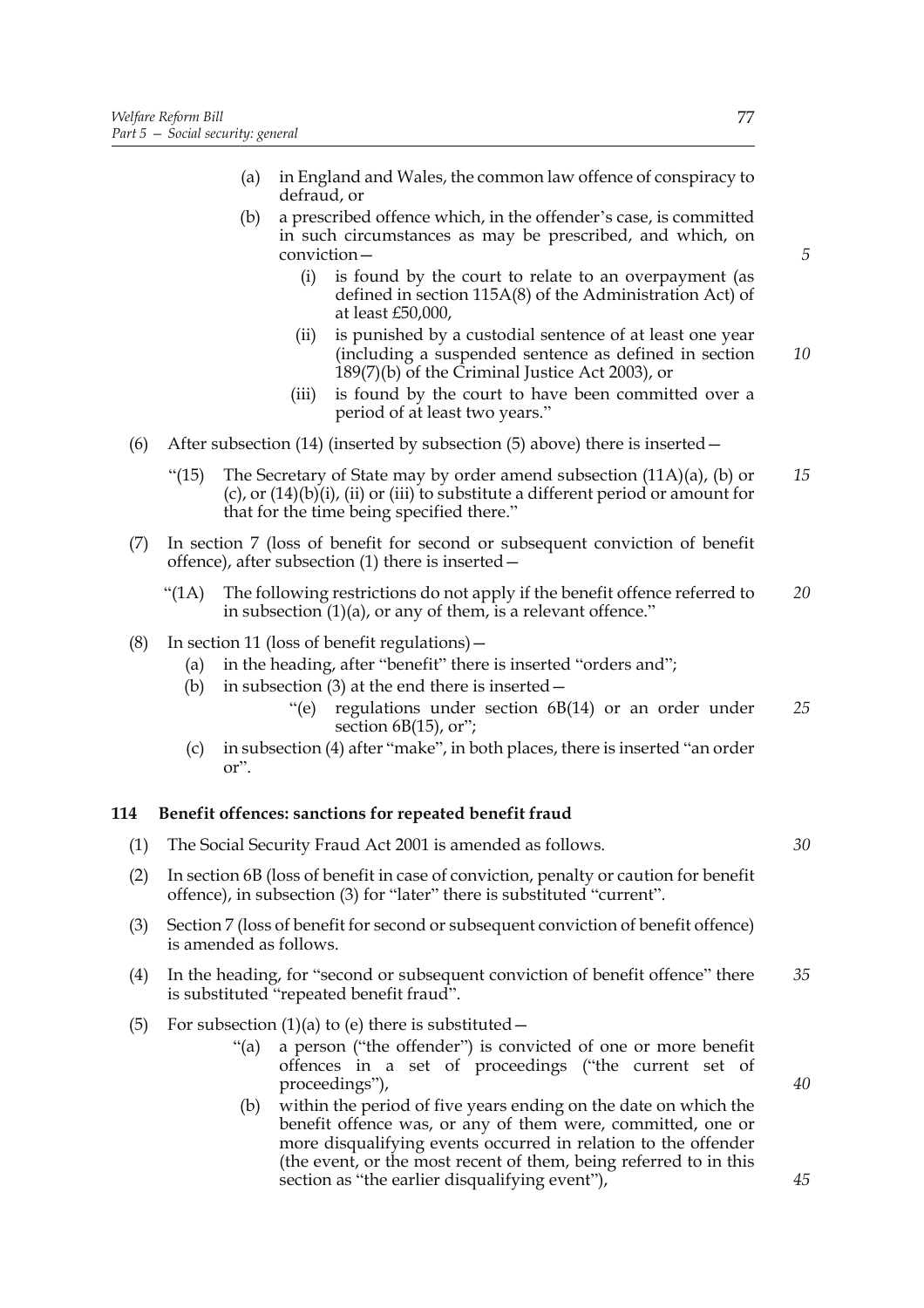(a) in England and Wales, the common law offence of conspiracy to defraud, or

(b) a prescribed offence which, in the offender's case, is committed in such circumstances as may be prescribed, and which, on conviction—

(i) is found by the court to relate to an overpayment (as defined in section 115A(8) of the Administration Act) of at least £50,000,

(ii) is punished by a custodial sentence of at least one year (including a suspended sentence as defined in section 189(7)(b) of the Criminal Justice Act 2003), or

(iii) is found by the court to have been committed over a period of at least two years."

(6) After subsection (14) (inserted by subsection (5) above) there is inserted—

"(15) The Secretary of State may by order amend subsection (11A)(a), (b) or (c), or (14)(b)(i), (ii) or (iii) to substitute a different period or amount for that for the time being specified there."

(7) In section 7 (loss of benefit for second or subsequent conviction of benefit offence), after subsection (1) there is inserted—

"(1A) The following restrictions do not apply if the benefit offence referred to in subsection (1)(a), or any of them, is a relevant offence."

(8) In section 11 (loss of benefit regulations)—

(a) in the heading, after "benefit" there is inserted "orders and";

(b) in subsection (3) at the end there is inserted—

"(e) regulations under section 6B(14) or an order under section 6B(15), or";

(c) in subsection (4) after "make", in both places, there is inserted "an order or".

**114 Benefit offences: sanctions for repeated benefit fraud**

(1) The Social Security Fraud Act 2001 is amended as follows.

(2) In section 6B (loss of benefit in case of conviction, penalty or caution for benefit offence), in subsection (3) for "later" there is substituted "current".

(3) Section 7 (loss of benefit for second or subsequent conviction of benefit offence) is amended as follows.

(4) In the heading, for "second or subsequent conviction of benefit offence" there is substituted "repeated benefit fraud".

(5) For subsection (1)(a) to (e) there is substituted—

"(a) a person ("the offender") is convicted of one or more benefit offences in a set of proceedings ("the current set of proceedings"),

(b) within the period of five years ending on the date on which the benefit offence was, or any of them were, committed, one or more disqualifying events occurred in relation to the offender (the event, or the most recent of them, being referred to in this section as "the earlier disqualifying event"),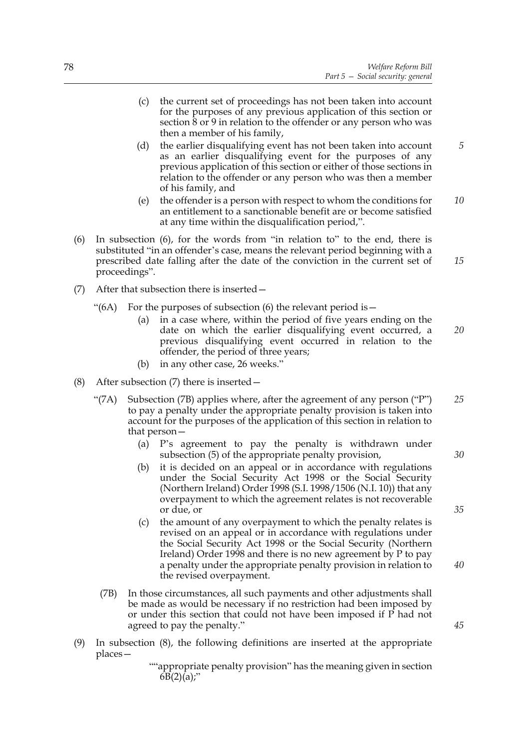(c) the current set of proceedings has not been taken into account for the purposes of any previous application of this section or section 8 or 9 in relation to the offender or any person who was then a member of his family,

(d) the earlier disqualifying event has not been taken into account as an earlier disqualifying event for the purposes of any previous application of this section or either of those sections in relation to the offender or any person who was then a member of his family, and

(e) the offender is a person with respect to whom the conditions for an entitlement to a sanctionable benefit are or become satisfied at any time within the disqualification period,".

(6) In subsection (6), for the words from "in relation to" to the end, there is substituted "in an offender's case, means the relevant period beginning with a prescribed date falling after the date of the conviction in the current set of proceedings".

(7) After that subsection there is inserted—

"(6A) For the purposes of subsection (6) the relevant period is—

(a) in a case where, within the period of five years ending on the date on which the earlier disqualifying event occurred, a previous disqualifying event occurred in relation to the offender, the period of three years;

(b) in any other case, 26 weeks."

(8) After subsection (7) there is inserted—

"(7A) Subsection (7B) applies where, after the agreement of any person ("P") to pay a penalty under the appropriate penalty provision is taken into account for the purposes of the application of this section in relation to that person—

(a) P's agreement to pay the penalty is withdrawn under subsection (5) of the appropriate penalty provision,

(b) it is decided on an appeal or in accordance with regulations under the Social Security Act 1998 or the Social Security (Northern Ireland) Order 1998 (S.I. 1998/1506 (N.I. 10)) that any overpayment to which the agreement relates is not recoverable or due, or

(c) the amount of any overpayment to which the penalty relates is revised on an appeal or in accordance with regulations under the Social Security Act 1998 or the Social Security (Northern Ireland) Order 1998 and there is no new agreement by P to pay a penalty under the appropriate penalty provision in relation to the revised overpayment.

(7B) In those circumstances, all such payments and other adjustments shall be made as would be necessary if no restriction had been imposed by or under this section that could not have been imposed if P had not agreed to pay the penalty."

(9) In subsection (8), the following definitions are inserted at the appropriate places—

""appropriate penalty provision" has the meaning given in section 6B(2)(a);"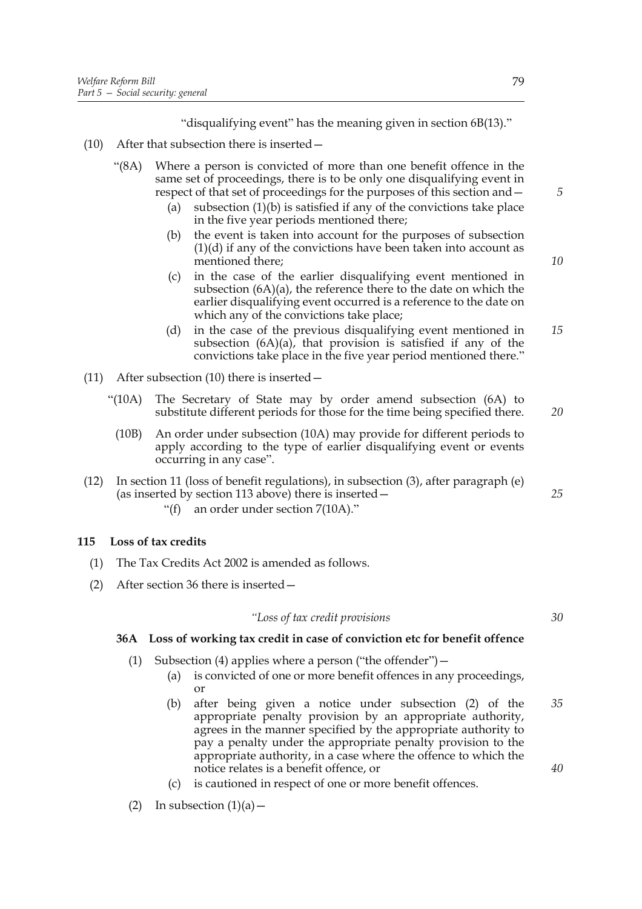"disqualifying event" has the meaning given in section 6B(13)."

(10) After that subsection there is inserted—

"(8A) Where a person is convicted of more than one benefit offence in the same set of proceedings, there is to be only one disqualifying event in respect of that set of proceedings for the purposes of this section and—

(a) subsection (1)(b) is satisfied if any of the convictions take place in the five year periods mentioned there;

(b) the event is taken into account for the purposes of subsection (1)(d) if any of the convictions have been taken into account as mentioned there;

(c) in the case of the earlier disqualifying event mentioned in subsection (6A)(a), the reference there to the date on which the earlier disqualifying event occurred is a reference to the date on which any of the convictions take place;

(d) in the case of the previous disqualifying event mentioned in subsection (6A)(a), that provision is satisfied if any of the convictions take place in the five year period mentioned there."

(11) After subsection (10) there is inserted—

"(10A) The Secretary of State may by order amend subsection (6A) to substitute different periods for those for the time being specified there.

(10B) An order under subsection (10A) may provide for different periods to apply according to the type of earlier disqualifying event or events occurring in any case".

(12) In section 11 (loss of benefit regulations), in subsection (3), after paragraph (e) (as inserted by section 113 above) there is inserted—

"(f) an order under section 7(10A)."

**115 Loss of tax credits**

(1) The Tax Credits Act 2002 is amended as follows.

(2) After section 36 there is inserted—

*"Loss of tax credit provisions*

**36A Loss of working tax credit in case of conviction etc for benefit offence**

(1) Subsection (4) applies where a person ("the offender")—

(a) is convicted of one or more benefit offences in any proceedings, or

(b) after being given a notice under subsection (2) of the appropriate penalty provision by an appropriate authority, agrees in the manner specified by the appropriate authority to pay a penalty under the appropriate penalty provision to the appropriate authority, in a case where the offence to which the notice relates is a benefit offence, or

(c) is cautioned in respect of one or more benefit offences.

(2) In subsection (1)(a)—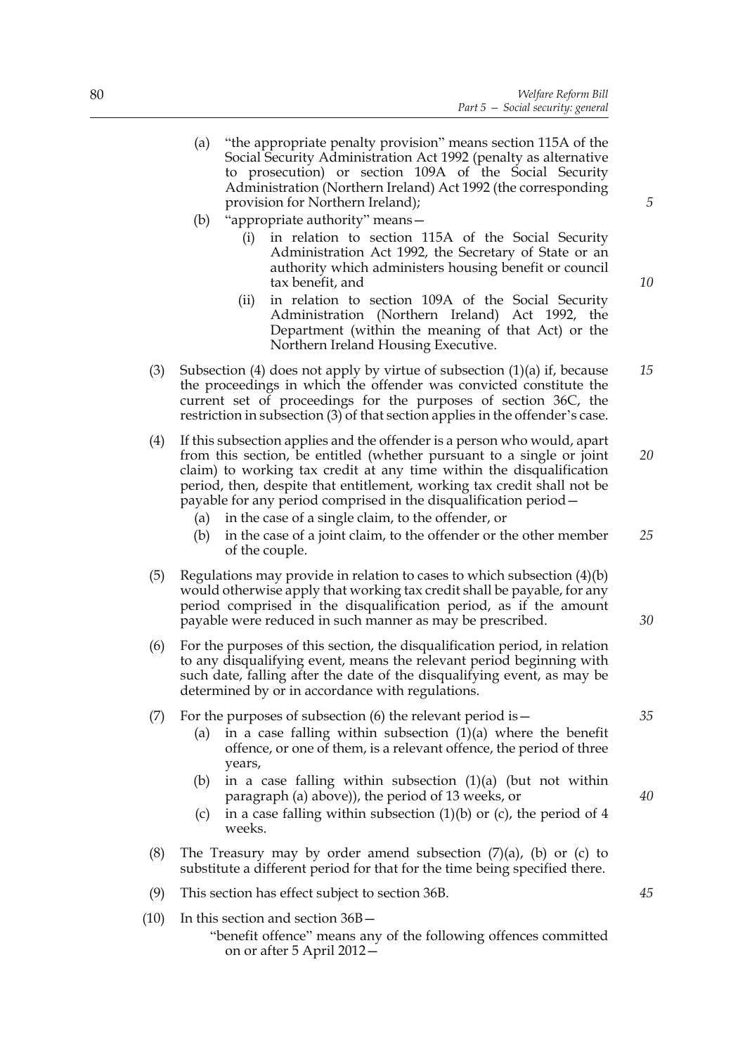(a) "the appropriate penalty provision" means section 115A of the Social Security Administration Act 1992 (penalty as alternative to prosecution) or section 109A of the Social Security Administration (Northern Ireland) Act 1992 (the corresponding provision for Northern Ireland);

(b) "appropriate authority" means—

  (i) in relation to section 115A of the Social Security Administration Act 1992, the Secretary of State or an authority which administers housing benefit or council tax benefit, and

  (ii) in relation to section 109A of the Social Security Administration (Northern Ireland) Act 1992, the Department (within the meaning of that Act) or the Northern Ireland Housing Executive.

(3) Subsection (4) does not apply by virtue of subsection (1)(a) if, because the proceedings in which the offender was convicted constitute the current set of proceedings for the purposes of section 36C, the restriction in subsection (3) of that section applies in the offender's case.

(4) If this subsection applies and the offender is a person who would, apart from this section, be entitled (whether pursuant to a single or joint claim) to working tax credit at any time within the disqualification period, then, despite that entitlement, working tax credit shall not be payable for any period comprised in the disqualification period—

  (a) in the case of a single claim, to the offender, or

  (b) in the case of a joint claim, to the offender or the other member of the couple.

(5) Regulations may provide in relation to cases to which subsection (4)(b) would otherwise apply that working tax credit shall be payable, for any period comprised in the disqualification period, as if the amount payable were reduced in such manner as may be prescribed.

(6) For the purposes of this section, the disqualification period, in relation to any disqualifying event, means the relevant period beginning with such date, falling after the date of the disqualifying event, as may be determined by or in accordance with regulations.

(7) For the purposes of subsection (6) the relevant period is—

  (a) in a case falling within subsection (1)(a) where the benefit offence, or one of them, is a relevant offence, the period of three years,

  (b) in a case falling within subsection (1)(a) (but not within paragraph (a) above)), the period of 13 weeks, or

  (c) in a case falling within subsection (1)(b) or (c), the period of 4 weeks.

(8) The Treasury may by order amend subsection (7)(a), (b) or (c) to substitute a different period for that for the time being specified there.

(9) This section has effect subject to section 36B.

(10) In this section and section 36B—

"benefit offence" means any of the following offences committed on or after 5 April 2012—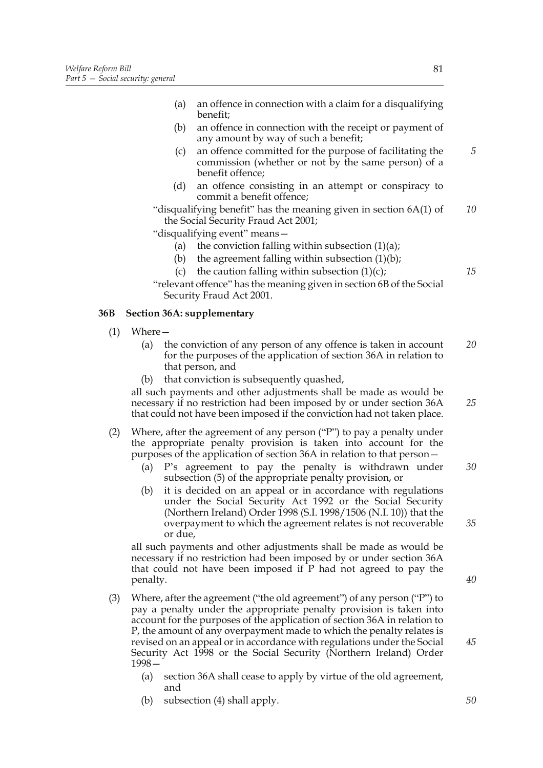(a) an offence in connection with a claim for a disqualifying benefit;

(b) an offence in connection with the receipt or payment of any amount by way of such a benefit;

(c) an offence committed for the purpose of facilitating the commission (whether or not by the same person) of a benefit offence;

(d) an offence consisting in an attempt or conspiracy to commit a benefit offence;

"disqualifying benefit" has the meaning given in section 6A(1) of the Social Security Fraud Act 2001;

"disqualifying event" means—

(a) the conviction falling within subsection (1)(a);

(b) the agreement falling within subsection (1)(b);

(c) the caution falling within subsection (1)(c);

"relevant offence" has the meaning given in section 6B of the Social Security Fraud Act 2001.

**36B Section 36A: supplementary**

(1) Where—

(a) the conviction of any person of any offence is taken in account for the purposes of the application of section 36A in relation to that person, and

(b) that conviction is subsequently quashed,

all such payments and other adjustments shall be made as would be necessary if no restriction had been imposed by or under section 36A that could not have been imposed if the conviction had not taken place.

(2) Where, after the agreement of any person ("P") to pay a penalty under the appropriate penalty provision is taken into account for the purposes of the application of section 36A in relation to that person—

(a) P's agreement to pay the penalty is withdrawn under subsection (5) of the appropriate penalty provision, or

(b) it is decided on an appeal or in accordance with regulations under the Social Security Act 1992 or the Social Security (Northern Ireland) Order 1998 (S.I. 1998/1506 (N.I. 10)) that the overpayment to which the agreement relates is not recoverable or due,

all such payments and other adjustments shall be made as would be necessary if no restriction had been imposed by or under section 36A that could not have been imposed if P had not agreed to pay the penalty.

(3) Where, after the agreement ("the old agreement") of any person ("P") to pay a penalty under the appropriate penalty provision is taken into account for the purposes of the application of section 36A in relation to P, the amount of any overpayment made to which the penalty relates is revised on an appeal or in accordance with regulations under the Social Security Act 1998 or the Social Security (Northern Ireland) Order 1998—

(a) section 36A shall cease to apply by virtue of the old agreement, and

(b) subsection (4) shall apply.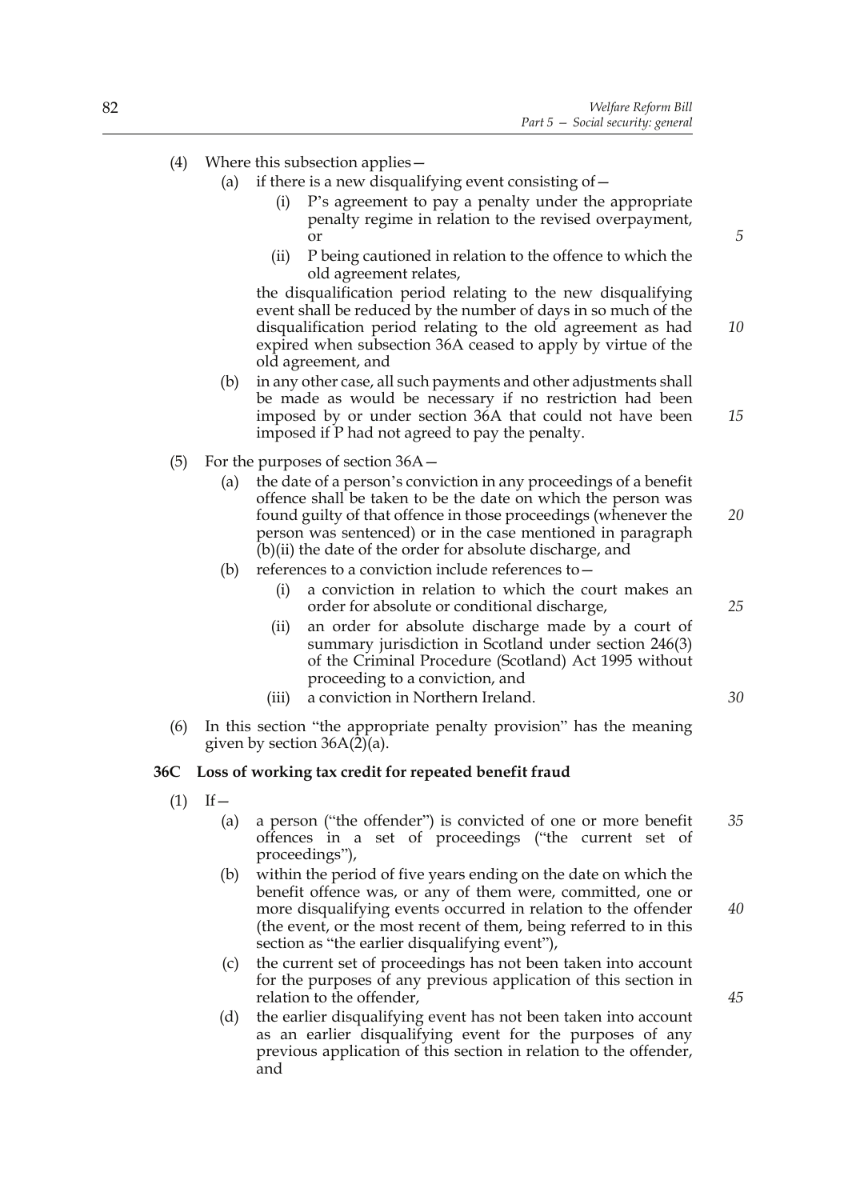(4) Where this subsection applies—

  (a) if there is a new disqualifying event consisting of—

    (i) P's agreement to pay a penalty under the appropriate penalty regime in relation to the revised overpayment, or

    (ii) P being cautioned in relation to the offence to which the old agreement relates,

  the disqualification period relating to the new disqualifying event shall be reduced by the number of days in so much of the disqualification period relating to the old agreement as had expired when subsection 36A ceased to apply by virtue of the old agreement, and

  (b) in any other case, all such payments and other adjustments shall be made as would be necessary if no restriction had been imposed by or under section 36A that could not have been imposed if P had not agreed to pay the penalty.

(5) For the purposes of section 36A—

  (a) the date of a person's conviction in any proceedings of a benefit offence shall be taken to be the date on which the person was found guilty of that offence in those proceedings (whenever the person was sentenced) or in the case mentioned in paragraph (b)(ii) the date of the order for absolute discharge, and

  (b) references to a conviction include references to—

    (i) a conviction in relation to which the court makes an order for absolute or conditional discharge,

    (ii) an order for absolute discharge made by a court of summary jurisdiction in Scotland under section 246(3) of the Criminal Procedure (Scotland) Act 1995 without proceeding to a conviction, and

    (iii) a conviction in Northern Ireland.

(6) In this section "the appropriate penalty provision" has the meaning given by section 36A(2)(a).

**36C Loss of working tax credit for repeated benefit fraud**

(1) If—

  (a) a person ("the offender") is convicted of one or more benefit offences in a set of proceedings ("the current set of proceedings"),

  (b) within the period of five years ending on the date on which the benefit offence was, or any of them were, committed, one or more disqualifying events occurred in relation to the offender (the event, or the most recent of them, being referred to in this section as "the earlier disqualifying event"),

  (c) the current set of proceedings has not been taken into account for the purposes of any previous application of this section in relation to the offender,

  (d) the earlier disqualifying event has not been taken into account as an earlier disqualifying event for the purposes of any previous application of this section in relation to the offender, and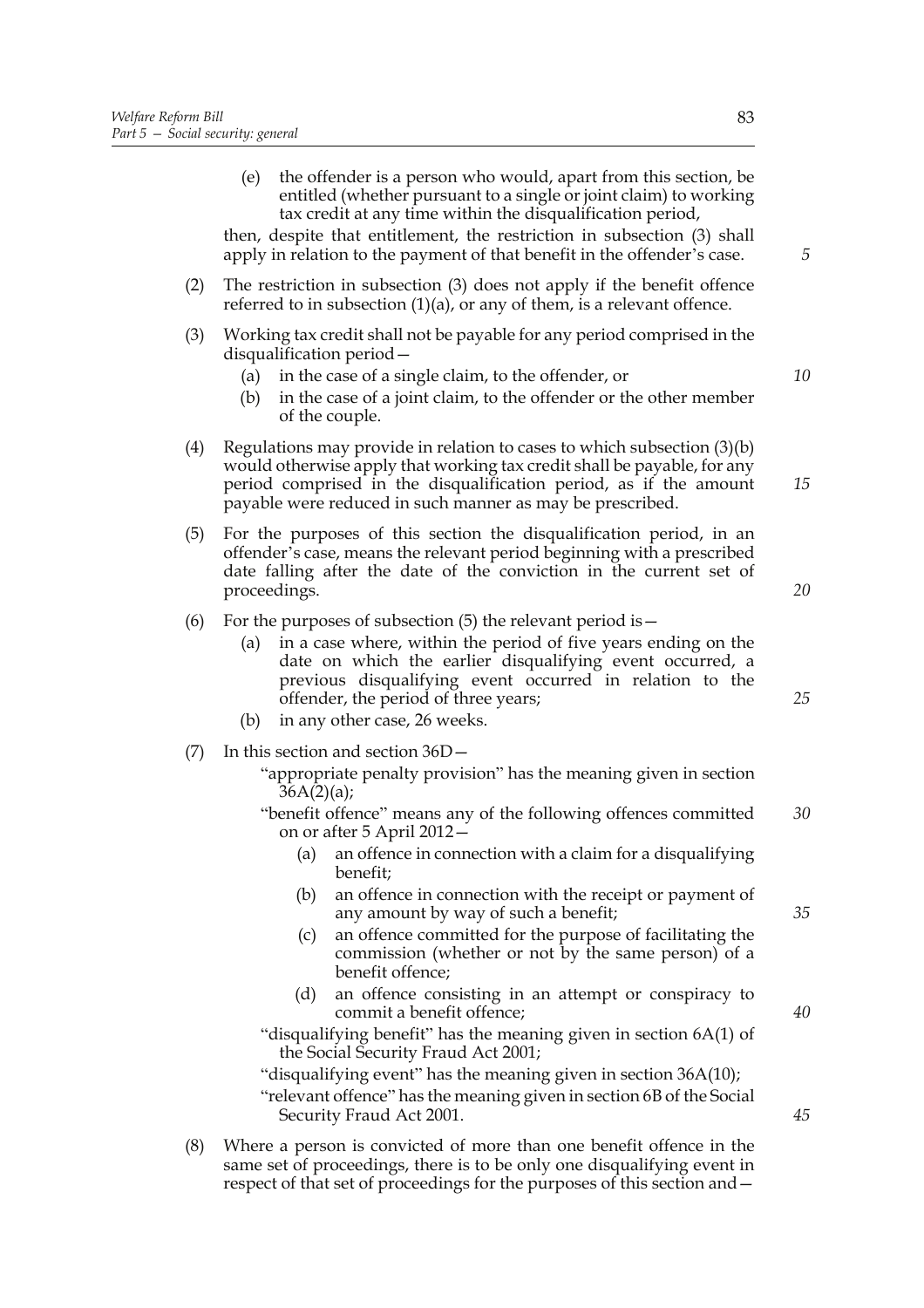(e) the offender is a person who would, apart from this section, be entitled (whether pursuant to a single or joint claim) to working tax credit at any time within the disqualification period,

then, despite that entitlement, the restriction in subsection (3) shall apply in relation to the payment of that benefit in the offender's case.

(2) The restriction in subsection (3) does not apply if the benefit offence referred to in subsection (1)(a), or any of them, is a relevant offence.

(3) Working tax credit shall not be payable for any period comprised in the disqualification period—

(a) in the case of a single claim, to the offender, or

(b) in the case of a joint claim, to the offender or the other member of the couple.

(4) Regulations may provide in relation to cases to which subsection (3)(b) would otherwise apply that working tax credit shall be payable, for any period comprised in the disqualification period, as if the amount payable were reduced in such manner as may be prescribed.

(5) For the purposes of this section the disqualification period, in an offender's case, means the relevant period beginning with a prescribed date falling after the date of the conviction in the current set of proceedings.

(6) For the purposes of subsection (5) the relevant period is—

(a) in a case where, within the period of five years ending on the date on which the earlier disqualifying event occurred, a previous disqualifying event occurred in relation to the offender, the period of three years;

(b) in any other case, 26 weeks.

(7) In this section and section 36D—

"appropriate penalty provision" has the meaning given in section 36A(2)(a);

"benefit offence" means any of the following offences committed on or after 5 April 2012—

(a) an offence in connection with a claim for a disqualifying benefit;

(b) an offence in connection with the receipt or payment of any amount by way of such a benefit;

(c) an offence committed for the purpose of facilitating the commission (whether or not by the same person) of a benefit offence;

(d) an offence consisting in an attempt or conspiracy to commit a benefit offence;

"disqualifying benefit" has the meaning given in section 6A(1) of the Social Security Fraud Act 2001;

"disqualifying event" has the meaning given in section 36A(10);

"relevant offence" has the meaning given in section 6B of the Social Security Fraud Act 2001.

(8) Where a person is convicted of more than one benefit offence in the same set of proceedings, there is to be only one disqualifying event in respect of that set of proceedings for the purposes of this section and—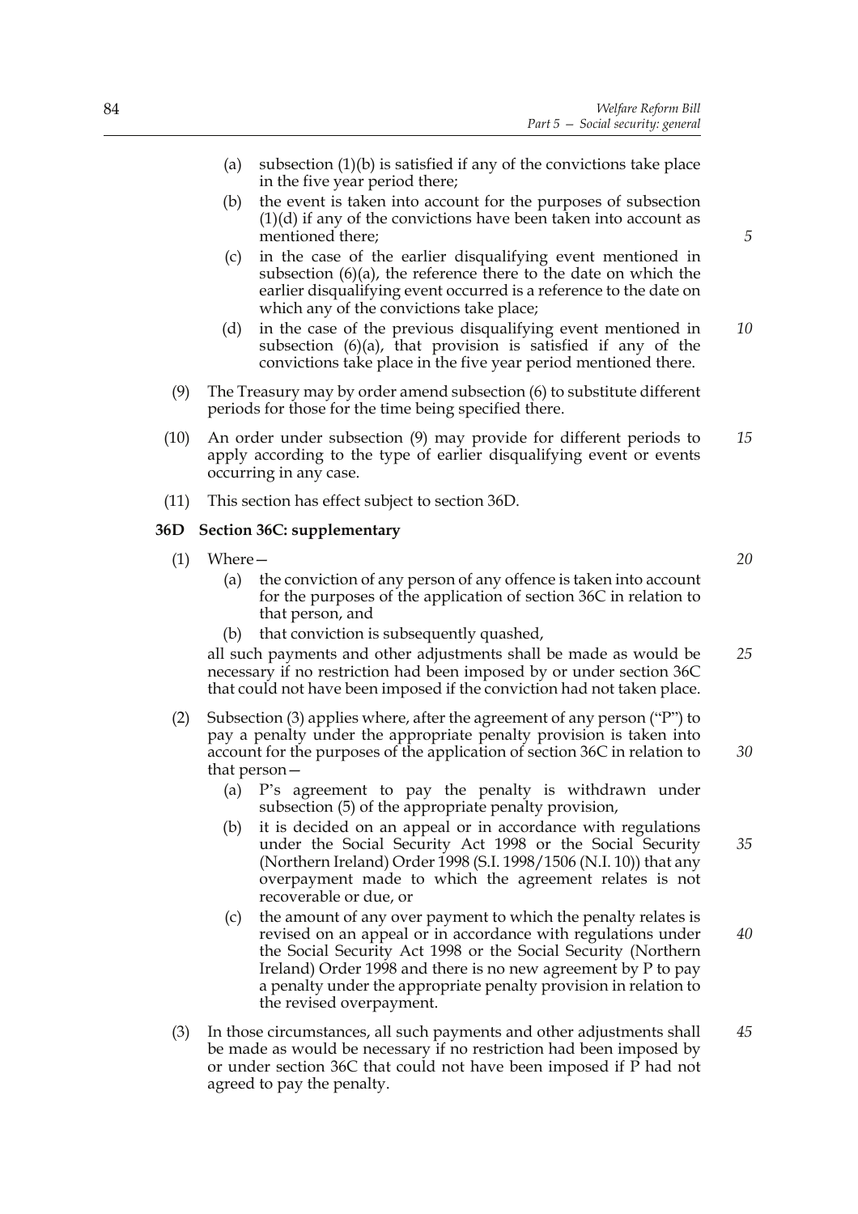(a) subsection (1)(b) is satisfied if any of the convictions take place in the five year period there;

(b) the event is taken into account for the purposes of subsection (1)(d) if any of the convictions have been taken into account as mentioned there;

(c) in the case of the earlier disqualifying event mentioned in subsection (6)(a), the reference there to the date on which the earlier disqualifying event occurred is a reference to the date on which any of the convictions take place;

(d) in the case of the previous disqualifying event mentioned in subsection (6)(a), that provision is satisfied if any of the convictions take place in the five year period mentioned there.

(9) The Treasury may by order amend subsection (6) to substitute different periods for those for the time being specified there.

(10) An order under subsection (9) may provide for different periods to apply according to the type of earlier disqualifying event or events occurring in any case.

(11) This section has effect subject to section 36D.

### 36D Section 36C: supplementary

(1) Where—

(a) the conviction of any person of any offence is taken into account for the purposes of the application of section 36C in relation to that person, and

(b) that conviction is subsequently quashed,

all such payments and other adjustments shall be made as would be necessary if no restriction had been imposed by or under section 36C that could not have been imposed if the conviction had not taken place.

(2) Subsection (3) applies where, after the agreement of any person ("P") to pay a penalty under the appropriate penalty provision is taken into account for the purposes of the application of section 36C in relation to that person—

(a) P's agreement to pay the penalty is withdrawn under subsection (5) of the appropriate penalty provision,

(b) it is decided on an appeal or in accordance with regulations under the Social Security Act 1998 or the Social Security (Northern Ireland) Order 1998 (S.I. 1998/1506 (N.I. 10)) that any overpayment made to which the agreement relates is not recoverable or due, or

(c) the amount of any over payment to which the penalty relates is revised on an appeal or in accordance with regulations under the Social Security Act 1998 or the Social Security (Northern Ireland) Order 1998 and there is no new agreement by P to pay a penalty under the appropriate penalty provision in relation to the revised overpayment.

(3) In those circumstances, all such payments and other adjustments shall be made as would be necessary if no restriction had been imposed by or under section 36C that could not have been imposed if P had not agreed to pay the penalty.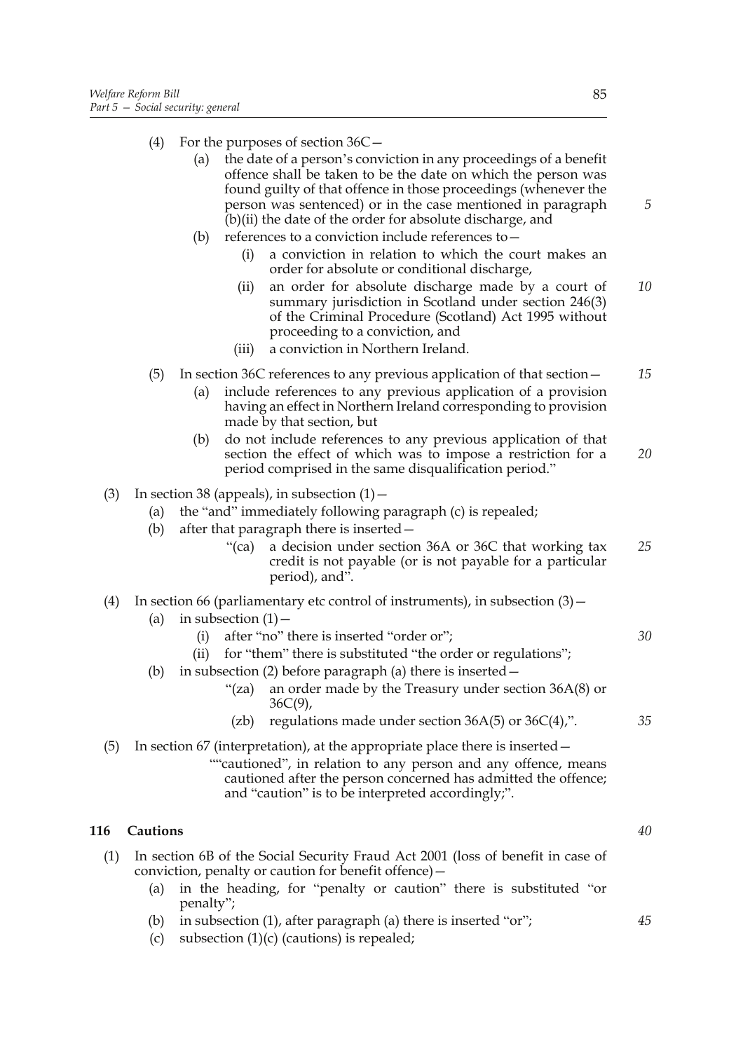(4) For the purposes of section 36C—

  (a) the date of a person's conviction in any proceedings of a benefit offence shall be taken to be the date on which the person was found guilty of that offence in those proceedings (whenever the person was sentenced) or in the case mentioned in paragraph (b)(ii) the date of the order for absolute discharge, and

  (b) references to a conviction include references to—

    (i) a conviction in relation to which the court makes an order for absolute or conditional discharge,

    (ii) an order for absolute discharge made by a court of summary jurisdiction in Scotland under section 246(3) of the Criminal Procedure (Scotland) Act 1995 without proceeding to a conviction, and

    (iii) a conviction in Northern Ireland.

(5) In section 36C references to any previous application of that section—

  (a) include references to any previous application of a provision having an effect in Northern Ireland corresponding to provision made by that section, but

  (b) do not include references to any previous application of that section the effect of which was to impose a restriction for a period comprised in the same disqualification period."

(3) In section 38 (appeals), in subsection (1)—

  (a) the "and" immediately following paragraph (c) is repealed;

  (b) after that paragraph there is inserted—

    "(ca) a decision under section 36A or 36C that working tax credit is not payable (or is not payable for a particular period), and".

(4) In section 66 (parliamentary etc control of instruments), in subsection (3)—

  (a) in subsection (1)—

    (i) after "no" there is inserted "order or";

    (ii) for "them" there is substituted "the order or regulations";

  (b) in subsection (2) before paragraph (a) there is inserted—

    "(za) an order made by the Treasury under section 36A(8) or 36C(9),

    (zb) regulations made under section 36A(5) or 36C(4),".

(5) In section 67 (interpretation), at the appropriate place there is inserted—

  ""cautioned", in relation to any person and any offence, means cautioned after the person concerned has admitted the offence; and "caution" is to be interpreted accordingly;".

## 116 Cautions

(1) In section 6B of the Social Security Fraud Act 2001 (loss of benefit in case of conviction, penalty or caution for benefit offence)—

  (a) in the heading, for "penalty or caution" there is substituted "or penalty";

  (b) in subsection (1), after paragraph (a) there is inserted "or";

  (c) subsection (1)(c) (cautions) is repealed;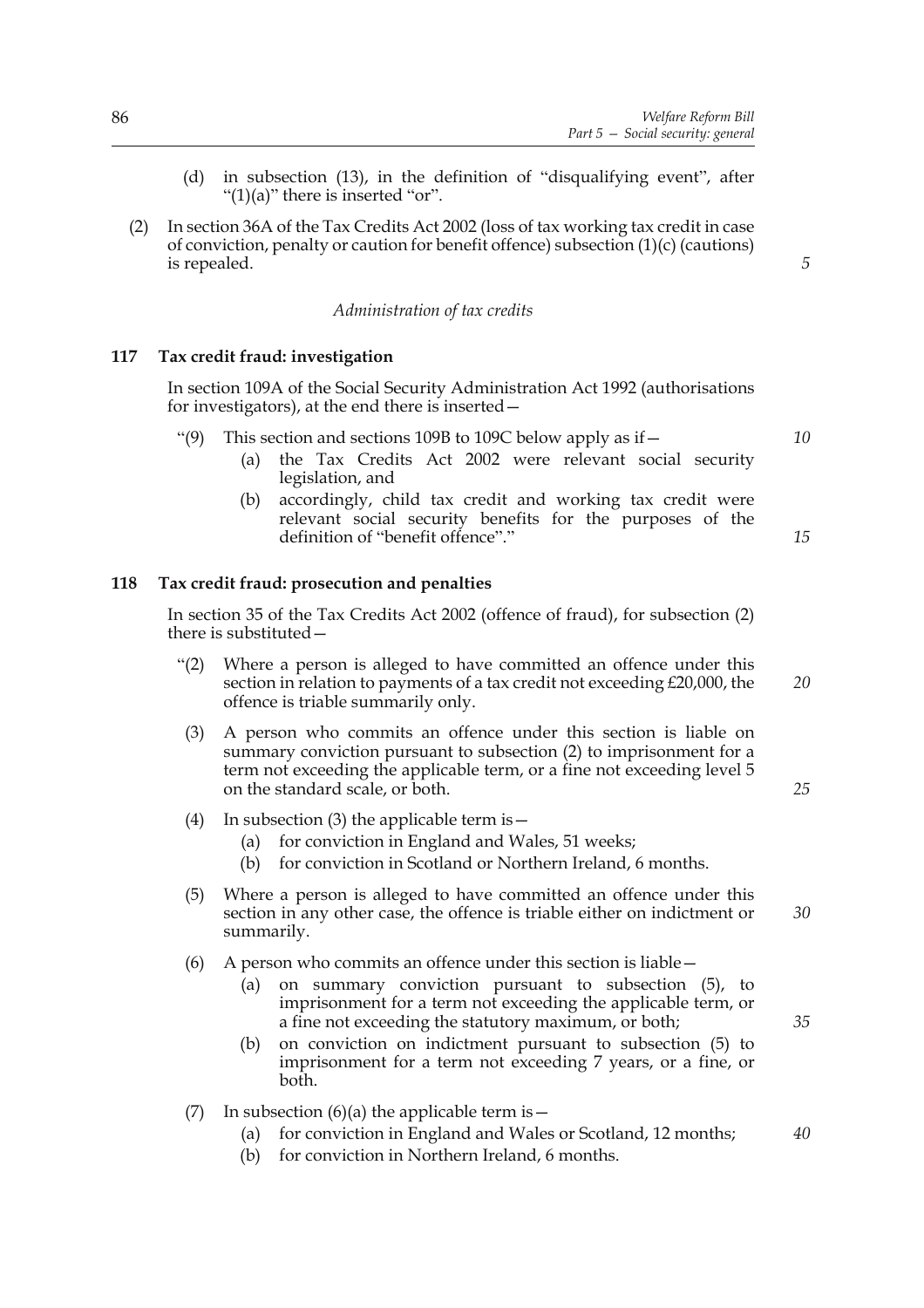(d) in subsection (13), in the definition of "disqualifying event", after "(1)(a)" there is inserted "or".

(2) In section 36A of the Tax Credits Act 2002 (loss of tax working tax credit in case of conviction, penalty or caution for benefit offence) subsection (1)(c) (cautions) is repealed.

*Administration of tax credits*

### 117 Tax credit fraud: investigation

In section 109A of the Social Security Administration Act 1992 (authorisations for investigators), at the end there is inserted—

"(9) This section and sections 109B to 109C below apply as if—

(a) the Tax Credits Act 2002 were relevant social security legislation, and

(b) accordingly, child tax credit and working tax credit were relevant social security benefits for the purposes of the definition of "benefit offence"."

### 118 Tax credit fraud: prosecution and penalties

In section 35 of the Tax Credits Act 2002 (offence of fraud), for subsection (2) there is substituted—

"(2) Where a person is alleged to have committed an offence under this section in relation to payments of a tax credit not exceeding £20,000, the offence is triable summarily only.

(3) A person who commits an offence under this section is liable on summary conviction pursuant to subsection (2) to imprisonment for a term not exceeding the applicable term, or a fine not exceeding level 5 on the standard scale, or both.

(4) In subsection (3) the applicable term is—

(a) for conviction in England and Wales, 51 weeks;

(b) for conviction in Scotland or Northern Ireland, 6 months.

(5) Where a person is alleged to have committed an offence under this section in any other case, the offence is triable either on indictment or summarily.

(6) A person who commits an offence under this section is liable—

(a) on summary conviction pursuant to subsection (5), to imprisonment for a term not exceeding the applicable term, or a fine not exceeding the statutory maximum, or both;

(b) on conviction on indictment pursuant to subsection (5) to imprisonment for a term not exceeding 7 years, or a fine, or both.

(7) In subsection (6)(a) the applicable term is—

(a) for conviction in England and Wales or Scotland, 12 months;

(b) for conviction in Northern Ireland, 6 months.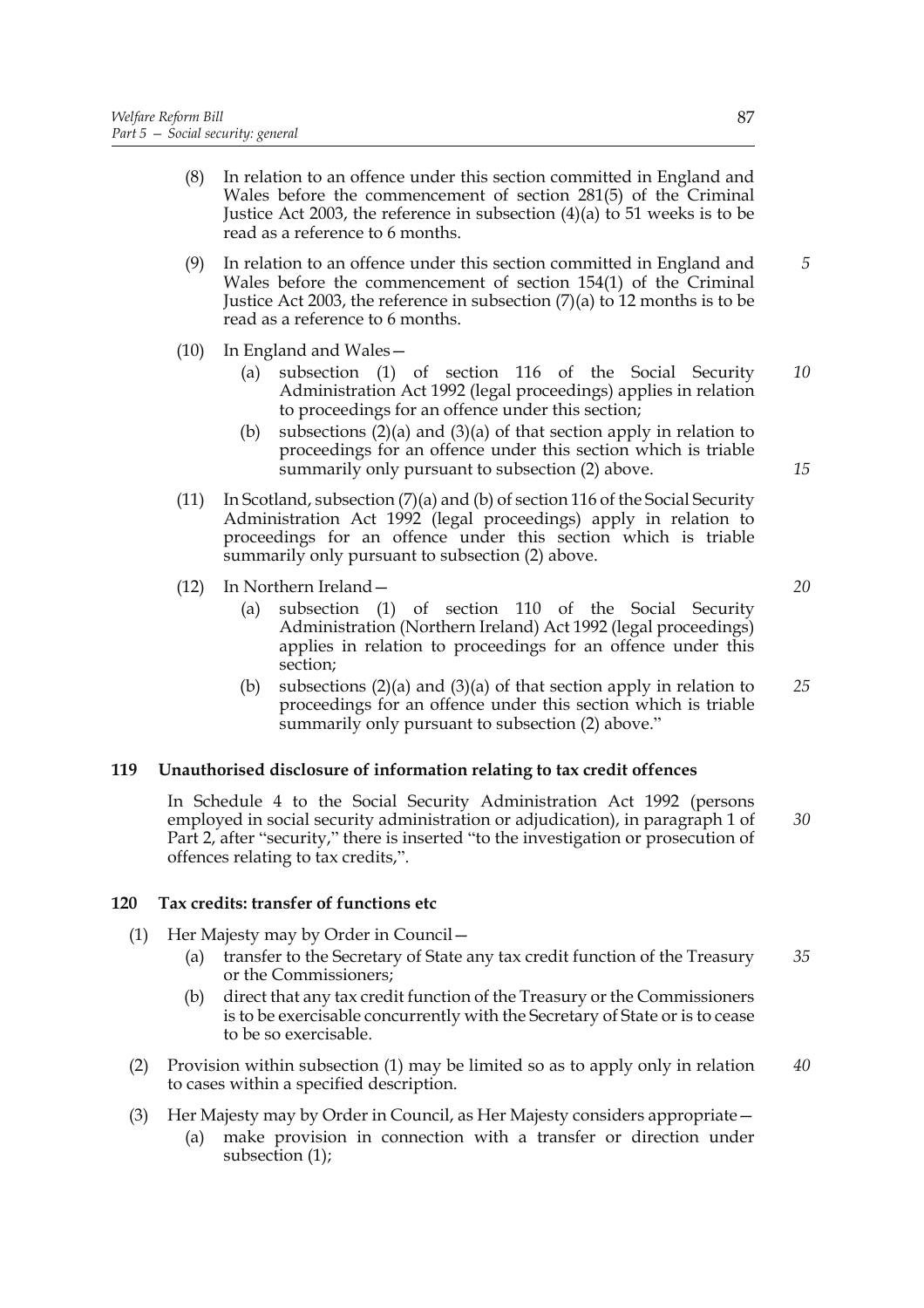(8) In relation to an offence under this section committed in England and Wales before the commencement of section 281(5) of the Criminal Justice Act 2003, the reference in subsection (4)(a) to 51 weeks is to be read as a reference to 6 months.

(9) In relation to an offence under this section committed in England and Wales before the commencement of section 154(1) of the Criminal Justice Act 2003, the reference in subsection (7)(a) to 12 months is to be read as a reference to 6 months.

(10) In England and Wales—

(a) subsection (1) of section 116 of the Social Security Administration Act 1992 (legal proceedings) applies in relation to proceedings for an offence under this section;

(b) subsections (2)(a) and (3)(a) of that section apply in relation to proceedings for an offence under this section which is triable summarily only pursuant to subsection (2) above.

(11) In Scotland, subsection (7)(a) and (b) of section 116 of the Social Security Administration Act 1992 (legal proceedings) apply in relation to proceedings for an offence under this section which is triable summarily only pursuant to subsection (2) above.

(12) In Northern Ireland—

(a) subsection (1) of section 110 of the Social Security Administration (Northern Ireland) Act 1992 (legal proceedings) applies in relation to proceedings for an offence under this section;

(b) subsections (2)(a) and (3)(a) of that section apply in relation to proceedings for an offence under this section which is triable summarily only pursuant to subsection (2) above."

**119 Unauthorised disclosure of information relating to tax credit offences**

In Schedule 4 to the Social Security Administration Act 1992 (persons employed in social security administration or adjudication), in paragraph 1 of Part 2, after "security," there is inserted "to the investigation or prosecution of offences relating to tax credits,".

**120 Tax credits: transfer of functions etc**

(1) Her Majesty may by Order in Council—

(a) transfer to the Secretary of State any tax credit function of the Treasury or the Commissioners;

(b) direct that any tax credit function of the Treasury or the Commissioners is to be exercisable concurrently with the Secretary of State or is to cease to be so exercisable.

(2) Provision within subsection (1) may be limited so as to apply only in relation to cases within a specified description.

(3) Her Majesty may by Order in Council, as Her Majesty considers appropriate—

(a) make provision in connection with a transfer or direction under subsection (1);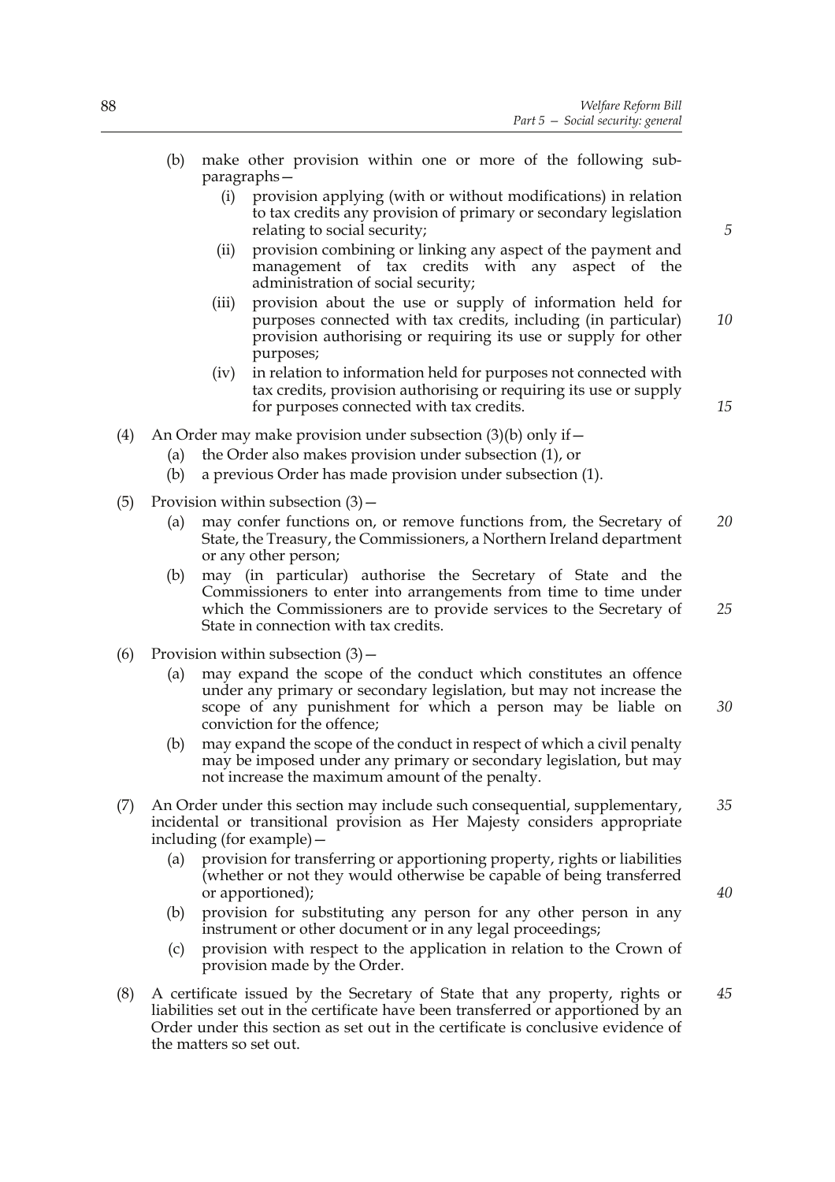(b) make other provision within one or more of the following sub-paragraphs—

 (i) provision applying (with or without modifications) in relation to tax credits any provision of primary or secondary legislation relating to social security;

 (ii) provision combining or linking any aspect of the payment and management of tax credits with any aspect of the administration of social security;

 (iii) provision about the use or supply of information held for purposes connected with tax credits, including (in particular) provision authorising or requiring its use or supply for other purposes;

 (iv) in relation to information held for purposes not connected with tax credits, provision authorising or requiring its use or supply for purposes connected with tax credits.

(4) An Order may make provision under subsection (3)(b) only if—

 (a) the Order also makes provision under subsection (1), or

 (b) a previous Order has made provision under subsection (1).

(5) Provision within subsection (3)—

 (a) may confer functions on, or remove functions from, the Secretary of State, the Treasury, the Commissioners, a Northern Ireland department or any other person;

 (b) may (in particular) authorise the Secretary of State and the Commissioners to enter into arrangements from time to time under which the Commissioners are to provide services to the Secretary of State in connection with tax credits.

(6) Provision within subsection (3)—

 (a) may expand the scope of the conduct which constitutes an offence under any primary or secondary legislation, but may not increase the scope of any punishment for which a person may be liable on conviction for the offence;

 (b) may expand the scope of the conduct in respect of which a civil penalty may be imposed under any primary or secondary legislation, but may not increase the maximum amount of the penalty.

(7) An Order under this section may include such consequential, supplementary, incidental or transitional provision as Her Majesty considers appropriate including (for example)—

 (a) provision for transferring or apportioning property, rights or liabilities (whether or not they would otherwise be capable of being transferred or apportioned);

 (b) provision for substituting any person for any other person in any instrument or other document or in any legal proceedings;

 (c) provision with respect to the application in relation to the Crown of provision made by the Order.

(8) A certificate issued by the Secretary of State that any property, rights or liabilities set out in the certificate have been transferred or apportioned by an Order under this section as set out in the certificate is conclusive evidence of the matters so set out.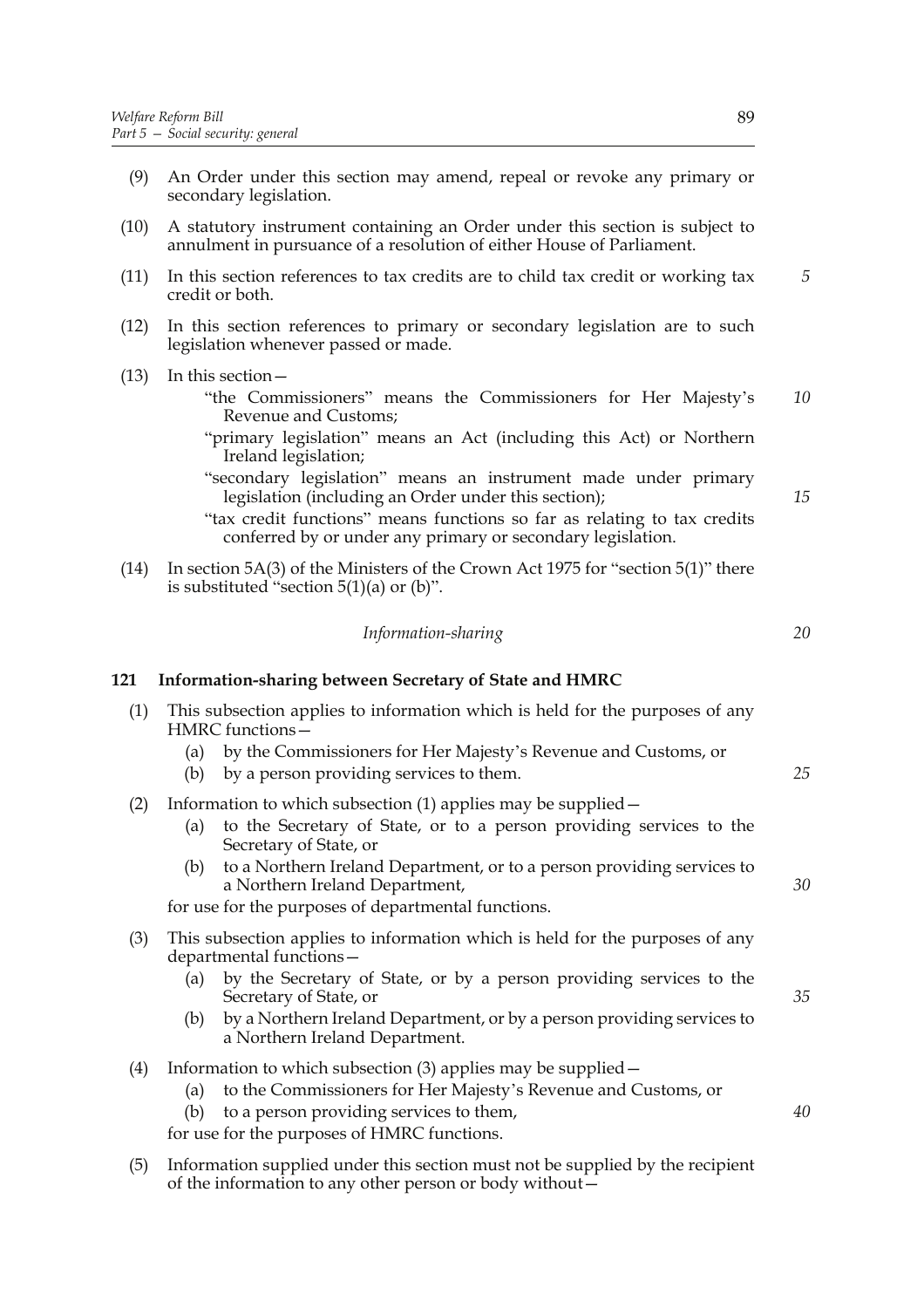(9) An Order under this section may amend, repeal or revoke any primary or secondary legislation.

(10) A statutory instrument containing an Order under this section is subject to annulment in pursuance of a resolution of either House of Parliament.

(11) In this section references to tax credits are to child tax credit or working tax credit or both.

(12) In this section references to primary or secondary legislation are to such legislation whenever passed or made.

(13) In this section—

"the Commissioners" means the Commissioners for Her Majesty's Revenue and Customs;

"primary legislation" means an Act (including this Act) or Northern Ireland legislation;

"secondary legislation" means an instrument made under primary legislation (including an Order under this section);

"tax credit functions" means functions so far as relating to tax credits conferred by or under any primary or secondary legislation.

(14) In section 5A(3) of the Ministers of the Crown Act 1975 for "section 5(1)" there is substituted "section 5(1)(a) or (b)".

*Information-sharing*

### 121 Information-sharing between Secretary of State and HMRC

(1) This subsection applies to information which is held for the purposes of any HMRC functions—

(a) by the Commissioners for Her Majesty's Revenue and Customs, or

(b) by a person providing services to them.

(2) Information to which subsection (1) applies may be supplied—

(a) to the Secretary of State, or to a person providing services to the Secretary of State, or

(b) to a Northern Ireland Department, or to a person providing services to a Northern Ireland Department,

for use for the purposes of departmental functions.

(3) This subsection applies to information which is held for the purposes of any departmental functions—

(a) by the Secretary of State, or by a person providing services to the Secretary of State, or

(b) by a Northern Ireland Department, or by a person providing services to a Northern Ireland Department.

(4) Information to which subsection (3) applies may be supplied—

(a) to the Commissioners for Her Majesty's Revenue and Customs, or

(b) to a person providing services to them,

for use for the purposes of HMRC functions.

(5) Information supplied under this section must not be supplied by the recipient of the information to any other person or body without—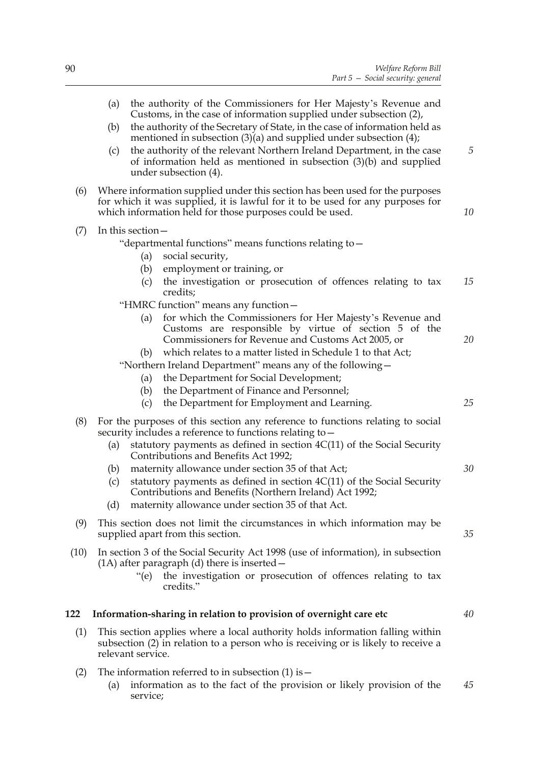(a) the authority of the Commissioners for Her Majesty's Revenue and Customs, in the case of information supplied under subsection (2),

(b) the authority of the Secretary of State, in the case of information held as mentioned in subsection (3)(a) and supplied under subsection (4);

(c) the authority of the relevant Northern Ireland Department, in the case of information held as mentioned in subsection (3)(b) and supplied under subsection (4).

(6) Where information supplied under this section has been used for the purposes for which it was supplied, it is lawful for it to be used for any purposes for which information held for those purposes could be used.

(7) In this section—

"departmental functions" means functions relating to—

(a) social security,

(b) employment or training, or

(c) the investigation or prosecution of offences relating to tax credits;

"HMRC function" means any function—

(a) for which the Commissioners for Her Majesty's Revenue and Customs are responsible by virtue of section 5 of the Commissioners for Revenue and Customs Act 2005, or

(b) which relates to a matter listed in Schedule 1 to that Act;

"Northern Ireland Department" means any of the following—

(a) the Department for Social Development;

(b) the Department of Finance and Personnel;

(c) the Department for Employment and Learning.

(8) For the purposes of this section any reference to functions relating to social security includes a reference to functions relating to—

(a) statutory payments as defined in section 4C(11) of the Social Security Contributions and Benefits Act 1992;

(b) maternity allowance under section 35 of that Act;

(c) statutory payments as defined in section 4C(11) of the Social Security Contributions and Benefits (Northern Ireland) Act 1992;

(d) maternity allowance under section 35 of that Act.

(9) This section does not limit the circumstances in which information may be supplied apart from this section.

(10) In section 3 of the Social Security Act 1998 (use of information), in subsection (1A) after paragraph (d) there is inserted—

"(e) the investigation or prosecution of offences relating to tax credits."

## 122 Information-sharing in relation to provision of overnight care etc

(1) This section applies where a local authority holds information falling within subsection (2) in relation to a person who is receiving or is likely to receive a relevant service.

(2) The information referred to in subsection (1) is—

(a) information as to the fact of the provision or likely provision of the service;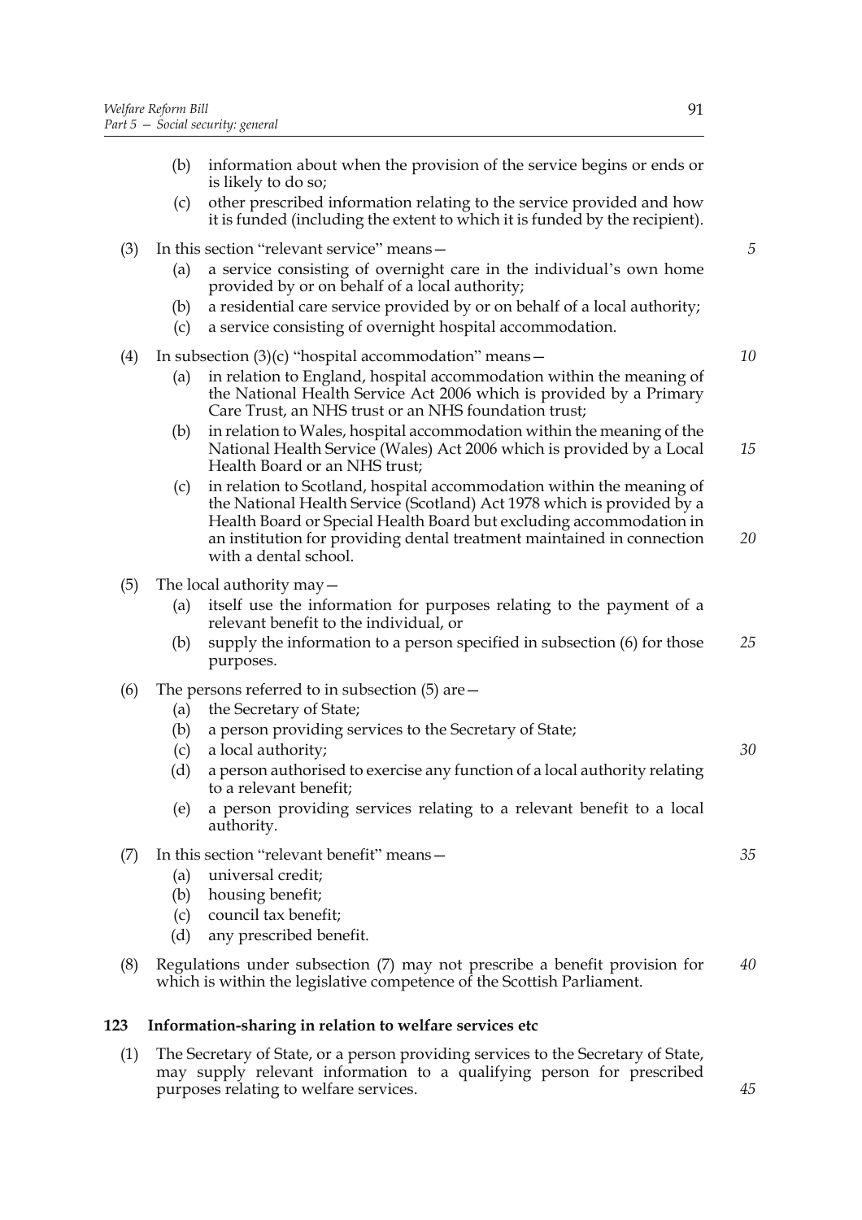(b) information about when the provision of the service begins or ends or is likely to do so;

(c) other prescribed information relating to the service provided and how it is funded (including the extent to which it is funded by the recipient).

(3) In this section "relevant service" means—

(a) a service consisting of overnight care in the individual's own home provided by or on behalf of a local authority;

(b) a residential care service provided by or on behalf of a local authority;

(c) a service consisting of overnight hospital accommodation.

(4) In subsection (3)(c) "hospital accommodation" means—

(a) in relation to England, hospital accommodation within the meaning of the National Health Service Act 2006 which is provided by a Primary Care Trust, an NHS trust or an NHS foundation trust;

(b) in relation to Wales, hospital accommodation within the meaning of the National Health Service (Wales) Act 2006 which is provided by a Local Health Board or an NHS trust;

(c) in relation to Scotland, hospital accommodation within the meaning of the National Health Service (Scotland) Act 1978 which is provided by a Health Board or Special Health Board but excluding accommodation in an institution for providing dental treatment maintained in connection with a dental school.

(5) The local authority may—

(a) itself use the information for purposes relating to the payment of a relevant benefit to the individual, or

(b) supply the information to a person specified in subsection (6) for those purposes.

(6) The persons referred to in subsection (5) are—

(a) the Secretary of State;

(b) a person providing services to the Secretary of State;

(c) a local authority;

(d) a person authorised to exercise any function of a local authority relating to a relevant benefit;

(e) a person providing services relating to a relevant benefit to a local authority.

(7) In this section "relevant benefit" means—

(a) universal credit;

(b) housing benefit;

(c) council tax benefit;

(d) any prescribed benefit.

(8) Regulations under subsection (7) may not prescribe a benefit provision for which is within the legislative competence of the Scottish Parliament.

**123 Information-sharing in relation to welfare services etc**

(1) The Secretary of State, or a person providing services to the Secretary of State, may supply relevant information to a qualifying person for prescribed purposes relating to welfare services.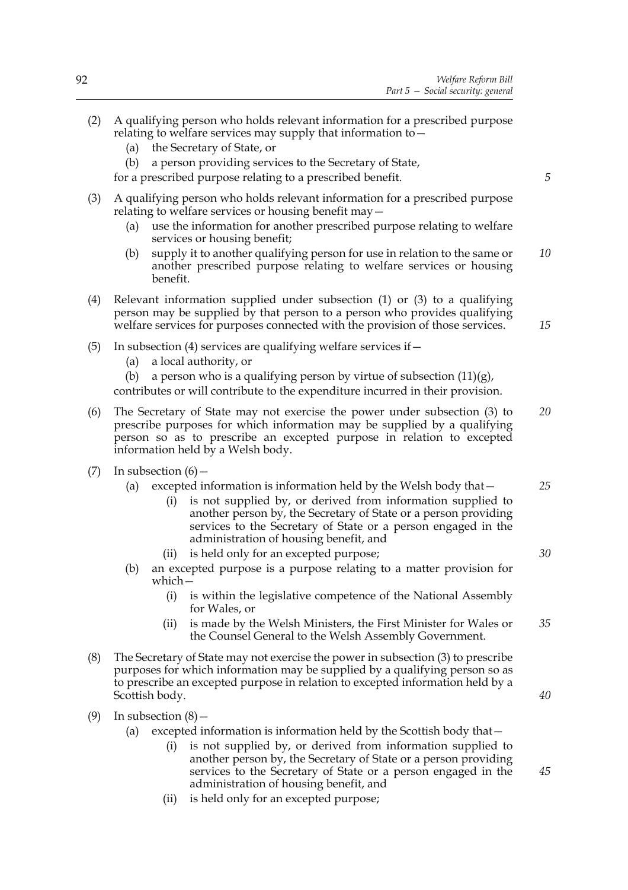(2) A qualifying person who holds relevant information for a prescribed purpose relating to welfare services may supply that information to—

   (a) the Secretary of State, or

   (b) a person providing services to the Secretary of State,

   for a prescribed purpose relating to a prescribed benefit.

(3) A qualifying person who holds relevant information for a prescribed purpose relating to welfare services or housing benefit may—

   (a) use the information for another prescribed purpose relating to welfare services or housing benefit;

   (b) supply it to another qualifying person for use in relation to the same or another prescribed purpose relating to welfare services or housing benefit.

(4) Relevant information supplied under subsection (1) or (3) to a qualifying person may be supplied by that person to a person who provides qualifying welfare services for purposes connected with the provision of those services.

(5) In subsection (4) services are qualifying welfare services if—

   (a) a local authority, or

   (b) a person who is a qualifying person by virtue of subsection (11)(g),

   contributes or will contribute to the expenditure incurred in their provision.

(6) The Secretary of State may not exercise the power under subsection (3) to prescribe purposes for which information may be supplied by a qualifying person so as to prescribe an excepted purpose in relation to excepted information held by a Welsh body.

(7) In subsection (6)—

   (a) excepted information is information held by the Welsh body that—

      (i) is not supplied by, or derived from information supplied to another person by, the Secretary of State or a person providing services to the Secretary of State or a person engaged in the administration of housing benefit, and

      (ii) is held only for an excepted purpose;

   (b) an excepted purpose is a purpose relating to a matter provision for which—

      (i) is within the legislative competence of the National Assembly for Wales, or

      (ii) is made by the Welsh Ministers, the First Minister for Wales or the Counsel General to the Welsh Assembly Government.

(8) The Secretary of State may not exercise the power in subsection (3) to prescribe purposes for which information may be supplied by a qualifying person so as to prescribe an excepted purpose in relation to excepted information held by a Scottish body.

(9) In subsection (8)—

   (a) excepted information is information held by the Scottish body that—

      (i) is not supplied by, or derived from information supplied to another person by, the Secretary of State or a person providing services to the Secretary of State or a person engaged in the administration of housing benefit, and

      (ii) is held only for an excepted purpose;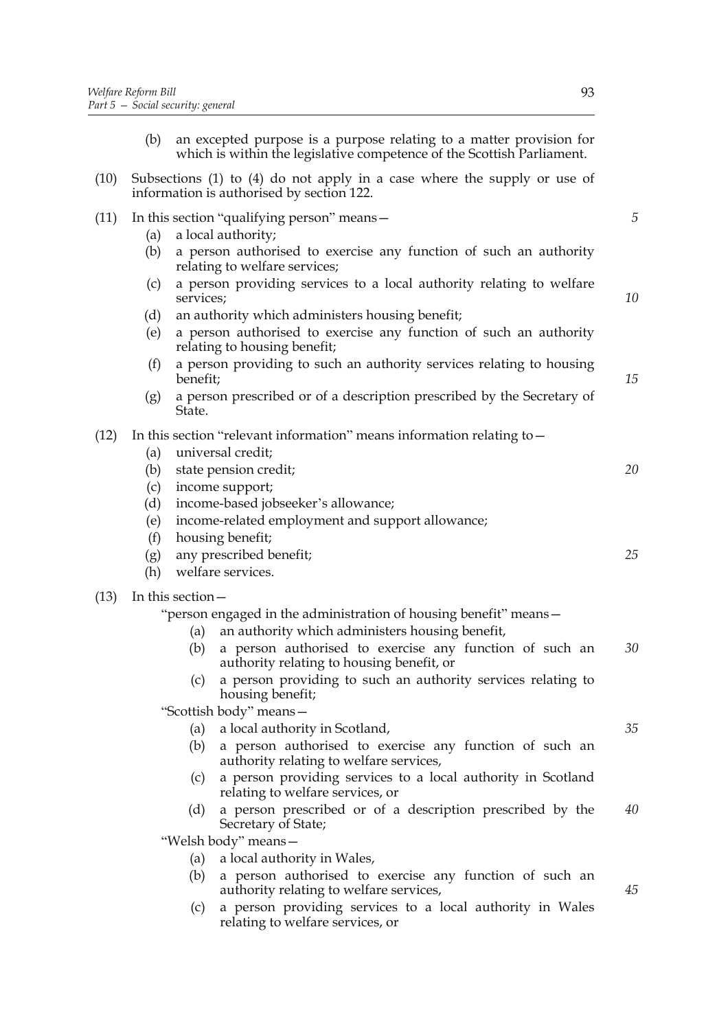(b) an excepted purpose is a purpose relating to a matter provision for which is within the legislative competence of the Scottish Parliament.

(10) Subsections (1) to (4) do not apply in a case where the supply or use of information is authorised by section 122.

(11) In this section "qualifying person" means—

(a) a local authority;

(b) a person authorised to exercise any function of such an authority relating to welfare services;

(c) a person providing services to a local authority relating to welfare services;

(d) an authority which administers housing benefit;

(e) a person authorised to exercise any function of such an authority relating to housing benefit;

(f) a person providing to such an authority services relating to housing benefit;

(g) a person prescribed or of a description prescribed by the Secretary of State.

(12) In this section "relevant information" means information relating to—

(a) universal credit;

(b) state pension credit;

(c) income support;

(d) income-based jobseeker's allowance;

(e) income-related employment and support allowance;

(f) housing benefit;

(g) any prescribed benefit;

(h) welfare services.

(13) In this section—

"person engaged in the administration of housing benefit" means—

(a) an authority which administers housing benefit,

(b) a person authorised to exercise any function of such an authority relating to housing benefit, or

(c) a person providing to such an authority services relating to housing benefit;

"Scottish body" means—

(a) a local authority in Scotland,

(b) a person authorised to exercise any function of such an authority relating to welfare services,

(c) a person providing services to a local authority in Scotland relating to welfare services, or

(d) a person prescribed or of a description prescribed by the Secretary of State;

"Welsh body" means—

(a) a local authority in Wales,

(b) a person authorised to exercise any function of such an authority relating to welfare services,

(c) a person providing services to a local authority in Wales relating to welfare services, or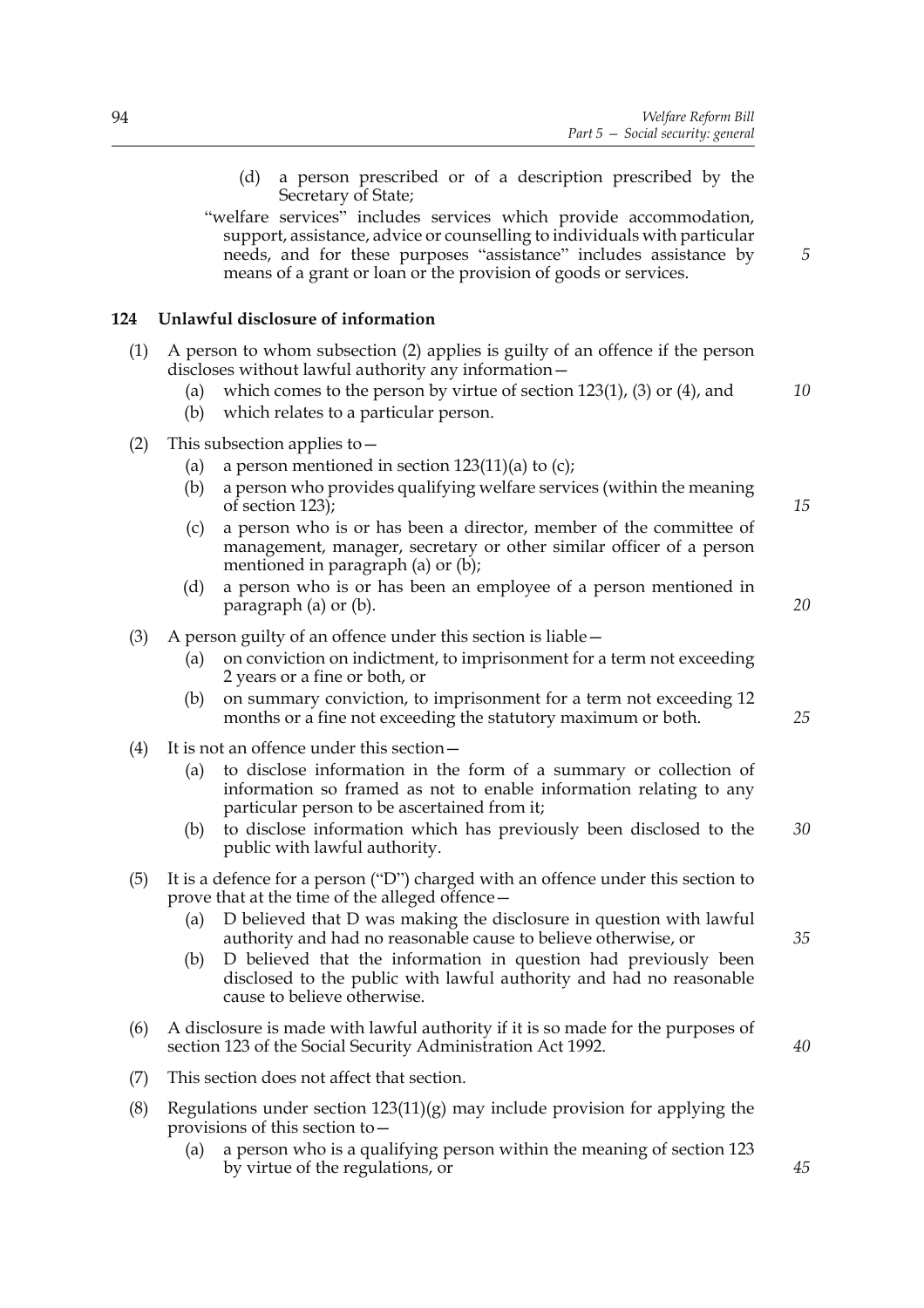(d) a person prescribed or of a description prescribed by the Secretary of State;

"welfare services" includes services which provide accommodation, support, assistance, advice or counselling to individuals with particular needs, and for these purposes "assistance" includes assistance by means of a grant or loan or the provision of goods or services.

### 124 Unlawful disclosure of information

(1) A person to whom subsection (2) applies is guilty of an offence if the person discloses without lawful authority any information—

(a) which comes to the person by virtue of section 123(1), (3) or (4), and

(b) which relates to a particular person.

(2) This subsection applies to—

(a) a person mentioned in section 123(11)(a) to (c);

(b) a person who provides qualifying welfare services (within the meaning of section 123);

(c) a person who is or has been a director, member of the committee of management, manager, secretary or other similar officer of a person mentioned in paragraph (a) or (b);

(d) a person who is or has been an employee of a person mentioned in paragraph (a) or (b).

(3) A person guilty of an offence under this section is liable—

(a) on conviction on indictment, to imprisonment for a term not exceeding 2 years or a fine or both, or

(b) on summary conviction, to imprisonment for a term not exceeding 12 months or a fine not exceeding the statutory maximum or both.

(4) It is not an offence under this section—

(a) to disclose information in the form of a summary or collection of information so framed as not to enable information relating to any particular person to be ascertained from it;

(b) to disclose information which has previously been disclosed to the public with lawful authority.

(5) It is a defence for a person ("D") charged with an offence under this section to prove that at the time of the alleged offence—

(a) D believed that D was making the disclosure in question with lawful authority and had no reasonable cause to believe otherwise, or

(b) D believed that the information in question had previously been disclosed to the public with lawful authority and had no reasonable cause to believe otherwise.

(6) A disclosure is made with lawful authority if it is so made for the purposes of section 123 of the Social Security Administration Act 1992.

(7) This section does not affect that section.

(8) Regulations under section 123(11)(g) may include provision for applying the provisions of this section to—

(a) a person who is a qualifying person within the meaning of section 123 by virtue of the regulations, or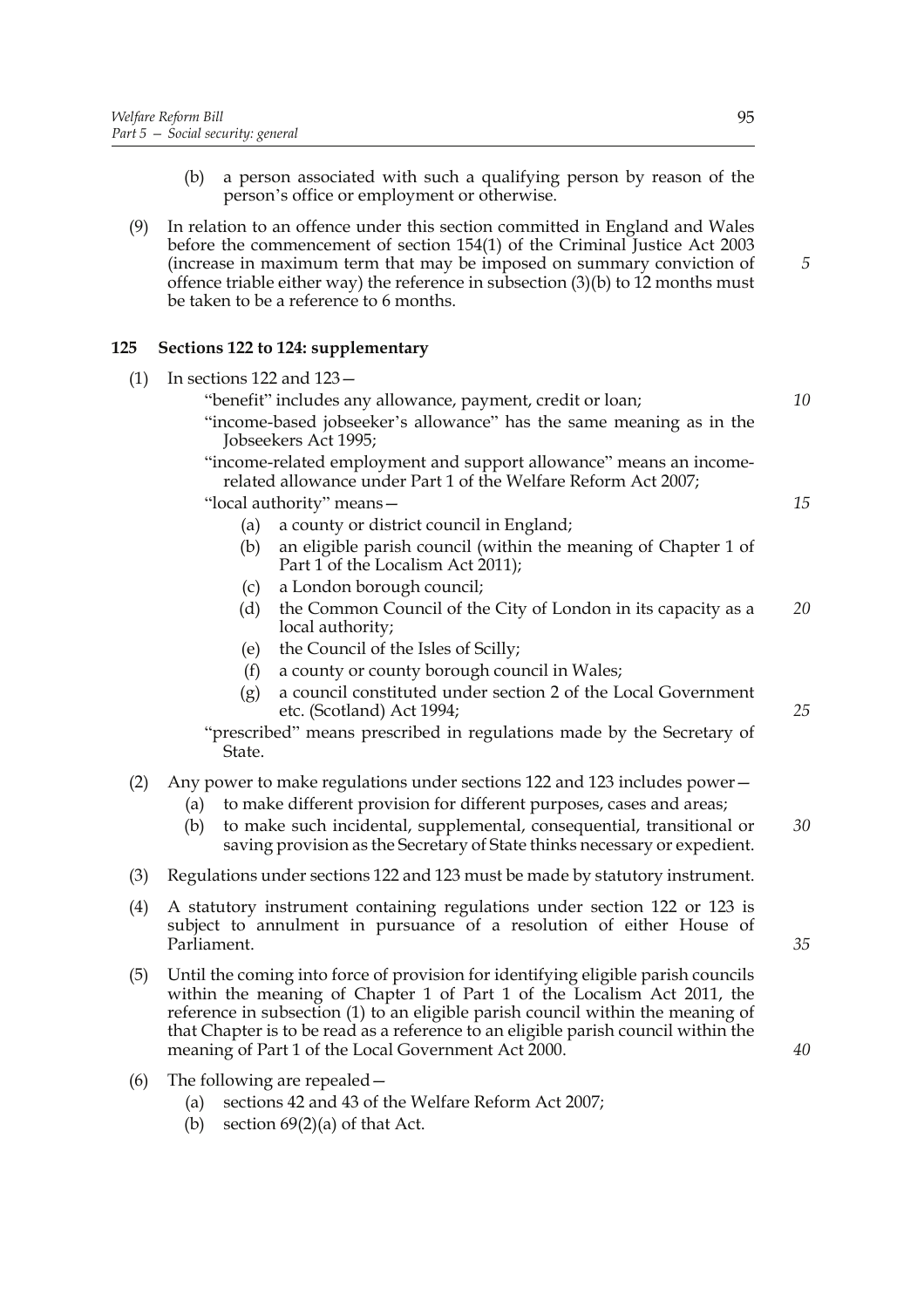(b) a person associated with such a qualifying person by reason of the person's office or employment or otherwise.

(9) In relation to an offence under this section committed in England and Wales before the commencement of section 154(1) of the Criminal Justice Act 2003 (increase in maximum term that may be imposed on summary conviction of offence triable either way) the reference in subsection (3)(b) to 12 months must be taken to be a reference to 6 months.

### 125 Sections 122 to 124: supplementary

(1) In sections 122 and 123—

"benefit" includes any allowance, payment, credit or loan;

"income-based jobseeker's allowance" has the same meaning as in the Jobseekers Act 1995;

"income-related employment and support allowance" means an income-related allowance under Part 1 of the Welfare Reform Act 2007;

"local authority" means—

- (a) a county or district council in England;
- (b) an eligible parish council (within the meaning of Chapter 1 of Part 1 of the Localism Act 2011);
- (c) a London borough council;
- (d) the Common Council of the City of London in its capacity as a local authority;
- (e) the Council of the Isles of Scilly;
- (f) a county or county borough council in Wales;
- (g) a council constituted under section 2 of the Local Government etc. (Scotland) Act 1994;

"prescribed" means prescribed in regulations made by the Secretary of State.

(2) Any power to make regulations under sections 122 and 123 includes power—

- (a) to make different provision for different purposes, cases and areas;
- (b) to make such incidental, supplemental, consequential, transitional or saving provision as the Secretary of State thinks necessary or expedient.

(3) Regulations under sections 122 and 123 must be made by statutory instrument.

(4) A statutory instrument containing regulations under section 122 or 123 is subject to annulment in pursuance of a resolution of either House of Parliament.

(5) Until the coming into force of provision for identifying eligible parish councils within the meaning of Chapter 1 of Part 1 of the Localism Act 2011, the reference in subsection (1) to an eligible parish council within the meaning of that Chapter is to be read as a reference to an eligible parish council within the meaning of Part 1 of the Local Government Act 2000.

(6) The following are repealed—

- (a) sections 42 and 43 of the Welfare Reform Act 2007;
- (b) section 69(2)(a) of that Act.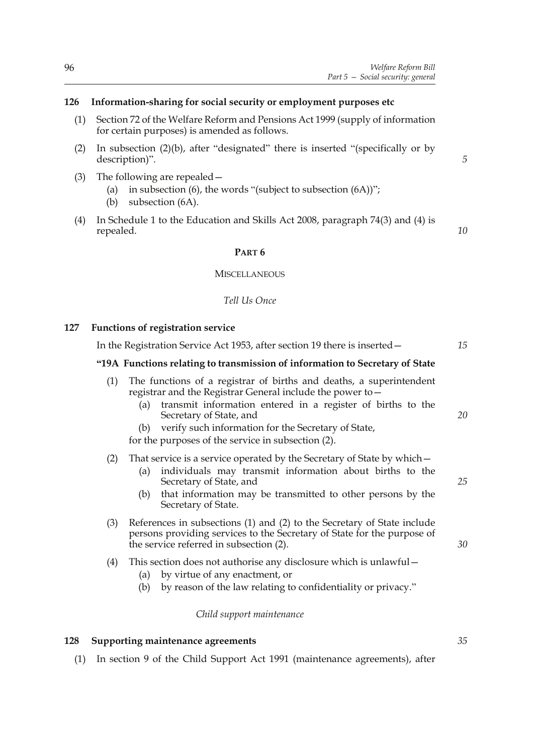**126 Information-sharing for social security or employment purposes etc**

(1) Section 72 of the Welfare Reform and Pensions Act 1999 (supply of information for certain purposes) is amended as follows.

(2) In subsection (2)(b), after "designated" there is inserted "(specifically or by description)".

(3) The following are repealed—

(a) in subsection (6), the words "(subject to subsection (6A))";

(b) subsection (6A).

(4) In Schedule 1 to the Education and Skills Act 2008, paragraph 74(3) and (4) is repealed.

## PART 6

### MISCELLANEOUS

*Tell Us Once*

**127 Functions of registration service**

In the Registration Service Act 1953, after section 19 there is inserted—

**"19A Functions relating to transmission of information to Secretary of State**

(1) The functions of a registrar of births and deaths, a superintendent registrar and the Registrar General include the power to—

(a) transmit information entered in a register of births to the Secretary of State, and

(b) verify such information for the Secretary of State,

for the purposes of the service in subsection (2).

(2) That service is a service operated by the Secretary of State by which—

(a) individuals may transmit information about births to the Secretary of State, and

(b) that information may be transmitted to other persons by the Secretary of State.

(3) References in subsections (1) and (2) to the Secretary of State include persons providing services to the Secretary of State for the purpose of the service referred to in subsection (2).

(4) This section does not authorise any disclosure which is unlawful—

(a) by virtue of any enactment, or

(b) by reason of the law relating to confidentiality or privacy."

*Child support maintenance*

**128 Supporting maintenance agreements**

(1) In section 9 of the Child Support Act 1991 (maintenance agreements), after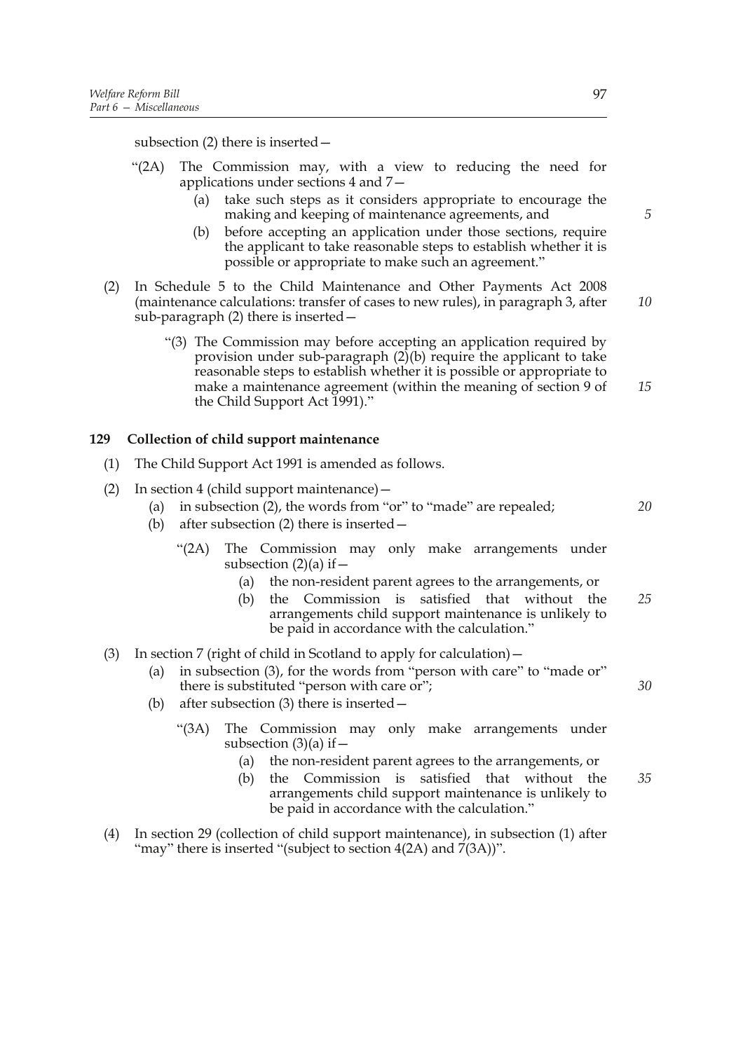subsection (2) there is inserted—

"(2A) The Commission may, with a view to reducing the need for applications under sections 4 and 7—

(a) take such steps as it considers appropriate to encourage the making and keeping of maintenance agreements, and

(b) before accepting an application under those sections, require the applicant to take reasonable steps to establish whether it is possible or appropriate to make such an agreement."

(2) In Schedule 5 to the Child Maintenance and Other Payments Act 2008 (maintenance calculations: transfer of cases to new rules), in paragraph 3, after sub-paragraph (2) there is inserted—

"(3) The Commission may before accepting an application required by provision under sub-paragraph (2)(b) require the applicant to take reasonable steps to establish whether it is possible or appropriate to make a maintenance agreement (within the meaning of section 9 of the Child Support Act 1991)."

**129 Collection of child support maintenance**

(1) The Child Support Act 1991 is amended as follows.

(2) In section 4 (child support maintenance)—

(a) in subsection (2), the words from "or" to "made" are repealed;

(b) after subsection (2) there is inserted—

"(2A) The Commission may only make arrangements under subsection (2)(a) if—

(a) the non-resident parent agrees to the arrangements, or

(b) the Commission is satisfied that without the arrangements child support maintenance is unlikely to be paid in accordance with the calculation."

(3) In section 7 (right of child in Scotland to apply for calculation)—

(a) in subsection (3), for the words from "person with care" to "made or" there is substituted "person with care or";

(b) after subsection (3) there is inserted—

"(3A) The Commission may only make arrangements under subsection (3)(a) if—

(a) the non-resident parent agrees to the arrangements, or

(b) the Commission is satisfied that without the arrangements child support maintenance is unlikely to be paid in accordance with the calculation."

(4) In section 29 (collection of child support maintenance), in subsection (1) after "may" there is inserted "(subject to section 4(2A) and 7(3A))".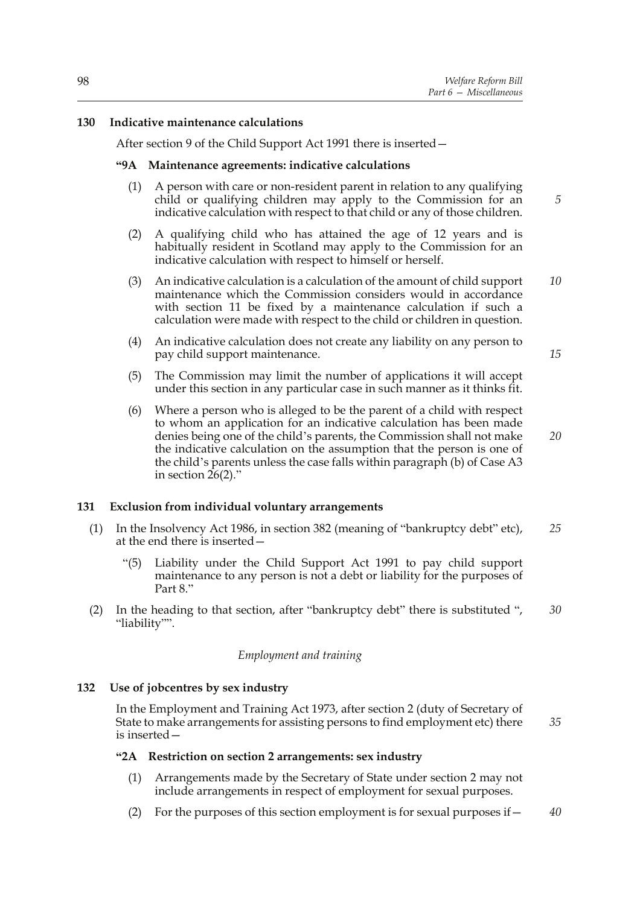### 130 Indicative maintenance calculations

After section 9 of the Child Support Act 1991 there is inserted—

#### "9A Maintenance agreements: indicative calculations

(1) A person with care or non-resident parent in relation to any qualifying child or qualifying children may apply to the Commission for an indicative calculation with respect to that child or any of those children.

(2) A qualifying child who has attained the age of 12 years and is habitually resident in Scotland may apply to the Commission for an indicative calculation with respect to himself or herself.

(3) An indicative calculation is a calculation of the amount of child support maintenance which the Commission considers would in accordance with section 11 be fixed by a maintenance calculation if such a calculation were made with respect to the child or children in question.

(4) An indicative calculation does not create any liability on any person to pay child support maintenance.

(5) The Commission may limit the number of applications it will accept under this section in any particular case in such manner as it thinks fit.

(6) Where a person who is alleged to be the parent of a child with respect to whom an application for an indicative calculation has been made denies being one of the child's parents, the Commission shall not make the indicative calculation on the assumption that the person is one of the child's parents unless the case falls within paragraph (b) of Case A3 in section 26(2)."

### 131 Exclusion from individual voluntary arrangements

(1) In the Insolvency Act 1986, in section 382 (meaning of "bankruptcy debt" etc), at the end there is inserted—

"(5) Liability under the Child Support Act 1991 to pay child support maintenance to any person is not a debt or liability for the purposes of Part 8."

(2) In the heading to that section, after "bankruptcy debt" there is substituted ", "liability"".

*Employment and training*

### 132 Use of jobcentres by sex industry

In the Employment and Training Act 1973, after section 2 (duty of Secretary of State to make arrangements for assisting persons to find employment etc) there is inserted—

#### "2A Restriction on section 2 arrangements: sex industry

(1) Arrangements made by the Secretary of State under section 2 may not include arrangements in respect of employment for sexual purposes.

(2) For the purposes of this section employment is for sexual purposes if—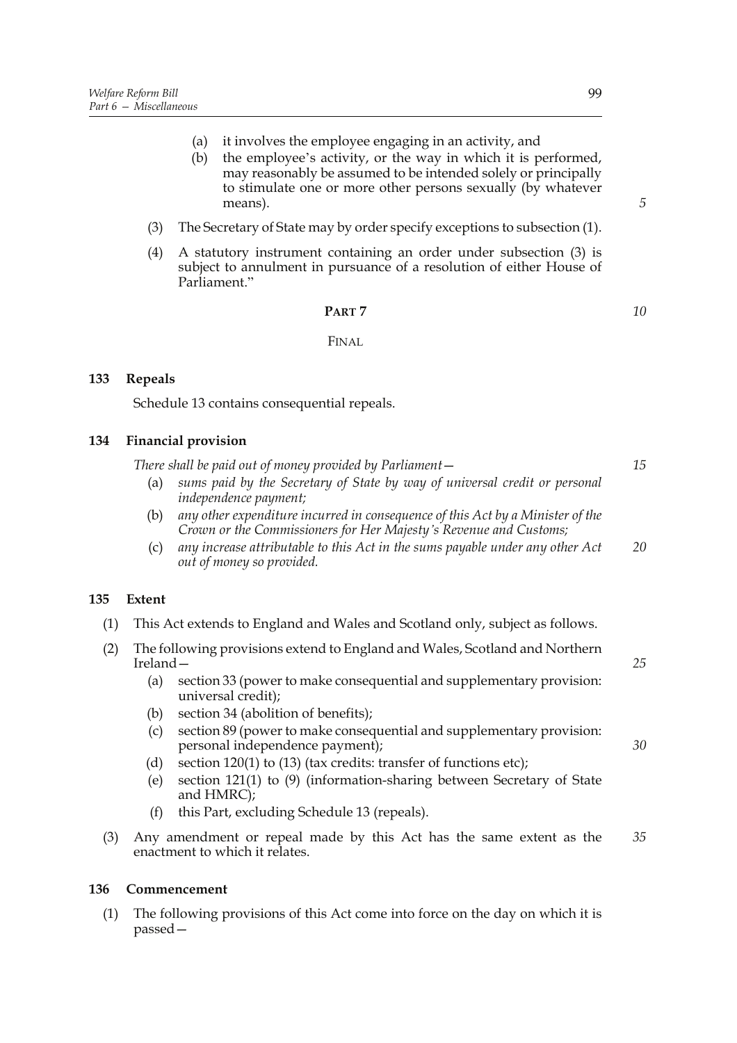(a) it involves the employee engaging in an activity, and

(b) the employee's activity, or the way in which it is performed, may reasonably be assumed to be intended solely or principally to stimulate one or more other persons sexually (by whatever means).

(3) The Secretary of State may by order specify exceptions to subsection (1).

(4) A statutory instrument containing an order under subsection (3) is subject to annulment in pursuance of a resolution of either House of Parliament."

## PART 7

### FINAL

**133 Repeals**

Schedule 13 contains consequential repeals.

**134 Financial provision**

*There shall be paid out of money provided by Parliament—*

(a) *sums paid by the Secretary of State by way of universal credit or personal independence payment;*

(b) *any other expenditure incurred in consequence of this Act by a Minister of the Crown or the Commissioners for Her Majesty's Revenue and Customs;*

(c) *any increase attributable to this Act in the sums payable under any other Act out of money so provided.*

**135 Extent**

(1) This Act extends to England and Wales and Scotland only, subject as follows.

(2) The following provisions extend to England and Wales, Scotland and Northern Ireland—

(a) section 33 (power to make consequential and supplementary provision: universal credit);

(b) section 34 (abolition of benefits);

(c) section 89 (power to make consequential and supplementary provision: personal independence payment);

(d) section 120(1) to (13) (tax credits: transfer of functions etc);

(e) section 121(1) to (9) (information-sharing between Secretary of State and HMRC);

(f) this Part, excluding Schedule 13 (repeals).

(3) Any amendment or repeal made by this Act has the same extent as the enactment to which it relates.

**136 Commencement**

(1) The following provisions of this Act come into force on the day on which it is passed—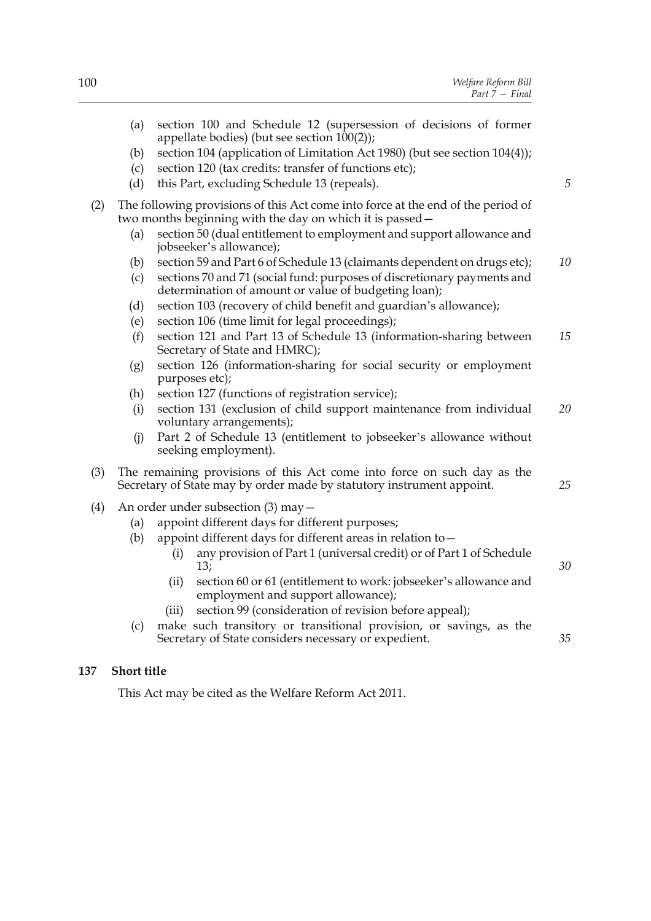(a) section 100 and Schedule 12 (supersession of decisions of former appellate bodies) (but see section 100(2));

(b) section 104 (application of Limitation Act 1980) (but see section 104(4));

(c) section 120 (tax credits: transfer of functions etc);

(d) this Part, excluding Schedule 13 (repeals).

(2) The following provisions of this Act come into force at the end of the period of two months beginning with the day on which it is passed—

(a) section 50 (dual entitlement to employment and support allowance and jobseeker's allowance);

(b) section 59 and Part 6 of Schedule 13 (claimants dependent on drugs etc);

(c) sections 70 and 71 (social fund: purposes of discretionary payments and determination of amount or value of budgeting loan);

(d) section 103 (recovery of child benefit and guardian's allowance);

(e) section 106 (time limit for legal proceedings);

(f) section 121 and Part 13 of Schedule 13 (information-sharing between Secretary of State and HMRC);

(g) section 126 (information-sharing for social security or employment purposes etc);

(h) section 127 (functions of registration service);

(i) section 131 (exclusion of child support maintenance from individual voluntary arrangements);

(j) Part 2 of Schedule 13 (entitlement to jobseeker's allowance without seeking employment).

(3) The remaining provisions of this Act come into force on such day as the Secretary of State may by order made by statutory instrument appoint.

(4) An order under subsection (3) may—

(a) appoint different days for different purposes;

(b) appoint different days for different areas in relation to—

(i) any provision of Part 1 (universal credit) or of Part 1 of Schedule 13;

(ii) section 60 or 61 (entitlement to work: jobseeker's allowance and employment and support allowance);

(iii) section 99 (consideration of revision before appeal);

(c) make such transitory or transitional provision, or savings, as the Secretary of State considers necessary or expedient.

**137 Short title**

This Act may be cited as the Welfare Reform Act 2011.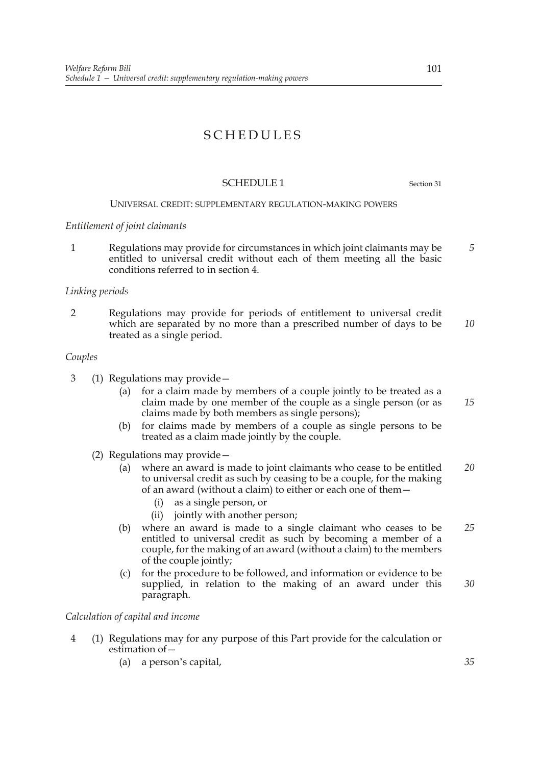# SCHEDULES

## SCHEDULE 1

Section 31

### UNIVERSAL CREDIT: SUPPLEMENTARY REGULATION-MAKING POWERS

*Entitlement of joint claimants*

1 Regulations may provide for circumstances in which joint claimants may be entitled to universal credit without each of them meeting all the basic conditions referred to in section 4.

*Linking periods*

2 Regulations may provide for periods of entitlement to universal credit which are separated by no more than a prescribed number of days to be treated as a single period.

*Couples*

3 (1) Regulations may provide—

(a) for a claim made by members of a couple jointly to be treated as a claim made by one member of the couple as a single person (or as claims made by both members as single persons);

(b) for claims made by members of a couple as single persons to be treated as a claim made jointly by the couple.

(2) Regulations may provide—

(a) where an award is made to joint claimants who cease to be entitled to universal credit as such by ceasing to be a couple, for the making of an award (without a claim) to either or each one of them—

(i) as a single person, or

(ii) jointly with another person;

(b) where an award is made to a single claimant who ceases to be entitled to universal credit as such by becoming a member of a couple, for the making of an award (without a claim) to the members of the couple jointly;

(c) for the procedure to be followed, and information or evidence to be supplied, in relation to the making of an award under this paragraph.

*Calculation of capital and income*

4 (1) Regulations may for any purpose of this Part provide for the calculation or estimation of—

(a) a person's capital,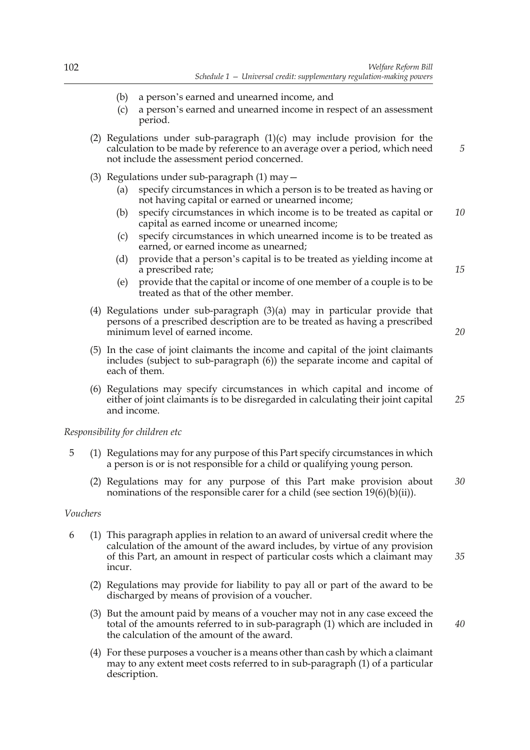(b) a person's earned and unearned income, and

(c) a person's earned and unearned income in respect of an assessment period.

(2) Regulations under sub-paragraph (1)(c) may include provision for the calculation to be made by reference to an average over a period, which need not include the assessment period concerned.

(3) Regulations under sub-paragraph (1) may—

(a) specify circumstances in which a person is to be treated as having or not having capital or earned or unearned income;

(b) specify circumstances in which income is to be treated as capital or capital as earned income or unearned income;

(c) specify circumstances in which unearned income is to be treated as earned, or earned income as unearned;

(d) provide that a person's capital is to be treated as yielding income at a prescribed rate;

(e) provide that the capital or income of one member of a couple is to be treated as that of the other member.

(4) Regulations under sub-paragraph (3)(a) may in particular provide that persons of a prescribed description are to be treated as having a prescribed minimum level of earned income.

(5) In the case of joint claimants the income and capital of the joint claimants includes (subject to sub-paragraph (6)) the separate income and capital of each of them.

(6) Regulations may specify circumstances in which capital and income of either of joint claimants is to be disregarded in calculating their joint capital and income.

*Responsibility for children etc*

5 (1) Regulations may for any purpose of this Part specify circumstances in which a person is or is not responsible for a child or qualifying young person.

(2) Regulations may for any purpose of this Part make provision about nominations of the responsible carer for a child (see section 19(6)(b)(ii)).

*Vouchers*

6 (1) This paragraph applies in relation to an award of universal credit where the calculation of the amount of the award includes, by virtue of any provision of this Part, an amount in respect of particular costs which a claimant may incur.

(2) Regulations may provide for liability to pay all or part of the award to be discharged by means of provision of a voucher.

(3) But the amount paid by means of a voucher may not in any case exceed the total of the amounts referred to in sub-paragraph (1) which are included in the calculation of the amount of the award.

(4) For these purposes a voucher is a means other than cash by which a claimant may to any extent meet costs referred to in sub-paragraph (1) of a particular description.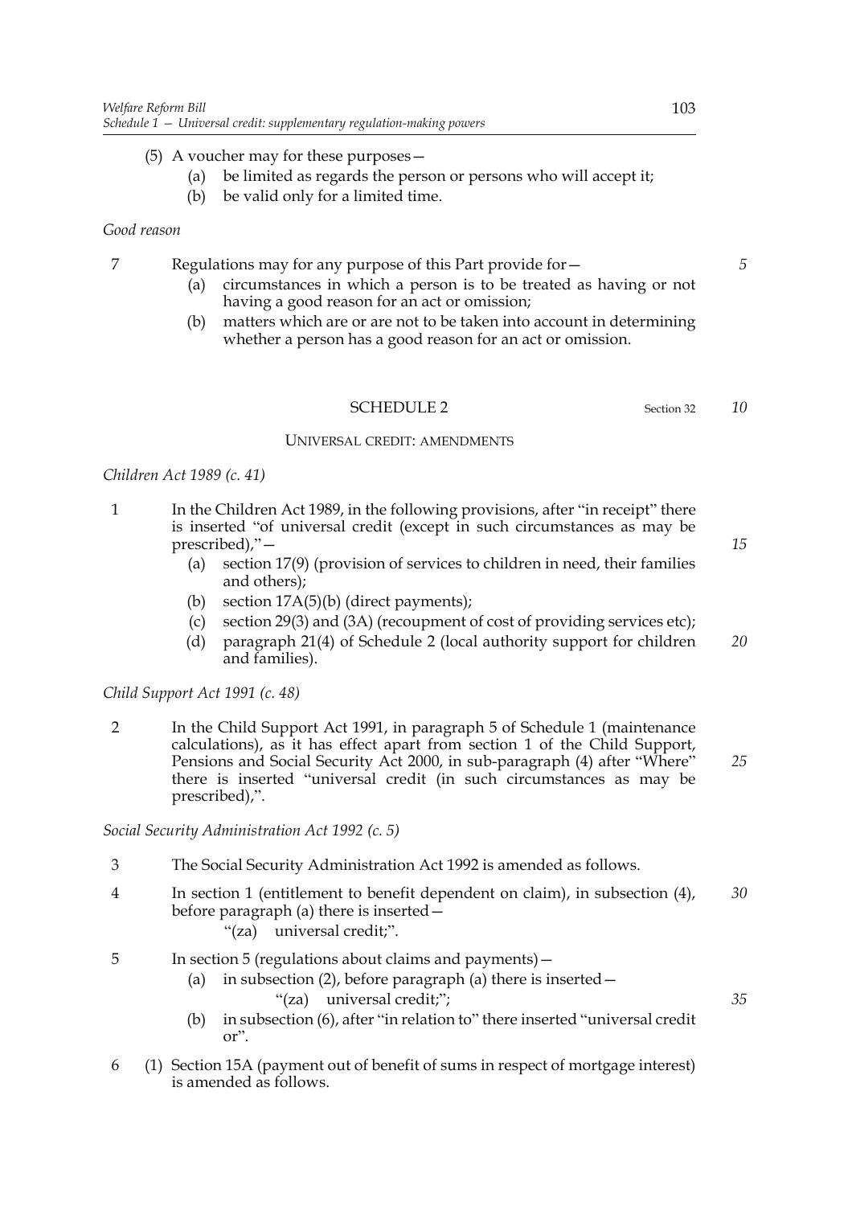(5) A voucher may for these purposes—

  (a) be limited as regards the person or persons who will accept it;

  (b) be valid only for a limited time.

*Good reason*

7 Regulations may for any purpose of this Part provide for—

  (a) circumstances in which a person is to be treated as having or not having a good reason for an act or omission;

  (b) matters which are or are not to be taken into account in determining whether a person has a good reason for an act or omission.

## SCHEDULE 2

Section 32

### UNIVERSAL CREDIT: AMENDMENTS

*Children Act 1989 (c. 41)*

1 In the Children Act 1989, in the following provisions, after "in receipt" there is inserted "of universal credit (except in such circumstances as may be prescribed),"—

  (a) section 17(9) (provision of services to children in need, their families and others);

  (b) section 17A(5)(b) (direct payments);

  (c) section 29(3) and (3A) (recoupment of cost of providing services etc);

  (d) paragraph 21(4) of Schedule 2 (local authority support for children and families).

*Child Support Act 1991 (c. 48)*

2 In the Child Support Act 1991, in paragraph 5 of Schedule 1 (maintenance calculations), as it has effect apart from section 1 of the Child Support, Pensions and Social Security Act 2000, in sub-paragraph (4) after "Where" there is inserted "universal credit (in such circumstances as may be prescribed),".

*Social Security Administration Act 1992 (c. 5)*

3 The Social Security Administration Act 1992 is amended as follows.

4 In section 1 (entitlement to benefit dependent on claim), in subsection (4), before paragraph (a) there is inserted—

  "(za) universal credit;".

5 In section 5 (regulations about claims and payments)—

  (a) in subsection (2), before paragraph (a) there is inserted—

    "(za) universal credit;";

  (b) in subsection (6), after "in relation to" there inserted "universal credit or".

6 (1) Section 15A (payment out of benefit of sums in respect of mortgage interest) is amended as follows.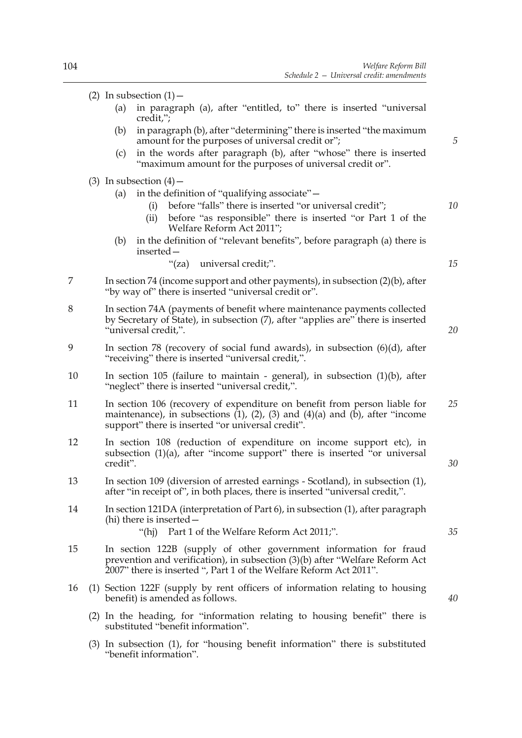(2) In subsection (1)—

(a) in paragraph (a), after "entitled, to" there is inserted "universal credit,";

(b) in paragraph (b), after "determining" there is inserted "the maximum amount for the purposes of universal credit or";

(c) in the words after paragraph (b), after "whose" there is inserted "maximum amount for the purposes of universal credit or".

(3) In subsection (4)—

(a) in the definition of "qualifying associate"—

(i) before "falls" there is inserted "or universal credit";

(ii) before "as responsible" there is inserted "or Part 1 of the Welfare Reform Act 2011";

(b) in the definition of "relevant benefits", before paragraph (a) there is inserted—

"(za) universal credit;".

7 In section 74 (income support and other payments), in subsection (2)(b), after "by way of" there is inserted "universal credit or".

8 In section 74A (payments of benefit where maintenance payments collected by Secretary of State), in subsection (7), after "applies are" there is inserted "universal credit,".

9 In section 78 (recovery of social fund awards), in subsection (6)(d), after "receiving" there is inserted "universal credit,".

10 In section 105 (failure to maintain - general), in subsection (1)(b), after "neglect" there is inserted "universal credit,".

11 In section 106 (recovery of expenditure on benefit from person liable for maintenance), in subsections (1), (2), (3) and (4)(a) and (b), after "income support" there is inserted "or universal credit".

12 In section 108 (reduction of expenditure on income support etc), in subsection (1)(a), after "income support" there is inserted "or universal credit".

13 In section 109 (diversion of arrested earnings - Scotland), in subsection (1), after "in receipt of", in both places, there is inserted "universal credit,".

14 In section 121DA (interpretation of Part 6), in subsection (1), after paragraph (hi) there is inserted—

"(hj) Part 1 of the Welfare Reform Act 2011;".

15 In section 122B (supply of other government information for fraud prevention and verification), in subsection (3)(b) after "Welfare Reform Act 2007" there is inserted ", Part 1 of the Welfare Reform Act 2011".

16 (1) Section 122F (supply by rent officers of information relating to housing benefit) is amended as follows.

(2) In the heading, for "information relating to housing benefit" there is substituted "benefit information".

(3) In subsection (1), for "housing benefit information" there is substituted "benefit information".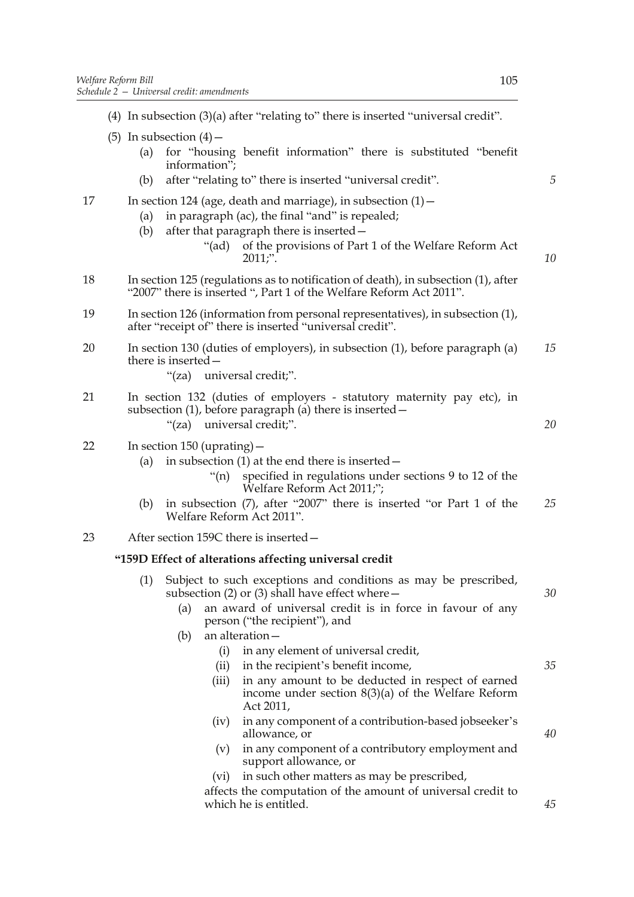(4) In subsection (3)(a) after "relating to" there is inserted "universal credit".

(5) In subsection (4)—

- (a) for "housing benefit information" there is substituted "benefit information";
- (b) after "relating to" there is inserted "universal credit".

17 In section 124 (age, death and marriage), in subsection (1)—

- (a) in paragraph (ac), the final "and" is repealed;
- (b) after that paragraph there is inserted—
  - "(ad) of the provisions of Part 1 of the Welfare Reform Act 2011;".

18 In section 125 (regulations as to notification of death), in subsection (1), after "2007" there is inserted ", Part 1 of the Welfare Reform Act 2011".

19 In section 126 (information from personal representatives), in subsection (1), after "receipt of" there is inserted "universal credit".

20 In section 130 (duties of employers), in subsection (1), before paragraph (a) there is inserted—

"(za) universal credit;".

21 In section 132 (duties of employers - statutory maternity pay etc), in subsection (1), before paragraph (a) there is inserted—

"(za) universal credit;".

22 In section 150 (uprating)—

- (a) in subsection (1) at the end there is inserted—
  - "(n) specified in regulations under sections 9 to 12 of the Welfare Reform Act 2011;";
- (b) in subsection (7), after "2007" there is inserted "or Part 1 of the Welfare Reform Act 2011".

23 After section 159C there is inserted—

**"159D Effect of alterations affecting universal credit**

(1) Subject to such exceptions and conditions as may be prescribed, subsection (2) or (3) shall have effect where—

- (a) an award of universal credit is in force in favour of any person ("the recipient"), and
- (b) an alteration—
  - (i) in any element of universal credit,
  - (ii) in the recipient's benefit income,
  - (iii) in any amount to be deducted in respect of earned income under section 8(3)(a) of the Welfare Reform Act 2011,
  - (iv) in any component of a contribution-based jobseeker's allowance, or
  - (v) in any component of a contributory employment and support allowance, or
  - (vi) in such other matters as may be prescribed,

  affects the computation of the amount of universal credit to which he is entitled.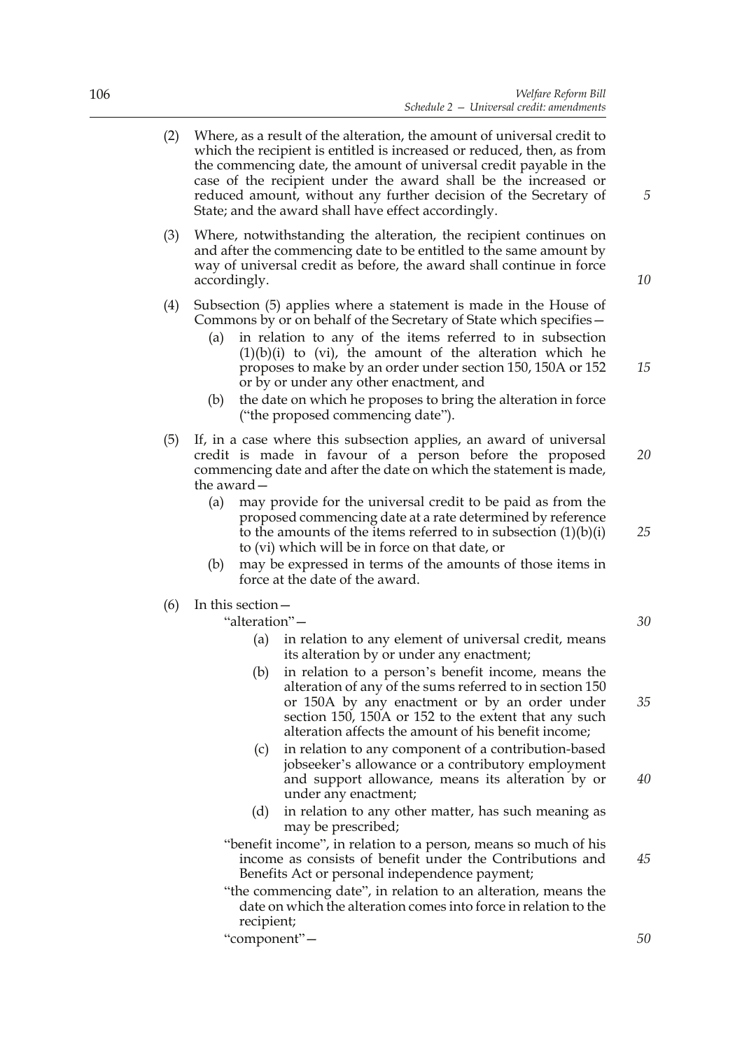(2) Where, as a result of the alteration, the amount of universal credit to which the recipient is entitled is increased or reduced, then, as from the commencing date, the amount of universal credit payable in the case of the recipient under the award shall be the increased or reduced amount, without any further decision of the Secretary of State; and the award shall have effect accordingly.

(3) Where, notwithstanding the alteration, the recipient continues on and after the commencing date to be entitled to the same amount by way of universal credit as before, the award shall continue in force accordingly.

(4) Subsection (5) applies where a statement is made in the House of Commons by or on behalf of the Secretary of State which specifies—

- (a) in relation to any of the items referred to in subsection (1)(b)(i) to (vi), the amount of the alteration which he proposes to make by an order under section 150, 150A or 152 or by or under any other enactment, and
- (b) the date on which he proposes to bring the alteration in force ("the proposed commencing date").

(5) If, in a case where this subsection applies, an award of universal credit is made in favour of a person before the proposed commencing date and after the date on which the statement is made, the award—

- (a) may provide for the universal credit to be paid as from the proposed commencing date at a rate determined by reference to the amounts of the items referred to in subsection (1)(b)(i) to (vi) which will be in force on that date, or
- (b) may be expressed in terms of the amounts of those items in force at the date of the award.

(6) In this section—

"alteration"—

- (a) in relation to any element of universal credit, means its alteration by or under any enactment;
- (b) in relation to a person's benefit income, means the alteration of any of the sums referred to in section 150 or 150A by any enactment or by an order under section 150, 150A or 152 to the extent that any such alteration affects the amount of his benefit income;
- (c) in relation to any component of a contribution-based jobseeker's allowance or a contributory employment and support allowance, means its alteration by or under any enactment;
- (d) in relation to any other matter, has such meaning as may be prescribed;

"benefit income", in relation to a person, means so much of his income as consists of benefit under the Contributions and Benefits Act or personal independence payment;

"the commencing date", in relation to an alteration, means the date on which the alteration comes into force in relation to the recipient;

"component"—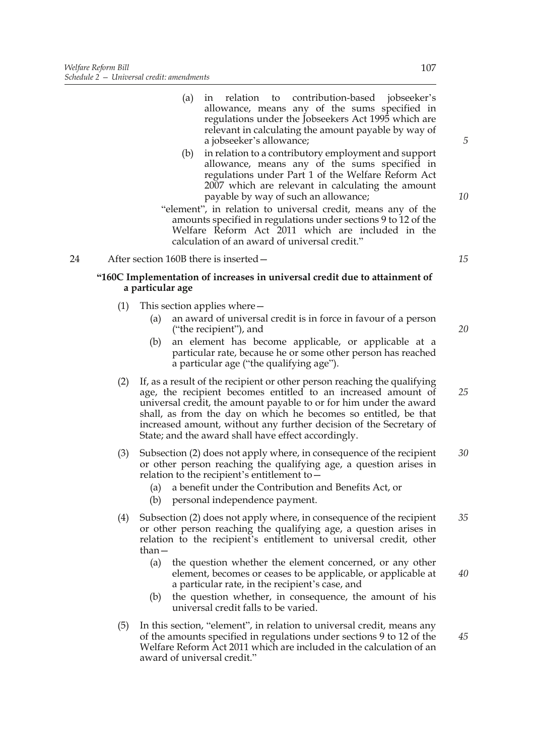(a) in relation to contribution-based jobseeker's allowance, means any of the sums specified in regulations under the Jobseekers Act 1995 which are relevant in calculating the amount payable by way of a jobseeker's allowance;

(b) in relation to a contributory employment and support allowance, means any of the sums specified in regulations under Part 1 of the Welfare Reform Act 2007 which are relevant in calculating the amount payable by way of such an allowance;

"element", in relation to universal credit, means any of the amounts specified in regulations under sections 9 to 12 of the Welfare Reform Act 2011 which are included in the calculation of an award of universal credit."

24 After section 160B there is inserted—

**"160C Implementation of increases in universal credit due to attainment of a particular age**

(1) This section applies where—

(a) an award of universal credit is in force in favour of a person ("the recipient"), and

(b) an element has become applicable, or applicable at a particular rate, because he or some other person has reached a particular age ("the qualifying age").

(2) If, as a result of the recipient or other person reaching the qualifying age, the recipient becomes entitled to an increased amount of universal credit, the amount payable to or for him under the award shall, as from the day on which he becomes so entitled, be that increased amount, without any further decision of the Secretary of State; and the award shall have effect accordingly.

(3) Subsection (2) does not apply where, in consequence of the recipient or other person reaching the qualifying age, a question arises in relation to the recipient's entitlement to—

(a) a benefit under the Contribution and Benefits Act, or

(b) personal independence payment.

(4) Subsection (2) does not apply where, in consequence of the recipient or other person reaching the qualifying age, a question arises in relation to the recipient's entitlement to universal credit, other than—

(a) the question whether the element concerned, or any other element, becomes or ceases to be applicable, or applicable at a particular rate, in the recipient's case, and

(b) the question whether, in consequence, the amount of his universal credit falls to be varied.

(5) In this section, "element", in relation to universal credit, means any of the amounts specified in regulations under sections 9 to 12 of the Welfare Reform Act 2011 which are included in the calculation of an award of universal credit."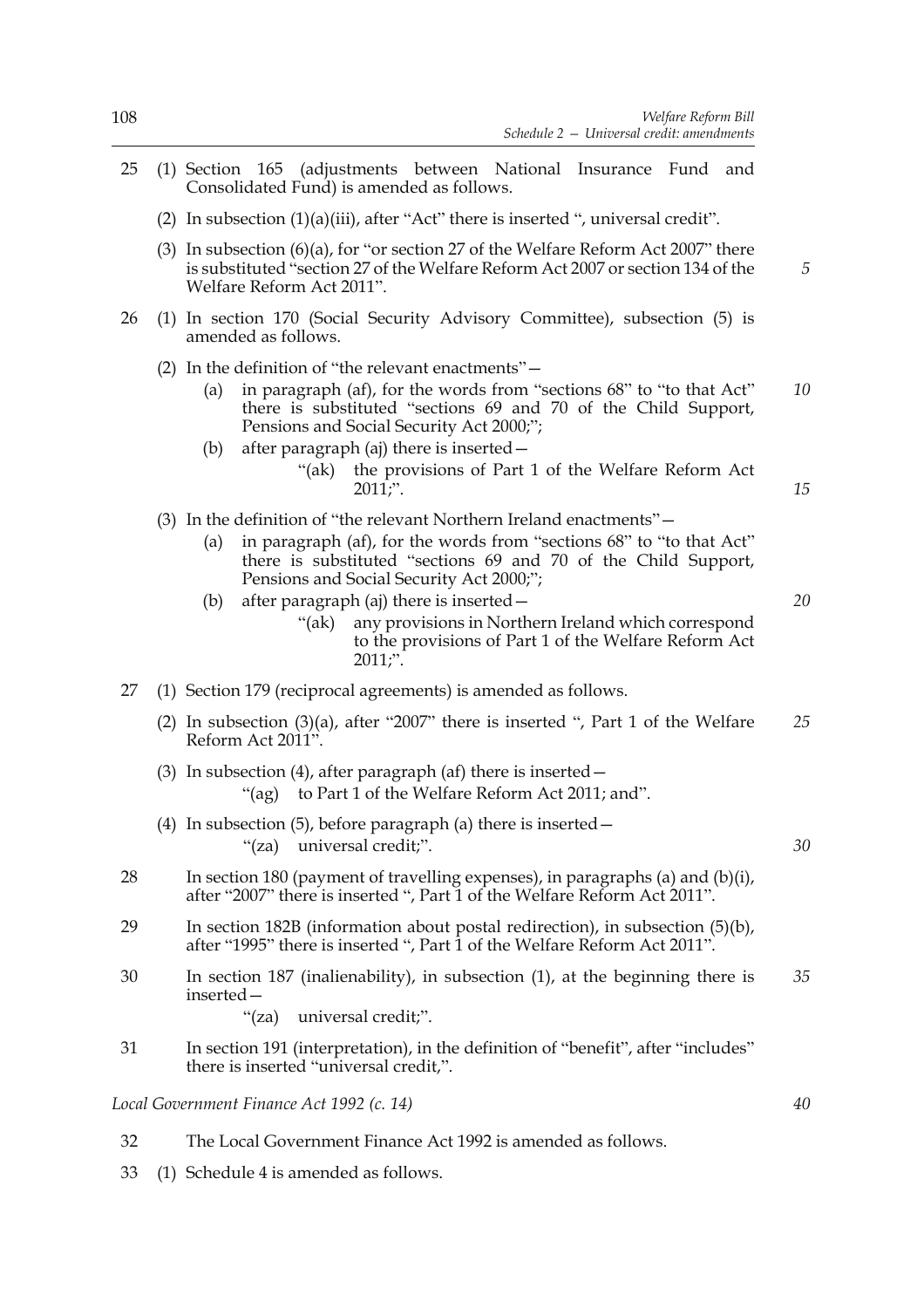25 (1) Section 165 (adjustments between National Insurance Fund and Consolidated Fund) is amended as follows.

(2) In subsection (1)(a)(iii), after "Act" there is inserted ", universal credit".

(3) In subsection (6)(a), for "or section 27 of the Welfare Reform Act 2007" there is substituted "section 27 of the Welfare Reform Act 2007 or section 134 of the Welfare Reform Act 2011".

26 (1) In section 170 (Social Security Advisory Committee), subsection (5) is amended as follows.

(2) In the definition of "the relevant enactments"—

(a) in paragraph (af), for the words from "sections 68" to "to that Act" there is substituted "sections 69 and 70 of the Child Support, Pensions and Social Security Act 2000;";

(b) after paragraph (aj) there is inserted—

"(ak) the provisions of Part 1 of the Welfare Reform Act 2011;".

(3) In the definition of "the relevant Northern Ireland enactments"—

(a) in paragraph (af), for the words from "sections 68" to "to that Act" there is substituted "sections 69 and 70 of the Child Support, Pensions and Social Security Act 2000;";

(b) after paragraph (aj) there is inserted—

"(ak) any provisions in Northern Ireland which correspond to the provisions of Part 1 of the Welfare Reform Act 2011;".

27 (1) Section 179 (reciprocal agreements) is amended as follows.

(2) In subsection (3)(a), after "2007" there is inserted ", Part 1 of the Welfare Reform Act 2011".

(3) In subsection (4), after paragraph (af) there is inserted—

"(ag) to Part 1 of the Welfare Reform Act 2011; and".

(4) In subsection (5), before paragraph (a) there is inserted—

"(za) universal credit;".

28 In section 180 (payment of travelling expenses), in paragraphs (a) and (b)(i), after "2007" there is inserted ", Part 1 of the Welfare Reform Act 2011".

29 In section 182B (information about postal redirection), in subsection (5)(b), after "1995" there is inserted ", Part 1 of the Welfare Reform Act 2011".

30 In section 187 (inalienability), in subsection (1), at the beginning there is inserted—

"(za) universal credit;".

31 In section 191 (interpretation), in the definition of "benefit", after "includes" there is inserted "universal credit,".

*Local Government Finance Act 1992 (c. 14)*

32 The Local Government Finance Act 1992 is amended as follows.

33 (1) Schedule 4 is amended as follows.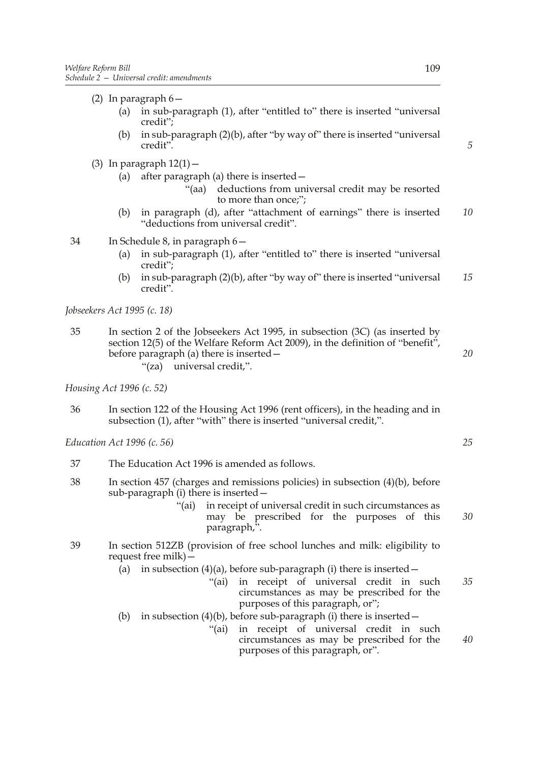(2) In paragraph 6—

   (a) in sub-paragraph (1), after "entitled to" there is inserted "universal credit";

   (b) in sub-paragraph (2)(b), after "by way of" there is inserted "universal credit".

(3) In paragraph 12(1)—

   (a) after paragraph (a) there is inserted—

      "(aa) deductions from universal credit may be resorted to more than once;";

   (b) in paragraph (d), after "attachment of earnings" there is inserted "deductions from universal credit".

34 In Schedule 8, in paragraph 6—

   (a) in sub-paragraph (1), after "entitled to" there is inserted "universal credit";

   (b) in sub-paragraph (2)(b), after "by way of" there is inserted "universal credit".

*Jobseekers Act 1995 (c. 18)*

35 In section 2 of the Jobseekers Act 1995, in subsection (3C) (as inserted by section 12(5) of the Welfare Reform Act 2009), in the definition of "benefit", before paragraph (a) there is inserted—

   "(za) universal credit,".

*Housing Act 1996 (c. 52)*

36 In section 122 of the Housing Act 1996 (rent officers), in the heading and in subsection (1), after "with" there is inserted "universal credit,".

*Education Act 1996 (c. 56)*

37 The Education Act 1996 is amended as follows.

38 In section 457 (charges and remissions policies) in subsection (4)(b), before sub-paragraph (i) there is inserted—

   "(ai) in receipt of universal credit in such circumstances as may be prescribed for the purposes of this paragraph,".

39 In section 512ZB (provision of free school lunches and milk: eligibility to request free milk)—

   (a) in subsection (4)(a), before sub-paragraph (i) there is inserted—

      "(ai) in receipt of universal credit in such circumstances as may be prescribed for the purposes of this paragraph, or";

   (b) in subsection (4)(b), before sub-paragraph (i) there is inserted—

      "(ai) in receipt of universal credit in such circumstances as may be prescribed for the purposes of this paragraph, or".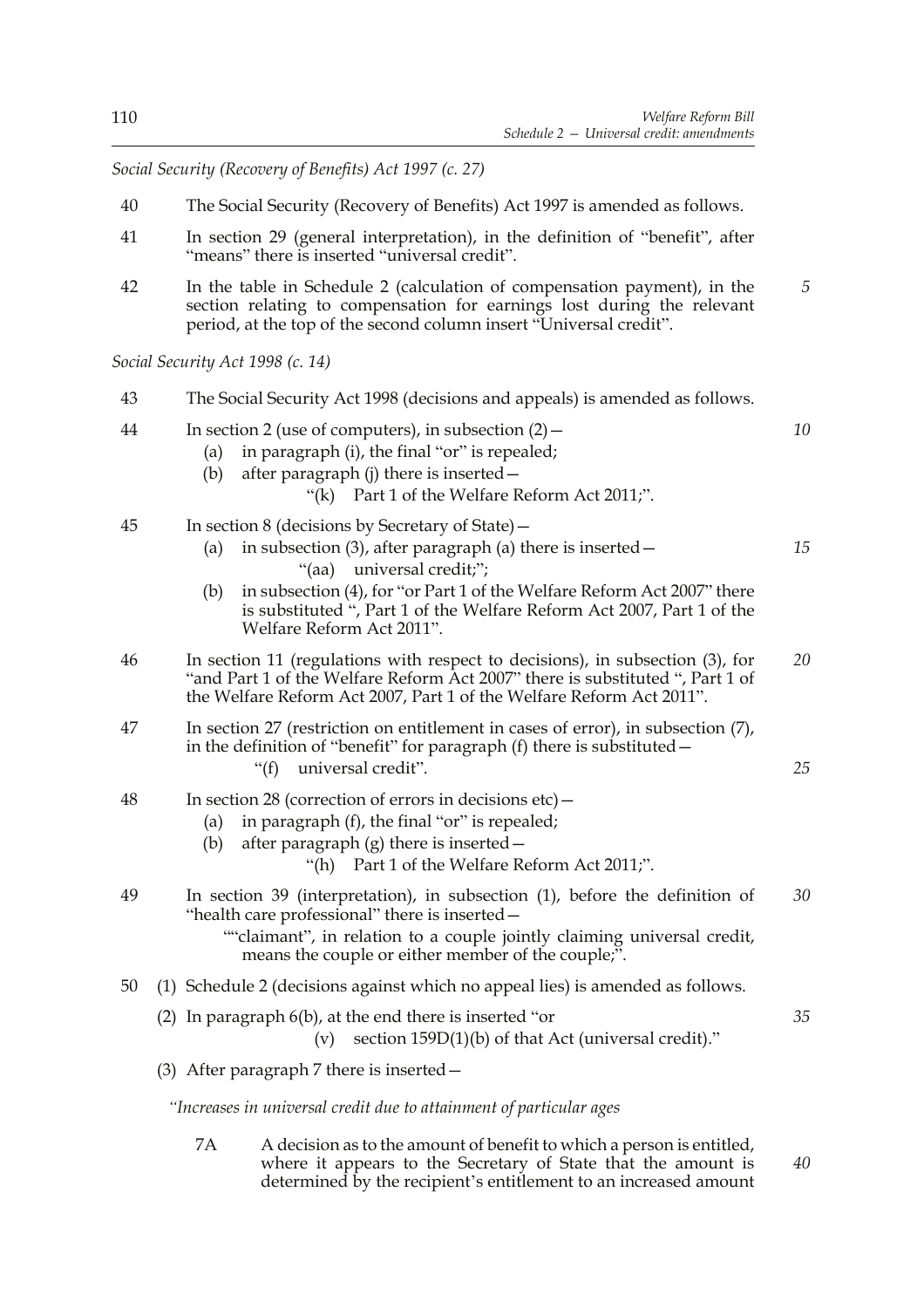*Social Security (Recovery of Benefits) Act 1997 (c. 27)*

40 The Social Security (Recovery of Benefits) Act 1997 is amended as follows.

41 In section 29 (general interpretation), in the definition of "benefit", after "means" there is inserted "universal credit".

42 In the table in Schedule 2 (calculation of compensation payment), in the section relating to compensation for earnings lost during the relevant period, at the top of the second column insert "Universal credit".

*Social Security Act 1998 (c. 14)*

43 The Social Security Act 1998 (decisions and appeals) is amended as follows.

44 In section 2 (use of computers), in subsection (2)—

- (a) in paragraph (i), the final "or" is repealed;
- (b) after paragraph (j) there is inserted—
  - "(k) Part 1 of the Welfare Reform Act 2011;".

45 In section 8 (decisions by Secretary of State)—

- (a) in subsection (3), after paragraph (a) there is inserted—
  - "(aa) universal credit;";
- (b) in subsection (4), for "or Part 1 of the Welfare Reform Act 2007" there is substituted ", Part 1 of the Welfare Reform Act 2007, Part 1 of the Welfare Reform Act 2011".

46 In section 11 (regulations with respect to decisions), in subsection (3), for "and Part 1 of the Welfare Reform Act 2007" there is substituted ", Part 1 of the Welfare Reform Act 2007, Part 1 of the Welfare Reform Act 2011".

47 In section 27 (restriction on entitlement in cases of error), in subsection (7), in the definition of "benefit" for paragraph (f) there is substituted—

- "(f) universal credit".

48 In section 28 (correction of errors in decisions etc)—

- (a) in paragraph (f), the final "or" is repealed;
- (b) after paragraph (g) there is inserted—
  - "(h) Part 1 of the Welfare Reform Act 2011;".

49 In section 39 (interpretation), in subsection (1), before the definition of "health care professional" there is inserted—

""claimant", in relation to a couple jointly claiming universal credit, means the couple or either member of the couple;".

50 (1) Schedule 2 (decisions against which no appeal lies) is amended as follows.

(2) In paragraph 6(b), at the end there is inserted "or

- (v) section 159D(1)(b) of that Act (universal credit)."

(3) After paragraph 7 there is inserted—

*"Increases in universal credit due to attainment of particular ages*

7A A decision as to the amount of benefit to which a person is entitled, where it appears to the Secretary of State that the amount is determined by the recipient's entitlement to an increased amount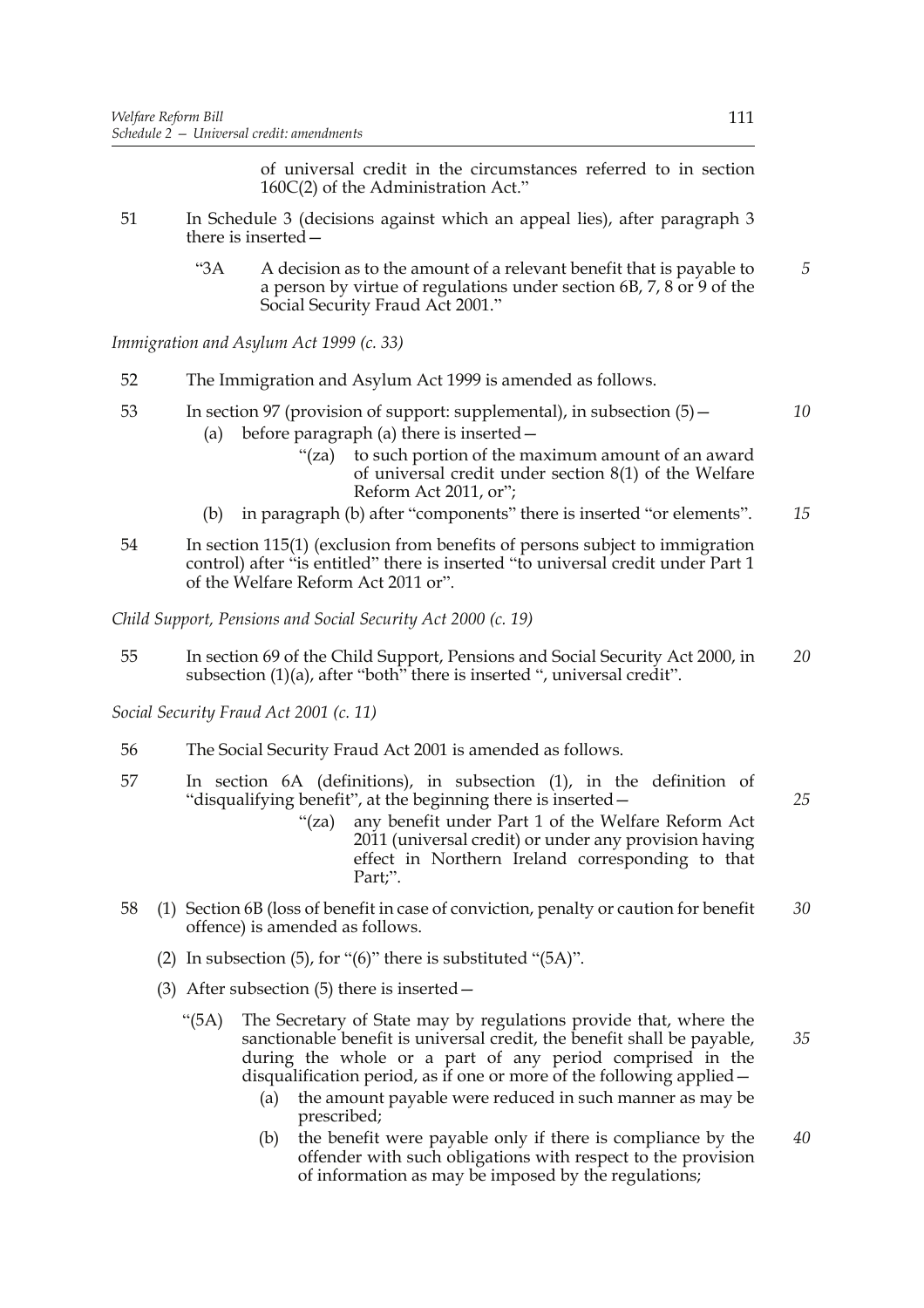of universal credit in the circumstances referred to in section 160C(2) of the Administration Act."

51 In Schedule 3 (decisions against which an appeal lies), after paragraph 3 there is inserted—

"3A A decision as to the amount of a relevant benefit that is payable to a person by virtue of regulations under section 6B, 7, 8 or 9 of the Social Security Fraud Act 2001."

*Immigration and Asylum Act 1999 (c. 33)*

52 The Immigration and Asylum Act 1999 is amended as follows.

53 In section 97 (provision of support: supplemental), in subsection (5)—

(a) before paragraph (a) there is inserted—

"(za) to such portion of the maximum amount of an award of universal credit under section 8(1) of the Welfare Reform Act 2011, or";

(b) in paragraph (b) after "components" there is inserted "or elements".

54 In section 115(1) (exclusion from benefits of persons subject to immigration control) after "is entitled" there is inserted "to universal credit under Part 1 of the Welfare Reform Act 2011 or".

*Child Support, Pensions and Social Security Act 2000 (c. 19)*

55 In section 69 of the Child Support, Pensions and Social Security Act 2000, in subsection (1)(a), after "both" there is inserted ", universal credit".

*Social Security Fraud Act 2001 (c. 11)*

56 The Social Security Fraud Act 2001 is amended as follows.

57 In section 6A (definitions), in subsection (1), in the definition of "disqualifying benefit", at the beginning there is inserted—

"(za) any benefit under Part 1 of the Welfare Reform Act 2011 (universal credit) or under any provision having effect in Northern Ireland corresponding to that Part;".

58 (1) Section 6B (loss of benefit in case of conviction, penalty or caution for benefit offence) is amended as follows.

(2) In subsection (5), for "(6)" there is substituted "(5A)".

(3) After subsection (5) there is inserted—

"(5A) The Secretary of State may by regulations provide that, where the sanctionable benefit is universal credit, the benefit shall be payable, during the whole or a part of any period comprised in the disqualification period, as if one or more of the following applied—

(a) the amount payable were reduced in such manner as may be prescribed;

(b) the benefit were payable only if there is compliance by the offender with such obligations with respect to the provision of information as may be imposed by the regulations;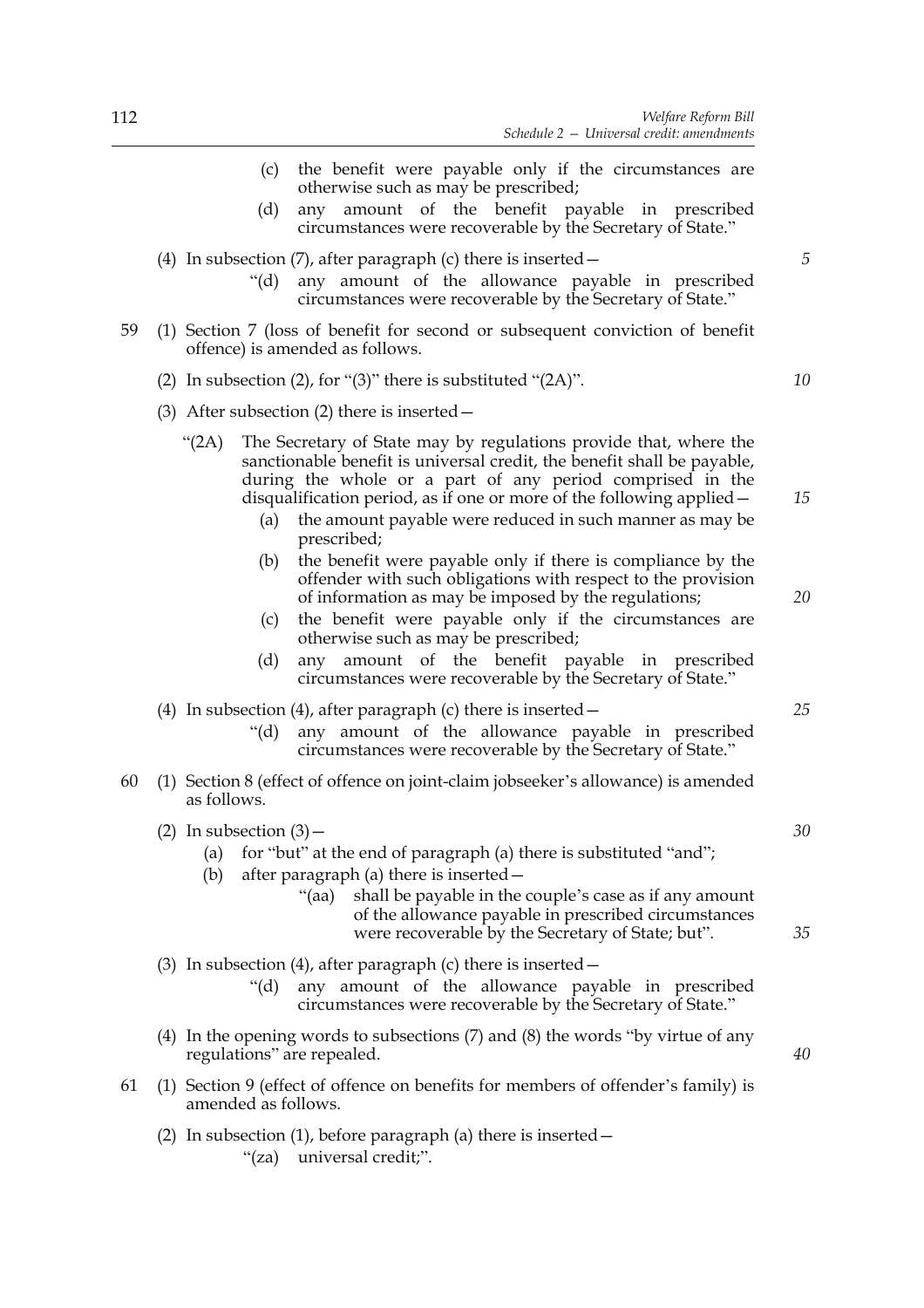(c) the benefit were payable only if the circumstances are otherwise such as may be prescribed;

(d) any amount of the benefit payable in prescribed circumstances were recoverable by the Secretary of State."

(4) In subsection (7), after paragraph (c) there is inserted—

"(d) any amount of the allowance payable in prescribed circumstances were recoverable by the Secretary of State."

59 (1) Section 7 (loss of benefit for second or subsequent conviction of benefit offence) is amended as follows.

(2) In subsection (2), for "(3)" there is substituted "(2A)".

(3) After subsection (2) there is inserted—

"(2A) The Secretary of State may by regulations provide that, where the sanctionable benefit is universal credit, the benefit shall be payable, during the whole or a part of any period comprised in the disqualification period, as if one or more of the following applied—

(a) the amount payable were reduced in such manner as may be prescribed;

(b) the benefit were payable only if there is compliance by the offender with such obligations with respect to the provision of information as may be imposed by the regulations;

(c) the benefit were payable only if the circumstances are otherwise such as may be prescribed;

(d) any amount of the benefit payable in prescribed circumstances were recoverable by the Secretary of State."

(4) In subsection (4), after paragraph (c) there is inserted—

"(d) any amount of the allowance payable in prescribed circumstances were recoverable by the Secretary of State."

60 (1) Section 8 (effect of offence on joint-claim jobseeker's allowance) is amended as follows.

(2) In subsection (3)—

(a) for "but" at the end of paragraph (a) there is substituted "and";

(b) after paragraph (a) there is inserted—

"(aa) shall be payable in the couple's case as if any amount of the allowance payable in prescribed circumstances were recoverable by the Secretary of State; but".

(3) In subsection (4), after paragraph (c) there is inserted—

"(d) any amount of the allowance payable in prescribed circumstances were recoverable by the Secretary of State."

(4) In the opening words to subsections (7) and (8) the words "by virtue of any regulations" are repealed.

61 (1) Section 9 (effect of offence on benefits for members of offender's family) is amended as follows.

(2) In subsection (1), before paragraph (a) there is inserted—

"(za) universal credit;".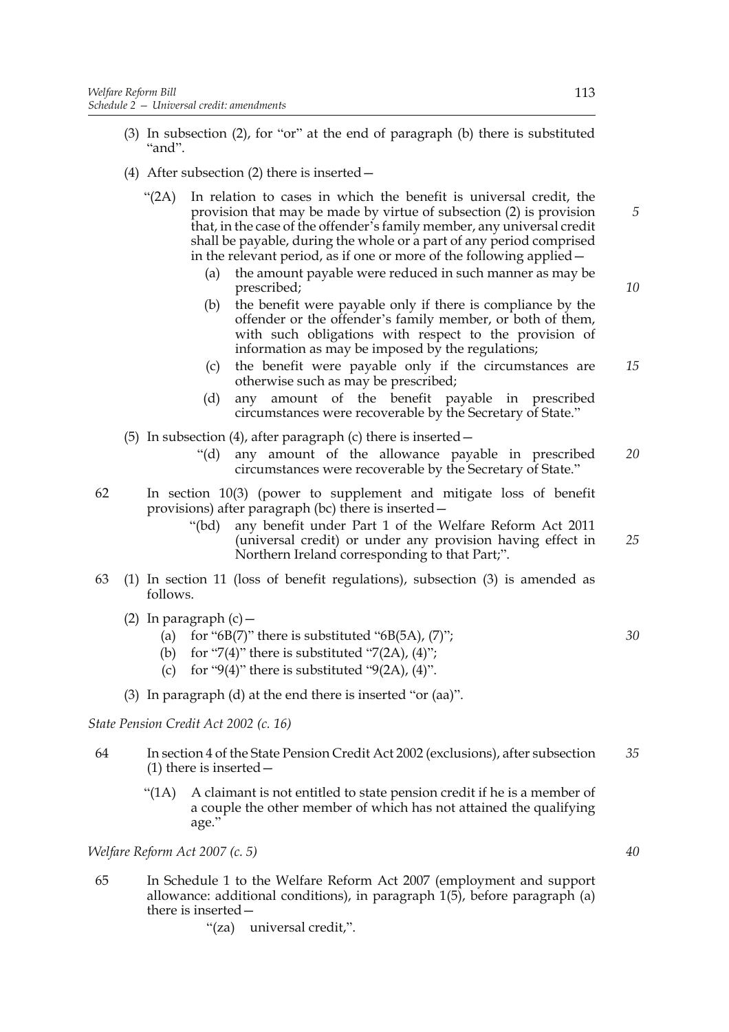(3) In subsection (2), for "or" at the end of paragraph (b) there is substituted "and".

(4) After subsection (2) there is inserted—

"(2A) In relation to cases in which the benefit is universal credit, the provision that may be made by virtue of subsection (2) is provision that, in the case of the offender's family member, any universal credit shall be payable, during the whole or a part of any period comprised in the relevant period, as if one or more of the following applied—

(a) the amount payable were reduced in such manner as may be prescribed;

(b) the benefit were payable only if there is compliance by the offender or the offender's family member, or both of them, with such obligations with respect to the provision of information as may be imposed by the regulations;

(c) the benefit were payable only if the circumstances are otherwise such as may be prescribed;

(d) any amount of the benefit payable in prescribed circumstances were recoverable by the Secretary of State."

(5) In subsection (4), after paragraph (c) there is inserted—

"(d) any amount of the allowance payable in prescribed circumstances were recoverable by the Secretary of State."

62 In section 10(3) (power to supplement and mitigate loss of benefit provisions) after paragraph (bc) there is inserted—

"(bd) any benefit under Part 1 of the Welfare Reform Act 2011 (universal credit) or under any provision having effect in Northern Ireland corresponding to that Part;".

63 (1) In section 11 (loss of benefit regulations), subsection (3) is amended as follows.

(2) In paragraph (c)—

(a) for "6B(7)" there is substituted "6B(5A), (7)";

(b) for "7(4)" there is substituted "7(2A), (4)";

(c) for "9(4)" there is substituted "9(2A), (4)".

(3) In paragraph (d) at the end there is inserted "or (aa)".

*State Pension Credit Act 2002 (c. 16)*

64 In section 4 of the State Pension Credit Act 2002 (exclusions), after subsection (1) there is inserted—

"(1A) A claimant is not entitled to state pension credit if he is a member of a couple the other member of which has not attained the qualifying age."

*Welfare Reform Act 2007 (c. 5)*

65 In Schedule 1 to the Welfare Reform Act 2007 (employment and support allowance: additional conditions), in paragraph 1(5), before paragraph (a) there is inserted—

"(za) universal credit,".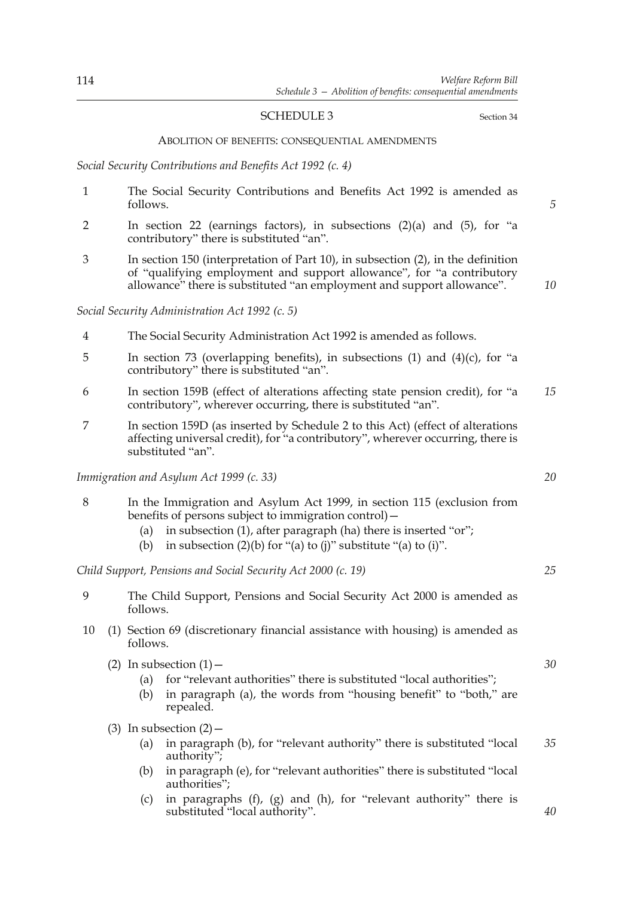## SCHEDULE 3

Section 34

### ABOLITION OF BENEFITS: CONSEQUENTIAL AMENDMENTS

*Social Security Contributions and Benefits Act 1992 (c. 4)*

1 The Social Security Contributions and Benefits Act 1992 is amended as follows.

2 In section 22 (earnings factors), in subsections (2)(a) and (5), for "a contributory" there is substituted "an".

3 In section 150 (interpretation of Part 10), in subsection (2), in the definition of "qualifying employment and support allowance", for "a contributory allowance" there is substituted "an employment and support allowance".

*Social Security Administration Act 1992 (c. 5)*

4 The Social Security Administration Act 1992 is amended as follows.

5 In section 73 (overlapping benefits), in subsections (1) and (4)(c), for "a contributory" there is substituted "an".

6 In section 159B (effect of alterations affecting state pension credit), for "a contributory", wherever occurring, there is substituted "an".

7 In section 159D (as inserted by Schedule 2 to this Act) (effect of alterations affecting universal credit), for "a contributory", wherever occurring, there is substituted "an".

*Immigration and Asylum Act 1999 (c. 33)*

8 In the Immigration and Asylum Act 1999, in section 115 (exclusion from benefits of persons subject to immigration control)—

(a) in subsection (1), after paragraph (ha) there is inserted "or";

(b) in subsection (2)(b) for "(a) to (j)" substitute "(a) to (i)".

*Child Support, Pensions and Social Security Act 2000 (c. 19)*

9 The Child Support, Pensions and Social Security Act 2000 is amended as follows.

10 (1) Section 69 (discretionary financial assistance with housing) is amended as follows.

(2) In subsection (1)—

(a) for "relevant authorities" there is substituted "local authorities";

(b) in paragraph (a), the words from "housing benefit" to "both," are repealed.

(3) In subsection (2)—

(a) in paragraph (b), for "relevant authority" there is substituted "local authority";

(b) in paragraph (e), for "relevant authorities" there is substituted "local authorities";

(c) in paragraphs (f), (g) and (h), for "relevant authority" there is substituted "local authority".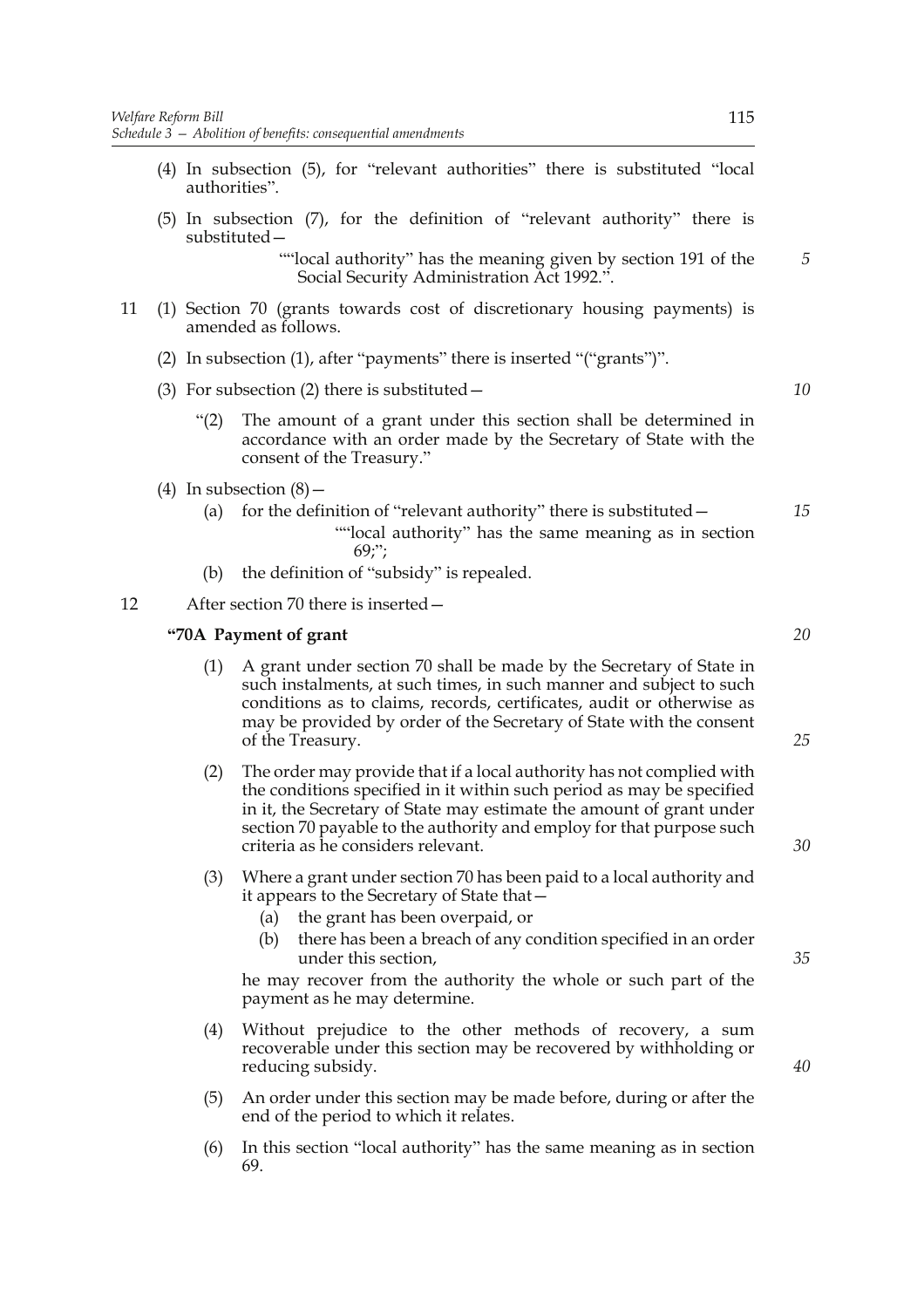(4) In subsection (5), for "relevant authorities" there is substituted "local authorities".

(5) In subsection (7), for the definition of "relevant authority" there is substituted—

""local authority" has the meaning given by section 191 of the Social Security Administration Act 1992.".

11 (1) Section 70 (grants towards cost of discretionary housing payments) is amended as follows.

(2) In subsection (1), after "payments" there is inserted "("grants")".

(3) For subsection (2) there is substituted—

"(2) The amount of a grant under this section shall be determined in accordance with an order made by the Secretary of State with the consent of the Treasury."

(4) In subsection (8)—

(a) for the definition of "relevant authority" there is substituted—

""local authority" has the same meaning as in section 69;";

(b) the definition of "subsidy" is repealed.

12 After section 70 there is inserted—

**"70A Payment of grant**

(1) A grant under section 70 shall be made by the Secretary of State in such instalments, at such times, in such manner and subject to such conditions as to claims, records, certificates, audit or otherwise as may be provided by order of the Secretary of State with the consent of the Treasury.

(2) The order may provide that if a local authority has not complied with the conditions specified in it within such period as may be specified in it, the Secretary of State may estimate the amount of grant under section 70 payable to the authority and employ for that purpose such criteria as he considers relevant.

(3) Where a grant under section 70 has been paid to a local authority and it appears to the Secretary of State that—

(a) the grant has been overpaid, or

(b) there has been a breach of any condition specified in an order under this section,

he may recover from the authority the whole or such part of the payment as he may determine.

(4) Without prejudice to the other methods of recovery, a sum recoverable under this section may be recovered by withholding or reducing subsidy.

(5) An order under this section may be made before, during or after the end of the period to which it relates.

(6) In this section "local authority" has the same meaning as in section 69.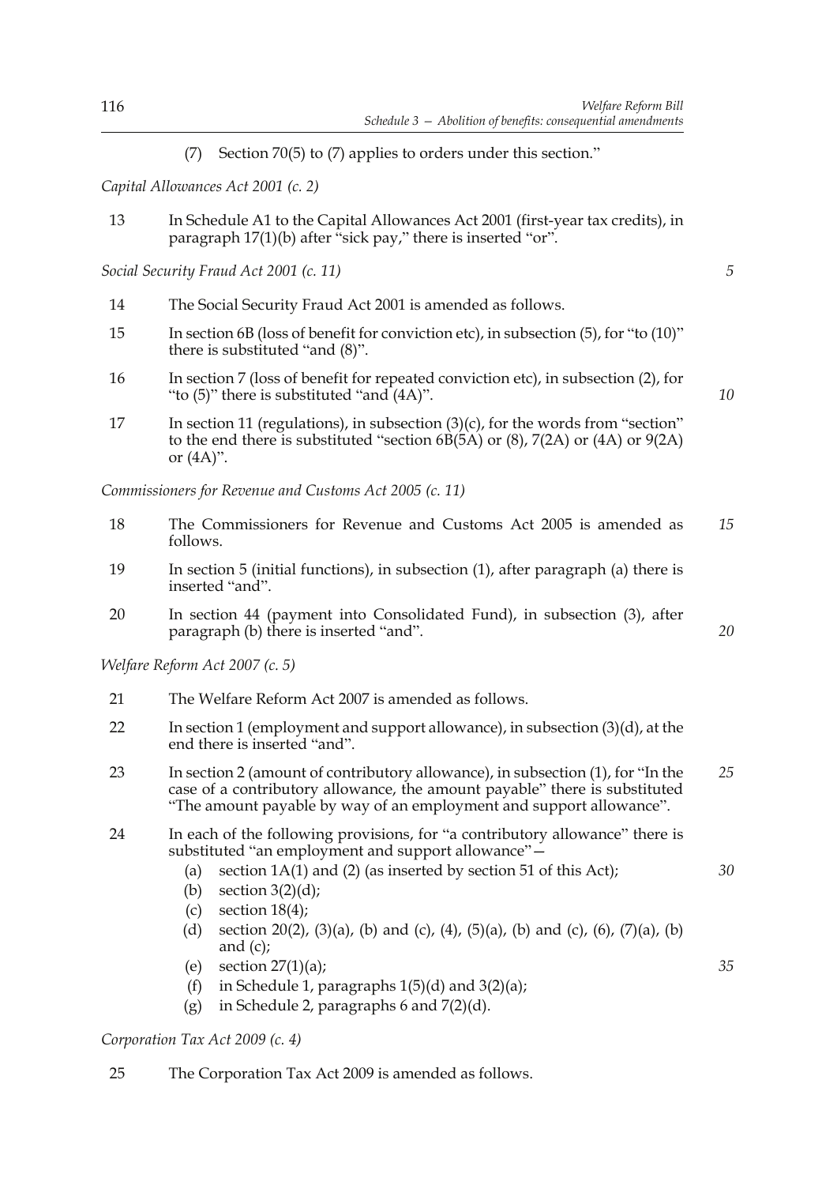(7) Section 70(5) to (7) applies to orders under this section."

*Capital Allowances Act 2001 (c. 2)*

13 In Schedule A1 to the Capital Allowances Act 2001 (first-year tax credits), in paragraph 17(1)(b) after "sick pay," there is inserted "or".

*Social Security Fraud Act 2001 (c. 11)*

14 The Social Security Fraud Act 2001 is amended as follows.

15 In section 6B (loss of benefit for conviction etc), in subsection (5), for "to (10)" there is substituted "and (8)".

16 In section 7 (loss of benefit for repeated conviction etc), in subsection (2), for "to (5)" there is substituted "and (4A)".

17 In section 11 (regulations), in subsection (3)(c), for the words from "section" to the end there is substituted "section 6B(5A) or (8), 7(2A) or (4A) or 9(2A) or (4A)".

*Commissioners for Revenue and Customs Act 2005 (c. 11)*

18 The Commissioners for Revenue and Customs Act 2005 is amended as follows.

19 In section 5 (initial functions), in subsection (1), after paragraph (a) there is inserted "and".

20 In section 44 (payment into Consolidated Fund), in subsection (3), after paragraph (b) there is inserted "and".

*Welfare Reform Act 2007 (c. 5)*

21 The Welfare Reform Act 2007 is amended as follows.

22 In section 1 (employment and support allowance), in subsection (3)(d), at the end there is inserted "and".

23 In section 2 (amount of contributory allowance), in subsection (1), for "In the case of a contributory allowance, the amount payable" there is substituted "The amount payable by way of an employment and support allowance".

24 In each of the following provisions, for "a contributory allowance" there is substituted "an employment and support allowance"—
   (a) section 1A(1) and (2) (as inserted by section 51 of this Act);
   (b) section 3(2)(d);
   (c) section 18(4);
   (d) section 20(2), (3)(a), (b) and (c), (4), (5)(a), (b) and (c), (6), (7)(a), (b) and (c);
   (e) section 27(1)(a);
   (f) in Schedule 1, paragraphs 1(5)(d) and 3(2)(a);
   (g) in Schedule 2, paragraphs 6 and 7(2)(d).

*Corporation Tax Act 2009 (c. 4)*

25 The Corporation Tax Act 2009 is amended as follows.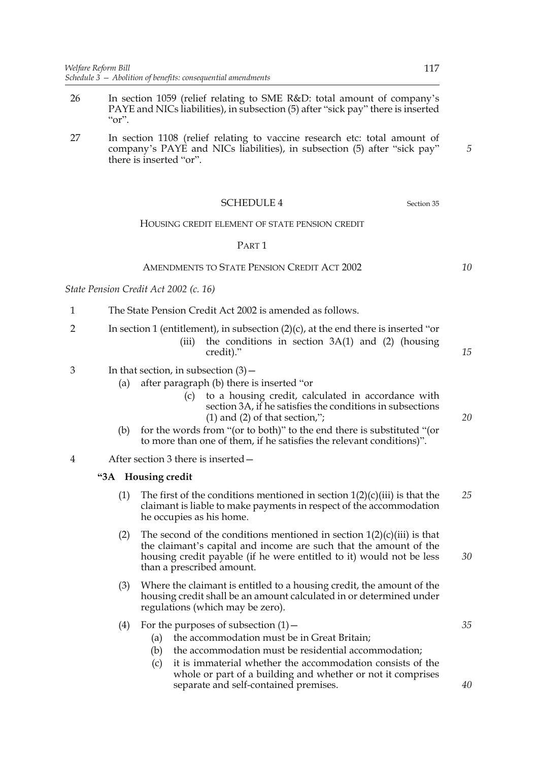26 In section 1059 (relief relating to SME R&D: total amount of company's PAYE and NICs liabilities), in subsection (5) after "sick pay" there is inserted "or".

27 In section 1108 (relief relating to vaccine research etc: total amount of company's PAYE and NICs liabilities), in subsection (5) after "sick pay" there is inserted "or".

## SCHEDULE 4

Section 35

### HOUSING CREDIT ELEMENT OF STATE PENSION CREDIT

#### PART 1

#### AMENDMENTS TO STATE PENSION CREDIT ACT 2002

*State Pension Credit Act 2002 (c. 16)*

1 The State Pension Credit Act 2002 is amended as follows.

2 In section 1 (entitlement), in subsection (2)(c), at the end there is inserted "or

> (iii) the conditions in section 3A(1) and (2) (housing credit)."

3 In that section, in subsection (3)—

> (a) after paragraph (b) there is inserted "or
>
> > (c) to a housing credit, calculated in accordance with section 3A, if he satisfies the conditions in subsections (1) and (2) of that section,";
>
> (b) for the words from "(or to both)" to the end there is substituted "(or to more than one of them, if he satisfies the relevant conditions)".

4 After section 3 there is inserted—

> **"3A Housing credit**
>
> (1) The first of the conditions mentioned in section 1(2)(c)(iii) is that the claimant is liable to make payments in respect of the accommodation he occupies as his home.
>
> (2) The second of the conditions mentioned in section 1(2)(c)(iii) is that the claimant's capital and income are such that the amount of the housing credit payable (if he were entitled to it) would not be less than a prescribed amount.
>
> (3) Where the claimant is entitled to a housing credit, the amount of the housing credit shall be an amount calculated in or determined under regulations (which may be zero).
>
> (4) For the purposes of subsection (1)—
>
> > (a) the accommodation must be in Great Britain;
> >
> > (b) the accommodation must be residential accommodation;
> >
> > (c) it is immaterial whether the accommodation consists of the whole or part of a building and whether or not it comprises separate and self-contained premises.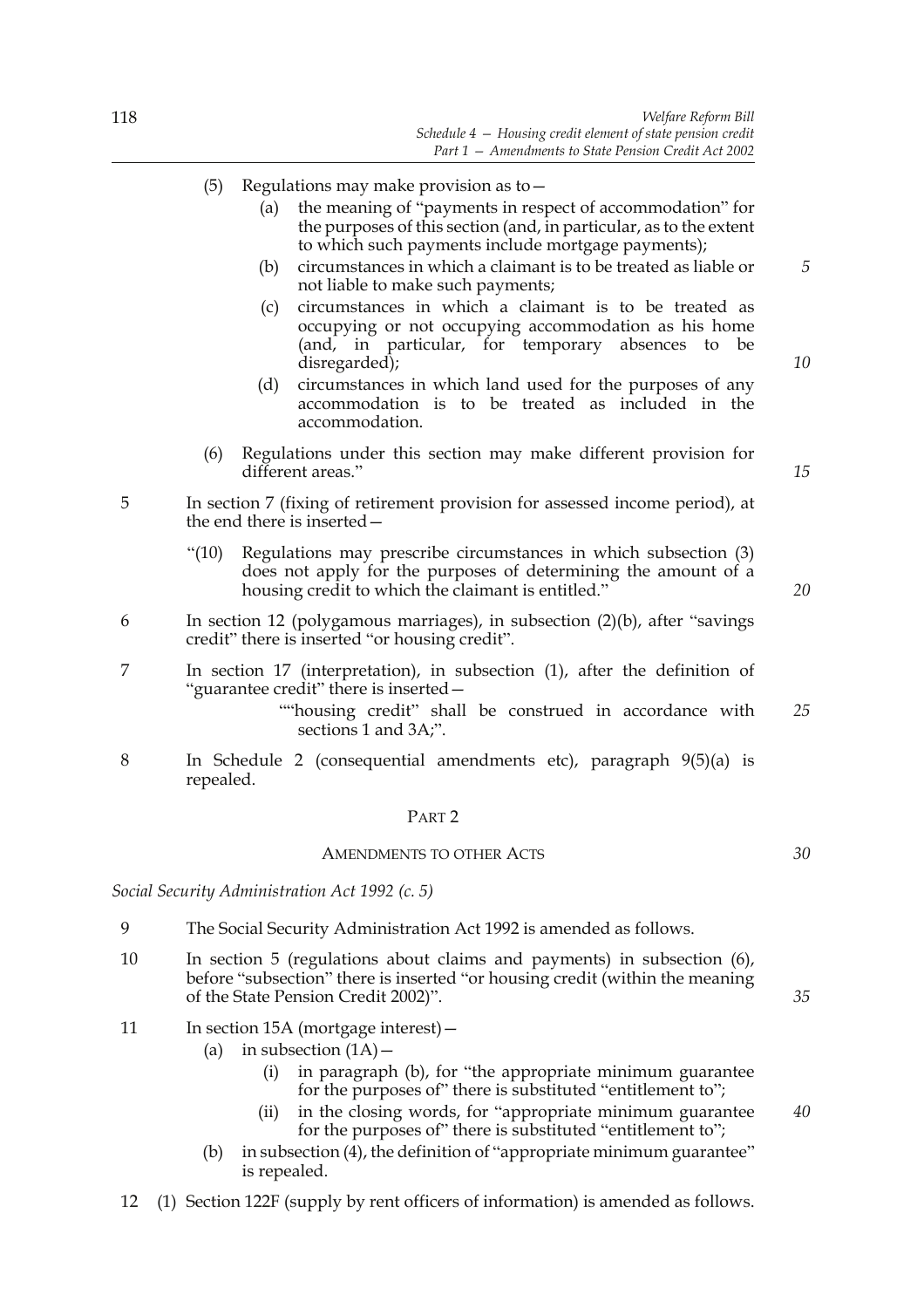(5) Regulations may make provision as to—

(a) the meaning of "payments in respect of accommodation" for the purposes of this section (and, in particular, as to the extent to which such payments include mortgage payments);

(b) circumstances in which a claimant is to be treated as liable or not liable to make such payments;

(c) circumstances in which a claimant is to be treated as occupying or not occupying accommodation as his home (and, in particular, for temporary absences to be disregarded);

(d) circumstances in which land used for the purposes of any accommodation is to be treated as included in the accommodation.

(6) Regulations under this section may make different provision for different areas."

5 In section 7 (fixing of retirement provision for assessed income period), at the end there is inserted—

"(10) Regulations may prescribe circumstances in which subsection (3) does not apply for the purposes of determining the amount of a housing credit to which the claimant is entitled."

6 In section 12 (polygamous marriages), in subsection (2)(b), after "savings credit" there is inserted "or housing credit".

7 In section 17 (interpretation), in subsection (1), after the definition of "guarantee credit" there is inserted—

""housing credit" shall be construed in accordance with sections 1 and 3A;".

8 In Schedule 2 (consequential amendments etc), paragraph 9(5)(a) is repealed.

## PART 2

### AMENDMENTS TO OTHER ACTS

*Social Security Administration Act 1992 (c. 5)*

9 The Social Security Administration Act 1992 is amended as follows.

10 In section 5 (regulations about claims and payments) in subsection (6), before "subsection" there is inserted "or housing credit (within the meaning of the State Pension Credit 2002)".

11 In section 15A (mortgage interest)—

(a) in subsection (1A)—

(i) in paragraph (b), for "the appropriate minimum guarantee for the purposes of" there is substituted "entitlement to";

(ii) in the closing words, for "appropriate minimum guarantee for the purposes of" there is substituted "entitlement to";

(b) in subsection (4), the definition of "appropriate minimum guarantee" is repealed.

12 (1) Section 122F (supply by rent officers of information) is amended as follows.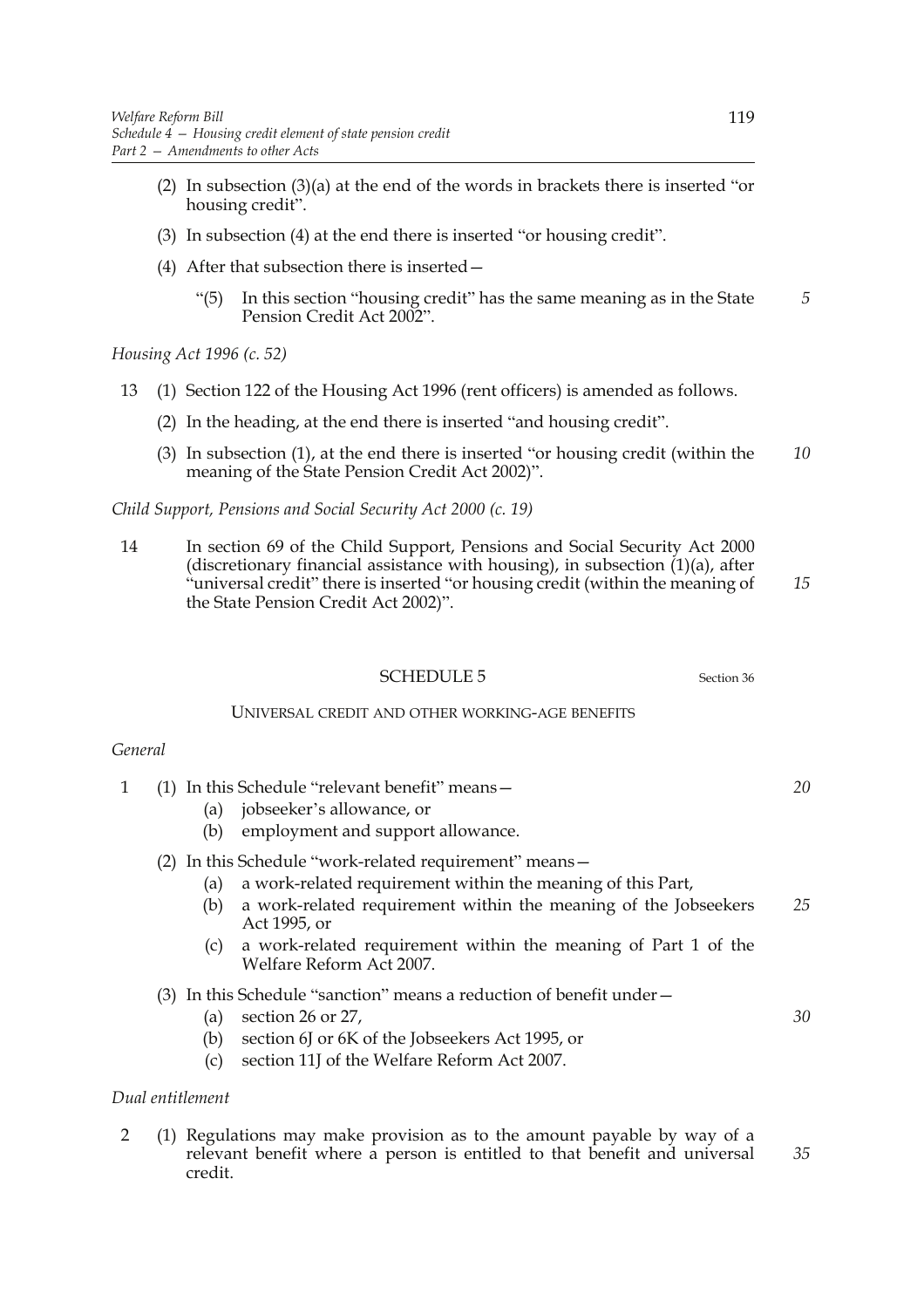(2) In subsection (3)(a) at the end of the words in brackets there is inserted "or housing credit".

(3) In subsection (4) at the end there is inserted "or housing credit".

(4) After that subsection there is inserted—

> "(5) In this section "housing credit" has the same meaning as in the State Pension Credit Act 2002".

*Housing Act 1996 (c. 52)*

13 (1) Section 122 of the Housing Act 1996 (rent officers) is amended as follows.

(2) In the heading, at the end there is inserted "and housing credit".

(3) In subsection (1), at the end there is inserted "or housing credit (within the meaning of the State Pension Credit Act 2002)".

*Child Support, Pensions and Social Security Act 2000 (c. 19)*

14 In section 69 of the Child Support, Pensions and Social Security Act 2000 (discretionary financial assistance with housing), in subsection (1)(a), after "universal credit" there is inserted "or housing credit (within the meaning of the State Pension Credit Act 2002)".

## SCHEDULE 5

Section 36

### UNIVERSAL CREDIT AND OTHER WORKING-AGE BENEFITS

*General*

1 (1) In this Schedule "relevant benefit" means—

(a) jobseeker's allowance, or

(b) employment and support allowance.

(2) In this Schedule "work-related requirement" means—

(a) a work-related requirement within the meaning of this Part,

(b) a work-related requirement within the meaning of the Jobseekers Act 1995, or

(c) a work-related requirement within the meaning of Part 1 of the Welfare Reform Act 2007.

(3) In this Schedule "sanction" means a reduction of benefit under—

(a) section 26 or 27,

(b) section 6J or 6K of the Jobseekers Act 1995, or

(c) section 11J of the Welfare Reform Act 2007.

*Dual entitlement*

2 (1) Regulations may make provision as to the amount payable by way of a relevant benefit where a person is entitled to that benefit and universal credit.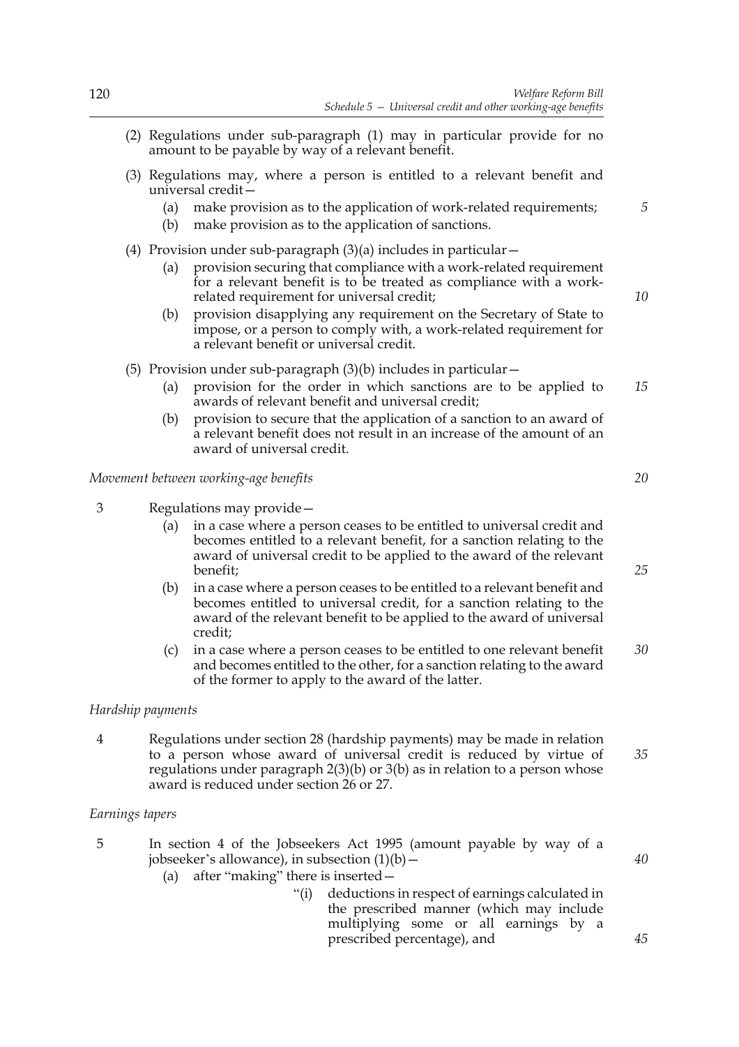(2) Regulations under sub-paragraph (1) may in particular provide for no amount to be payable by way of a relevant benefit.

(3) Regulations may, where a person is entitled to a relevant benefit and universal credit—

(a) make provision as to the application of work-related requirements;

(b) make provision as to the application of sanctions.

(4) Provision under sub-paragraph (3)(a) includes in particular—

(a) provision securing that compliance with a work-related requirement for a relevant benefit is to be treated as compliance with a work-related requirement for universal credit;

(b) provision disapplying any requirement on the Secretary of State to impose, or a person to comply with, a work-related requirement for a relevant benefit or universal credit.

(5) Provision under sub-paragraph (3)(b) includes in particular—

(a) provision for the order in which sanctions are to be applied to awards of relevant benefit and universal credit;

(b) provision to secure that the application of a sanction to an award of a relevant benefit does not result in an increase of the amount of an award of universal credit.

*Movement between working-age benefits*

3 Regulations may provide—

(a) in a case where a person ceases to be entitled to universal credit and becomes entitled to a relevant benefit, for a sanction relating to the award of universal credit to be applied to the award of the relevant benefit;

(b) in a case where a person ceases to be entitled to a relevant benefit and becomes entitled to universal credit, for a sanction relating to the award of the relevant benefit to be applied to the award of universal credit;

(c) in a case where a person ceases to be entitled to one relevant benefit and becomes entitled to the other, for a sanction relating to the award of the former to apply to the award of the latter.

*Hardship payments*

4 Regulations under section 28 (hardship payments) may be made in relation to a person whose award of universal credit is reduced by virtue of regulations under paragraph 2(3)(b) or 3(b) as in relation to a person whose award is reduced under section 26 or 27.

*Earnings tapers*

5 In section 4 of the Jobseekers Act 1995 (amount payable by way of a jobseeker's allowance), in subsection (1)(b)—

(a) after "making" there is inserted—

"(i) deductions in respect of earnings calculated in the prescribed manner (which may include multiplying some or all earnings by a prescribed percentage), and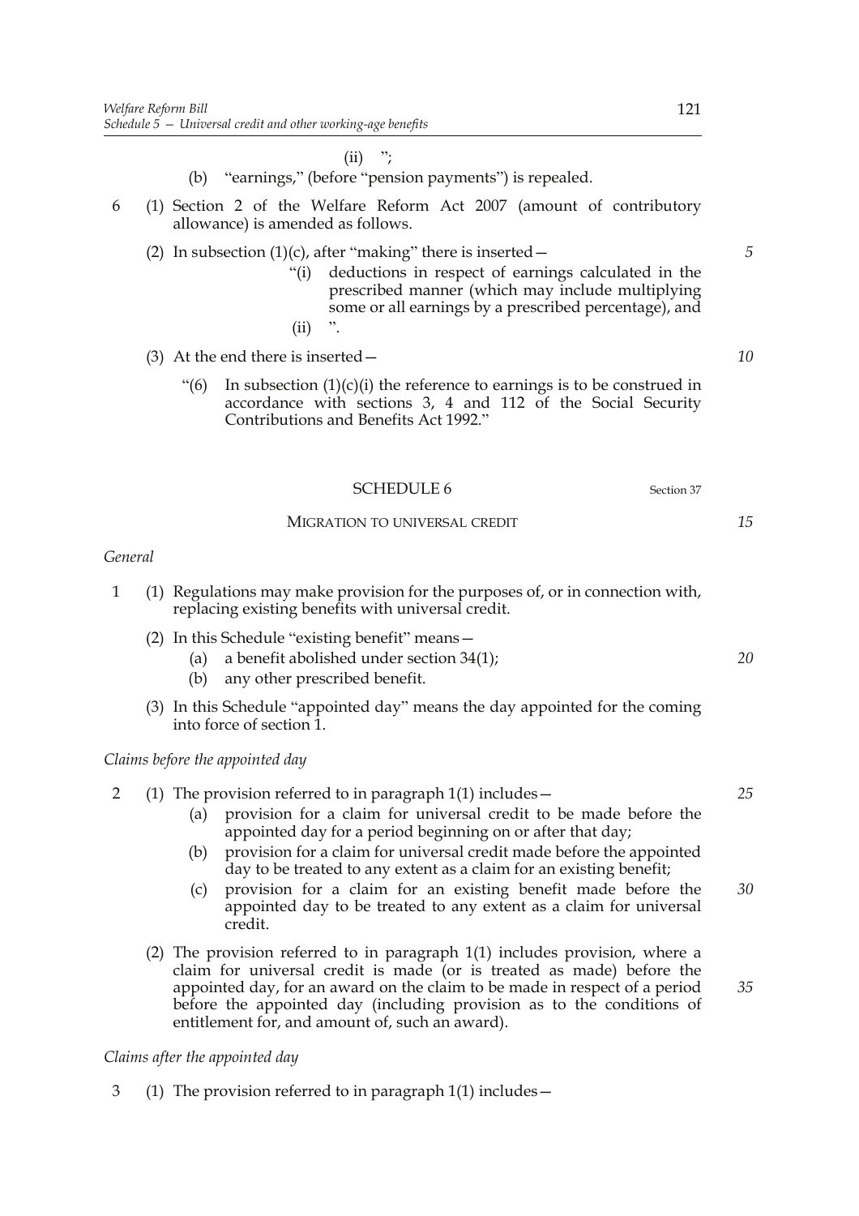(ii) ";

(b) "earnings," (before "pension payments") is repealed.

6 (1) Section 2 of the Welfare Reform Act 2007 (amount of contributory allowance) is amended as follows.

(2) In subsection (1)(c), after "making" there is inserted—

"(i) deductions in respect of earnings calculated in the prescribed manner (which may include multiplying some or all earnings by a prescribed percentage), and

(ii) ".

(3) At the end there is inserted—

"(6) In subsection (1)(c)(i) the reference to earnings is to be construed in accordance with sections 3, 4 and 112 of the Social Security Contributions and Benefits Act 1992."

## SCHEDULE 6

Section 37

### MIGRATION TO UNIVERSAL CREDIT

*General*

1 (1) Regulations may make provision for the purposes of, or in connection with, replacing existing benefits with universal credit.

(2) In this Schedule "existing benefit" means—

(a) a benefit abolished under section 34(1);

(b) any other prescribed benefit.

(3) In this Schedule "appointed day" means the day appointed for the coming into force of section 1.

*Claims before the appointed day*

2 (1) The provision referred to in paragraph 1(1) includes—

(a) provision for a claim for universal credit to be made before the appointed day for a period beginning on or after that day;

(b) provision for a claim for universal credit made before the appointed day to be treated to any extent as a claim for an existing benefit;

(c) provision for a claim for an existing benefit made before the appointed day to be treated to any extent as a claim for universal credit.

(2) The provision referred to in paragraph 1(1) includes provision, where a claim for universal credit is made (or is treated as made) before the appointed day, for an award on the claim to be made in respect of a period before the appointed day (including provision as to the conditions of entitlement for, and amount of, such an award).

*Claims after the appointed day*

3 (1) The provision referred to in paragraph 1(1) includes—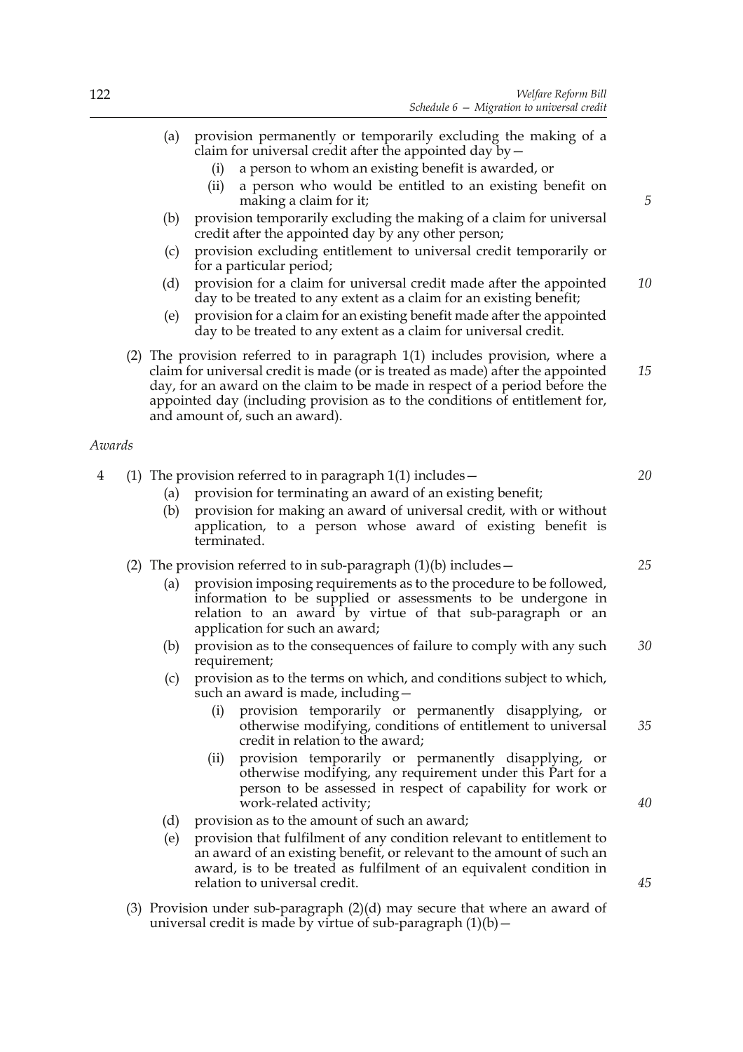(a) provision permanently or temporarily excluding the making of a claim for universal credit after the appointed day by—
   (i) a person to whom an existing benefit is awarded, or
   (ii) a person who would be entitled to an existing benefit on making a claim for it;

(b) provision temporarily excluding the making of a claim for universal credit after the appointed day by any other person;

(c) provision excluding entitlement to universal credit temporarily or for a particular period;

(d) provision for a claim for universal credit made after the appointed day to be treated to any extent as a claim for an existing benefit;

(e) provision for a claim for an existing benefit made after the appointed day to be treated to any extent as a claim for universal credit.

(2) The provision referred to in paragraph 1(1) includes provision, where a claim for universal credit is made (or is treated as made) after the appointed day, for an award on the claim to be made in respect of a period before the appointed day (including provision as to the conditions of entitlement for, and amount of, such an award).

*Awards*

4 (1) The provision referred to in paragraph 1(1) includes—

(a) provision for terminating an award of an existing benefit;

(b) provision for making an award of universal credit, with or without application, to a person whose award of existing benefit is terminated.

(2) The provision referred to in sub-paragraph (1)(b) includes—

(a) provision imposing requirements as to the procedure to be followed, information to be supplied or assessments to be undergone in relation to an award by virtue of that sub-paragraph or an application for such an award;

(b) provision as to the consequences of failure to comply with any such requirement;

(c) provision as to the terms on which, and conditions subject to which, such an award is made, including—
   (i) provision temporarily or permanently disapplying, or otherwise modifying, conditions of entitlement to universal credit in relation to the award;
   (ii) provision temporarily or permanently disapplying, or otherwise modifying, any requirement under this Part for a person to be assessed in respect of capability for work or work-related activity;

(d) provision as to the amount of such an award;

(e) provision that fulfilment of any condition relevant to entitlement to an award of an existing benefit, or relevant to the amount of such an award, is to be treated as fulfilment of an equivalent condition in relation to universal credit.

(3) Provision under sub-paragraph (2)(d) may secure that where an award of universal credit is made by virtue of sub-paragraph (1)(b)—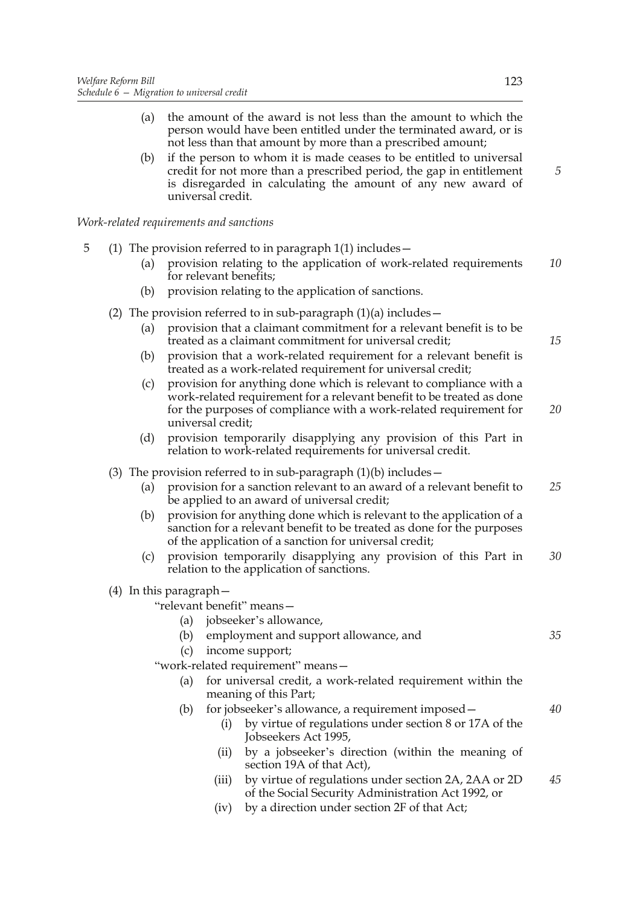(a) the amount of the award is not less than the amount to which the person would have been entitled under the terminated award, or is not less than that amount by more than a prescribed amount;

(b) if the person to whom it is made ceases to be entitled to universal credit for not more than a prescribed period, the gap in entitlement is disregarded in calculating the amount of any new award of universal credit.

*Work-related requirements and sanctions*

5 (1) The provision referred to in paragraph 1(1) includes—

(a) provision relating to the application of work-related requirements for relevant benefits;

(b) provision relating to the application of sanctions.

(2) The provision referred to in sub-paragraph (1)(a) includes—

(a) provision that a claimant commitment for a relevant benefit is to be treated as a claimant commitment for universal credit;

(b) provision that a work-related requirement for a relevant benefit is treated as a work-related requirement for universal credit;

(c) provision for anything done which is relevant to compliance with a work-related requirement for a relevant benefit to be treated as done for the purposes of compliance with a work-related requirement for universal credit;

(d) provision temporarily disapplying any provision of this Part in relation to work-related requirements for universal credit.

(3) The provision referred to in sub-paragraph (1)(b) includes—

(a) provision for a sanction relevant to an award of a relevant benefit to be applied to an award of universal credit;

(b) provision for anything done which is relevant to the application of a sanction for a relevant benefit to be treated as done for the purposes of the application of a sanction for universal credit;

(c) provision temporarily disapplying any provision of this Part in relation to the application of sanctions.

(4) In this paragraph—

"relevant benefit" means—

(a) jobseeker's allowance,

(b) employment and support allowance, and

(c) income support;

"work-related requirement" means—

(a) for universal credit, a work-related requirement within the meaning of this Part;

(b) for jobseeker's allowance, a requirement imposed—

(i) by virtue of regulations under section 8 or 17A of the Jobseekers Act 1995,

(ii) by a jobseeker's direction (within the meaning of section 19A of that Act),

(iii) by virtue of regulations under section 2A, 2AA or 2D of the Social Security Administration Act 1992, or

(iv) by a direction under section 2F of that Act;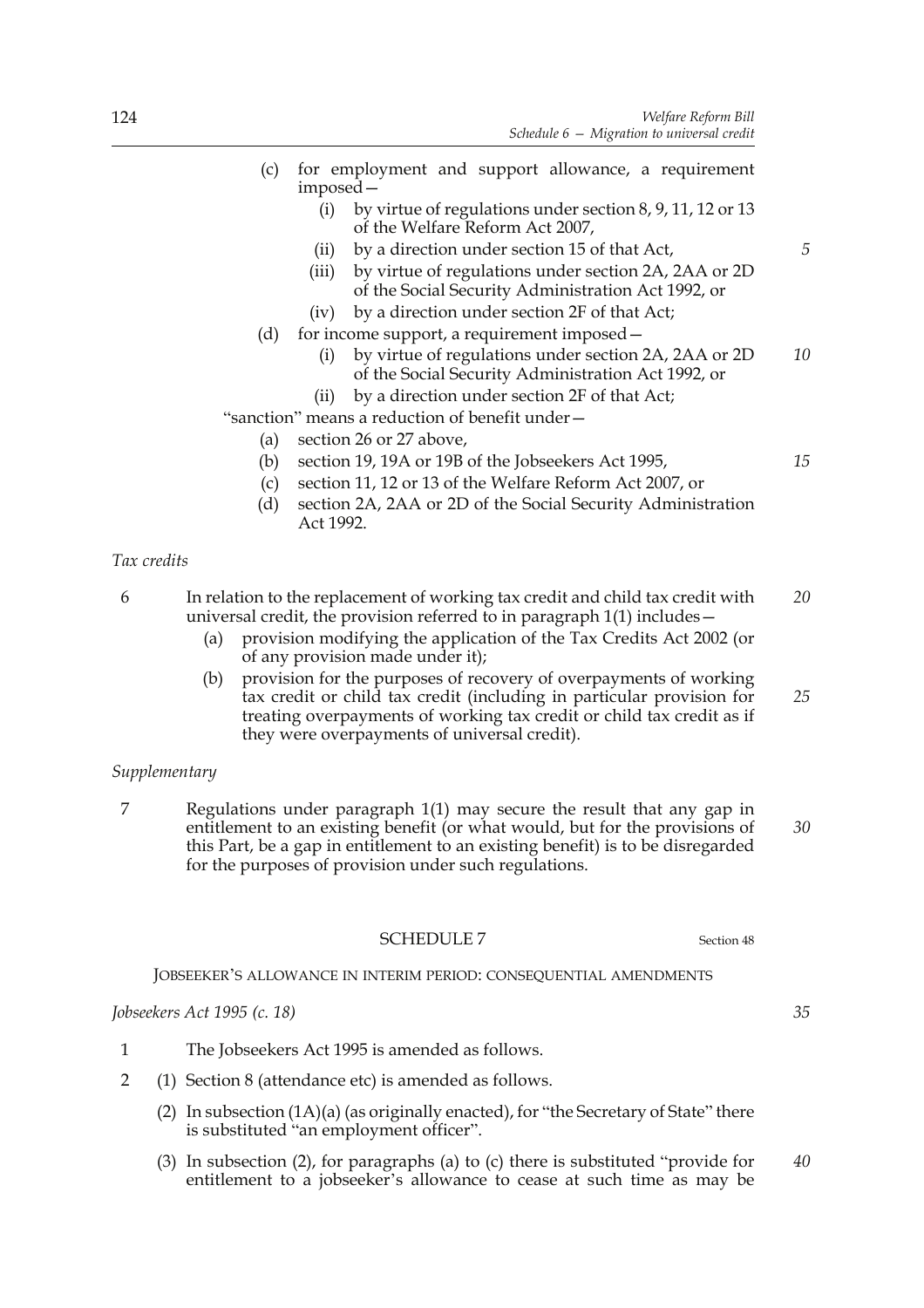(c) for employment and support allowance, a requirement imposed—

   (i) by virtue of regulations under section 8, 9, 11, 12 or 13 of the Welfare Reform Act 2007,

   (ii) by a direction under section 15 of that Act,

   (iii) by virtue of regulations under section 2A, 2AA or 2D of the Social Security Administration Act 1992, or

   (iv) by a direction under section 2F of that Act;

(d) for income support, a requirement imposed—

   (i) by virtue of regulations under section 2A, 2AA or 2D of the Social Security Administration Act 1992, or

   (ii) by a direction under section 2F of that Act;

"sanction" means a reduction of benefit under—

(a) section 26 or 27 above,

(b) section 19, 19A or 19B of the Jobseekers Act 1995,

(c) section 11, 12 or 13 of the Welfare Reform Act 2007, or

(d) section 2A, 2AA or 2D of the Social Security Administration Act 1992.

*Tax credits*

6 In relation to the replacement of working tax credit and child tax credit with universal credit, the provision referred to in paragraph 1(1) includes—

(a) provision modifying the application of the Tax Credits Act 2002 (or of any provision made under it);

(b) provision for the purposes of recovery of overpayments of working tax credit or child tax credit (including in particular provision for treating overpayments of working tax credit or child tax credit as if they were overpayments of universal credit).

*Supplementary*

7 Regulations under paragraph 1(1) may secure the result that any gap in entitlement to an existing benefit (or what would, but for the provisions of this Part, be a gap in entitlement to an existing benefit) is to be disregarded for the purposes of provision under such regulations.

## SCHEDULE 7

Section 48

JOBSEEKER'S ALLOWANCE IN INTERIM PERIOD: CONSEQUENTIAL AMENDMENTS

*Jobseekers Act 1995 (c. 18)*

1 The Jobseekers Act 1995 is amended as follows.

2 (1) Section 8 (attendance etc) is amended as follows.

(2) In subsection (1A)(a) (as originally enacted), for "the Secretary of State" there is substituted "an employment officer".

(3) In subsection (2), for paragraphs (a) to (c) there is substituted "provide for entitlement to a jobseeker's allowance to cease at such time as may be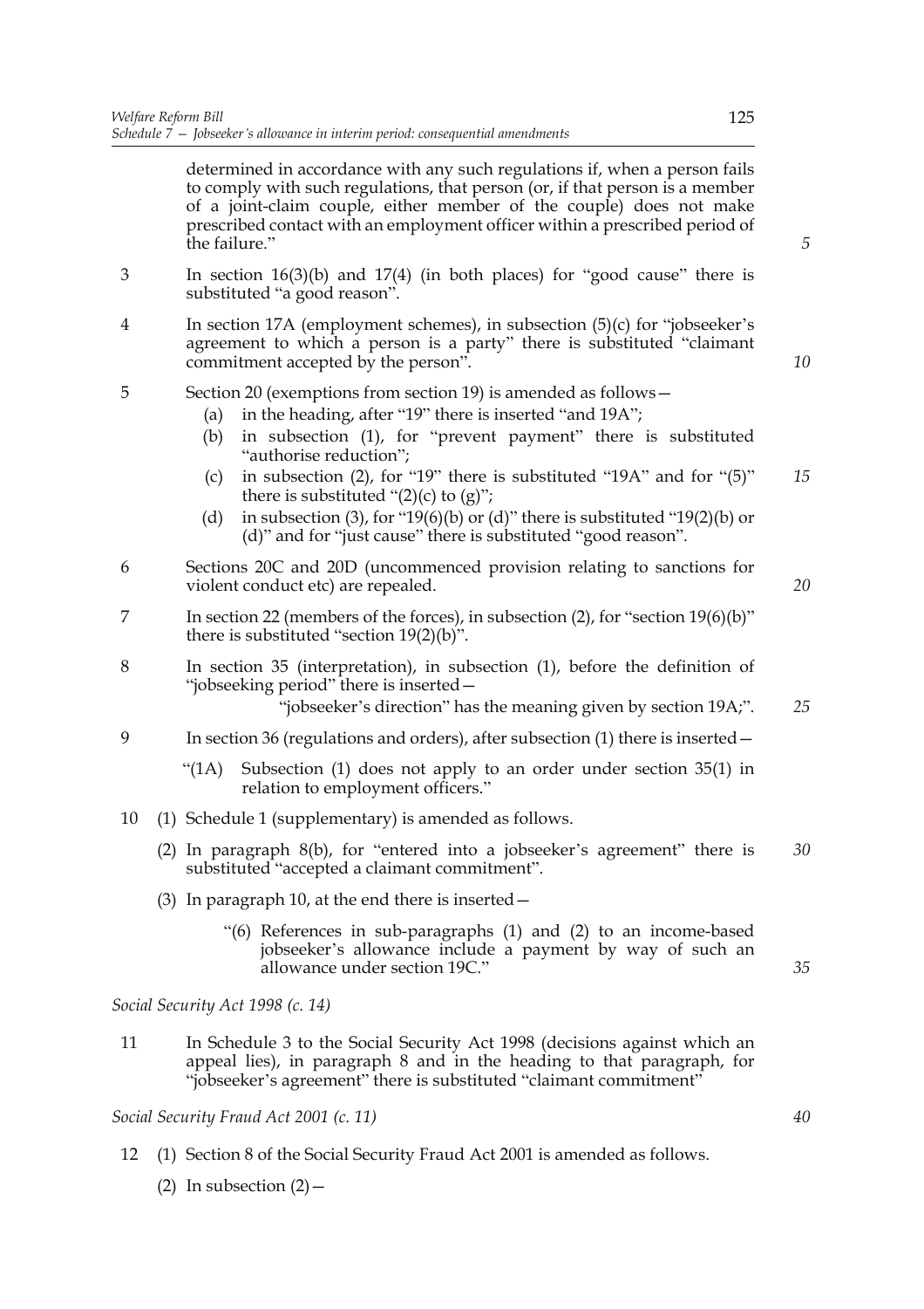determined in accordance with any such regulations if, when a person fails to comply with such regulations, that person (or, if that person is a member of a joint-claim couple, either member of the couple) does not make prescribed contact with an employment officer within a prescribed period of the failure."

3 In section 16(3)(b) and 17(4) (in both places) for "good cause" there is substituted "a good reason".

4 In section 17A (employment schemes), in subsection (5)(c) for "jobseeker's agreement to which a person is a party" there is substituted "claimant commitment accepted by the person".

5 Section 20 (exemptions from section 19) is amended as follows—

(a) in the heading, after "19" there is inserted "and 19A";

(b) in subsection (1), for "prevent payment" there is substituted "authorise reduction";

(c) in subsection (2), for "19" there is substituted "19A" and for "(5)" there is substituted "(2)(c) to (g)";

(d) in subsection (3), for "19(6)(b) or (d)" there is substituted "19(2)(b) or (d)" and for "just cause" there is substituted "good reason".

6 Sections 20C and 20D (uncommenced provision relating to sanctions for violent conduct etc) are repealed.

7 In section 22 (members of the forces), in subsection (2), for "section 19(6)(b)" there is substituted "section 19(2)(b)".

8 In section 35 (interpretation), in subsection (1), before the definition of "jobseeking period" there is inserted—

"jobseeker's direction" has the meaning given by section 19A;".

9 In section 36 (regulations and orders), after subsection (1) there is inserted—

"(1A) Subsection (1) does not apply to an order under section 35(1) in relation to employment officers."

10 (1) Schedule 1 (supplementary) is amended as follows.

(2) In paragraph 8(b), for "entered into a jobseeker's agreement" there is substituted "accepted a claimant commitment".

(3) In paragraph 10, at the end there is inserted—

"(6) References in sub-paragraphs (1) and (2) to an income-based jobseeker's allowance include a payment by way of such an allowance under section 19C."

*Social Security Act 1998 (c. 14)*

11 In Schedule 3 to the Social Security Act 1998 (decisions against which an appeal lies), in paragraph 8 and in the heading to that paragraph, for "jobseeker's agreement" there is substituted "claimant commitment"

*Social Security Fraud Act 2001 (c. 11)*

12 (1) Section 8 of the Social Security Fraud Act 2001 is amended as follows.

(2) In subsection (2)—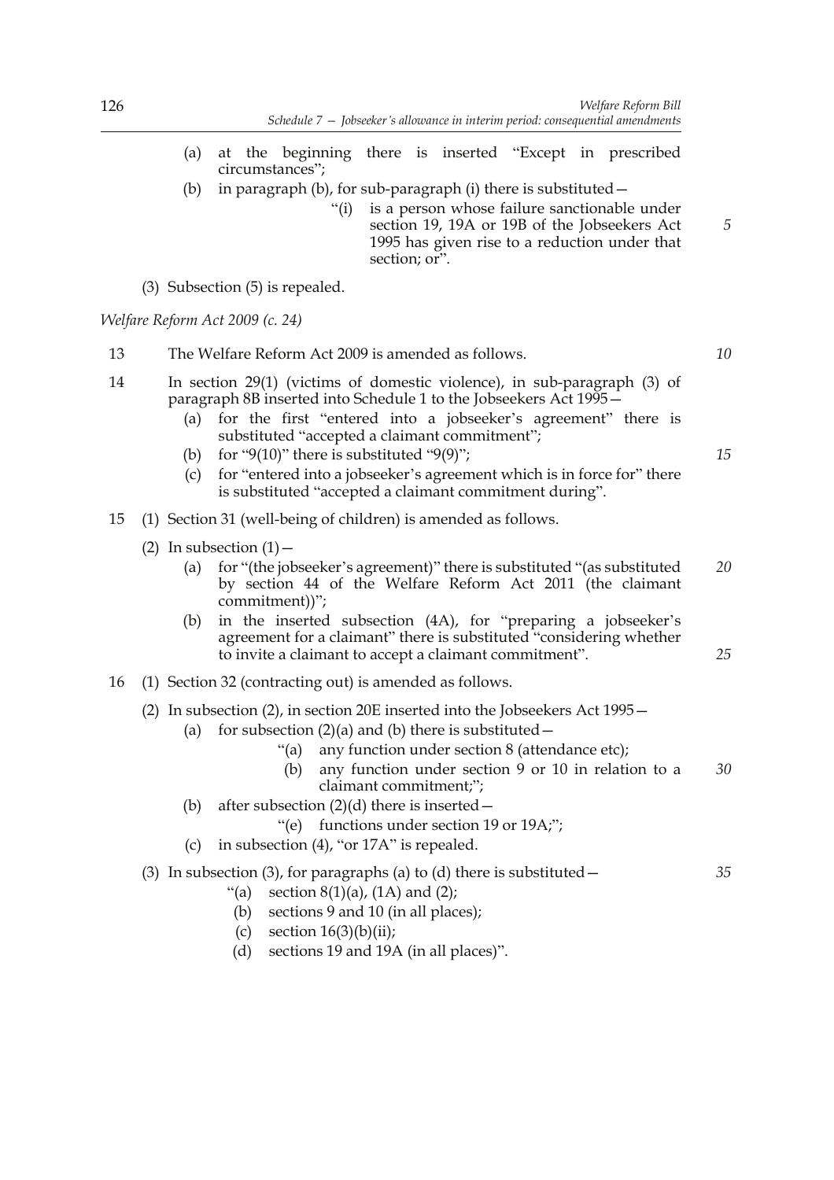(a) at the beginning there is inserted "Except in prescribed circumstances";

(b) in paragraph (b), for sub-paragraph (i) there is substituted—

"(i) is a person whose failure sanctionable under section 19, 19A or 19B of the Jobseekers Act 1995 has given rise to a reduction under that section; or".

(3) Subsection (5) is repealed.

*Welfare Reform Act 2009 (c. 24)*

13 The Welfare Reform Act 2009 is amended as follows.

14 In section 29(1) (victims of domestic violence), in sub-paragraph (3) of paragraph 8B inserted into Schedule 1 to the Jobseekers Act 1995—

(a) for the first "entered into a jobseeker's agreement" there is substituted "accepted a claimant commitment";

(b) for "9(10)" there is substituted "9(9)";

(c) for "entered into a jobseeker's agreement which is in force for" there is substituted "accepted a claimant commitment during".

15 (1) Section 31 (well-being of children) is amended as follows.

(2) In subsection (1)—

(a) for "(the jobseeker's agreement)" there is substituted "(as substituted by section 44 of the Welfare Reform Act 2011 (the claimant commitment))";

(b) in the inserted subsection (4A), for "preparing a jobseeker's agreement for a claimant" there is substituted "considering whether to invite a claimant to accept a claimant commitment".

16 (1) Section 32 (contracting out) is amended as follows.

(2) In subsection (2), in section 20E inserted into the Jobseekers Act 1995—

(a) for subsection (2)(a) and (b) there is substituted—

"(a) any function under section 8 (attendance etc);

(b) any function under section 9 or 10 in relation to a claimant commitment;";

(b) after subsection (2)(d) there is inserted—

"(e) functions under section 19 or 19A;";

(c) in subsection (4), "or 17A" is repealed.

(3) In subsection (3), for paragraphs (a) to (d) there is substituted—

"(a) section 8(1)(a), (1A) and (2);

(b) sections 9 and 10 (in all places);

(c) section 16(3)(b)(ii);

(d) sections 19 and 19A (in all places)".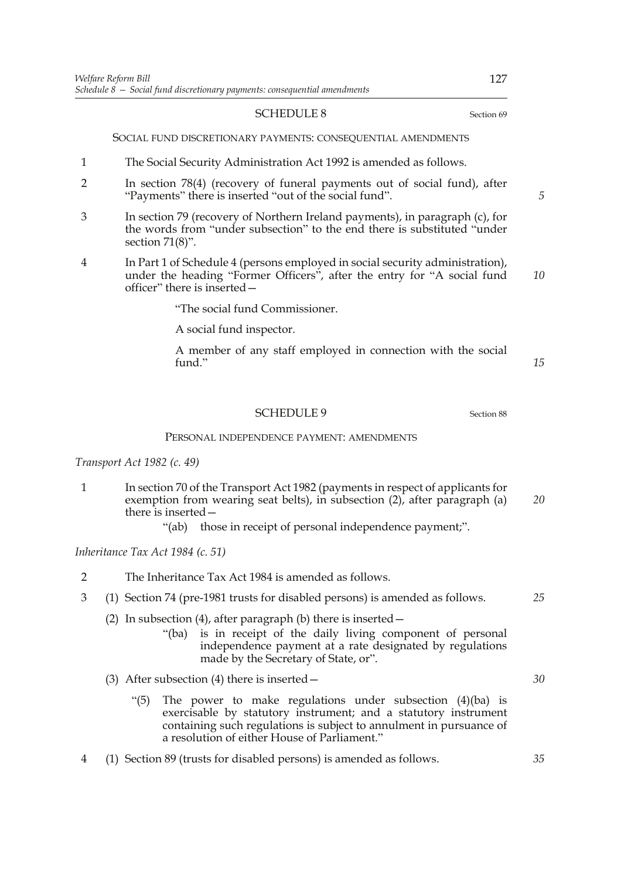## SCHEDULE 8

Section 69

### SOCIAL FUND DISCRETIONARY PAYMENTS: CONSEQUENTIAL AMENDMENTS

1 The Social Security Administration Act 1992 is amended as follows.

2 In section 78(4) (recovery of funeral payments out of social fund), after "Payments" there is inserted "out of the social fund".

3 In section 79 (recovery of Northern Ireland payments), in paragraph (c), for the words from "under subsection" to the end there is substituted "under section 71(8)".

4 In Part 1 of Schedule 4 (persons employed in social security administration), under the heading "Former Officers", after the entry for "A social fund officer" there is inserted—

> "The social fund Commissioner.
>
> A social fund inspector.
>
> A member of any staff employed in connection with the social fund."

## SCHEDULE 9

Section 88

### PERSONAL INDEPENDENCE PAYMENT: AMENDMENTS

*Transport Act 1982 (c. 49)*

1 In section 70 of the Transport Act 1982 (payments in respect of applicants for exemption from wearing seat belts), in subsection (2), after paragraph (a) there is inserted—

> "(ab) those in receipt of personal independence payment;".

*Inheritance Tax Act 1984 (c. 51)*

2 The Inheritance Tax Act 1984 is amended as follows.

3 (1) Section 74 (pre-1981 trusts for disabled persons) is amended as follows.

(2) In subsection (4), after paragraph (b) there is inserted—

> "(ba) is in receipt of the daily living component of personal independence payment at a rate designated by regulations made by the Secretary of State, or".

(3) After subsection (4) there is inserted—

> "(5) The power to make regulations under subsection (4)(ba) is exercisable by statutory instrument; and a statutory instrument containing such regulations is subject to annulment in pursuance of a resolution of either House of Parliament."

4 (1) Section 89 (trusts for disabled persons) is amended as follows.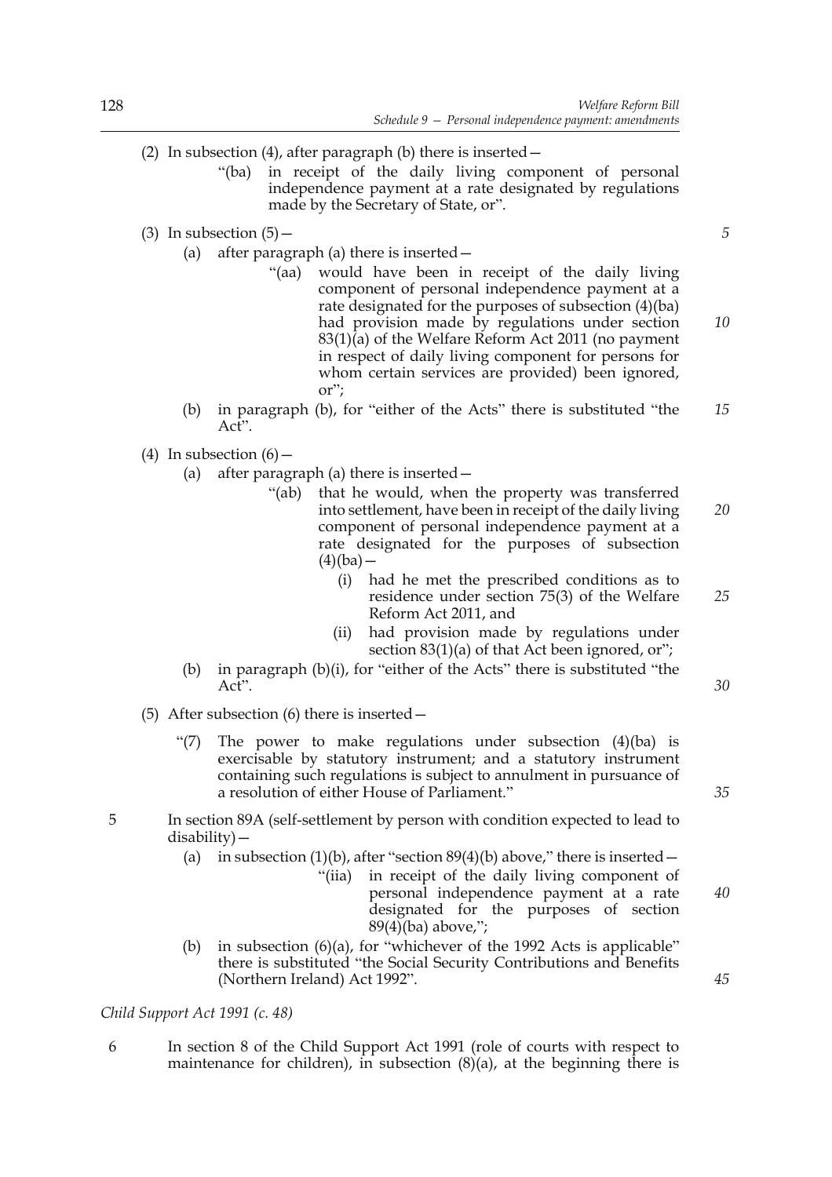(2) In subsection (4), after paragraph (b) there is inserted—

> "(ba) in receipt of the daily living component of personal independence payment at a rate designated by regulations made by the Secretary of State, or".

(3) In subsection (5)—

(a) after paragraph (a) there is inserted—

> "(aa) would have been in receipt of the daily living component of personal independence payment at a rate designated for the purposes of subsection (4)(ba) had provision made by regulations under section 83(1)(a) of the Welfare Reform Act 2011 (no payment in respect of daily living component for persons for whom certain services are provided) been ignored, or";

(b) in paragraph (b), for "either of the Acts" there is substituted "the Act".

(4) In subsection (6)—

(a) after paragraph (a) there is inserted—

> "(ab) that he would, when the property was transferred into settlement, have been in receipt of the daily living component of personal independence payment at a rate designated for the purposes of subsection (4)(ba)—
>
> (i) had he met the prescribed conditions as to residence under section 75(3) of the Welfare Reform Act 2011, and
>
> (ii) had provision made by regulations under section 83(1)(a) of that Act been ignored, or";

(b) in paragraph (b)(i), for "either of the Acts" there is substituted "the Act".

(5) After subsection (6) there is inserted—

> "(7) The power to make regulations under subsection (4)(ba) is exercisable by statutory instrument; and a statutory instrument containing such regulations is subject to annulment in pursuance of a resolution of either House of Parliament."

5 In section 89A (self-settlement by person with condition expected to lead to disability)—

(a) in subsection (1)(b), after "section 89(4)(b) above," there is inserted—

> "(iia) in receipt of the daily living component of personal independence payment at a rate designated for the purposes of section 89(4)(ba) above,";

(b) in subsection (6)(a), for "whichever of the 1992 Acts is applicable" there is substituted "the Social Security Contributions and Benefits (Northern Ireland) Act 1992".

*Child Support Act 1991 (c. 48)*

6 In section 8 of the Child Support Act 1991 (role of courts with respect to maintenance for children), in subsection (8)(a), at the beginning there is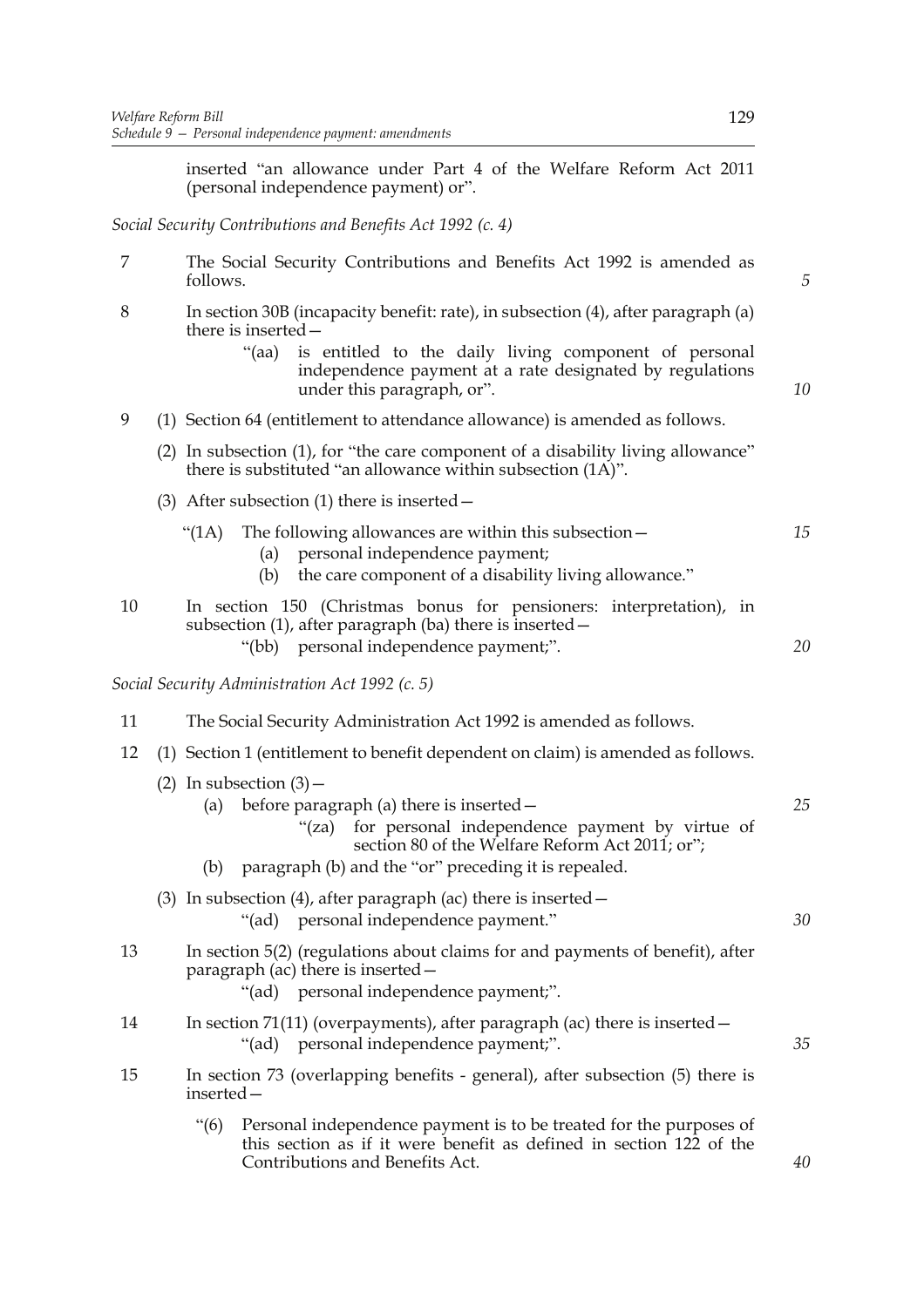inserted "an allowance under Part 4 of the Welfare Reform Act 2011 (personal independence payment) or".

*Social Security Contributions and Benefits Act 1992 (c. 4)*

7 The Social Security Contributions and Benefits Act 1992 is amended as follows.

8 In section 30B (incapacity benefit: rate), in subsection (4), after paragraph (a) there is inserted—

"(aa) is entitled to the daily living component of personal independence payment at a rate designated by regulations under this paragraph, or".

9 (1) Section 64 (entitlement to attendance allowance) is amended as follows.

(2) In subsection (1), for "the care component of a disability living allowance" there is substituted "an allowance within subsection (1A)".

(3) After subsection (1) there is inserted—

"(1A) The following allowances are within this subsection—

(a) personal independence payment;

(b) the care component of a disability living allowance."

10 In section 150 (Christmas bonus for pensioners: interpretation), in subsection (1), after paragraph (ba) there is inserted—

"(bb) personal independence payment;".

*Social Security Administration Act 1992 (c. 5)*

11 The Social Security Administration Act 1992 is amended as follows.

12 (1) Section 1 (entitlement to benefit dependent on claim) is amended as follows.

(2) In subsection (3)—

(a) before paragraph (a) there is inserted—

"(za) for personal independence payment by virtue of section 80 of the Welfare Reform Act 2011; or";

(b) paragraph (b) and the "or" preceding it is repealed.

(3) In subsection (4), after paragraph (ac) there is inserted—

"(ad) personal independence payment."

13 In section 5(2) (regulations about claims for and payments of benefit), after paragraph (ac) there is inserted—

"(ad) personal independence payment;".

14 In section 71(11) (overpayments), after paragraph (ac) there is inserted—

"(ad) personal independence payment;".

15 In section 73 (overlapping benefits - general), after subsection (5) there is inserted—

"(6) Personal independence payment is to be treated for the purposes of this section as if it were benefit as defined in section 122 of the Contributions and Benefits Act.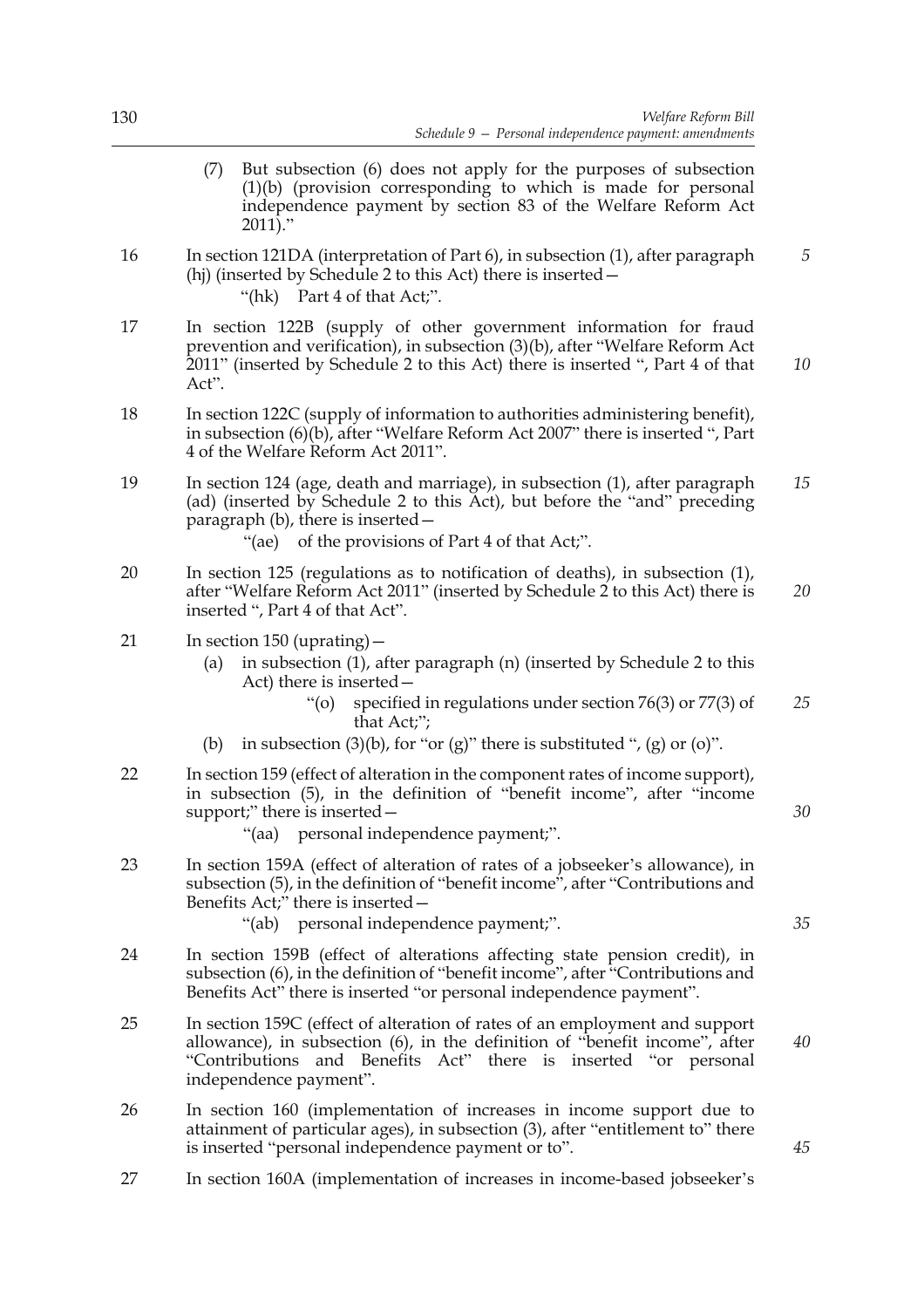(7) But subsection (6) does not apply for the purposes of subsection (1)(b) (provision corresponding to which is made for personal independence payment by section 83 of the Welfare Reform Act 2011)."

16 In section 121DA (interpretation of Part 6), in subsection (1), after paragraph (hj) (inserted by Schedule 2 to this Act) there is inserted—

"(hk) Part 4 of that Act;".

17 In section 122B (supply of other government information for fraud prevention and verification), in subsection (3)(b), after "Welfare Reform Act 2011" (inserted by Schedule 2 to this Act) there is inserted ", Part 4 of that Act".

18 In section 122C (supply of information to authorities administering benefit), in subsection (6)(b), after "Welfare Reform Act 2007" there is inserted ", Part 4 of the Welfare Reform Act 2011".

19 In section 124 (age, death and marriage), in subsection (1), after paragraph (ad) (inserted by Schedule 2 to this Act), but before the "and" preceding paragraph (b), there is inserted—

"(ae) of the provisions of Part 4 of that Act;".

20 In section 125 (regulations as to notification of deaths), in subsection (1), after "Welfare Reform Act 2011" (inserted by Schedule 2 to this Act) there is inserted ", Part 4 of that Act".

21 In section 150 (uprating)—

(a) in subsection (1), after paragraph (n) (inserted by Schedule 2 to this Act) there is inserted—

"(o) specified in regulations under section 76(3) or 77(3) of that Act;";

(b) in subsection (3)(b), for "or (g)" there is substituted ", (g) or (o)".

22 In section 159 (effect of alteration in the component rates of income support), in subsection (5), in the definition of "benefit income", after "income support;" there is inserted—

"(aa) personal independence payment;".

23 In section 159A (effect of alteration of rates of a jobseeker's allowance), in subsection (5), in the definition of "benefit income", after "Contributions and Benefits Act;" there is inserted—

"(ab) personal independence payment;".

24 In section 159B (effect of alterations affecting state pension credit), in subsection (6), in the definition of "benefit income", after "Contributions and Benefits Act" there is inserted "or personal independence payment".

25 In section 159C (effect of alteration of rates of an employment and support allowance), in subsection (6), in the definition of "benefit income", after "Contributions and Benefits Act" there is inserted "or personal independence payment".

26 In section 160 (implementation of increases in income support due to attainment of particular ages), in subsection (3), after "entitlement to" there is inserted "personal independence payment or to".

27 In section 160A (implementation of increases in income-based jobseeker's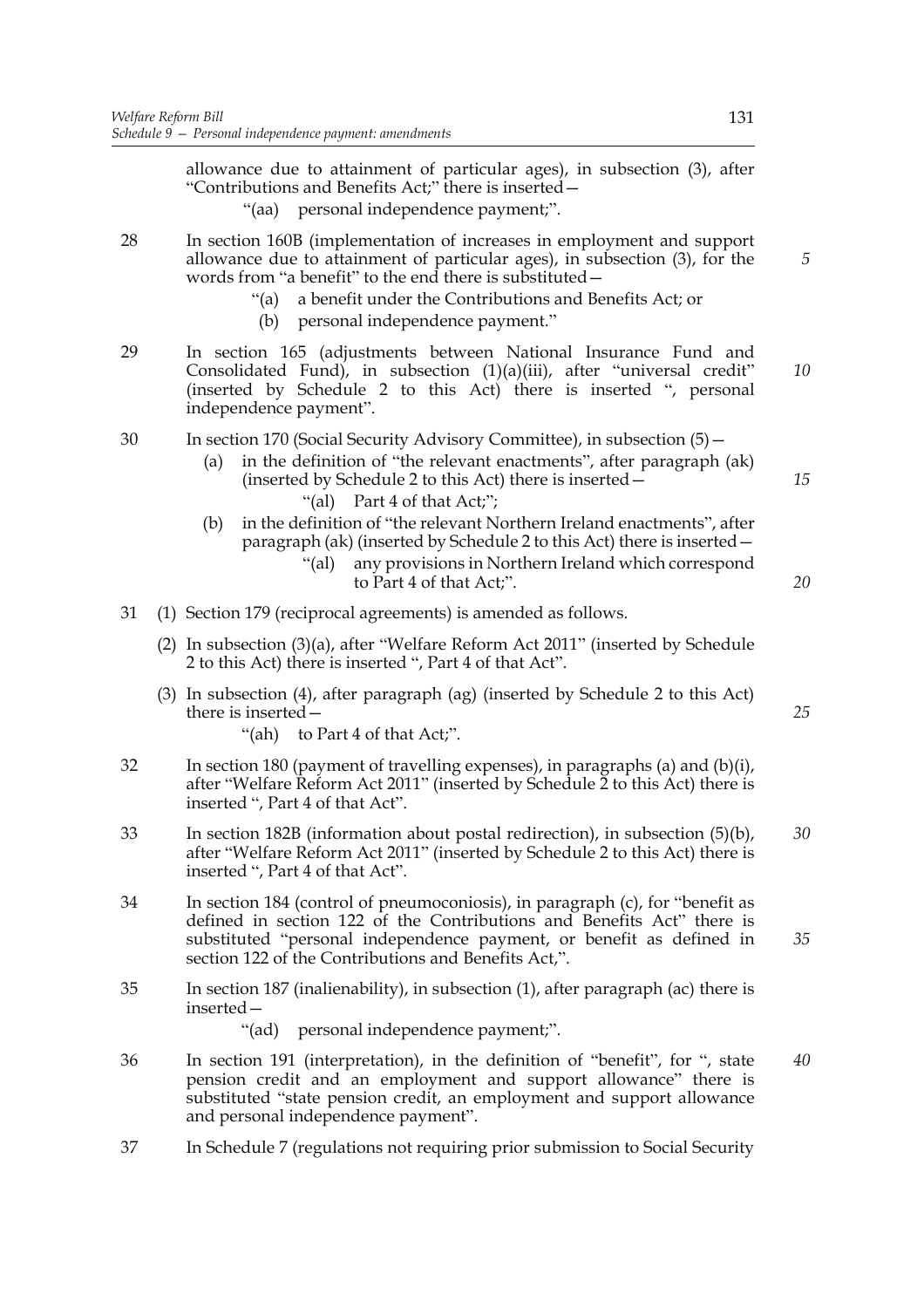allowance due to attainment of particular ages), in subsection (3), after "Contributions and Benefits Act;" there is inserted—

"(aa) personal independence payment;".

28 In section 160B (implementation of increases in employment and support allowance due to attainment of particular ages), in subsection (3), for the words from "a benefit" to the end there is substituted—

"(a) a benefit under the Contributions and Benefits Act; or

(b) personal independence payment."

29 In section 165 (adjustments between National Insurance Fund and Consolidated Fund), in subsection (1)(a)(iii), after "universal credit" (inserted by Schedule 2 to this Act) there is inserted ", personal independence payment".

30 In section 170 (Social Security Advisory Committee), in subsection (5)—

(a) in the definition of "the relevant enactments", after paragraph (ak) (inserted by Schedule 2 to this Act) there is inserted—

"(al) Part 4 of that Act;";

(b) in the definition of "the relevant Northern Ireland enactments", after paragraph (ak) (inserted by Schedule 2 to this Act) there is inserted—

"(al) any provisions in Northern Ireland which correspond to Part 4 of that Act;".

31 (1) Section 179 (reciprocal agreements) is amended as follows.

(2) In subsection (3)(a), after "Welfare Reform Act 2011" (inserted by Schedule 2 to this Act) there is inserted ", Part 4 of that Act".

(3) In subsection (4), after paragraph (ag) (inserted by Schedule 2 to this Act) there is inserted—

"(ah) to Part 4 of that Act;".

32 In section 180 (payment of travelling expenses), in paragraphs (a) and (b)(i), after "Welfare Reform Act 2011" (inserted by Schedule 2 to this Act) there is inserted ", Part 4 of that Act".

33 In section 182B (information about postal redirection), in subsection (5)(b), after "Welfare Reform Act 2011" (inserted by Schedule 2 to this Act) there is inserted ", Part 4 of that Act".

34 In section 184 (control of pneumoconiosis), in paragraph (c), for "benefit as defined in section 122 of the Contributions and Benefits Act" there is substituted "personal independence payment, or benefit as defined in section 122 of the Contributions and Benefits Act,".

35 In section 187 (inalienability), in subsection (1), after paragraph (ac) there is inserted—

"(ad) personal independence payment;".

36 In section 191 (interpretation), in the definition of "benefit", for ", state pension credit and an employment and support allowance" there is substituted "state pension credit, an employment and support allowance and personal independence payment".

37 In Schedule 7 (regulations not requiring prior submission to Social Security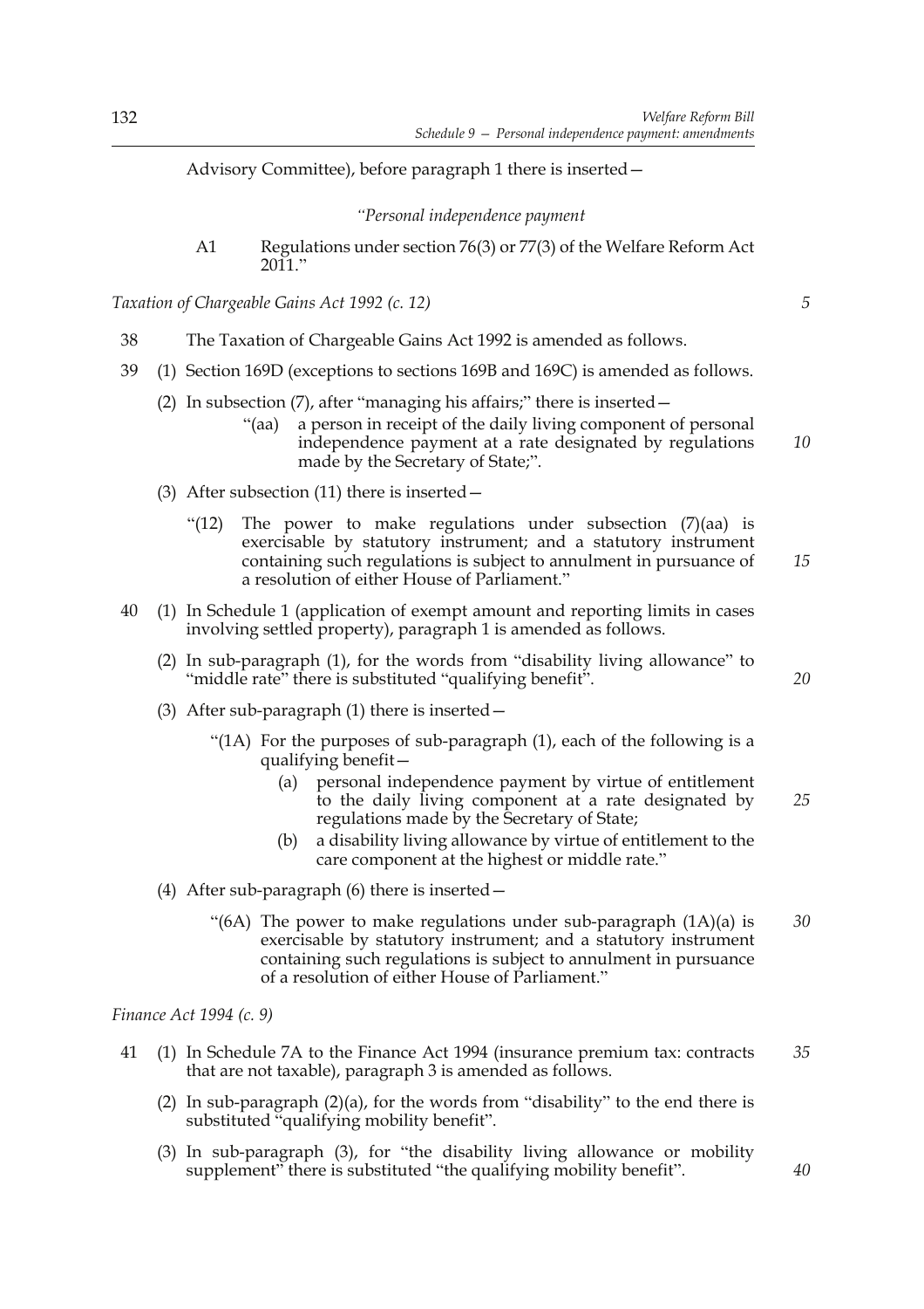Advisory Committee), before paragraph 1 there is inserted—

*"Personal independence payment*

A1 Regulations under section 76(3) or 77(3) of the Welfare Reform Act 2011."

*Taxation of Chargeable Gains Act 1992 (c. 12)*

38 The Taxation of Chargeable Gains Act 1992 is amended as follows.

39 (1) Section 169D (exceptions to sections 169B and 169C) is amended as follows.

(2) In subsection (7), after "managing his affairs;" there is inserted—

"(aa) a person in receipt of the daily living component of personal independence payment at a rate designated by regulations made by the Secretary of State;".

(3) After subsection (11) there is inserted—

"(12) The power to make regulations under subsection (7)(aa) is exercisable by statutory instrument; and a statutory instrument containing such regulations is subject to annulment in pursuance of a resolution of either House of Parliament."

40 (1) In Schedule 1 (application of exempt amount and reporting limits in cases involving settled property), paragraph 1 is amended as follows.

(2) In sub-paragraph (1), for the words from "disability living allowance" to "middle rate" there is substituted "qualifying benefit".

(3) After sub-paragraph (1) there is inserted—

"(1A) For the purposes of sub-paragraph (1), each of the following is a qualifying benefit—

(a) personal independence payment by virtue of entitlement to the daily living component at a rate designated by regulations made by the Secretary of State;

(b) a disability living allowance by virtue of entitlement to the care component at the highest or middle rate."

(4) After sub-paragraph (6) there is inserted—

"(6A) The power to make regulations under sub-paragraph (1A)(a) is exercisable by statutory instrument; and a statutory instrument containing such regulations is subject to annulment in pursuance of a resolution of either House of Parliament."

*Finance Act 1994 (c. 9)*

41 (1) In Schedule 7A to the Finance Act 1994 (insurance premium tax: contracts that are not taxable), paragraph 3 is amended as follows.

(2) In sub-paragraph (2)(a), for the words from "disability" to the end there is substituted "qualifying mobility benefit".

(3) In sub-paragraph (3), for "the disability living allowance or mobility supplement" there is substituted "the qualifying mobility benefit".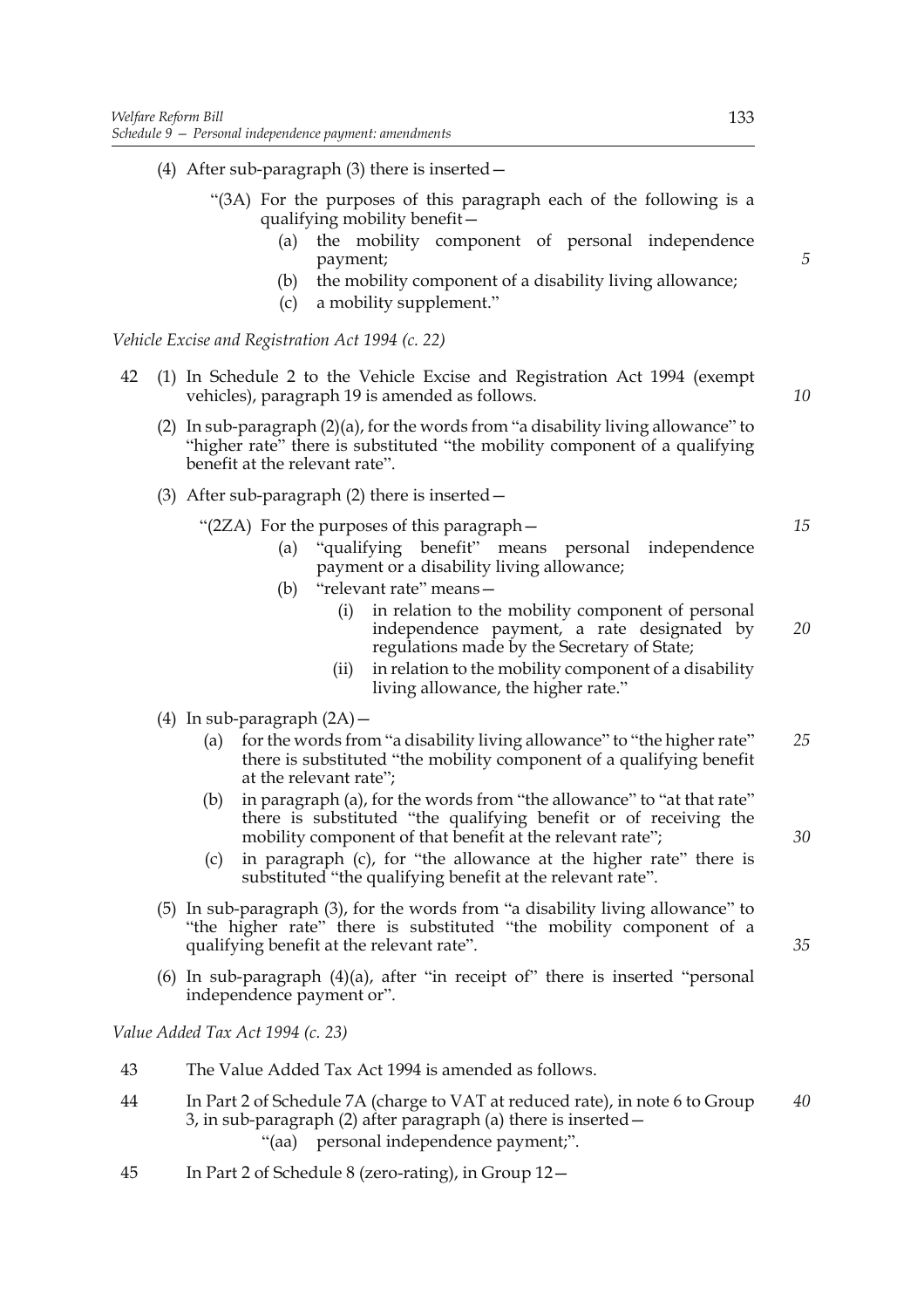(4) After sub-paragraph (3) there is inserted—

"(3A) For the purposes of this paragraph each of the following is a qualifying mobility benefit—

(a) the mobility component of personal independence payment;

(b) the mobility component of a disability living allowance;

(c) a mobility supplement."

*Vehicle Excise and Registration Act 1994 (c. 22)*

42 (1) In Schedule 2 to the Vehicle Excise and Registration Act 1994 (exempt vehicles), paragraph 19 is amended as follows.

(2) In sub-paragraph (2)(a), for the words from "a disability living allowance" to "higher rate" there is substituted "the mobility component of a qualifying benefit at the relevant rate".

(3) After sub-paragraph (2) there is inserted—

"(2ZA) For the purposes of this paragraph—

(a) "qualifying benefit" means personal independence payment or a disability living allowance;

(b) "relevant rate" means—

(i) in relation to the mobility component of personal independence payment, a rate designated by regulations made by the Secretary of State;

(ii) in relation to the mobility component of a disability living allowance, the higher rate."

(4) In sub-paragraph (2A)—

(a) for the words from "a disability living allowance" to "the higher rate" there is substituted "the mobility component of a qualifying benefit at the relevant rate";

(b) in paragraph (a), for the words from "the allowance" to "at that rate" there is substituted "the qualifying benefit or of receiving the mobility component of that benefit at the relevant rate";

(c) in paragraph (c), for "the allowance at the higher rate" there is substituted "the qualifying benefit at the relevant rate".

(5) In sub-paragraph (3), for the words from "a disability living allowance" to "the higher rate" there is substituted "the mobility component of a qualifying benefit at the relevant rate".

(6) In sub-paragraph (4)(a), after "in receipt of" there is inserted "personal independence payment or".

*Value Added Tax Act 1994 (c. 23)*

43 The Value Added Tax Act 1994 is amended as follows.

44 In Part 2 of Schedule 7A (charge to VAT at reduced rate), in note 6 to Group 3, in sub-paragraph (2) after paragraph (a) there is inserted—

"(aa) personal independence payment;".

45 In Part 2 of Schedule 8 (zero-rating), in Group 12—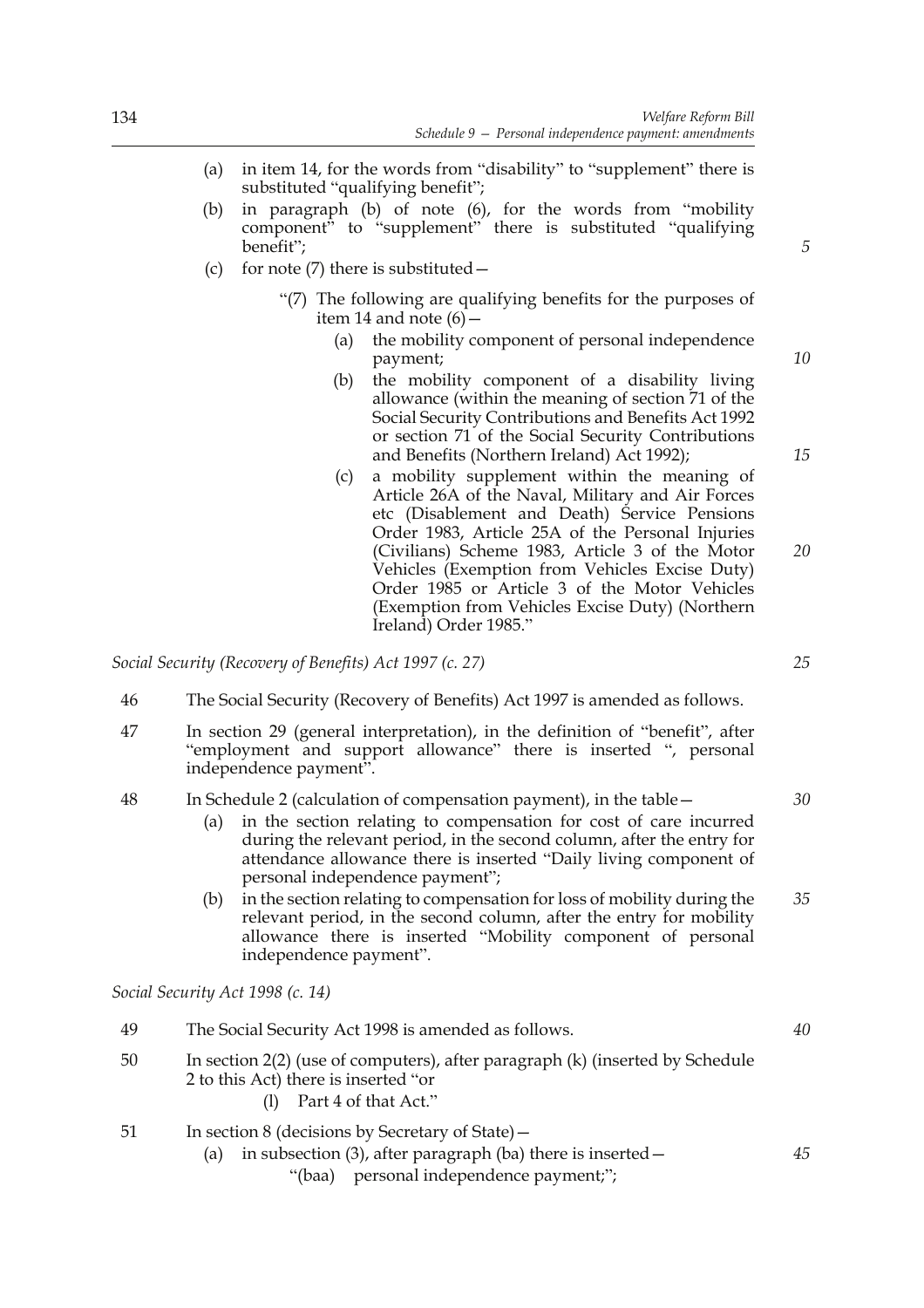(a) in item 14, for the words from "disability" to "supplement" there is substituted "qualifying benefit";

(b) in paragraph (b) of note (6), for the words from "mobility component" to "supplement" there is substituted "qualifying benefit";

(c) for note (7) there is substituted—

"(7) The following are qualifying benefits for the purposes of item 14 and note (6)—

(a) the mobility component of personal independence payment;

(b) the mobility component of a disability living allowance (within the meaning of section 71 of the Social Security Contributions and Benefits Act 1992 or section 71 of the Social Security Contributions and Benefits (Northern Ireland) Act 1992);

(c) a mobility supplement within the meaning of Article 26A of the Naval, Military and Air Forces etc (Disablement and Death) Service Pensions Order 1983, Article 25A of the Personal Injuries (Civilians) Scheme 1983, Article 3 of the Motor Vehicles (Exemption from Vehicles Excise Duty) Order 1985 or Article 3 of the Motor Vehicles (Exemption from Vehicles Excise Duty) (Northern Ireland) Order 1985."

*Social Security (Recovery of Benefits) Act 1997 (c. 27)*

46 The Social Security (Recovery of Benefits) Act 1997 is amended as follows.

47 In section 29 (general interpretation), in the definition of "benefit", after "employment and support allowance" there is inserted ", personal independence payment".

48 In Schedule 2 (calculation of compensation payment), in the table—

(a) in the section relating to compensation for cost of care incurred during the relevant period, in the second column, after the entry for attendance allowance there is inserted "Daily living component of personal independence payment";

(b) in the section relating to compensation for loss of mobility during the relevant period, in the second column, after the entry for mobility allowance there is inserted "Mobility component of personal independence payment".

*Social Security Act 1998 (c. 14)*

49 The Social Security Act 1998 is amended as follows.

50 In section 2(2) (use of computers), after paragraph (k) (inserted by Schedule 2 to this Act) there is inserted "or

(l) Part 4 of that Act."

51 In section 8 (decisions by Secretary of State)—

(a) in subsection (3), after paragraph (ba) there is inserted—

"(baa) personal independence payment;";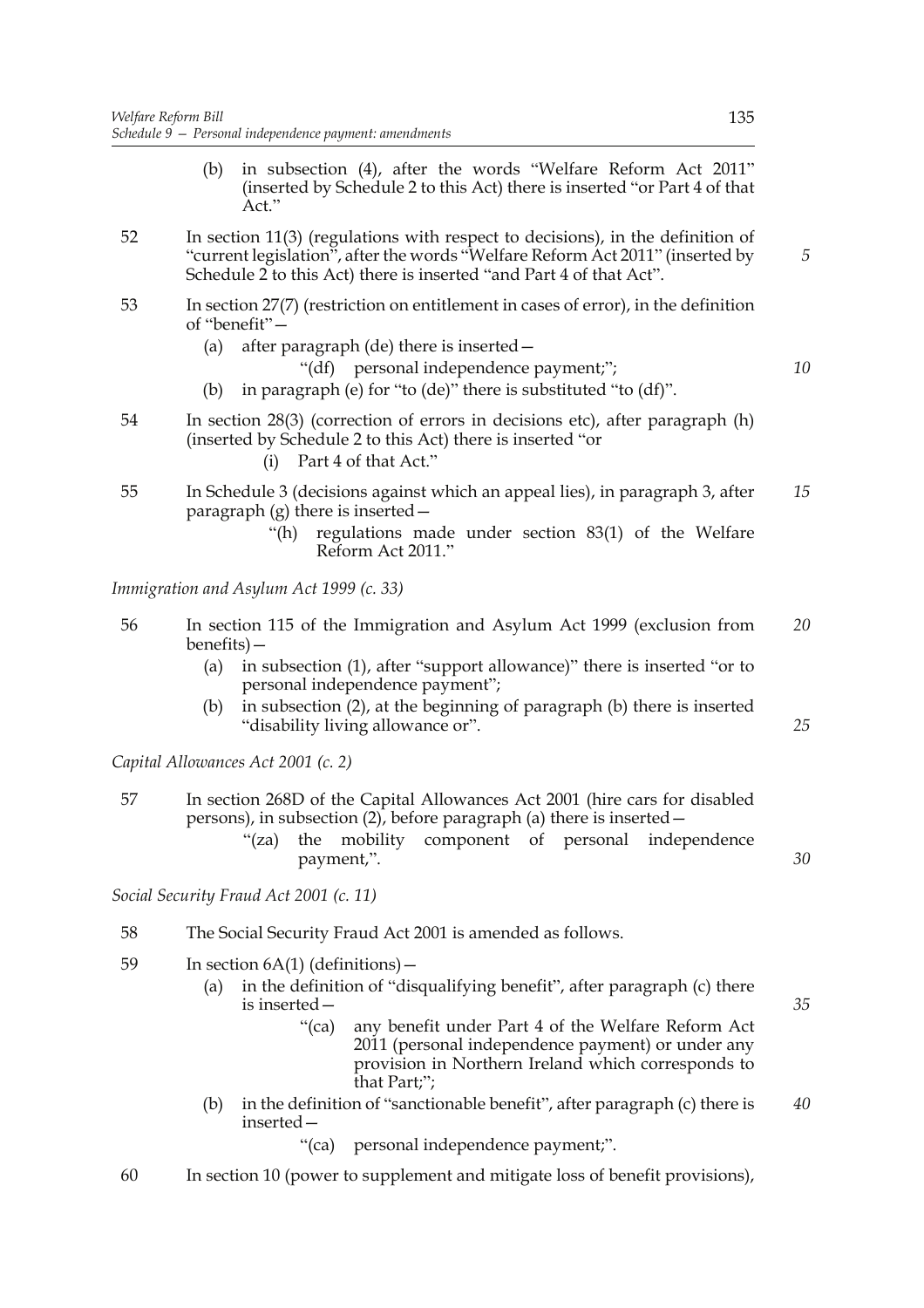(b) in subsection (4), after the words "Welfare Reform Act 2011" (inserted by Schedule 2 to this Act) there is inserted "or Part 4 of that Act."

52 In section 11(3) (regulations with respect to decisions), in the definition of "current legislation", after the words "Welfare Reform Act 2011" (inserted by Schedule 2 to this Act) there is inserted "and Part 4 of that Act".

53 In section 27(7) (restriction on entitlement in cases of error), in the definition of "benefit"—

(a) after paragraph (de) there is inserted—

"(df) personal independence payment;";

(b) in paragraph (e) for "to (de)" there is substituted "to (df)".

54 In section 28(3) (correction of errors in decisions etc), after paragraph (h) (inserted by Schedule 2 to this Act) there is inserted "or

(i) Part 4 of that Act."

55 In Schedule 3 (decisions against which an appeal lies), in paragraph 3, after paragraph (g) there is inserted—

"(h) regulations made under section 83(1) of the Welfare Reform Act 2011."

*Immigration and Asylum Act 1999 (c. 33)*

56 In section 115 of the Immigration and Asylum Act 1999 (exclusion from benefits)—

(a) in subsection (1), after "support allowance)" there is inserted "or to personal independence payment";

(b) in subsection (2), at the beginning of paragraph (b) there is inserted "disability living allowance or".

*Capital Allowances Act 2001 (c. 2)*

57 In section 268D of the Capital Allowances Act 2001 (hire cars for disabled persons), in subsection (2), before paragraph (a) there is inserted—

"(za) the mobility component of personal independence payment,".

*Social Security Fraud Act 2001 (c. 11)*

58 The Social Security Fraud Act 2001 is amended as follows.

59 In section 6A(1) (definitions)—

(a) in the definition of "disqualifying benefit", after paragraph (c) there is inserted—

"(ca) any benefit under Part 4 of the Welfare Reform Act 2011 (personal independence payment) or under any provision in Northern Ireland which corresponds to that Part;";

(b) in the definition of "sanctionable benefit", after paragraph (c) there is inserted—

"(ca) personal independence payment;".

60 In section 10 (power to supplement and mitigate loss of benefit provisions),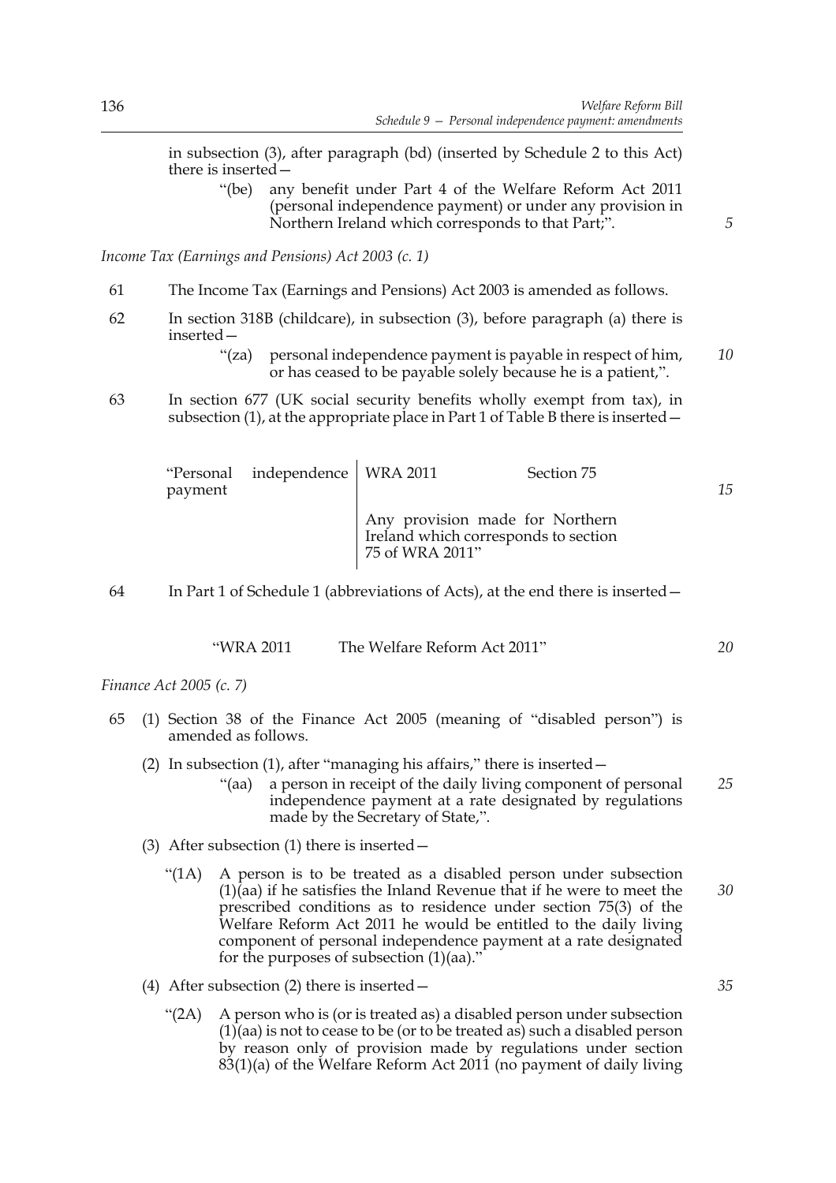in subsection (3), after paragraph (bd) (inserted by Schedule 2 to this Act) there is inserted—

> "(be) any benefit under Part 4 of the Welfare Reform Act 2011 (personal independence payment) or under any provision in Northern Ireland which corresponds to that Part;".

*Income Tax (Earnings and Pensions) Act 2003 (c. 1)*

61 The Income Tax (Earnings and Pensions) Act 2003 is amended as follows.

62 In section 318B (childcare), in subsection (3), before paragraph (a) there is inserted—

> "(za) personal independence payment is payable in respect of him, or has ceased to be payable solely because he is a patient,".

63 In section 677 (UK social security benefits wholly exempt from tax), in subsection (1), at the appropriate place in Part 1 of Table B there is inserted—

| "Personal independence payment | WRA 2011 | Section 75 |
|---|---|---|
| | Any provision made for Northern Ireland which corresponds to section 75 of WRA 2011" | |

64 In Part 1 of Schedule 1 (abbreviations of Acts), at the end there is inserted—

| "WRA 2011 | The Welfare Reform Act 2011" |
|---|---|

*Finance Act 2005 (c. 7)*

65 (1) Section 38 of the Finance Act 2005 (meaning of "disabled person") is amended as follows.

(2) In subsection (1), after "managing his affairs," there is inserted—

> "(aa) a person in receipt of the daily living component of personal independence payment at a rate designated by regulations made by the Secretary of State,".

(3) After subsection (1) there is inserted—

> "(1A) A person is to be treated as a disabled person under subsection (1)(aa) if he satisfies the Inland Revenue that if he were to meet the prescribed conditions as to residence under section 75(3) of the Welfare Reform Act 2011 he would be entitled to the daily living component of personal independence payment at a rate designated for the purposes of subsection (1)(aa)."

(4) After subsection (2) there is inserted—

> "(2A) A person who is (or is treated as) a disabled person under subsection (1)(aa) is not to cease to be (or to be treated as) such a disabled person by reason only of provision made by regulations under section 83(1)(a) of the Welfare Reform Act 2011 (no payment of daily living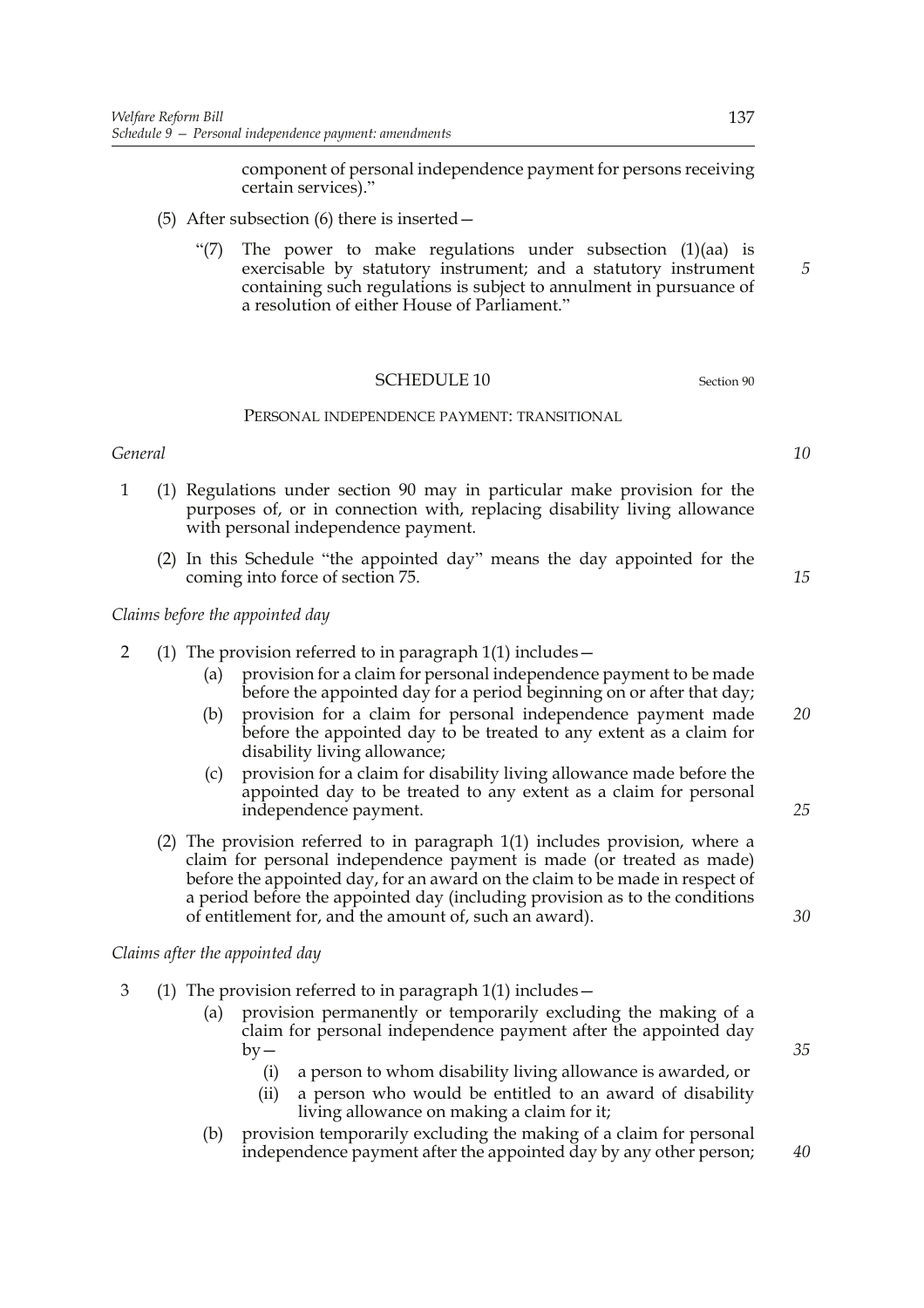component of personal independence payment for persons receiving certain services)."

(5) After subsection (6) there is inserted—

"(7) The power to make regulations under subsection (1)(aa) is exercisable by statutory instrument; and a statutory instrument containing such regulations is subject to annulment in pursuance of a resolution of either House of Parliament."

## SCHEDULE 10

Section 90

### PERSONAL INDEPENDENCE PAYMENT: TRANSITIONAL

*General*

1 (1) Regulations under section 90 may in particular make provision for the purposes of, or in connection with, replacing disability living allowance with personal independence payment.

(2) In this Schedule "the appointed day" means the day appointed for the coming into force of section 75.

*Claims before the appointed day*

2 (1) The provision referred to in paragraph 1(1) includes—

(a) provision for a claim for personal independence payment to be made before the appointed day for a period beginning on or after that day;

(b) provision for a claim for personal independence payment made before the appointed day to be treated to any extent as a claim for disability living allowance;

(c) provision for a claim for disability living allowance made before the appointed day to be treated to any extent as a claim for personal independence payment.

(2) The provision referred to in paragraph 1(1) includes provision, where a claim for personal independence payment is made (or treated as made) before the appointed day, for an award on the claim to be made in respect of a period before the appointed day (including provision as to the conditions of entitlement for, and the amount of, such an award).

*Claims after the appointed day*

3 (1) The provision referred to in paragraph 1(1) includes—

(a) provision permanently or temporarily excluding the making of a claim for personal independence payment after the appointed day by—

(i) a person to whom disability living allowance is awarded, or

(ii) a person who would be entitled to an award of disability living allowance on making a claim for it;

(b) provision temporarily excluding the making of a claim for personal independence payment after the appointed day by any other person;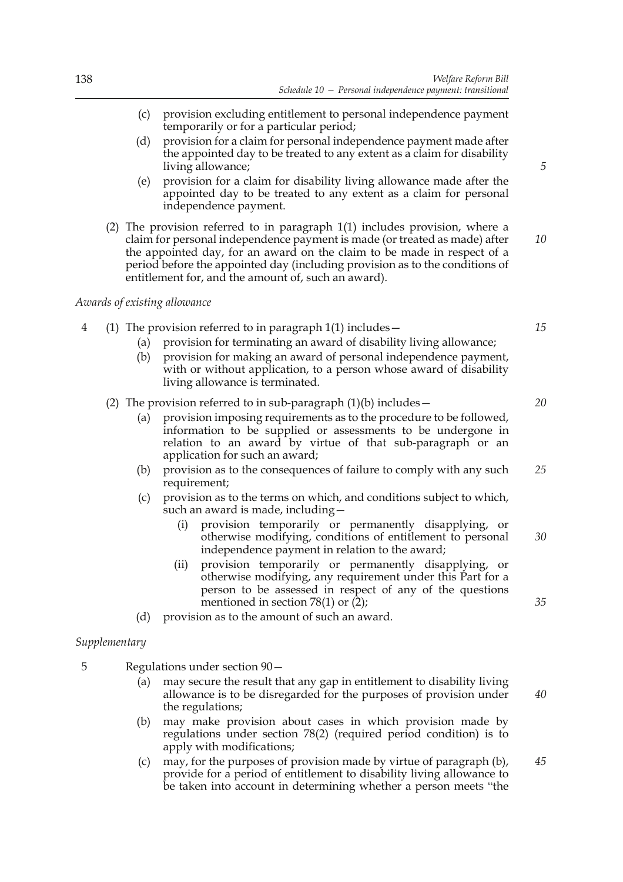(c) provision excluding entitlement to personal independence payment temporarily or for a particular period;

(d) provision for a claim for personal independence payment made after the appointed day to be treated to any extent as a claim for disability living allowance;

(e) provision for a claim for disability living allowance made after the appointed day to be treated to any extent as a claim for personal independence payment.

(2) The provision referred to in paragraph 1(1) includes provision, where a claim for personal independence payment is made (or treated as made) after the appointed day, for an award on the claim to be made in respect of a period before the appointed day (including provision as to the conditions of entitlement for, and the amount of, such an award).

*Awards of existing allowance*

4 (1) The provision referred to in paragraph 1(1) includes—

(a) provision for terminating an award of disability living allowance;

(b) provision for making an award of personal independence payment, with or without application, to a person whose award of disability living allowance is terminated.

(2) The provision referred to in sub-paragraph (1)(b) includes—

(a) provision imposing requirements as to the procedure to be followed, information to be supplied or assessments to be undergone in relation to an award by virtue of that sub-paragraph or an application for such an award;

(b) provision as to the consequences of failure to comply with any such requirement;

(c) provision as to the terms on which, and conditions subject to which, such an award is made, including—

(i) provision temporarily or permanently disapplying, or otherwise modifying, conditions of entitlement to personal independence payment in relation to the award;

(ii) provision temporarily or permanently disapplying, or otherwise modifying, any requirement under this Part for a person to be assessed in respect of any of the questions mentioned in section 78(1) or (2);

(d) provision as to the amount of such an award.

*Supplementary*

5 Regulations under section 90—

(a) may secure the result that any gap in entitlement to disability living allowance is to be disregarded for the purposes of provision under the regulations;

(b) may make provision about cases in which provision made by regulations under section 78(2) (required period condition) is to apply with modifications;

(c) may, for the purposes of provision made by virtue of paragraph (b), provide for a period of entitlement to disability living allowance to be taken into account in determining whether a person meets "the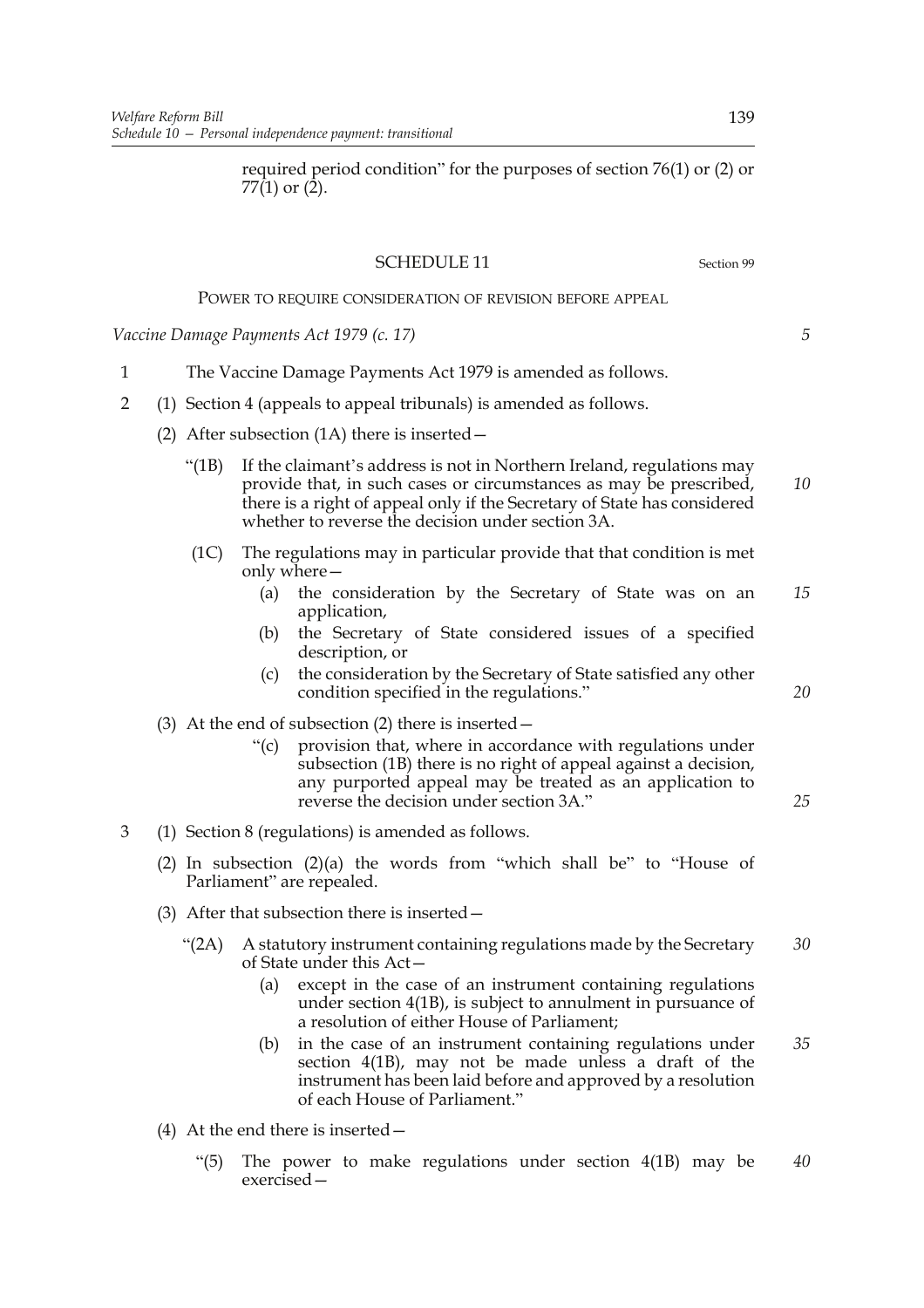required period condition" for the purposes of section 76(1) or (2) or 77(1) or (2).

## SCHEDULE 11

Section 99

POWER TO REQUIRE CONSIDERATION OF REVISION BEFORE APPEAL

*Vaccine Damage Payments Act 1979 (c. 17)*

1 The Vaccine Damage Payments Act 1979 is amended as follows.

2 (1) Section 4 (appeals to appeal tribunals) is amended as follows.

(2) After subsection (1A) there is inserted—

"(1B) If the claimant's address is not in Northern Ireland, regulations may provide that, in such cases or circumstances as may be prescribed, there is a right of appeal only if the Secretary of State has considered whether to reverse the decision under section 3A.

(1C) The regulations may in particular provide that that condition is met only where—

(a) the consideration by the Secretary of State was on an application,

(b) the Secretary of State considered issues of a specified description, or

(c) the consideration by the Secretary of State satisfied any other condition specified in the regulations."

(3) At the end of subsection (2) there is inserted—

"(c) provision that, where in accordance with regulations under subsection (1B) there is no right of appeal against a decision, any purported appeal may be treated as an application to reverse the decision under section 3A."

3 (1) Section 8 (regulations) is amended as follows.

(2) In subsection (2)(a) the words from "which shall be" to "House of Parliament" are repealed.

(3) After that subsection there is inserted—

"(2A) A statutory instrument containing regulations made by the Secretary of State under this Act—

(a) except in the case of an instrument containing regulations under section 4(1B), is subject to annulment in pursuance of a resolution of either House of Parliament;

(b) in the case of an instrument containing regulations under section 4(1B), may not be made unless a draft of the instrument has been laid before and approved by a resolution of each House of Parliament."

(4) At the end there is inserted—

"(5) The power to make regulations under section 4(1B) may be exercised—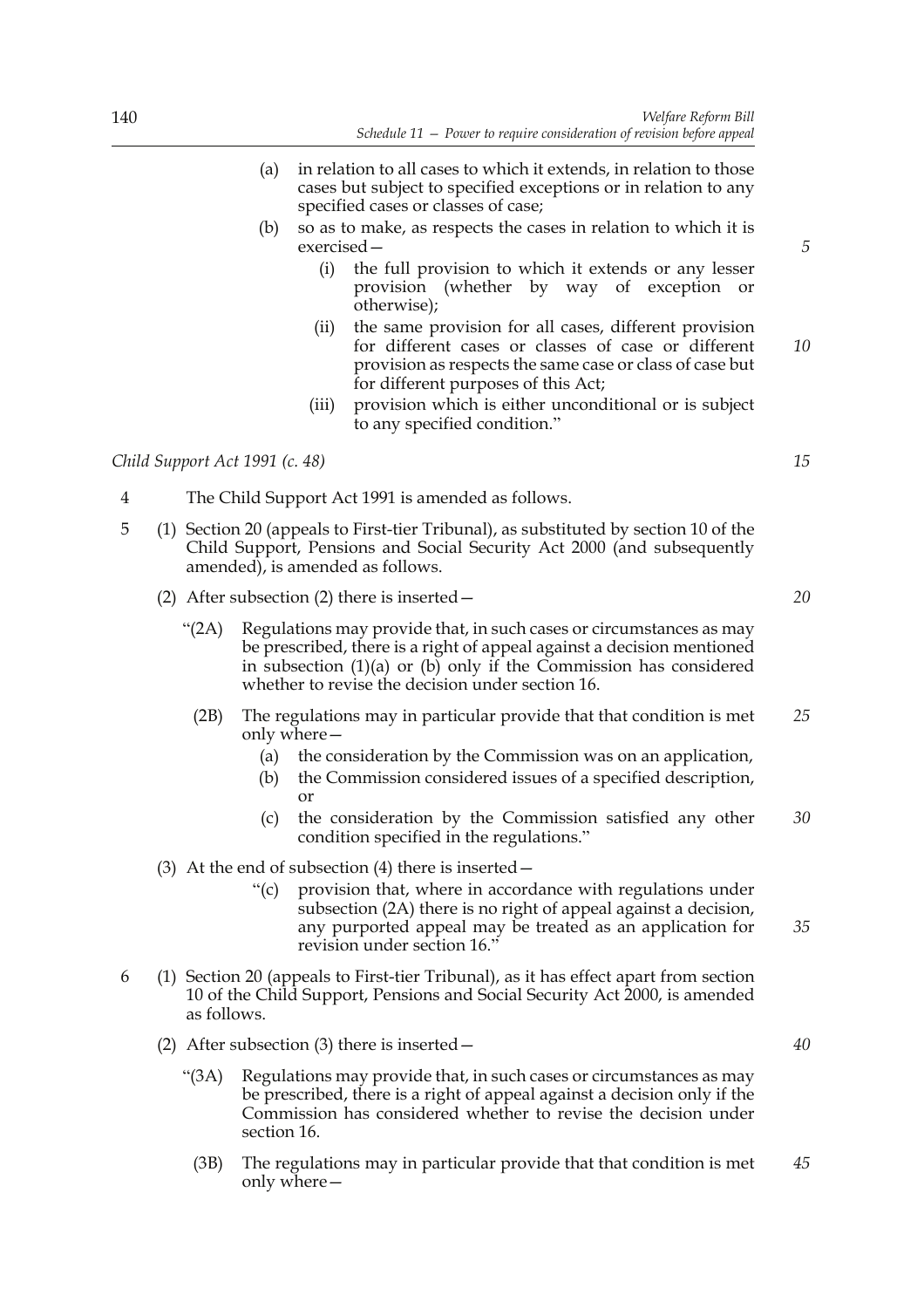(a) in relation to all cases to which it extends, in relation to those cases but subject to specified exceptions or in relation to any specified cases or classes of case;

(b) so as to make, as respects the cases in relation to which it is exercised—

(i) the full provision to which it extends or any lesser provision (whether by way of exception or otherwise);

(ii) the same provision for all cases, different provision for different cases or classes of case or different provision as respects the same case or class of case but for different purposes of this Act;

(iii) provision which is either unconditional or is subject to any specified condition."

*Child Support Act 1991 (c. 48)*

4 The Child Support Act 1991 is amended as follows.

5 (1) Section 20 (appeals to First-tier Tribunal), as substituted by section 10 of the Child Support, Pensions and Social Security Act 2000 (and subsequently amended), is amended as follows.

(2) After subsection (2) there is inserted—

"(2A) Regulations may provide that, in such cases or circumstances as may be prescribed, there is a right of appeal against a decision mentioned in subsection (1)(a) or (b) only if the Commission has considered whether to revise the decision under section 16.

(2B) The regulations may in particular provide that that condition is met only where—

(a) the consideration by the Commission was on an application,

(b) the Commission considered issues of a specified description, or

(c) the consideration by the Commission satisfied any other condition specified in the regulations."

(3) At the end of subsection (4) there is inserted—

"(c) provision that, where in accordance with regulations under subsection (2A) there is no right of appeal against a decision, any purported appeal may be treated as an application for revision under section 16."

6 (1) Section 20 (appeals to First-tier Tribunal), as it has effect apart from section 10 of the Child Support, Pensions and Social Security Act 2000, is amended as follows.

(2) After subsection (3) there is inserted—

"(3A) Regulations may provide that, in such cases or circumstances as may be prescribed, there is a right of appeal against a decision only if the Commission has considered whether to revise the decision under section 16.

(3B) The regulations may in particular provide that that condition is met only where—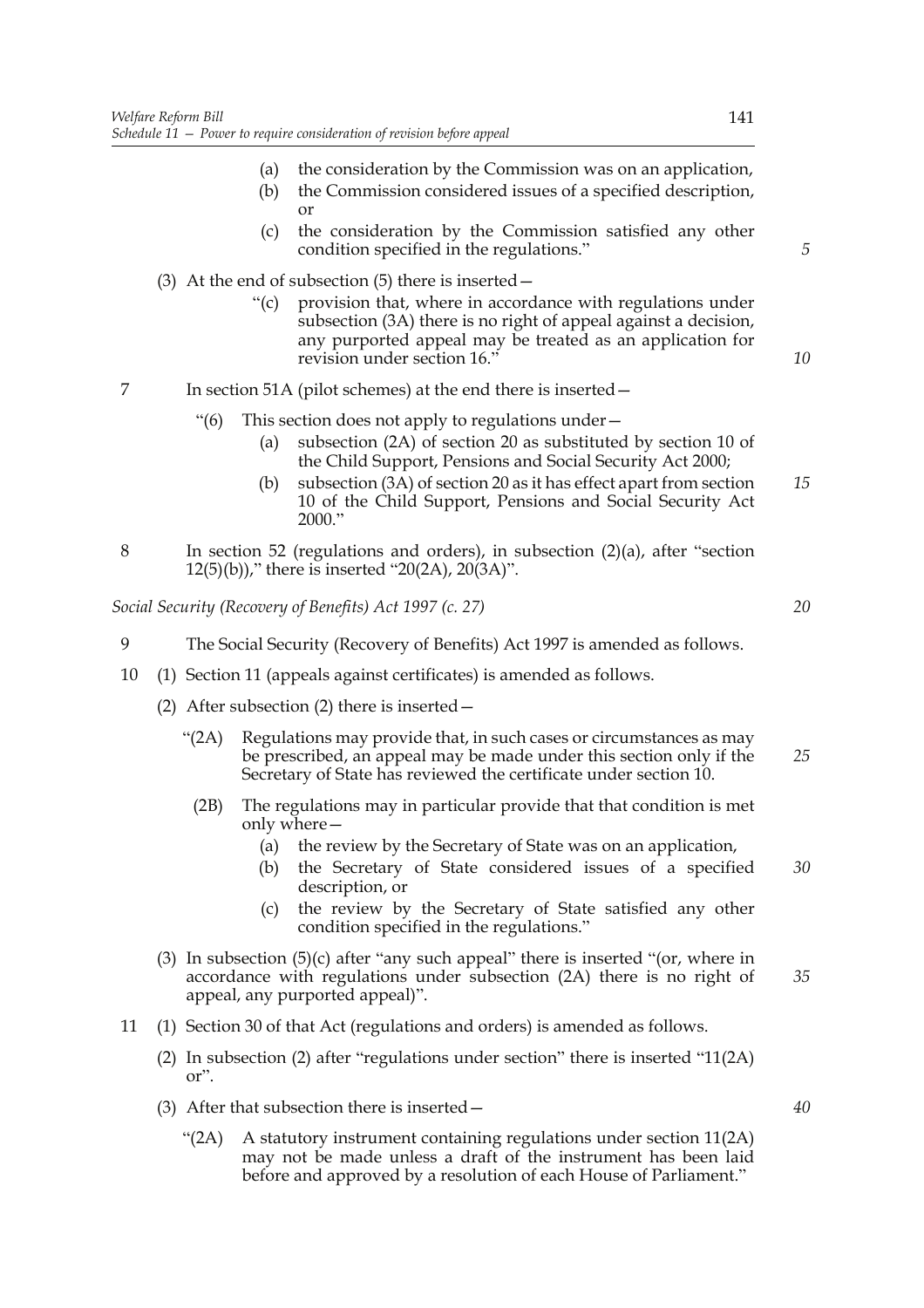(a) the consideration by the Commission was on an application,

(b) the Commission considered issues of a specified description, or

(c) the consideration by the Commission satisfied any other condition specified in the regulations."

(3) At the end of subsection (5) there is inserted—

"(c) provision that, where in accordance with regulations under subsection (3A) there is no right of appeal against a decision, any purported appeal may be treated as an application for revision under section 16."

7 In section 51A (pilot schemes) at the end there is inserted—

"(6) This section does not apply to regulations under—

(a) subsection (2A) of section 20 as substituted by section 10 of the Child Support, Pensions and Social Security Act 2000;

(b) subsection (3A) of section 20 as it has effect apart from section 10 of the Child Support, Pensions and Social Security Act 2000."

8 In section 52 (regulations and orders), in subsection (2)(a), after "section 12(5)(b))," there is inserted "20(2A), 20(3A)".

*Social Security (Recovery of Benefits) Act 1997 (c. 27)*

9 The Social Security (Recovery of Benefits) Act 1997 is amended as follows.

10 (1) Section 11 (appeals against certificates) is amended as follows.

(2) After subsection (2) there is inserted—

"(2A) Regulations may provide that, in such cases or circumstances as may be prescribed, an appeal may be made under this section only if the Secretary of State has reviewed the certificate under section 10.

(2B) The regulations may in particular provide that that condition is met only where—

(a) the review by the Secretary of State was on an application,

(b) the Secretary of State considered issues of a specified description, or

(c) the review by the Secretary of State satisfied any other condition specified in the regulations."

(3) In subsection (5)(c) after "any such appeal" there is inserted "(or, where in accordance with regulations under subsection (2A) there is no right of appeal, any purported appeal)".

11 (1) Section 30 of that Act (regulations and orders) is amended as follows.

(2) In subsection (2) after "regulations under section" there is inserted "11(2A) or".

(3) After that subsection there is inserted—

"(2A) A statutory instrument containing regulations under section 11(2A) may not be made unless a draft of the instrument has been laid before and approved by a resolution of each House of Parliament."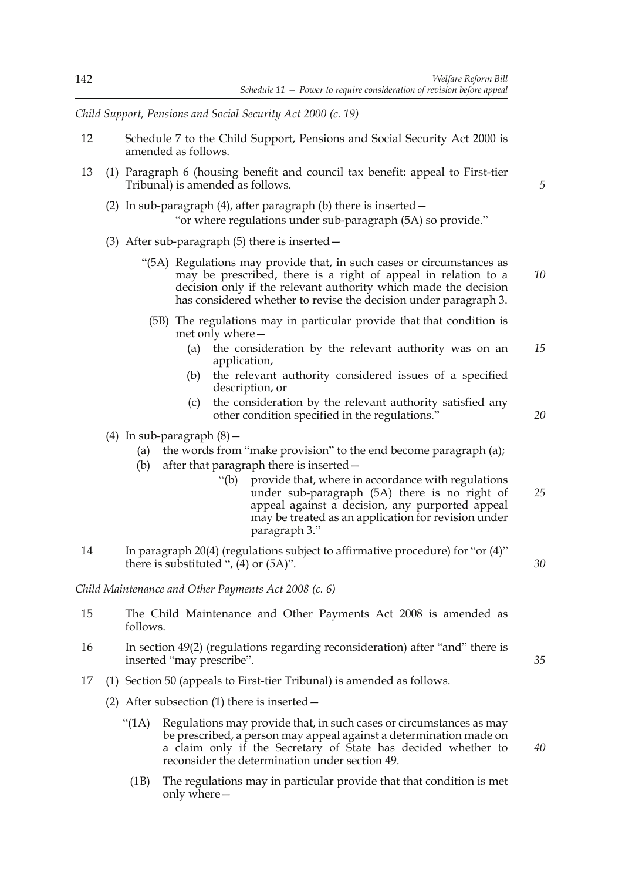*Child Support, Pensions and Social Security Act 2000 (c. 19)*

12 Schedule 7 to the Child Support, Pensions and Social Security Act 2000 is amended as follows.

13 (1) Paragraph 6 (housing benefit and council tax benefit: appeal to First-tier Tribunal) is amended as follows.

(2) In sub-paragraph (4), after paragraph (b) there is inserted—

"or where regulations under sub-paragraph (5A) so provide."

(3) After sub-paragraph (5) there is inserted—

"(5A) Regulations may provide that, in such cases or circumstances as may be prescribed, there is a right of appeal in relation to a decision only if the relevant authority which made the decision has considered whether to revise the decision under paragraph 3.

(5B) The regulations may in particular provide that that condition is met only where—

(a) the consideration by the relevant authority was on an application,

(b) the relevant authority considered issues of a specified description, or

(c) the consideration by the relevant authority satisfied any other condition specified in the regulations."

(4) In sub-paragraph (8)—

(a) the words from "make provision" to the end become paragraph (a);

(b) after that paragraph there is inserted—

"(b) provide that, where in accordance with regulations under sub-paragraph (5A) there is no right of appeal against a decision, any purported appeal may be treated as an application for revision under paragraph 3."

14 In paragraph 20(4) (regulations subject to affirmative procedure) for "or (4)" there is substituted ", (4) or (5A)".

*Child Maintenance and Other Payments Act 2008 (c. 6)*

15 The Child Maintenance and Other Payments Act 2008 is amended as follows.

16 In section 49(2) (regulations regarding reconsideration) after "and" there is inserted "may prescribe".

17 (1) Section 50 (appeals to First-tier Tribunal) is amended as follows.

(2) After subsection (1) there is inserted—

"(1A) Regulations may provide that, in such cases or circumstances as may be prescribed, a person may appeal against a determination made on a claim only if the Secretary of State has decided whether to reconsider the determination under section 49.

(1B) The regulations may in particular provide that that condition is met only where—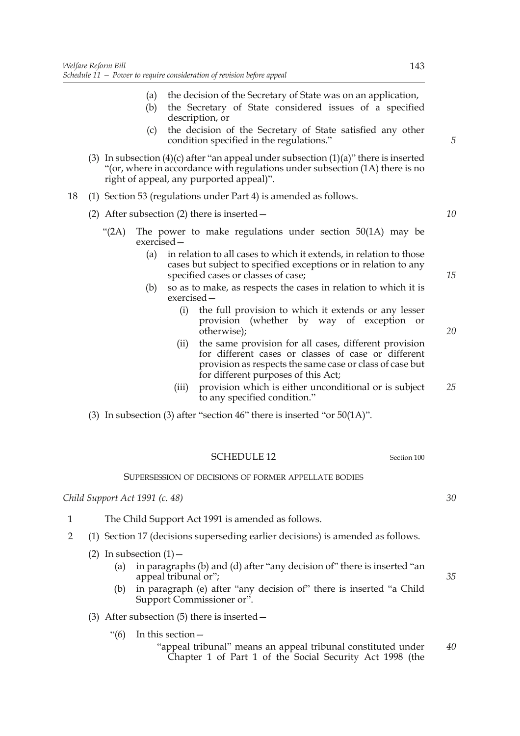(a) the decision of the Secretary of State was on an application,

(b) the Secretary of State considered issues of a specified description, or

(c) the decision of the Secretary of State satisfied any other condition specified in the regulations."

(3) In subsection (4)(c) after "an appeal under subsection (1)(a)" there is inserted "(or, where in accordance with regulations under subsection (1A) there is no right of appeal, any purported appeal)".

18 (1) Section 53 (regulations under Part 4) is amended as follows.

(2) After subsection (2) there is inserted—

"(2A) The power to make regulations under section 50(1A) may be exercised—

(a) in relation to all cases to which it extends, in relation to those cases but subject to specified exceptions or in relation to any specified cases or classes of case;

(b) so as to make, as respects the cases in relation to which it is exercised—

(i) the full provision to which it extends or any lesser provision (whether by way of exception or otherwise);

(ii) the same provision for all cases, different provision for different cases or classes of case or different provision as respects the same case or class of case but for different purposes of this Act;

(iii) provision which is either unconditional or is subject to any specified condition."

(3) In subsection (3) after "section 46" there is inserted "or 50(1A)".

## SCHEDULE 12

Section 100

SUPERSESSION OF DECISIONS OF FORMER APPELLATE BODIES

*Child Support Act 1991 (c. 48)*

1 The Child Support Act 1991 is amended as follows.

2 (1) Section 17 (decisions superseding earlier decisions) is amended as follows.

(2) In subsection (1)—

(a) in paragraphs (b) and (d) after "any decision of" there is inserted "an appeal tribunal or";

(b) in paragraph (e) after "any decision of" there is inserted "a Child Support Commissioner or".

(3) After subsection (5) there is inserted—

"(6) In this section—

"appeal tribunal" means an appeal tribunal constituted under Chapter 1 of Part 1 of the Social Security Act 1998 (the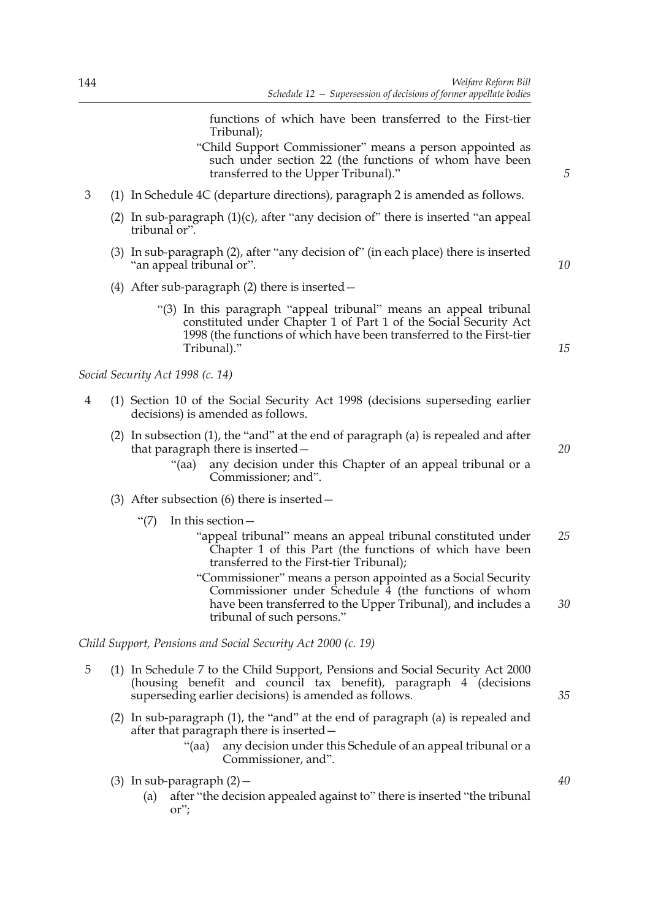functions of which have been transferred to the First-tier Tribunal);

"Child Support Commissioner" means a person appointed as such under section 22 (the functions of whom have been transferred to the Upper Tribunal)."

3 (1) In Schedule 4C (departure directions), paragraph 2 is amended as follows.

(2) In sub-paragraph (1)(c), after "any decision of" there is inserted "an appeal tribunal or".

(3) In sub-paragraph (2), after "any decision of" (in each place) there is inserted "an appeal tribunal or".

(4) After sub-paragraph (2) there is inserted—

"(3) In this paragraph "appeal tribunal" means an appeal tribunal constituted under Chapter 1 of Part 1 of the Social Security Act 1998 (the functions of which have been transferred to the First-tier Tribunal)."

*Social Security Act 1998 (c. 14)*

4 (1) Section 10 of the Social Security Act 1998 (decisions superseding earlier decisions) is amended as follows.

(2) In subsection (1), the "and" at the end of paragraph (a) is repealed and after that paragraph there is inserted—

"(aa) any decision under this Chapter of an appeal tribunal or a Commissioner; and".

(3) After subsection (6) there is inserted—

"(7) In this section—

"appeal tribunal" means an appeal tribunal constituted under Chapter 1 of this Part (the functions of which have been transferred to the First-tier Tribunal);

"Commissioner" means a person appointed as a Social Security Commissioner under Schedule 4 (the functions of whom have been transferred to the Upper Tribunal), and includes a tribunal of such persons."

*Child Support, Pensions and Social Security Act 2000 (c. 19)*

5 (1) In Schedule 7 to the Child Support, Pensions and Social Security Act 2000 (housing benefit and council tax benefit), paragraph 4 (decisions superseding earlier decisions) is amended as follows.

(2) In sub-paragraph (1), the "and" at the end of paragraph (a) is repealed and after that paragraph there is inserted—

"(aa) any decision under this Schedule of an appeal tribunal or a Commissioner, and".

(3) In sub-paragraph (2)—

(a) after "the decision appealed against to" there is inserted "the tribunal or";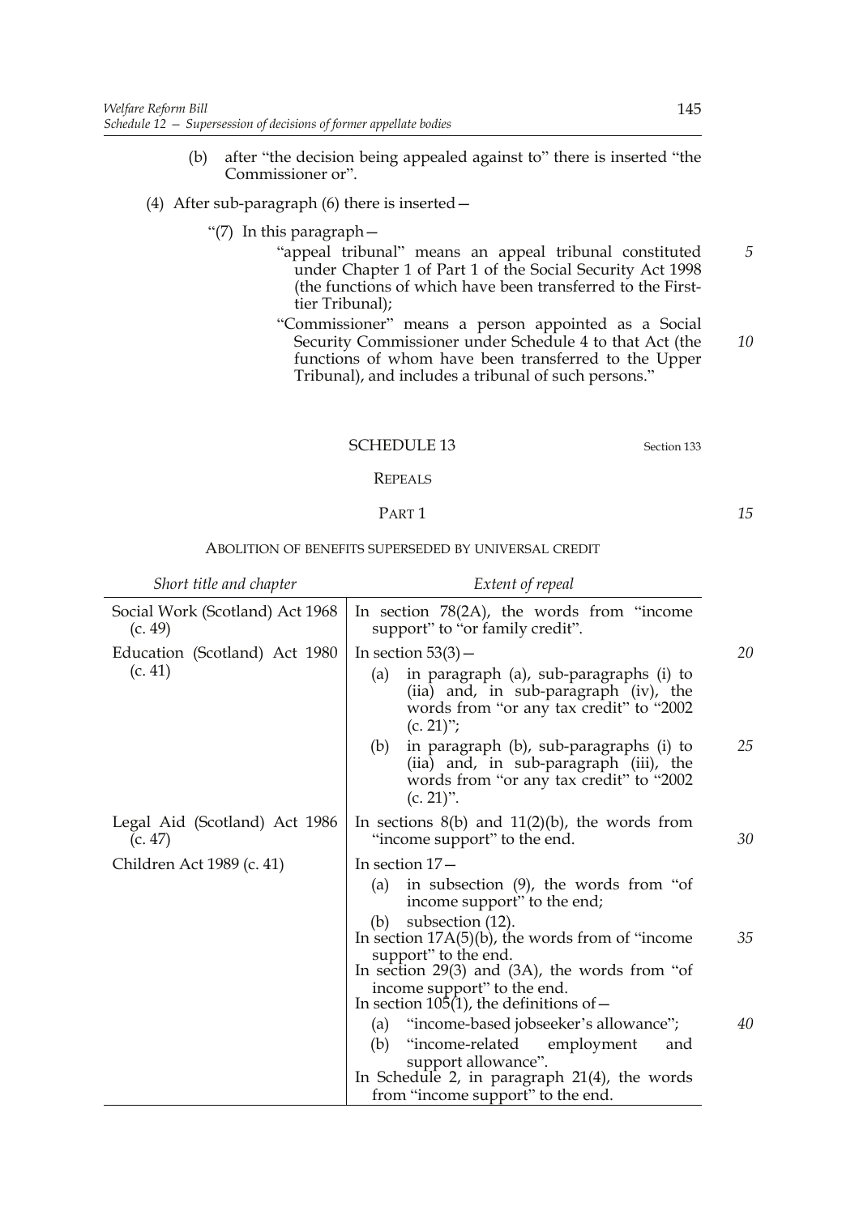(b) after "the decision being appealed against to" there is inserted "the Commissioner or".

(4) After sub-paragraph (6) there is inserted—

"(7) In this paragraph—

"appeal tribunal" means an appeal tribunal constituted under Chapter 1 of Part 1 of the Social Security Act 1998 (the functions of which have been transferred to the First-tier Tribunal);

"Commissioner" means a person appointed as a Social Security Commissioner under Schedule 4 to that Act (the functions of whom have been transferred to the Upper Tribunal), and includes a tribunal of such persons."

## SCHEDULE 13

Section 133

### REPEALS

#### PART 1

##### ABOLITION OF BENEFITS SUPERSEDED BY UNIVERSAL CREDIT

| *Short title and chapter* | *Extent of repeal* |
|---|---|
| Social Work (Scotland) Act 1968 (c. 49) | In section 78(2A), the words from "income support" to "or family credit". |
| Education (Scotland) Act 1980 (c. 41) | In section 53(3)— (a) in paragraph (a), sub-paragraphs (i) to (iia) and, in sub-paragraph (iv), the words from "or any tax credit" to "2002 (c. 21)"; (b) in paragraph (b), sub-paragraphs (i) to (iia) and, in sub-paragraph (iii), the words from "or any tax credit" to "2002 (c. 21)". |
| Legal Aid (Scotland) Act 1986 (c. 47) | In sections 8(b) and 11(2)(b), the words from "income support" to the end. |
| Children Act 1989 (c. 41) | In section 17— (a) in subsection (9), the words from "of income support" to the end; (b) subsection (12). In section 17A(5)(b), the words from of "income support" to the end. In section 29(3) and (3A), the words from "of income support" to the end. In section 105(1), the definitions of— (a) "income-based jobseeker's allowance"; (b) "income-related employment and support allowance". In Schedule 2, in paragraph 21(4), the words from "income support" to the end. |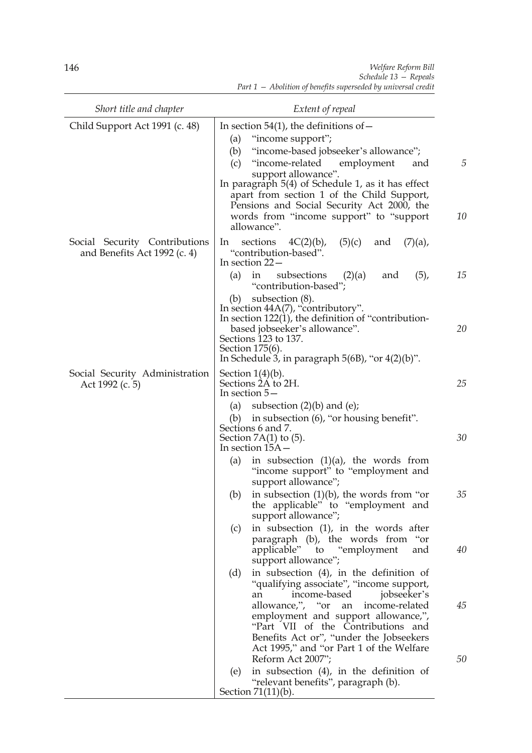| Short title and chapter | Extent of repeal |
| --- | --- |
| Child Support Act 1991 (c. 48) | In section 54(1), the definitions of— (a) "income support"; (b) "income-based jobseeker's allowance"; (c) "income-related employment and support allowance". In paragraph 5(4) of Schedule 1, as it has effect apart from section 1 of the Child Support, Pensions and Social Security Act 2000, the words from "income support" to "support allowance". |
| Social Security Contributions and Benefits Act 1992 (c. 4) | In sections 4C(2)(b), (5)(c) and (7)(a), "contribution-based". In section 22— (a) in subsections (2)(a) and (5), "contribution-based"; (b) subsection (8). In section 44A(7), "contributory". In section 122(1), the definition of "contribution-based jobseeker's allowance". Sections 123 to 137. Section 175(6). In Schedule 3, in paragraph 5(6B), "or 4(2)(b)". |
| Social Security Administration Act 1992 (c. 5) | Section 1(4)(b). Sections 2A to 2H. In section 5— (a) subsection (2)(b) and (e); (b) in subsection (6), "or housing benefit". Sections 6 and 7. Section 7A(1) to (5). In section 15A— (a) in subsection (1)(a), the words from "income support" to "employment and support allowance"; (b) in subsection (1)(b), the words from "or the applicable" to "employment and support allowance"; (c) in subsection (1), in the words after paragraph (b), the words from "or applicable" to "employment and support allowance"; (d) in subsection (4), in the definition of "qualifying associate", "income support, an income-based jobseeker's allowance,", "or an income-related employment and support allowance,", "Part VII of the Contributions and Benefits Act or", "under the Jobseekers Act 1995," and "or Part 1 of the Welfare Reform Act 2007"; (e) in subsection (4), in the definition of "relevant benefits", paragraph (b). Section 71(11)(b). |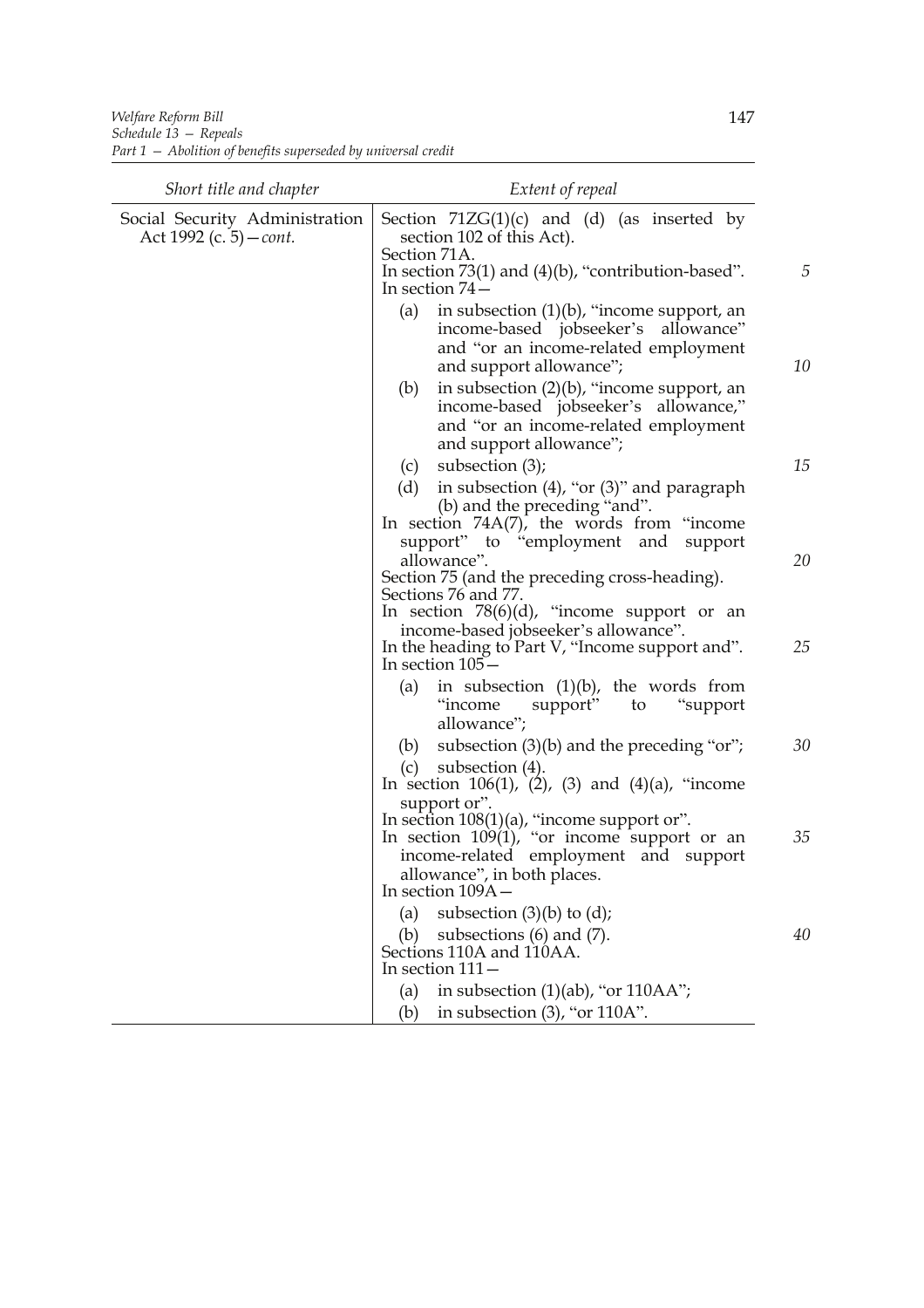| Short title and chapter | Extent of repeal |
|---|---|
| Social Security Administration Act 1992 (c. 5)—*cont.* | Section 71ZG(1)(c) and (d) (as inserted by section 102 of this Act).<br>Section 71A.<br>In section 73(1) and (4)(b), "contribution-based".<br>In section 74—<br>(a) in subsection (1)(b), "income support, an income-based jobseeker's allowance" and "or an income-related employment and support allowance";<br>(b) in subsection (2)(b), "income support, an income-based jobseeker's allowance," and "or an income-related employment and support allowance";<br>(c) subsection (3);<br>(d) in subsection (4), "or (3)" and paragraph (b) and the preceding "and".<br>In section 74A(7), the words from "income support" to "employment and support allowance".<br>Section 75 (and the preceding cross-heading).<br>Sections 76 and 77.<br>In section 78(6)(d), "income support or an income-based jobseeker's allowance".<br>In the heading to Part V, "Income support and".<br>In section 105—<br>(a) in subsection (1)(b), the words from "income support" to "support allowance";<br>(b) subsection (3)(b) and the preceding "or";<br>(c) subsection (4).<br>In section 106(1), (2), (3) and (4)(a), "income support or".<br>In section 108(1)(a), "income support or".<br>In section 109(1), "or income support or an income-related employment and support allowance", in both places.<br>In section 109A—<br>(a) subsection (3)(b) to (d);<br>(b) subsections (6) and (7).<br>Sections 110A and 110AA.<br>In section 111—<br>(a) in subsection (1)(ab), "or 110AA";<br>(b) in subsection (3), "or 110A". |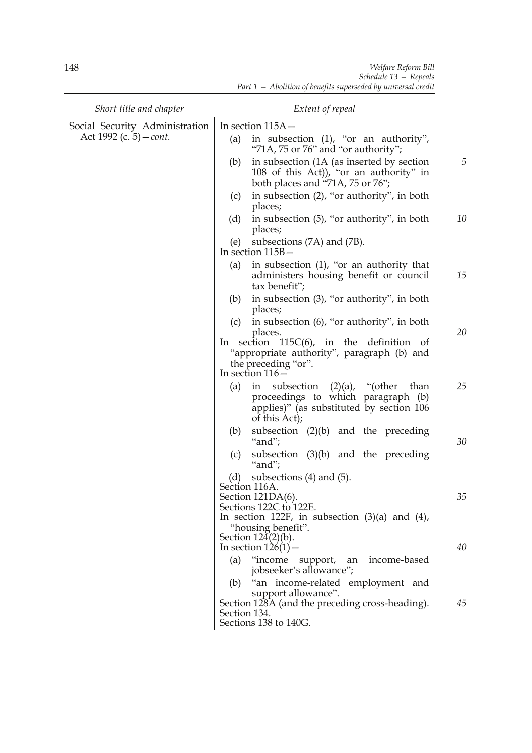| Short title and chapter | Extent of repeal |
| --- | --- |
| Social Security Administration Act 1992 (c. 5)—*cont.* | In section 115A—<br>(a) in subsection (1), "or an authority", "71A, 75 or 76" and "or authority";<br>(b) in subsection (1A (as inserted by section 108 of this Act)), "or an authority" in both places and "71A, 75 or 76";<br>(c) in subsection (2), "or authority", in both places;<br>(d) in subsection (5), "or authority", in both places;<br>(e) subsections (7A) and (7B).<br>In section 115B—<br>(a) in subsection (1), "or an authority that administers housing benefit or council tax benefit";<br>(b) in subsection (3), "or authority", in both places;<br>(c) in subsection (6), "or authority", in both places.<br>In section 115C(6), in the definition of "appropriate authority", paragraph (b) and the preceding "or".<br>In section 116—<br>(a) in subsection (2)(a), "(other than proceedings to which paragraph (b) applies)" (as substituted by section 106 of this Act);<br>(b) subsection (2)(b) and the preceding "and";<br>(c) subsection (3)(b) and the preceding "and";<br>(d) subsections (4) and (5).<br>Section 116A.<br>Section 121DA(6).<br>Sections 122C to 122E.<br>In section 122F, in subsection (3)(a) and (4), "housing benefit".<br>Section 124(2)(b).<br>In section 126(1)—<br>(a) "income support, an income-based jobseeker's allowance";<br>(b) "an income-related employment and support allowance".<br>Section 128A (and the preceding cross-heading).<br>Section 134.<br>Sections 138 to 140G. |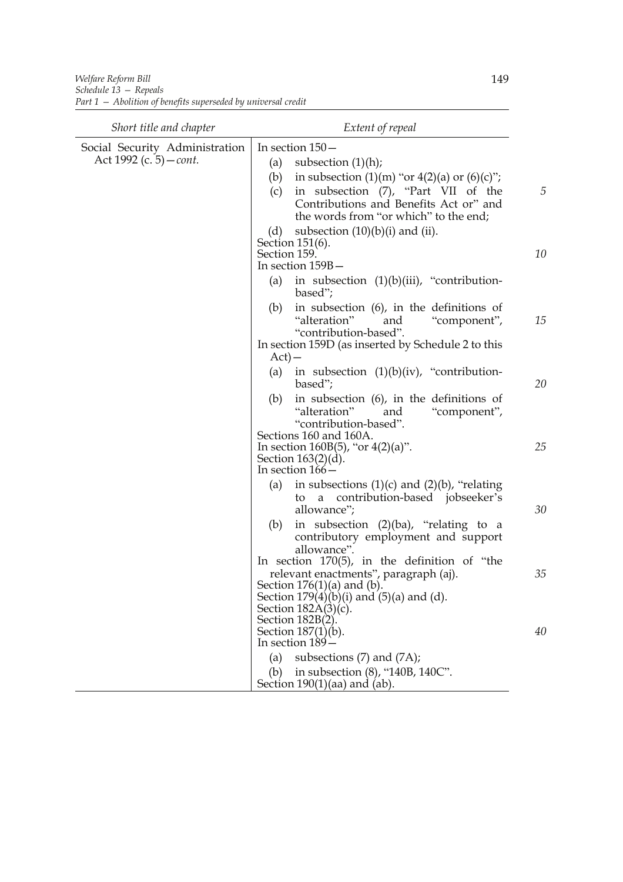| Short title and chapter | Extent of repeal |
|---|---|
| Social Security Administration Act 1992 (c. 5)—*cont.* | In section 150—<br>(a) subsection (1)(h);<br>(b) in subsection (1)(m) "or 4(2)(a) or (6)(c)";<br>(c) in subsection (7), "Part VII of the Contributions and Benefits Act or" and the words from "or which" to the end;<br>(d) subsection (10)(b)(i) and (ii).<br>Section 151(6).<br>Section 159.<br>In section 159B—<br>(a) in subsection (1)(b)(iii), "contribution-based";<br>(b) in subsection (6), in the definitions of "alteration" and "component", "contribution-based".<br>In section 159D (as inserted by Schedule 2 to this Act)—<br>(a) in subsection (1)(b)(iv), "contribution-based";<br>(b) in subsection (6), in the definitions of "alteration" and "component", "contribution-based".<br>Sections 160 and 160A.<br>In section 160B(5), "or 4(2)(a)".<br>Section 163(2)(d).<br>In section 166—<br>(a) in subsections (1)(c) and (2)(b), "relating to a contribution-based jobseeker's allowance";<br>(b) in subsection (2)(ba), "relating to a contributory employment and support allowance".<br>In section 170(5), in the definition of "the relevant enactments", paragraph (aj).<br>Section 176(1)(a) and (b).<br>Section 179(4)(b)(i) and (5)(a) and (d).<br>Section 182A(3)(c).<br>Section 182B(2).<br>Section 187(1)(b).<br>In section 189—<br>(a) subsections (7) and (7A);<br>(b) in subsection (8), "140B, 140C".<br>Section 190(1)(aa) and (ab). |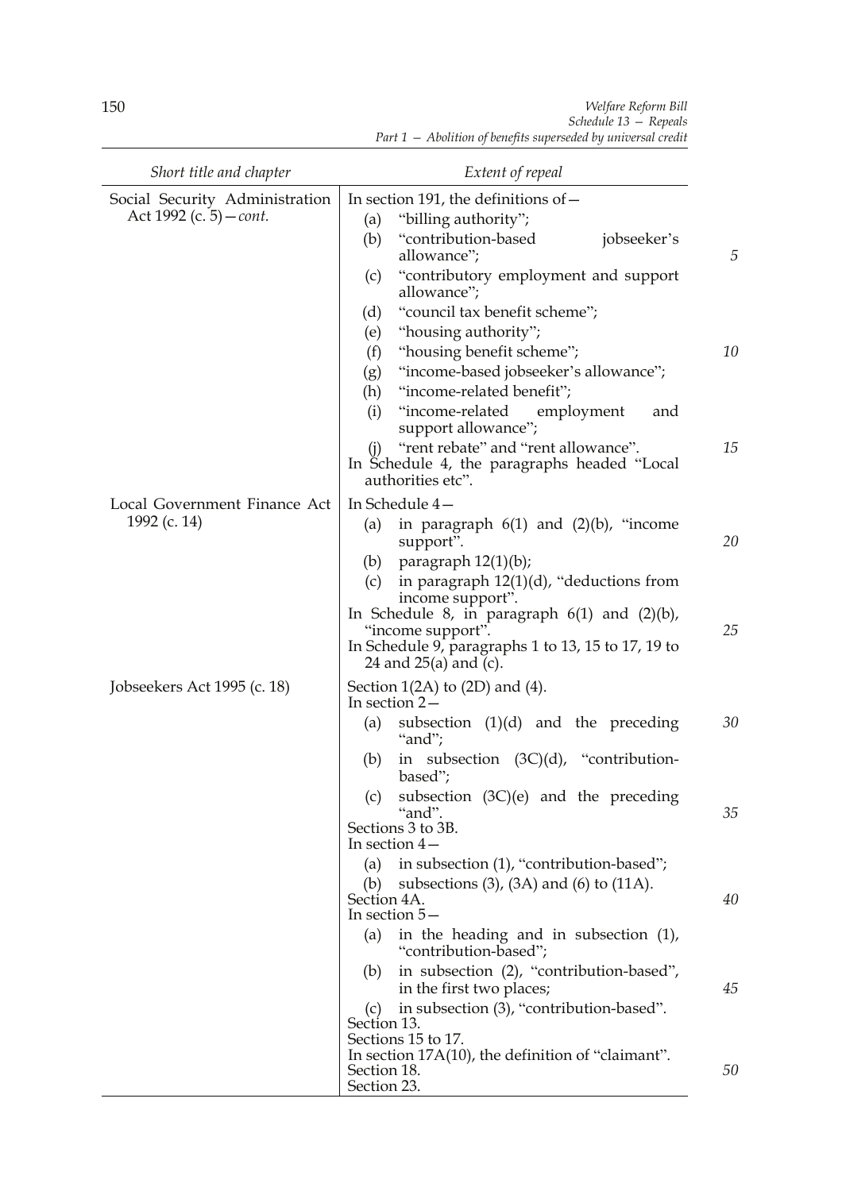| Short title and chapter | Extent of repeal |
|---|---|
| Social Security Administration Act 1992 (c. 5)—*cont.* | In section 191, the definitions of—<br>(a) "billing authority";<br>(b) "contribution-based jobseeker's allowance";<br>(c) "contributory employment and support allowance";<br>(d) "council tax benefit scheme";<br>(e) "housing authority";<br>(f) "housing benefit scheme";<br>(g) "income-based jobseeker's allowance";<br>(h) "income-related benefit";<br>(i) "income-related employment and support allowance";<br>(j) "rent rebate" and "rent allowance".<br>In Schedule 4, the paragraphs headed "Local authorities etc". |
| Local Government Finance Act 1992 (c. 14) | In Schedule 4—<br>(a) in paragraph 6(1) and (2)(b), "income support".<br>(b) paragraph 12(1)(b);<br>(c) in paragraph 12(1)(d), "deductions from income support".<br>In Schedule 8, in paragraph 6(1) and (2)(b), "income support".<br>In Schedule 9, paragraphs 1 to 13, 15 to 17, 19 to 24 and 25(a) and (c). |
| Jobseekers Act 1995 (c. 18) | Section 1(2A) to (2D) and (4).<br>In section 2—<br>(a) subsection (1)(d) and the preceding "and";<br>(b) in subsection (3C)(d), "contribution-based";<br>(c) subsection (3C)(e) and the preceding "and".<br>Sections 3 to 3B.<br>In section 4—<br>(a) in subsection (1), "contribution-based";<br>(b) subsections (3), (3A) and (6) to (11A).<br>Section 4A.<br>In section 5—<br>(a) in the heading and in subsection (1), "contribution-based";<br>(b) in subsection (2), "contribution-based", in the first two places;<br>(c) in subsection (3), "contribution-based".<br>Section 13.<br>Sections 15 to 17.<br>In section 17A(10), the definition of "claimant".<br>Section 18.<br>Section 23. |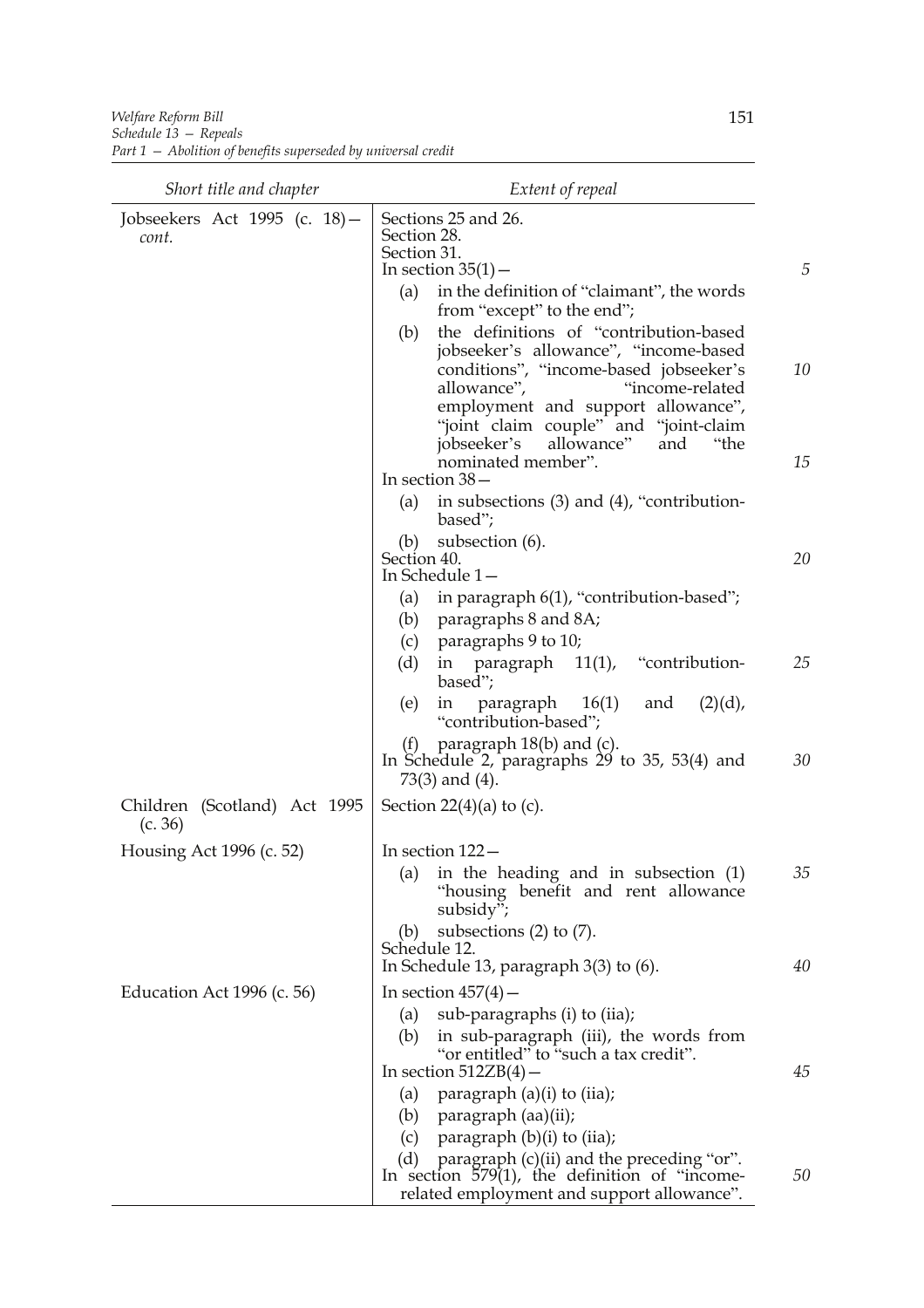| Short title and chapter | Extent of repeal |
| --- | --- |
| Jobseekers Act 1995 (c. 18)—*cont.* | Sections 25 and 26.<br>Section 28.<br>Section 31.<br>In section 35(1)—<br>(a) in the definition of "claimant", the words from "except" to the end";<br>(b) the definitions of "contribution-based jobseeker's allowance", "income-based conditions", "income-based jobseeker's allowance", "income-related employment and support allowance", "joint claim couple" and "joint-claim jobseeker's allowance" and "the nominated member".<br>In section 38—<br>(a) in subsections (3) and (4), "contribution-based";<br>(b) subsection (6).<br>Section 40.<br>In Schedule 1—<br>(a) in paragraph 6(1), "contribution-based";<br>(b) paragraphs 8 and 8A;<br>(c) paragraphs 9 to 10;<br>(d) in paragraph 11(1), "contribution-based";<br>(e) in paragraph 16(1) and (2)(d), "contribution-based";<br>(f) paragraph 18(b) and (c).<br>In Schedule 2, paragraphs 29 to 35, 53(4) and 73(3) and (4). |
| Children (Scotland) Act 1995 (c. 36) | Section 22(4)(a) to (c). |
| Housing Act 1996 (c. 52) | In section 122—<br>(a) in the heading and in subsection (1) "housing benefit and rent allowance subsidy";<br>(b) subsections (2) to (7).<br>Schedule 12.<br>In Schedule 13, paragraph 3(3) to (6). |
| Education Act 1996 (c. 56) | In section 457(4)—<br>(a) sub-paragraphs (i) to (iia);<br>(b) in sub-paragraph (iii), the words from "or entitled" to "such a tax credit".<br>In section 512ZB(4)—<br>(a) paragraph (a)(i) to (iia);<br>(b) paragraph (aa)(ii);<br>(c) paragraph (b)(i) to (iia);<br>(d) paragraph (c)(ii) and the preceding "or".<br>In section 579(1), the definition of "income-related employment and support allowance". |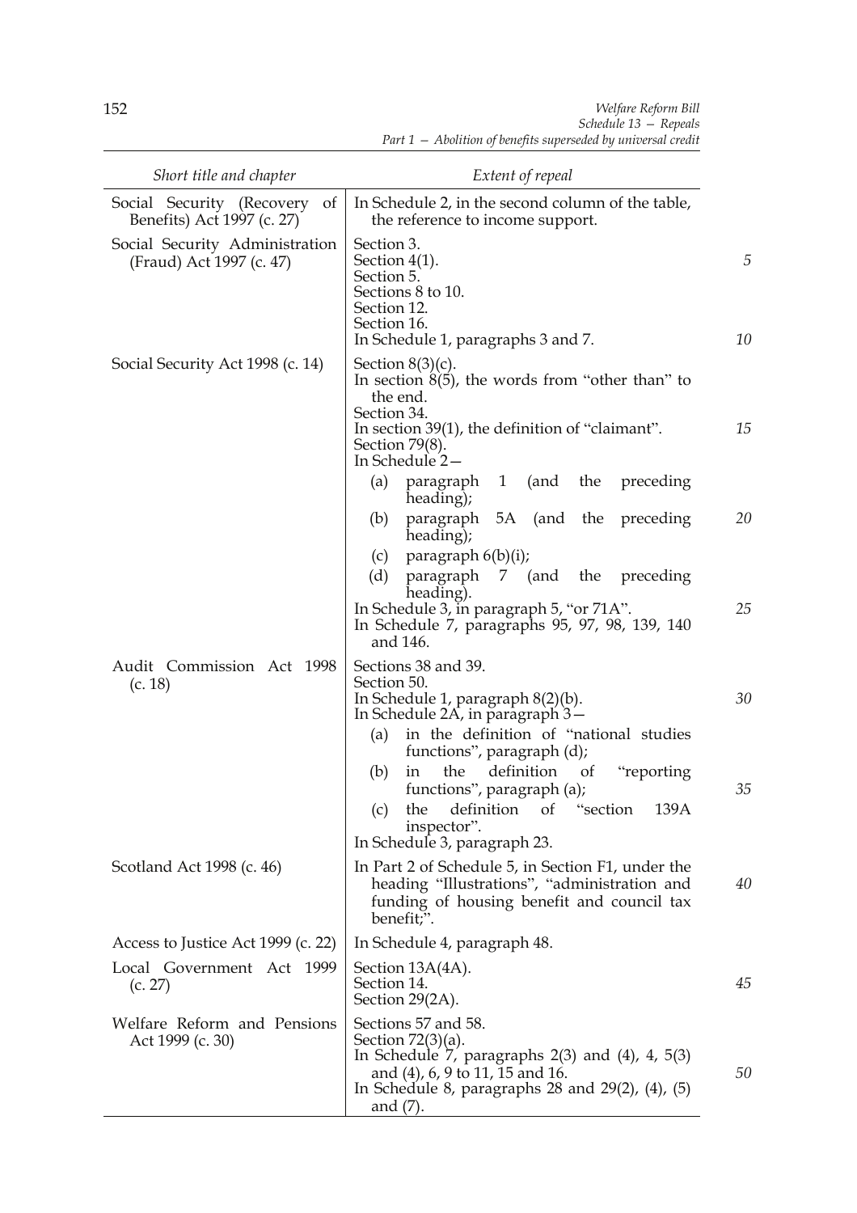| Short title and chapter | Extent of repeal |
| --- | --- |
| Social Security (Recovery of Benefits) Act 1997 (c. 27) | In Schedule 2, in the second column of the table, the reference to income support. |
| Social Security Administration (Fraud) Act 1997 (c. 47) | Section 3.<br>Section 4(1).<br>Section 5.<br>Sections 8 to 10.<br>Section 12.<br>Section 16.<br>In Schedule 1, paragraphs 3 and 7. |
| Social Security Act 1998 (c. 14) | Section 8(3)(c).<br>In section 8(5), the words from "other than" to the end.<br>Section 34.<br>In section 39(1), the definition of "claimant".<br>Section 79(8).<br>In Schedule 2—<br>(a) paragraph 1 (and the preceding heading);<br>(b) paragraph 5A (and the preceding heading);<br>(c) paragraph 6(b)(i);<br>(d) paragraph 7 (and the preceding heading).<br>In Schedule 3, in paragraph 5, "or 71A".<br>In Schedule 7, paragraphs 95, 97, 98, 139, 140 and 146. |
| Audit Commission Act 1998 (c. 18) | Sections 38 and 39.<br>Section 50.<br>In Schedule 1, paragraph 8(2)(b).<br>In Schedule 2A, in paragraph 3—<br>(a) in the definition of "national studies functions", paragraph (d);<br>(b) in the definition of "reporting functions", paragraph (a);<br>(c) the definition of "section 139A inspector".<br>In Schedule 3, paragraph 23. |
| Scotland Act 1998 (c. 46) | In Part 2 of Schedule 5, in Section F1, under the heading "Illustrations", "administration and funding of housing benefit and council tax benefit;". |
| Access to Justice Act 1999 (c. 22) | In Schedule 4, paragraph 48. |
| Local Government Act 1999 (c. 27) | Section 13A(4A).<br>Section 14.<br>Section 29(2A). |
| Welfare Reform and Pensions Act 1999 (c. 30) | Sections 57 and 58.<br>Section 72(3)(a).<br>In Schedule 7, paragraphs 2(3) and (4), 4, 5(3) and (4), 6, 9 to 11, 15 and 16.<br>In Schedule 8, paragraphs 28 and 29(2), (4), (5) and (7). |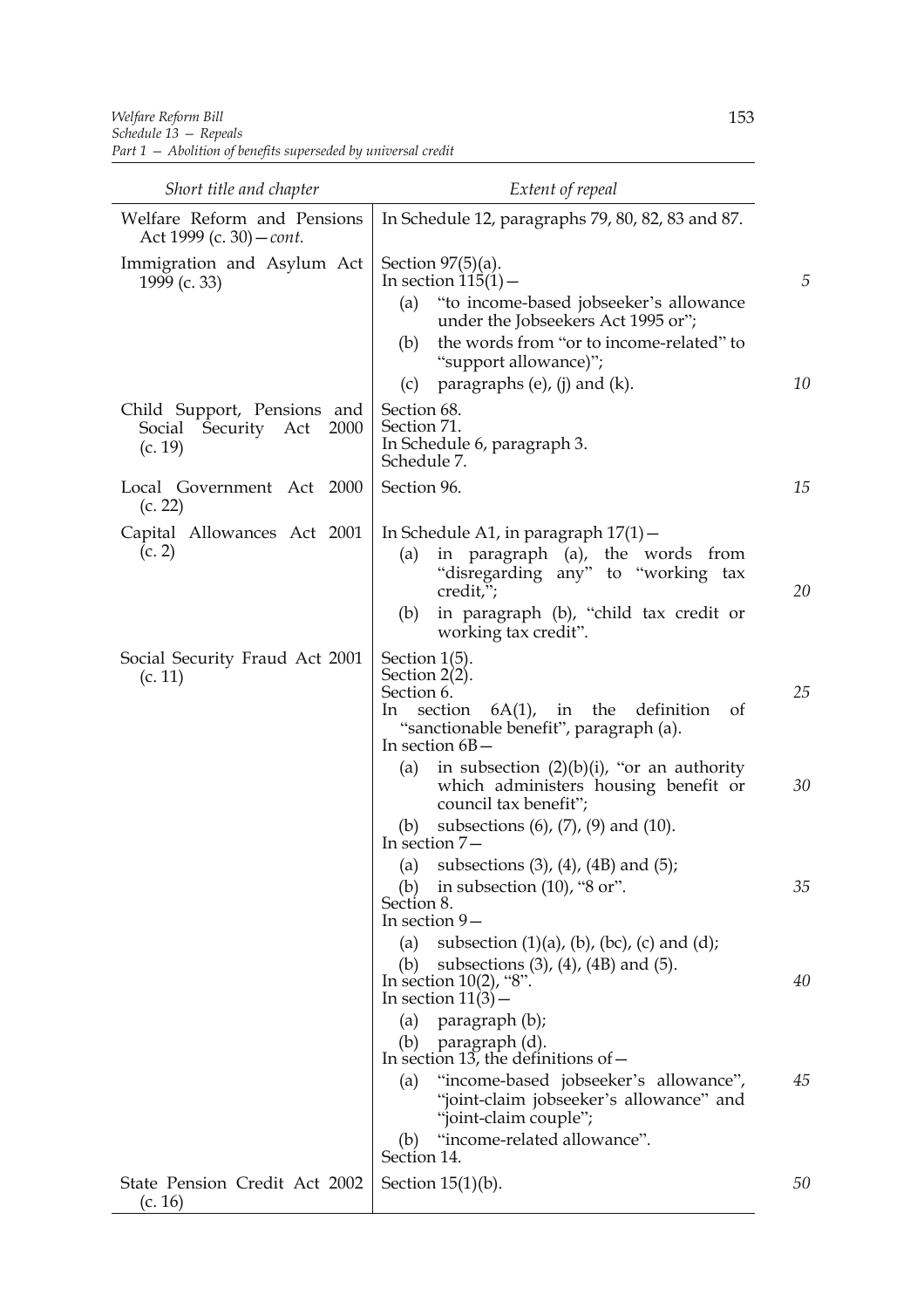| Short title and chapter | Extent of repeal |
| --- | --- |
| Welfare Reform and Pensions Act 1999 (c. 30)—*cont.* | In Schedule 12, paragraphs 79, 80, 82, 83 and 87. |
| Immigration and Asylum Act 1999 (c. 33) | Section 97(5)(a).<br>In section 115(1)—<br>(a) "to income-based jobseeker's allowance under the Jobseekers Act 1995 or";<br>(b) the words from "or to income-related" to "support allowance)";<br>(c) paragraphs (e), (j) and (k). |
| Child Support, Pensions and Social Security Act 2000 (c. 19) | Section 68.<br>Section 71.<br>In Schedule 6, paragraph 3.<br>Schedule 7. |
| Local Government Act 2000 (c. 22) | Section 96. |
| Capital Allowances Act 2001 (c. 2) | In Schedule A1, in paragraph 17(1)—<br>(a) in paragraph (a), the words from "disregarding any" to "working tax credit,";<br>(b) in paragraph (b), "child tax credit or working tax credit". |
| Social Security Fraud Act 2001 (c. 11) | Section 1(5).<br>Section 2(2).<br>Section 6.<br>In section 6A(1), in the definition of "sanctionable benefit", paragraph (a).<br>In section 6B—<br>(a) in subsection (2)(b)(i), "or an authority which administers housing benefit or council tax benefit";<br>(b) subsections (6), (7), (9) and (10).<br>In section 7—<br>(a) subsections (3), (4), (4B) and (5);<br>(b) in subsection (10), "8 or".<br>Section 8.<br>In section 9—<br>(a) subsection (1)(a), (b), (bc), (c) and (d);<br>(b) subsections (3), (4), (4B) and (5).<br>In section 10(2), "8".<br>In section 11(3)—<br>(a) paragraph (b);<br>(b) paragraph (d).<br>In section 13, the definitions of—<br>(a) "income-based jobseeker's allowance", "joint-claim jobseeker's allowance" and "joint-claim couple";<br>(b) "income-related allowance".<br>Section 14. |
| State Pension Credit Act 2002 (c. 16) | Section 15(1)(b). |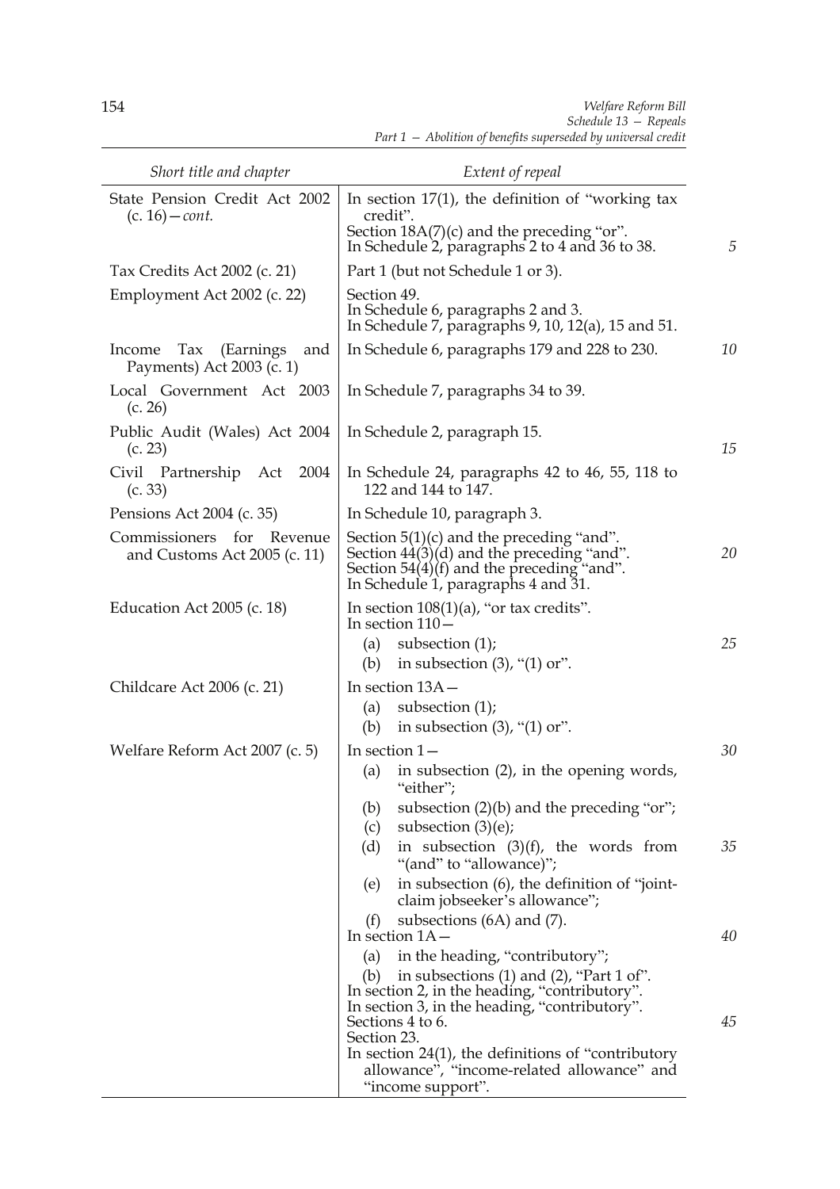| Short title and chapter | Extent of repeal |
|---|---|
| State Pension Credit Act 2002 (c. 16)—*cont.* | In section 17(1), the definition of "working tax credit".<br>Section 18A(7)(c) and the preceding "or".<br>In Schedule 2, paragraphs 2 to 4 and 36 to 38. |
| Tax Credits Act 2002 (c. 21) | Part 1 (but not Schedule 1 or 3). |
| Employment Act 2002 (c. 22) | Section 49.<br>In Schedule 6, paragraphs 2 and 3.<br>In Schedule 7, paragraphs 9, 10, 12(a), 15 and 51. |
| Income Tax (Earnings and Payments) Act 2003 (c. 1) | In Schedule 6, paragraphs 179 and 228 to 230. |
| Local Government Act 2003 (c. 26) | In Schedule 7, paragraphs 34 to 39. |
| Public Audit (Wales) Act 2004 (c. 23) | In Schedule 2, paragraph 15. |
| Civil Partnership Act 2004 (c. 33) | In Schedule 24, paragraphs 42 to 46, 55, 118 to 122 and 144 to 147. |
| Pensions Act 2004 (c. 35) | In Schedule 10, paragraph 3. |
| Commissioners for Revenue and Customs Act 2005 (c. 11) | Section 5(1)(c) and the preceding "and".<br>Section 44(3)(d) and the preceding "and".<br>Section 54(4)(f) and the preceding "and".<br>In Schedule 1, paragraphs 4 and 31. |
| Education Act 2005 (c. 18) | In section 108(1)(a), "or tax credits".<br>In section 110—<br>(a) subsection (1);<br>(b) in subsection (3), "(1) or". |
| Childcare Act 2006 (c. 21) | In section 13A—<br>(a) subsection (1);<br>(b) in subsection (3), "(1) or". |
| Welfare Reform Act 2007 (c. 5) | In section 1—<br>(a) in subsection (2), in the opening words, "either";<br>(b) subsection (2)(b) and the preceding "or";<br>(c) subsection (3)(e);<br>(d) in subsection (3)(f), the words from "(and" to "allowance)";<br>(e) in subsection (6), the definition of "joint-claim jobseeker's allowance";<br>(f) subsections (6A) and (7).<br>In section 1A—<br>(a) in the heading, "contributory";<br>(b) in subsections (1) and (2), "Part 1 of".<br>In section 2, in the heading, "contributory".<br>In section 3, in the heading, "contributory".<br>Sections 4 to 6.<br>Section 23.<br>In section 24(1), the definitions of "contributory allowance", "income-related allowance" and "income support". |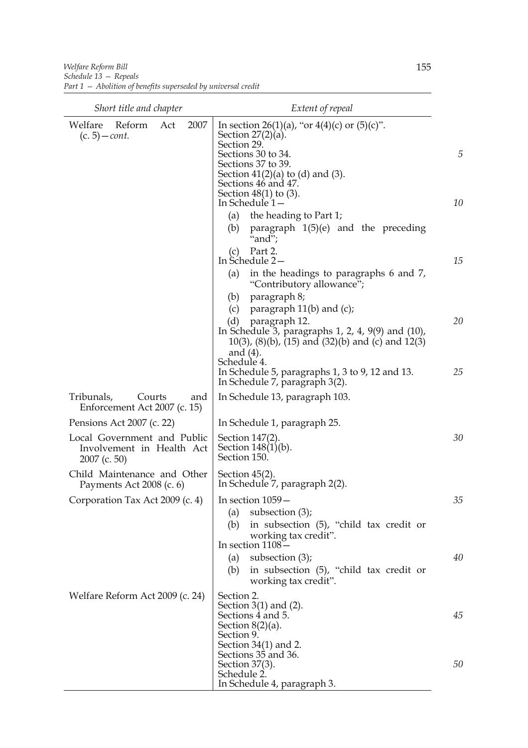| Short title and chapter | Extent of repeal |
|---|---|
| Welfare Reform Act 2007 (c. 5)—*cont.* | In section 26(1)(a), "or 4(4)(c) or (5)(c)".<br>Section 27(2)(a).<br>Section 29.<br>Sections 30 to 34.<br>Sections 37 to 39.<br>Section 41(2)(a) to (d) and (3).<br>Sections 46 and 47.<br>Section 48(1) to (3).<br>In Schedule 1—<br>(a) the heading to Part 1;<br>(b) paragraph 1(5)(e) and the preceding "and";<br>(c) Part 2.<br>In Schedule 2—<br>(a) in the headings to paragraphs 6 and 7, "Contributory allowance";<br>(b) paragraph 8;<br>(c) paragraph 11(b) and (c);<br>(d) paragraph 12.<br>In Schedule 3, paragraphs 1, 2, 4, 9(9) and (10), 10(3), (8)(b), (15) and (32)(b) and (c) and 12(3) and (4).<br>Schedule 4.<br>In Schedule 5, paragraphs 1, 3 to 9, 12 and 13.<br>In Schedule 7, paragraph 3(2). |
| Tribunals, Courts and Enforcement Act 2007 (c. 15) | In Schedule 13, paragraph 103. |
| Pensions Act 2007 (c. 22) | In Schedule 1, paragraph 25. |
| Local Government and Public Involvement in Health Act 2007 (c. 50) | Section 147(2).<br>Section 148(1)(b).<br>Section 150. |
| Child Maintenance and Other Payments Act 2008 (c. 6) | Section 45(2).<br>In Schedule 7, paragraph 2(2). |
| Corporation Tax Act 2009 (c. 4) | In section 1059—<br>(a) subsection (3);<br>(b) in subsection (5), "child tax credit or working tax credit".<br>In section 1108—<br>(a) subsection (3);<br>(b) in subsection (5), "child tax credit or working tax credit". |
| Welfare Reform Act 2009 (c. 24) | Section 2.<br>Section 3(1) and (2).<br>Sections 4 and 5.<br>Section 8(2)(a).<br>Section 9.<br>Section 34(1) and 2.<br>Sections 35 and 36.<br>Section 37(3).<br>Schedule 2.<br>In Schedule 4, paragraph 3. |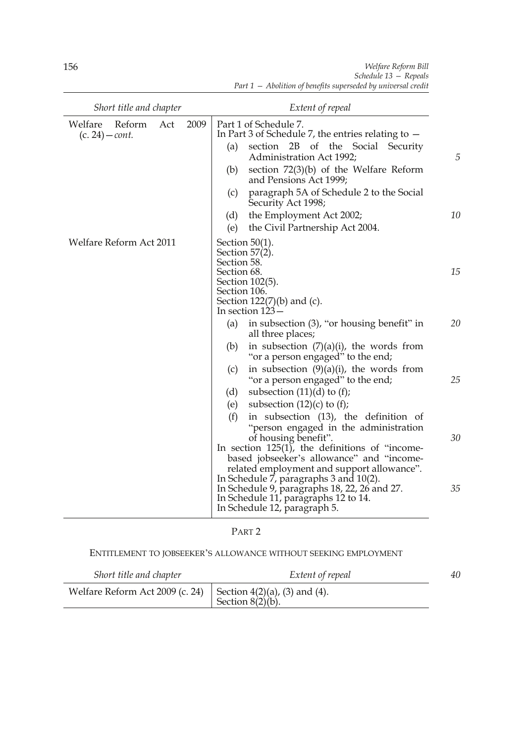| Short title and chapter | Extent of repeal |
|---|---|
| Welfare Reform Act 2009 (c. 24)—*cont.* | Part 1 of Schedule 7.<br>In Part 3 of Schedule 7, the entries relating to —<br>(a) section 2B of the Social Security Administration Act 1992;<br>(b) section 72(3)(b) of the Welfare Reform and Pensions Act 1999;<br>(c) paragraph 5A of Schedule 2 to the Social Security Act 1998;<br>(d) the Employment Act 2002;<br>(e) the Civil Partnership Act 2004. |
| Welfare Reform Act 2011 | Section 50(1).<br>Section 57(2).<br>Section 58.<br>Section 68.<br>Section 102(5).<br>Section 106.<br>Section 122(7)(b) and (c).<br>In section 123—<br>(a) in subsection (3), "or housing benefit" in all three places;<br>(b) in subsection (7)(a)(i), the words from "or a person engaged" to the end;<br>(c) in subsection (9)(a)(i), the words from "or a person engaged" to the end;<br>(d) subsection (11)(d) to (f);<br>(e) subsection (12)(c) to (f);<br>(f) in subsection (13), the definition of "person engaged in the administration of housing benefit".<br>In section 125(1), the definitions of "income-based jobseeker's allowance" and "income-related employment and support allowance".<br>In Schedule 7, paragraphs 3 and 10(2).<br>In Schedule 9, paragraphs 18, 22, 26 and 27.<br>In Schedule 11, paragraphs 12 to 14.<br>In Schedule 12, paragraph 5. |

## PART 2

### ENTITLEMENT TO JOBSEEKER'S ALLOWANCE WITHOUT SEEKING EMPLOYMENT

| Short title and chapter | Extent of repeal |
|---|---|
| Welfare Reform Act 2009 (c. 24) | Section 4(2)(a), (3) and (4).<br>Section 8(2)(b). |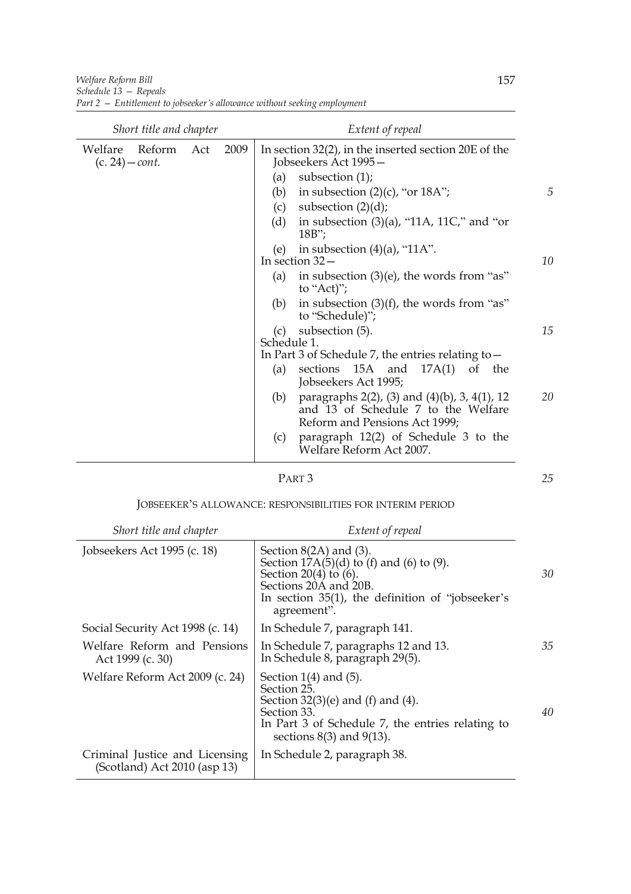| Short title and chapter | Extent of repeal |
| --- | --- |
| Welfare Reform Act 2009 (c. 24)—*cont.* | In section 32(2), in the inserted section 20E of the Jobseekers Act 1995— (a) subsection (1); (b) in subsection (2)(c), "or 18A"; (c) subsection (2)(d); (d) in subsection (3)(a), "11A, 11C," and "or 18B"; (e) in subsection (4)(a), "11A". In section 32— (a) in subsection (3)(e), the words from "as" to "Act)"; (b) in subsection (3)(f), the words from "as" to "Schedule)"; (c) subsection (5). Schedule 1. In Part 3 of Schedule 7, the entries relating to— (a) sections 15A and 17A(1) of the Jobseekers Act 1995; (b) paragraphs 2(2), (3) and (4)(b), 3, 4(1), 12 and 13 of Schedule 7 to the Welfare Reform and Pensions Act 1999; (c) paragraph 12(2) of Schedule 3 to the Welfare Reform Act 2007. |

## PART 3

### JOBSEEKER'S ALLOWANCE: RESPONSIBILITIES FOR INTERIM PERIOD

| Short title and chapter | Extent of repeal |
| --- | --- |
| Jobseekers Act 1995 (c. 18) | Section 8(2A) and (3). Section 17A(5)(d) to (f) and (6) to (9). Section 20(4) to (6). Sections 20A and 20B. In section 35(1), the definition of "jobseeker's agreement". |
| Social Security Act 1998 (c. 14) | In Schedule 7, paragraph 141. |
| Welfare Reform and Pensions Act 1999 (c. 30) | In Schedule 7, paragraphs 12 and 13. In Schedule 8, paragraph 29(5). |
| Welfare Reform Act 2009 (c. 24) | Section 1(4) and (5). Section 25. Section 32(3)(e) and (f) and (4). Section 33. In Part 3 of Schedule 7, the entries relating to sections 8(3) and 9(13). |
| Criminal Justice and Licensing (Scotland) Act 2010 (asp 13) | In Schedule 2, paragraph 38. |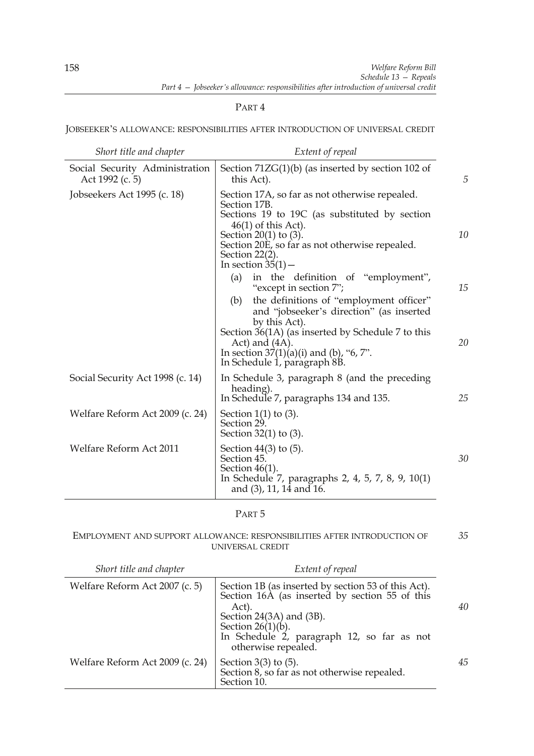## PART 4

### JOBSEEKER'S ALLOWANCE: RESPONSIBILITIES AFTER INTRODUCTION OF UNIVERSAL CREDIT

| *Short title and chapter* | *Extent of repeal* |
|---|---|
| Social Security Administration Act 1992 (c. 5) | Section 71ZG(1)(b) (as inserted by section 102 of this Act). |
| Jobseekers Act 1995 (c. 18) | Section 17A, so far as not otherwise repealed.<br>Section 17B.<br>Sections 19 to 19C (as substituted by section 46(1) of this Act).<br>Section 20(1) to (3).<br>Section 20E, so far as not otherwise repealed.<br>Section 22(2).<br>In section 35(1)—<br>(a) in the definition of "employment", "except in section 7";<br>(b) the definitions of "employment officer" and "jobseeker's direction" (as inserted by this Act).<br>Section 36(1A) (as inserted by Schedule 7 to this Act) and (4A).<br>In section 37(1)(a)(i) and (b), "6, 7".<br>In Schedule 1, paragraph 8B. |
| Social Security Act 1998 (c. 14) | In Schedule 3, paragraph 8 (and the preceding heading).<br>In Schedule 7, paragraphs 134 and 135. |
| Welfare Reform Act 2009 (c. 24) | Section 1(1) to (3).<br>Section 29.<br>Section 32(1) to (3). |
| Welfare Reform Act 2011 | Section 44(3) to (5).<br>Section 45.<br>Section 46(1).<br>In Schedule 7, paragraphs 2, 4, 5, 7, 8, 9, 10(1) and (3), 11, 14 and 16. |

## PART 5

### EMPLOYMENT AND SUPPORT ALLOWANCE: RESPONSIBILITIES AFTER INTRODUCTION OF UNIVERSAL CREDIT

| *Short title and chapter* | *Extent of repeal* |
|---|---|
| Welfare Reform Act 2007 (c. 5) | Section 1B (as inserted by section 53 of this Act).<br>Section 16A (as inserted by section 55 of this Act).<br>Section 24(3A) and (3B).<br>Section 26(1)(b).<br>In Schedule 2, paragraph 12, so far as not otherwise repealed. |
| Welfare Reform Act 2009 (c. 24) | Section 3(3) to (5).<br>Section 8, so far as not otherwise repealed.<br>Section 10. |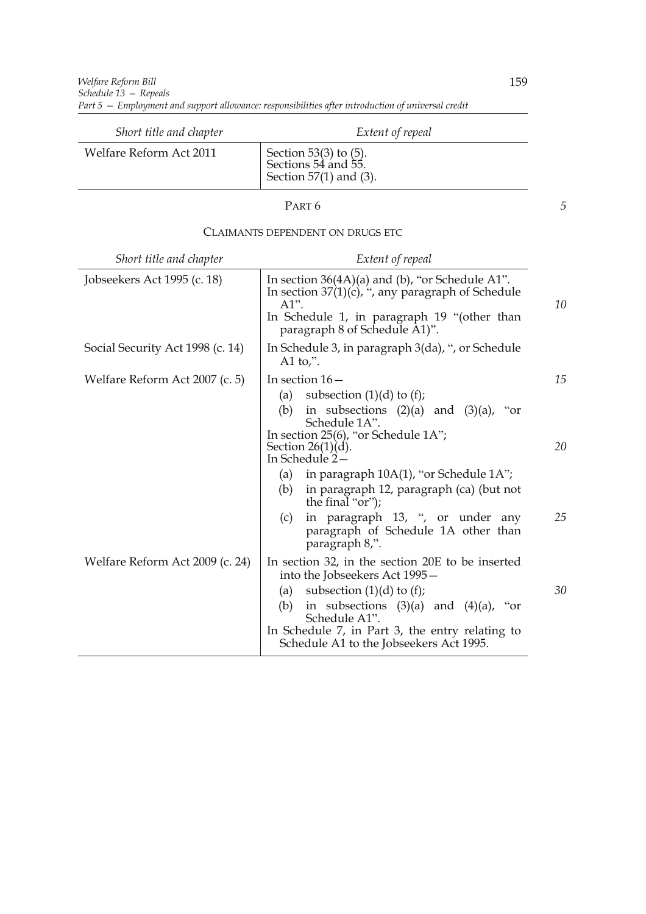| Short title and chapter | Extent of repeal |
| --- | --- |
| Welfare Reform Act 2011 | Section 53(3) to (5).<br>Sections 54 and 55.<br>Section 57(1) and (3). |

PART 6

CLAIMANTS DEPENDENT ON DRUGS ETC

| Short title and chapter | Extent of repeal |
| --- | --- |
| Jobseekers Act 1995 (c. 18) | In section 36(4A)(a) and (b), "or Schedule A1".<br>In section 37(1)(c), ", any paragraph of Schedule A1".<br>In Schedule 1, in paragraph 19 "(other than paragraph 8 of Schedule A1)". |
| Social Security Act 1998 (c. 14) | In Schedule 3, in paragraph 3(da), ", or Schedule A1 to,". |
| Welfare Reform Act 2007 (c. 5) | In section 16—<br>(a) subsection (1)(d) to (f);<br>(b) in subsections (2)(a) and (3)(a), "or Schedule 1A".<br>In section 25(6), "or Schedule 1A";<br>Section 26(1)(d).<br>In Schedule 2—<br>(a) in paragraph 10A(1), "or Schedule 1A";<br>(b) in paragraph 12, paragraph (ca) (but not the final "or");<br>(c) in paragraph 13, ", or under any paragraph of Schedule 1A other than paragraph 8,". |
| Welfare Reform Act 2009 (c. 24) | In section 32, in the section 20E to be inserted into the Jobseekers Act 1995—<br>(a) subsection (1)(d) to (f);<br>(b) in subsections (3)(a) and (4)(a), "or Schedule A1".<br>In Schedule 7, in Part 3, the entry relating to Schedule A1 to the Jobseekers Act 1995. |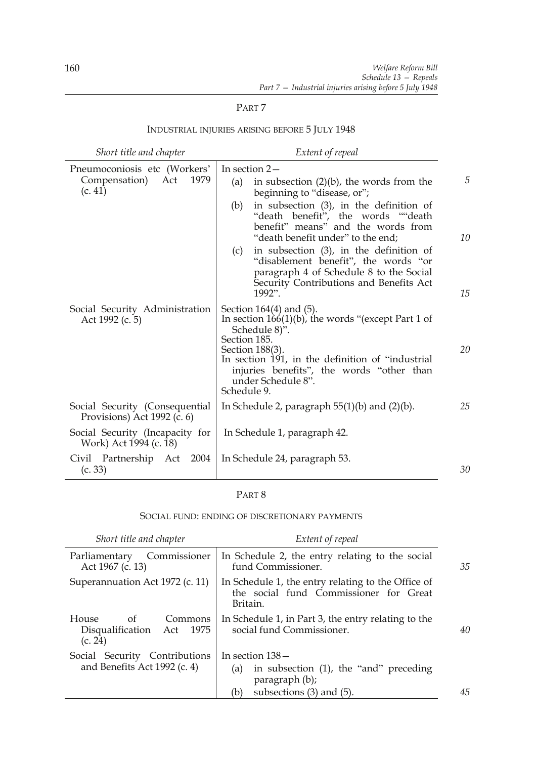## PART 7

### INDUSTRIAL INJURIES ARISING BEFORE 5 JULY 1948

| *Short title and chapter* | *Extent of repeal* |
| --- | --- |
| Pneumoconiosis etc (Workers' Compensation) Act 1979 (c. 41) | In section 2— (a) in subsection (2)(b), the words from the beginning to "disease, or"; (b) in subsection (3), in the definition of "death benefit", the words ""death benefit" means" and the words from "death benefit under" to the end; (c) in subsection (3), in the definition of "disablement benefit", the words "or paragraph 4 of Schedule 8 to the Social Security Contributions and Benefits Act 1992". |
| Social Security Administration Act 1992 (c. 5) | Section 164(4) and (5). In section 166(1)(b), the words "(except Part 1 of Schedule 8)". Section 185. Section 188(3). In section 191, in the definition of "industrial injuries benefits", the words "other than under Schedule 8". Schedule 9. |
| Social Security (Consequential Provisions) Act 1992 (c. 6) | In Schedule 2, paragraph 55(1)(b) and (2)(b). |
| Social Security (Incapacity for Work) Act 1994 (c. 18) | In Schedule 1, paragraph 42. |
| Civil Partnership Act 2004 (c. 33) | In Schedule 24, paragraph 53. |

## PART 8

### SOCIAL FUND: ENDING OF DISCRETIONARY PAYMENTS

| *Short title and chapter* | *Extent of repeal* |
| --- | --- |
| Parliamentary Commissioner Act 1967 (c. 13) | In Schedule 2, the entry relating to the social fund Commissioner. |
| Superannuation Act 1972 (c. 11) | In Schedule 1, the entry relating to the Office of the social fund Commissioner for Great Britain. |
| House of Commons Disqualification Act 1975 (c. 24) | In Schedule 1, in Part 3, the entry relating to the social fund Commissioner. |
| Social Security Contributions and Benefits Act 1992 (c. 4) | In section 138— (a) in subsection (1), the "and" preceding paragraph (b); (b) subsections (3) and (5). |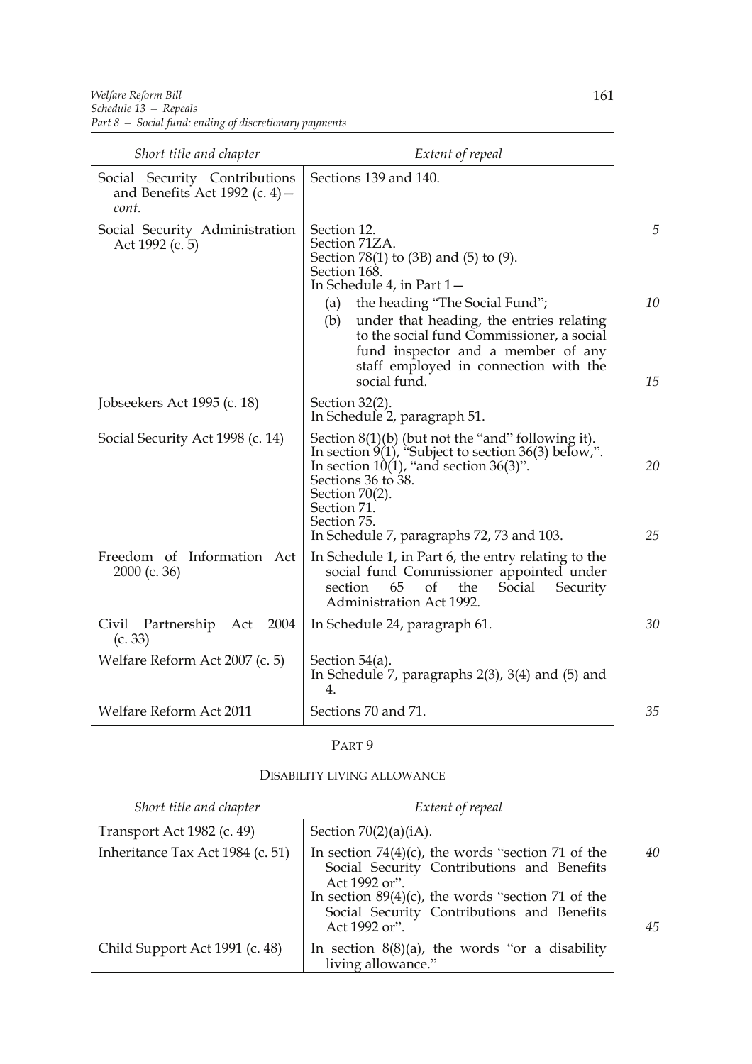| Short title and chapter | Extent of repeal |
|---|---|
| Social Security Contributions and Benefits Act 1992 (c. 4)—*cont.* | Sections 139 and 140. |
| Social Security Administration Act 1992 (c. 5) | Section 12.<br>Section 71ZA.<br>Section 78(1) to (3B) and (5) to (9).<br>Section 168.<br>In Schedule 4, in Part 1—<br>(a) the heading "The Social Fund";<br>(b) under that heading, the entries relating to the social fund Commissioner, a social fund inspector and a member of any staff employed in connection with the social fund. |
| Jobseekers Act 1995 (c. 18) | Section 32(2).<br>In Schedule 2, paragraph 51. |
| Social Security Act 1998 (c. 14) | Section 8(1)(b) (but not the "and" following it).<br>In section 9(1), "Subject to section 36(3) below,".<br>In section 10(1), "and section 36(3)".<br>Sections 36 to 38.<br>Section 70(2).<br>Section 71.<br>Section 75.<br>In Schedule 7, paragraphs 72, 73 and 103. |
| Freedom of Information Act 2000 (c. 36) | In Schedule 1, in Part 6, the entry relating to the social fund Commissioner appointed under section 65 of the Social Security Administration Act 1992. |
| Civil Partnership Act 2004 (c. 33) | In Schedule 24, paragraph 61. |
| Welfare Reform Act 2007 (c. 5) | Section 54(a).<br>In Schedule 7, paragraphs 2(3), 3(4) and (5) and 4. |
| Welfare Reform Act 2011 | Sections 70 and 71. |

## PART 9

### DISABILITY LIVING ALLOWANCE

| Short title and chapter | Extent of repeal |
|---|---|
| Transport Act 1982 (c. 49) | Section 70(2)(a)(iA). |
| Inheritance Tax Act 1984 (c. 51) | In section 74(4)(c), the words "section 71 of the Social Security Contributions and Benefits Act 1992 or".<br>In section 89(4)(c), the words "section 71 of the Social Security Contributions and Benefits Act 1992 or". |
| Child Support Act 1991 (c. 48) | In section 8(8)(a), the words "or a disability living allowance." |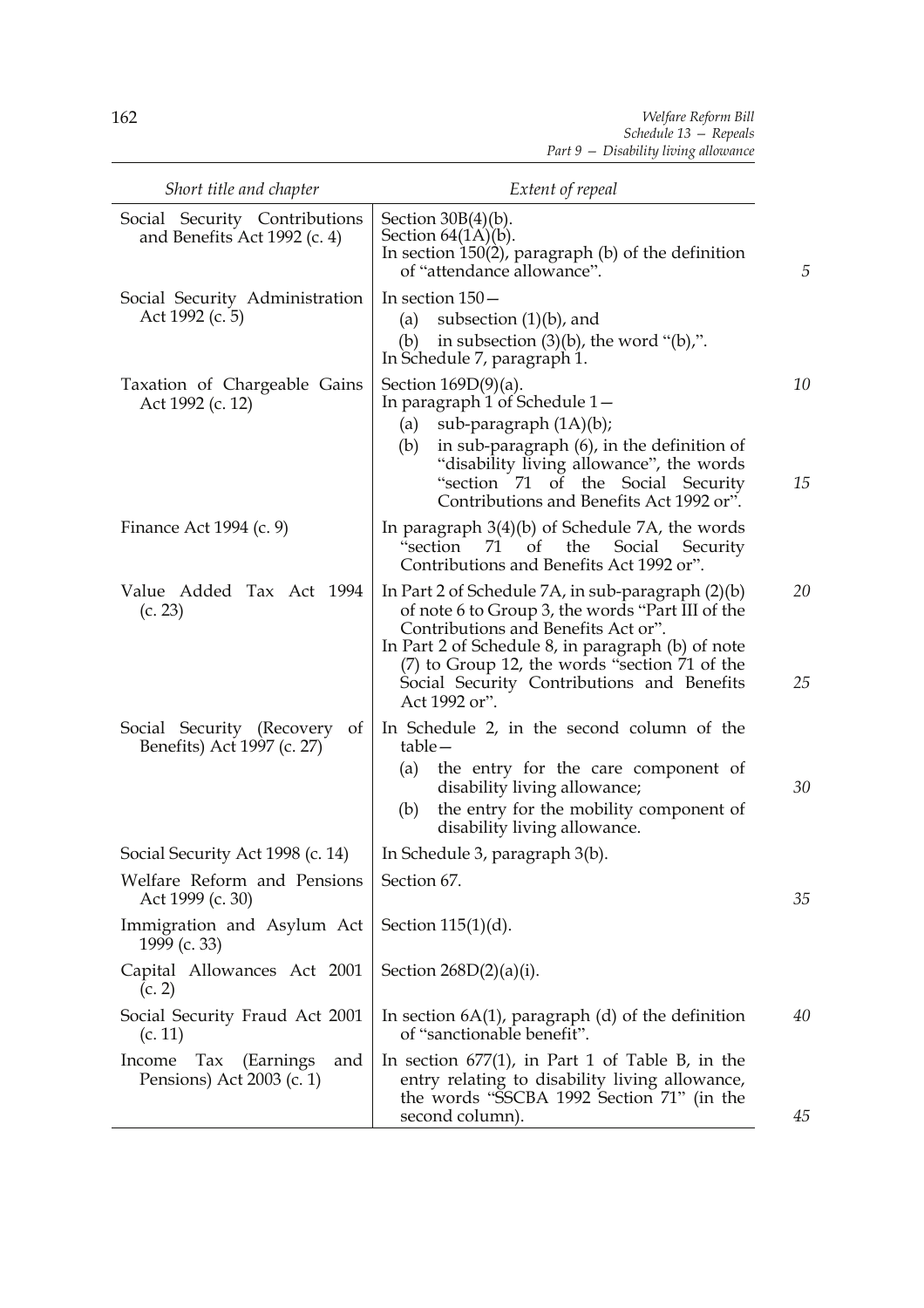| Short title and chapter | Extent of repeal |
|---|---|
| Social Security Contributions and Benefits Act 1992 (c. 4) | Section 30B(4)(b). Section 64(1A)(b). In section 150(2), paragraph (b) of the definition of "attendance allowance". |
| Social Security Administration Act 1992 (c. 5) | In section 150— (a) subsection (1)(b), and (b) in subsection (3)(b), the word "(b),". In Schedule 7, paragraph 1. |
| Taxation of Chargeable Gains Act 1992 (c. 12) | Section 169D(9)(a). In paragraph 1 of Schedule 1— (a) sub-paragraph (1A)(b); (b) in sub-paragraph (6), in the definition of "disability living allowance", the words "section 71 of the Social Security Contributions and Benefits Act 1992 or". |
| Finance Act 1994 (c. 9) | In paragraph 3(4)(b) of Schedule 7A, the words "section 71 of the Social Security Contributions and Benefits Act 1992 or". |
| Value Added Tax Act 1994 (c. 23) | In Part 2 of Schedule 7A, in sub-paragraph (2)(b) of note 6 to Group 3, the words "Part III of the Contributions and Benefits Act or". In Part 2 of Schedule 8, in paragraph (b) of note (7) to Group 12, the words "section 71 of the Social Security Contributions and Benefits Act 1992 or". |
| Social Security (Recovery of Benefits) Act 1997 (c. 27) | In Schedule 2, in the second column of the table— (a) the entry for the care component of disability living allowance; (b) the entry for the mobility component of disability living allowance. |
| Social Security Act 1998 (c. 14) | In Schedule 3, paragraph 3(b). |
| Welfare Reform and Pensions Act 1999 (c. 30) | Section 67. |
| Immigration and Asylum Act 1999 (c. 33) | Section 115(1)(d). |
| Capital Allowances Act 2001 (c. 2) | Section 268D(2)(a)(i). |
| Social Security Fraud Act 2001 (c. 11) | In section 6A(1), paragraph (d) of the definition of "sanctionable benefit". |
| Income Tax (Earnings and Pensions) Act 2003 (c. 1) | In section 677(1), in Part 1 of Table B, in the entry relating to disability living allowance, the words "SSCBA 1992 Section 71" (in the second column). |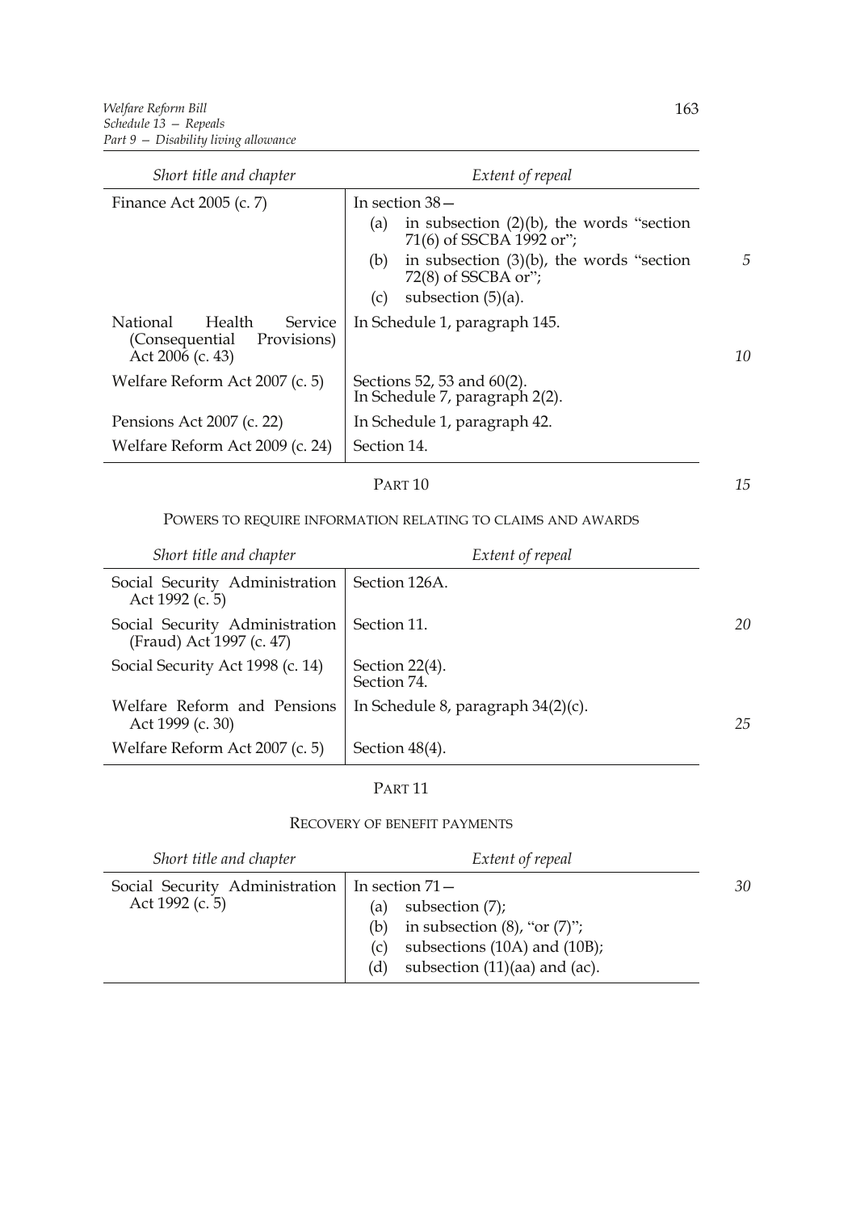| Short title and chapter | Extent of repeal |
|---|---|
| Finance Act 2005 (c. 7) | In section 38— (a) in subsection (2)(b), the words "section 71(6) of SSCBA 1992 or"; (b) in subsection (3)(b), the words "section 72(8) of SSCBA or"; (c) subsection (5)(a). |
| National Health Service (Consequential Provisions) Act 2006 (c. 43) | In Schedule 1, paragraph 145. |
| Welfare Reform Act 2007 (c. 5) | Sections 52, 53 and 60(2). In Schedule 7, paragraph 2(2). |
| Pensions Act 2007 (c. 22) | In Schedule 1, paragraph 42. |
| Welfare Reform Act 2009 (c. 24) | Section 14. |

PART 10

POWERS TO REQUIRE INFORMATION RELATING TO CLAIMS AND AWARDS

| Short title and chapter | Extent of repeal |
|---|---|
| Social Security Administration Act 1992 (c. 5) | Section 126A. |
| Social Security Administration (Fraud) Act 1997 (c. 47) | Section 11. |
| Social Security Act 1998 (c. 14) | Section 22(4). Section 74. |
| Welfare Reform and Pensions Act 1999 (c. 30) | In Schedule 8, paragraph 34(2)(c). |
| Welfare Reform Act 2007 (c. 5) | Section 48(4). |

PART 11

RECOVERY OF BENEFIT PAYMENTS

| Short title and chapter | Extent of repeal |
|---|---|
| Social Security Administration Act 1992 (c. 5) | In section 71— (a) subsection (7); (b) in subsection (8), "or (7)"; (c) subsections (10A) and (10B); (d) subsection (11)(aa) and (ac). |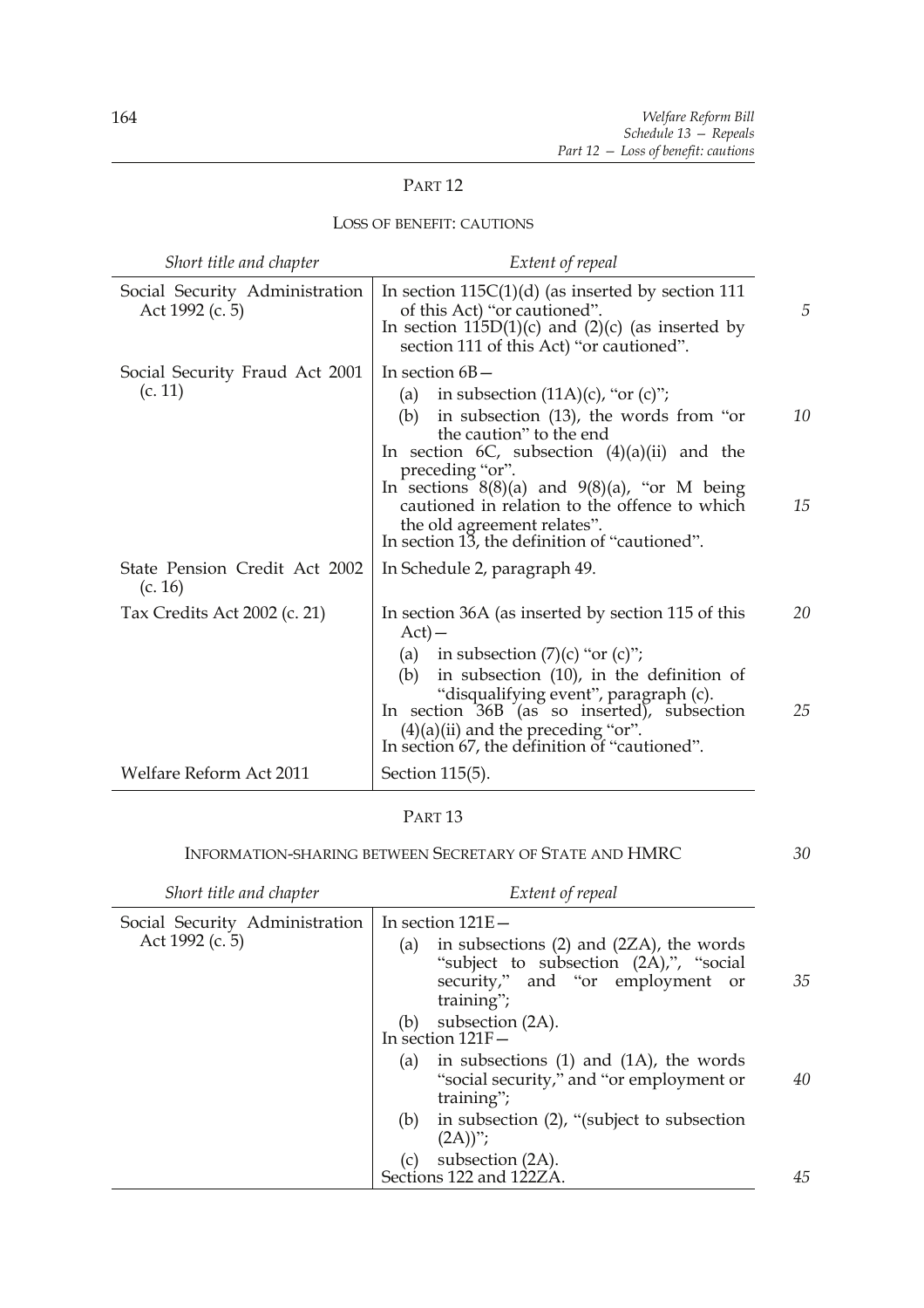## PART 12

### LOSS OF BENEFIT: CAUTIONS

| *Short title and chapter* | *Extent of repeal* |
|---|---|
| Social Security Administration Act 1992 (c. 5) | In section 115C(1)(d) (as inserted by section 111 of this Act) "or cautioned".<br>In section 115D(1)(c) and (2)(c) (as inserted by section 111 of this Act) "or cautioned". |
| Social Security Fraud Act 2001 (c. 11) | In section 6B—<br>(a) in subsection (11A)(c), "or (c)";<br>(b) in subsection (13), the words from "or the caution" to the end<br>In section 6C, subsection (4)(a)(ii) and the preceding "or".<br>In sections 8(8)(a) and 9(8)(a), "or M being cautioned in relation to the offence to which the old agreement relates".<br>In section 13, the definition of "cautioned". |
| State Pension Credit Act 2002 (c. 16) | In Schedule 2, paragraph 49. |
| Tax Credits Act 2002 (c. 21) | In section 36A (as inserted by section 115 of this Act)—<br>(a) in subsection (7)(c) "or (c)";<br>(b) in subsection (10), in the definition of "disqualifying event", paragraph (c).<br>In section 36B (as so inserted), subsection (4)(a)(ii) and the preceding "or".<br>In section 67, the definition of "cautioned". |
| Welfare Reform Act 2011 | Section 115(5). |

## PART 13

### INFORMATION-SHARING BETWEEN SECRETARY OF STATE AND HMRC

| *Short title and chapter* | *Extent of repeal* |
|---|---|
| Social Security Administration Act 1992 (c. 5) | In section 121E—<br>(a) in subsections (2) and (2ZA), the words "subject to subsection (2A),", "social security," and "or employment or training";<br>(b) subsection (2A).<br>In section 121F—<br>(a) in subsections (1) and (1A), the words "social security," and "or employment or training";<br>(b) in subsection (2), "(subject to subsection (2A))";<br>(c) subsection (2A).<br>Sections 122 and 122ZA. |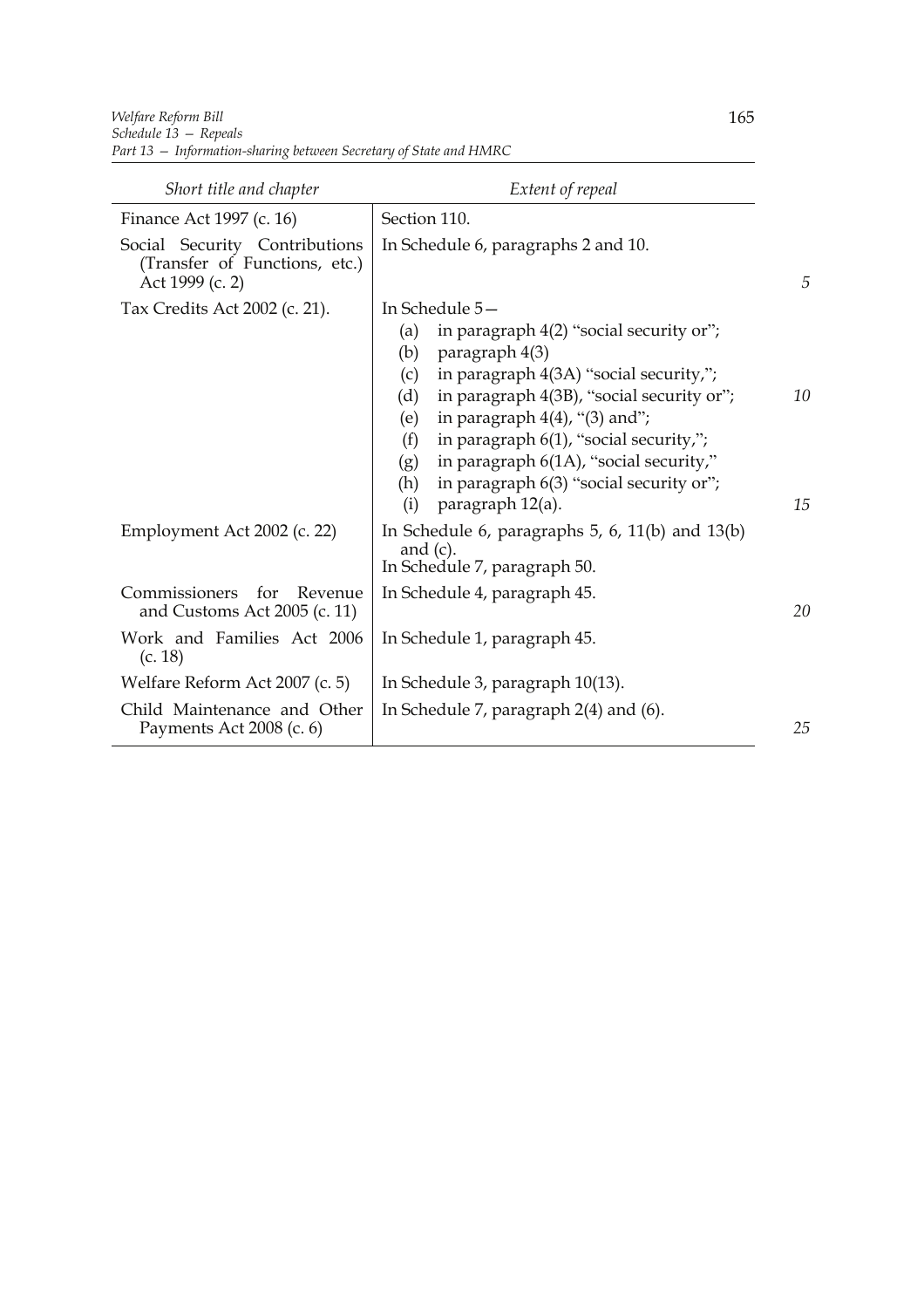| Short title and chapter | Extent of repeal |
| --- | --- |
| Finance Act 1997 (c. 16) | Section 110. |
| Social Security Contributions (Transfer of Functions, etc.) Act 1999 (c. 2) | In Schedule 6, paragraphs 2 and 10. |
| Tax Credits Act 2002 (c. 21). | In Schedule 5— (a) in paragraph 4(2) "social security or"; (b) paragraph 4(3) (c) in paragraph 4(3A) "social security,"; (d) in paragraph 4(3B), "social security or"; (e) in paragraph 4(4), "(3) and"; (f) in paragraph 6(1), "social security,"; (g) in paragraph 6(1A), "social security," (h) in paragraph 6(3) "social security or"; (i) paragraph 12(a). |
| Employment Act 2002 (c. 22) | In Schedule 6, paragraphs 5, 6, 11(b) and 13(b) and (c). In Schedule 7, paragraph 50. |
| Commissioners for Revenue and Customs Act 2005 (c. 11) | In Schedule 4, paragraph 45. |
| Work and Families Act 2006 (c. 18) | In Schedule 1, paragraph 45. |
| Welfare Reform Act 2007 (c. 5) | In Schedule 3, paragraph 10(13). |
| Child Maintenance and Other Payments Act 2008 (c. 6) | In Schedule 7, paragraph 2(4) and (6). |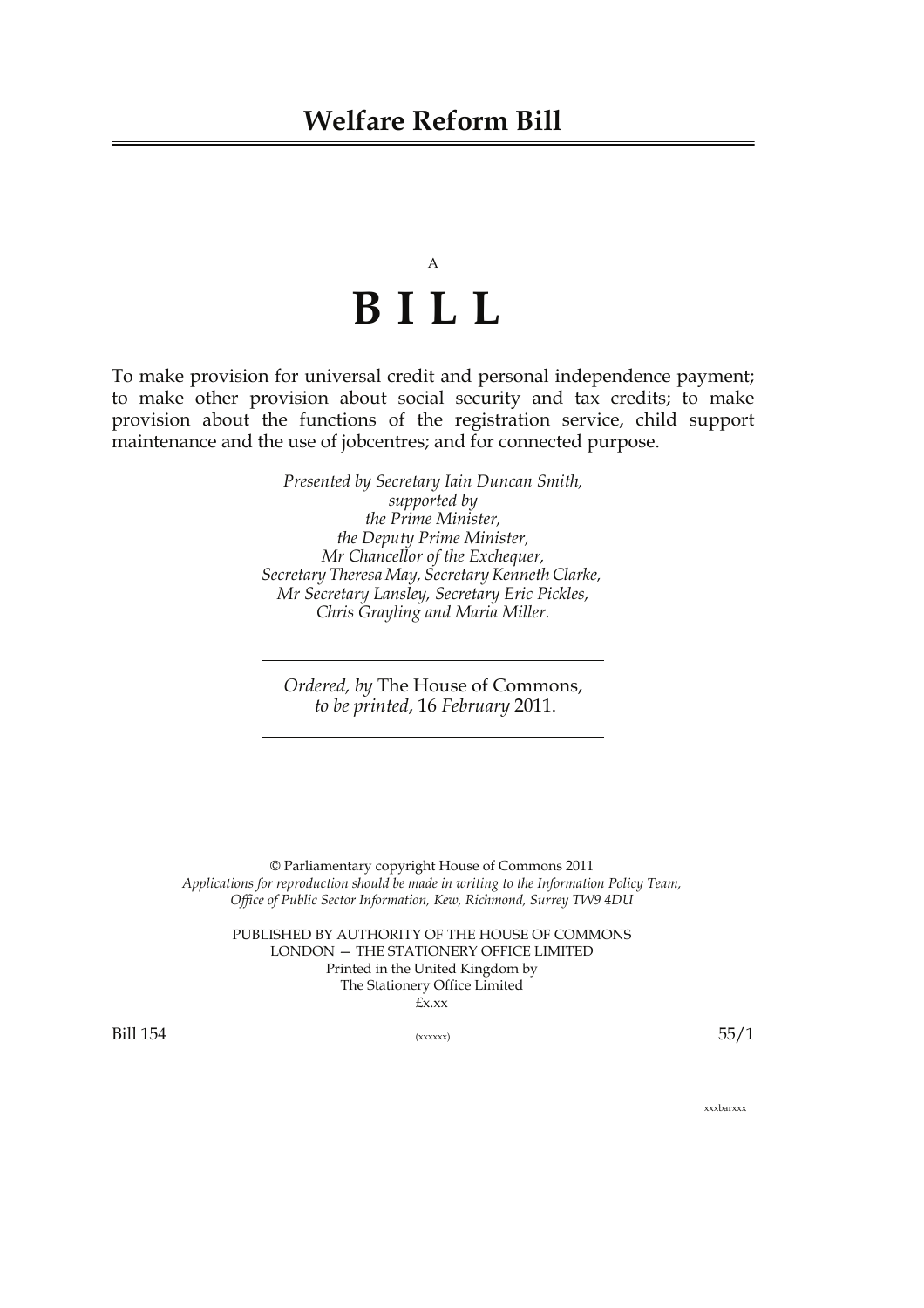# Welfare Reform Bill

A

# B I L L

To make provision for universal credit and personal independence payment; to make other provision about social security and tax credits; to make provision about the functions of the registration service, child support maintenance and the use of jobcentres; and for connected purpose.

*Presented by Secretary Iain Duncan Smith,*
*supported by*
*the Prime Minister,*
*the Deputy Prime Minister,*
*Mr Chancellor of the Exchequer,*
*Secretary Theresa May, Secretary Kenneth Clarke,*
*Mr Secretary Lansley, Secretary Eric Pickles,*
*Chris Grayling and Maria Miller.*

---

*Ordered, by* The House of Commons,
*to be printed*, 16 *February* 2011.

---

© Parliamentary copyright House of Commons 2011
*Applications for reproduction should be made in writing to the Information Policy Team, Office of Public Sector Information, Kew, Richmond, Surrey TW9 4DU*

PUBLISHED BY AUTHORITY OF THE HOUSE OF COMMONS
LONDON — THE STATIONERY OFFICE LIMITED
Printed in the United Kingdom by
The Stationery Office Limited
£x.xx

Bill 154 (xxxxxx) 55/1

xxxbarxxx